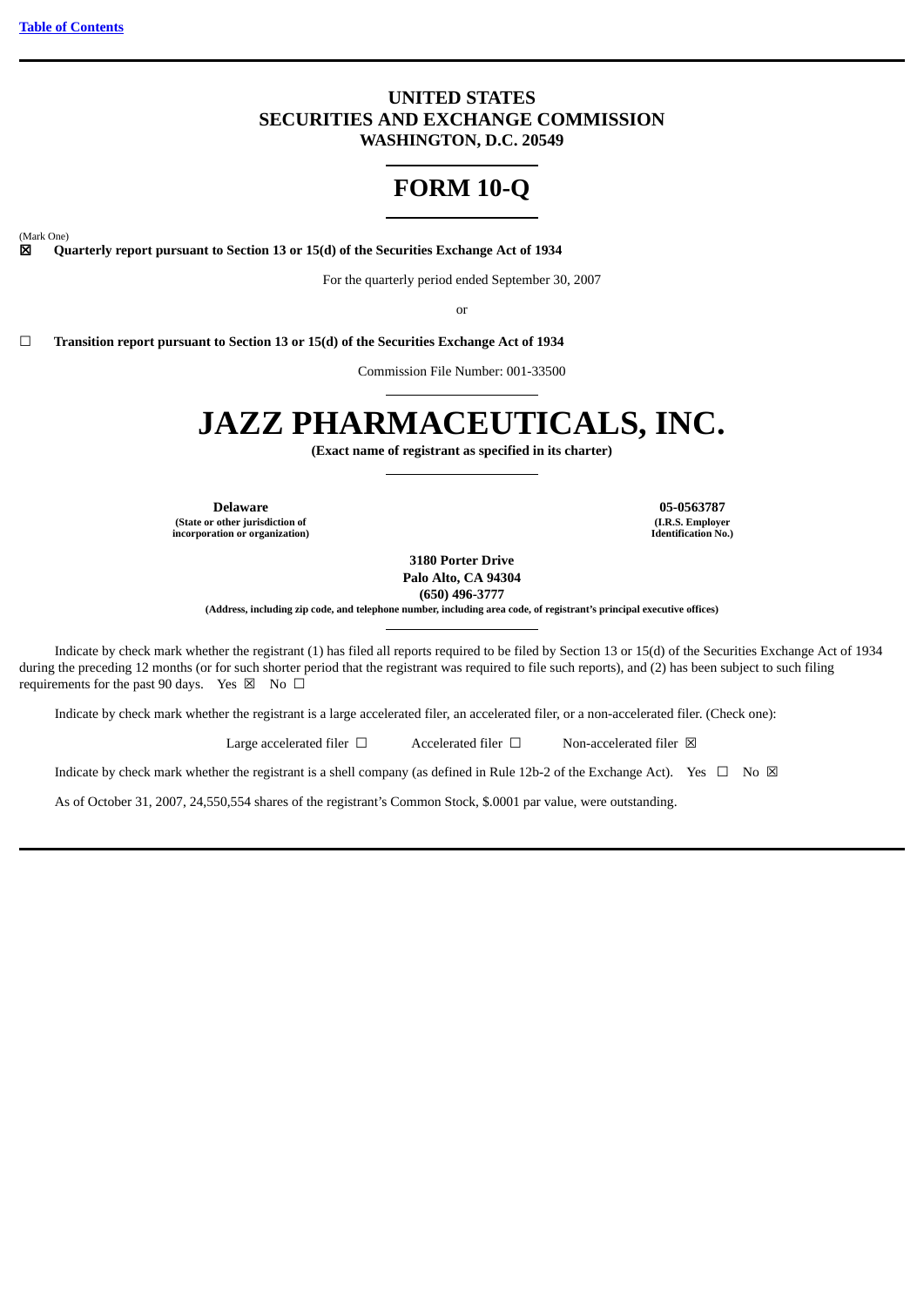[Table of Contents](#)

**UNITED STATES**
**SECURITIES AND EXCHANGE COMMISSION**
**WASHINGTON, D.C. 20549**

# FORM 10-Q

(Mark One)

☒ **Quarterly report pursuant to Section 13 or 15(d) of the Securities Exchange Act of 1934**

For the quarterly period ended September 30, 2007

or

☐ **Transition report pursuant to Section 13 or 15(d) of the Securities Exchange Act of 1934**

Commission File Number: 001-33500

# JAZZ PHARMACEUTICALS, INC.

**(Exact name of registrant as specified in its charter)**

| **Delaware** | **05-0563787** |
|---|---|
| **(State or other jurisdiction of incorporation or organization)** | **(I.R.S. Employer Identification No.)** |

**3180 Porter Drive**
**Palo Alto, CA 94304**
**(650) 496-3777**
**(Address, including zip code, and telephone number, including area code, of registrant's principal executive offices)**

Indicate by check mark whether the registrant (1) has filed all reports required to be filed by Section 13 or 15(d) of the Securities Exchange Act of 1934 during the preceding 12 months (or for such shorter period that the registrant was required to file such reports), and (2) has been subject to such filing requirements for the past 90 days. Yes ☒ No ☐

Indicate by check mark whether the registrant is a large accelerated filer, an accelerated filer, or a non-accelerated filer. (Check one):

Large accelerated filer ☐ Accelerated filer ☐ Non-accelerated filer ☒

Indicate by check mark whether the registrant is a shell company (as defined in Rule 12b-2 of the Exchange Act). Yes ☐ No ☒

As of October 31, 2007, 24,550,554 shares of the registrant's Common Stock, $.0001 par value, were outstanding.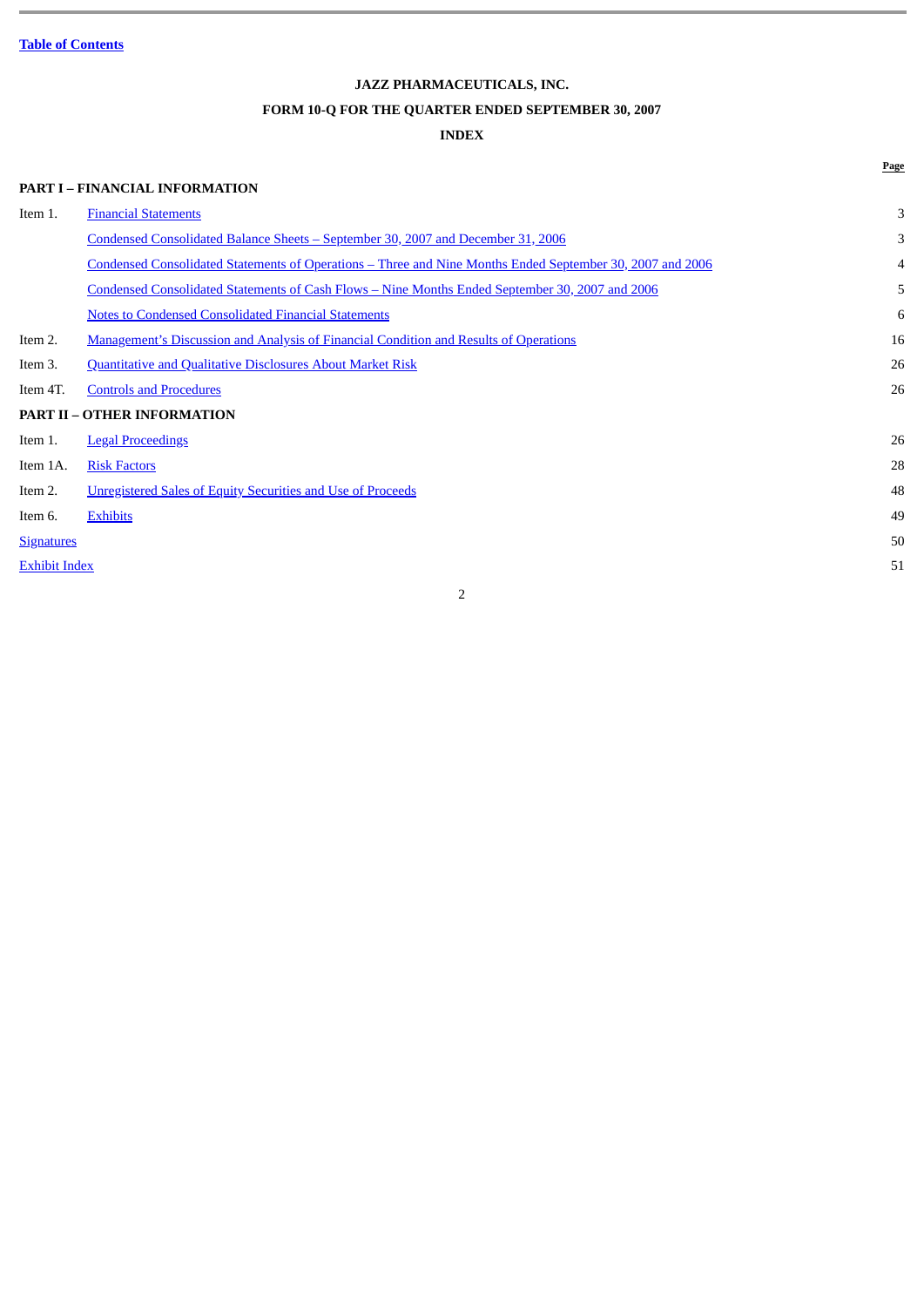Table of Contents

**JAZZ PHARMACEUTICALS, INC.**

**FORM 10-Q FOR THE QUARTER ENDED SEPTEMBER 30, 2007**

**INDEX**

| | | Page |
|---|---|---|
| **PART I – FINANCIAL INFORMATION** | | |
| Item 1. | Financial Statements | 3 |
| | Condensed Consolidated Balance Sheets – September 30, 2007 and December 31, 2006 | 3 |
| | Condensed Consolidated Statements of Operations – Three and Nine Months Ended September 30, 2007 and 2006 | 4 |
| | Condensed Consolidated Statements of Cash Flows – Nine Months Ended September 30, 2007 and 2006 | 5 |
| | Notes to Condensed Consolidated Financial Statements | 6 |
| Item 2. | Management's Discussion and Analysis of Financial Condition and Results of Operations | 16 |
| Item 3. | Quantitative and Qualitative Disclosures About Market Risk | 26 |
| Item 4T. | Controls and Procedures | 26 |
| **PART II – OTHER INFORMATION** | | |
| Item 1. | Legal Proceedings | 26 |
| Item 1A. | Risk Factors | 28 |
| Item 2. | Unregistered Sales of Equity Securities and Use of Proceeds | 48 |
| Item 6. | Exhibits | 49 |
| Signatures | | 50 |
| Exhibit Index | | 51 |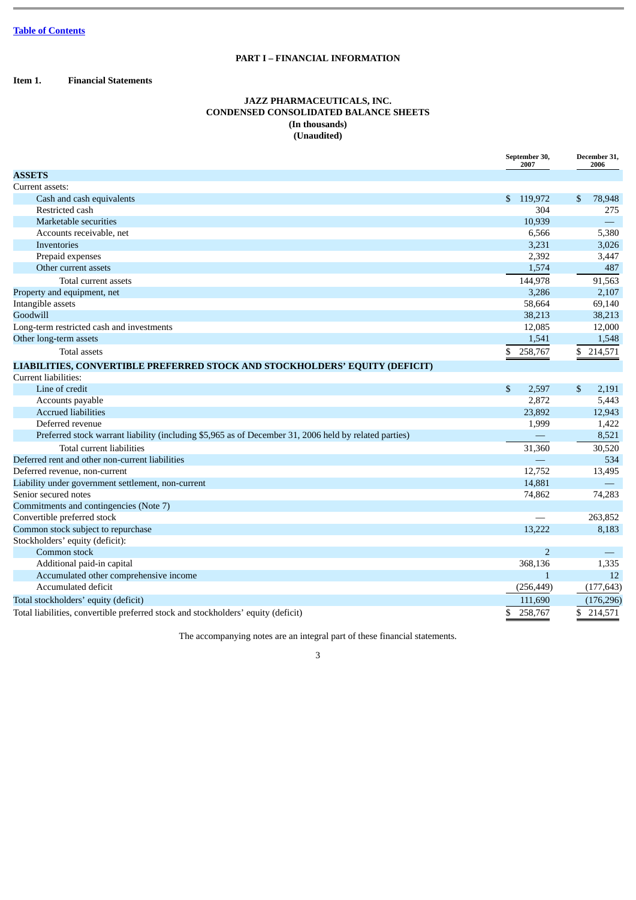Table of Contents

## PART I – FINANCIAL INFORMATION

**Item 1. Financial Statements**

### JAZZ PHARMACEUTICALS, INC.
### CONDENSED CONSOLIDATED BALANCE SHEETS
### (In thousands)
### (Unaudited)

| | September 30, 2007 | December 31, 2006 |
|---|---|---|
| **ASSETS** | | |
| Current assets: | | |
| Cash and cash equivalents | $ 119,972 | $ 78,948 |
| Restricted cash | 304 | 275 |
| Marketable securities | 10,939 | — |
| Accounts receivable, net | 6,566 | 5,380 |
| Inventories | 3,231 | 3,026 |
| Prepaid expenses | 2,392 | 3,447 |
| Other current assets | 1,574 | 487 |
| Total current assets | 144,978 | 91,563 |
| Property and equipment, net | 3,286 | 2,107 |
| Intangible assets | 58,664 | 69,140 |
| Goodwill | 38,213 | 38,213 |
| Long-term restricted cash and investments | 12,085 | 12,000 |
| Other long-term assets | 1,541 | 1,548 |
| Total assets | $ 258,767 | $ 214,571 |
| **LIABILITIES, CONVERTIBLE PREFERRED STOCK AND STOCKHOLDERS' EQUITY (DEFICIT)** | | |
| Current liabilities: | | |
| Line of credit | $ 2,597 | $ 2,191 |
| Accounts payable | 2,872 | 5,443 |
| Accrued liabilities | 23,892 | 12,943 |
| Deferred revenue | 1,999 | 1,422 |
| Preferred stock warrant liability (including $5,965 as of December 31, 2006 held by related parties) | — | 8,521 |
| Total current liabilities | 31,360 | 30,520 |
| Deferred rent and other non-current liabilities | — | 534 |
| Deferred revenue, non-current | 12,752 | 13,495 |
| Liability under government settlement, non-current | 14,881 | — |
| Senior secured notes | 74,862 | 74,283 |
| Commitments and contingencies (Note 7) | | |
| Convertible preferred stock | — | 263,852 |
| Common stock subject to repurchase | 13,222 | 8,183 |
| Stockholders' equity (deficit): | | |
| Common stock | 2 | — |
| Additional paid-in capital | 368,136 | 1,335 |
| Accumulated other comprehensive income | 1 | 12 |
| Accumulated deficit | (256,449) | (177,643) |
| Total stockholders' equity (deficit) | 111,690 | (176,296) |
| Total liabilities, convertible preferred stock and stockholders' equity (deficit) | $ 258,767 | $ 214,571 |

The accompanying notes are an integral part of these financial statements.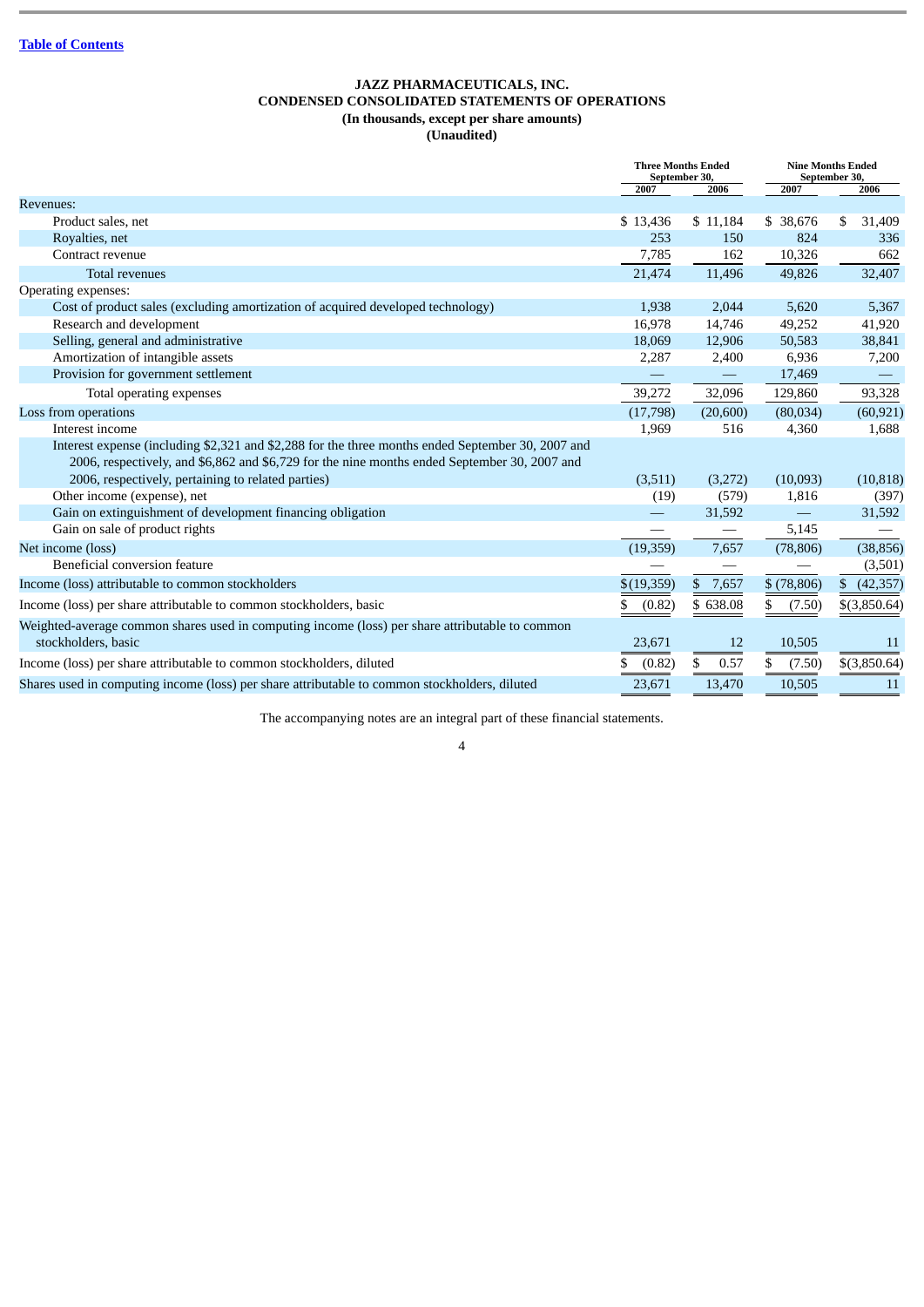[Table of Contents](#)

**JAZZ PHARMACEUTICALS, INC.**
**CONDENSED CONSOLIDATED STATEMENTS OF OPERATIONS**
**(In thousands, except per share amounts)**
**(Unaudited)**

| | Three Months Ended September 30, | | Nine Months Ended September 30, | |
|---|---|---|---|---|
| | 2007 | 2006 | 2007 | 2006 |
| Revenues: | | | | |
| Product sales, net | $ 13,436 | $ 11,184 | $ 38,676 | $ 31,409 |
| Royalties, net | 253 | 150 | 824 | 336 |
| Contract revenue | 7,785 | 162 | 10,326 | 662 |
| Total revenues | 21,474 | 11,496 | 49,826 | 32,407 |
| Operating expenses: | | | | |
| Cost of product sales (excluding amortization of acquired developed technology) | 1,938 | 2,044 | 5,620 | 5,367 |
| Research and development | 16,978 | 14,746 | 49,252 | 41,920 |
| Selling, general and administrative | 18,069 | 12,906 | 50,583 | 38,841 |
| Amortization of intangible assets | 2,287 | 2,400 | 6,936 | 7,200 |
| Provision for government settlement | — | — | 17,469 | — |
| Total operating expenses | 39,272 | 32,096 | 129,860 | 93,328 |
| Loss from operations | (17,798) | (20,600) | (80,034) | (60,921) |
| Interest income | 1,969 | 516 | 4,360 | 1,688 |
| Interest expense (including $2,321 and $2,288 for the three months ended September 30, 2007 and 2006, respectively, and $6,862 and $6,729 for the nine months ended September 30, 2007 and 2006, respectively, pertaining to related parties) | (3,511) | (3,272) | (10,093) | (10,818) |
| Other income (expense), net | (19) | (579) | 1,816 | (397) |
| Gain on extinguishment of development financing obligation | — | 31,592 | — | 31,592 |
| Gain on sale of product rights | — | — | 5,145 | — |
| Net income (loss) | (19,359) | 7,657 | (78,806) | (38,856) |
| Beneficial conversion feature | — | — | — | (3,501) |
| Income (loss) attributable to common stockholders | $(19,359) | $ 7,657 | $ (78,806) | $ (42,357) |
| Income (loss) per share attributable to common stockholders, basic | $ (0.82) | $ 638.08 | $ (7.50) | $(3,850.64) |
| Weighted-average common shares used in computing income (loss) per share attributable to common stockholders, basic | 23,671 | 12 | 10,505 | 11 |
| Income (loss) per share attributable to common stockholders, diluted | $ (0.82) | $ 0.57 | $ (7.50) | $(3,850.64) |
| Shares used in computing income (loss) per share attributable to common stockholders, diluted | 23,671 | 13,470 | 10,505 | 11 |

The accompanying notes are an integral part of these financial statements.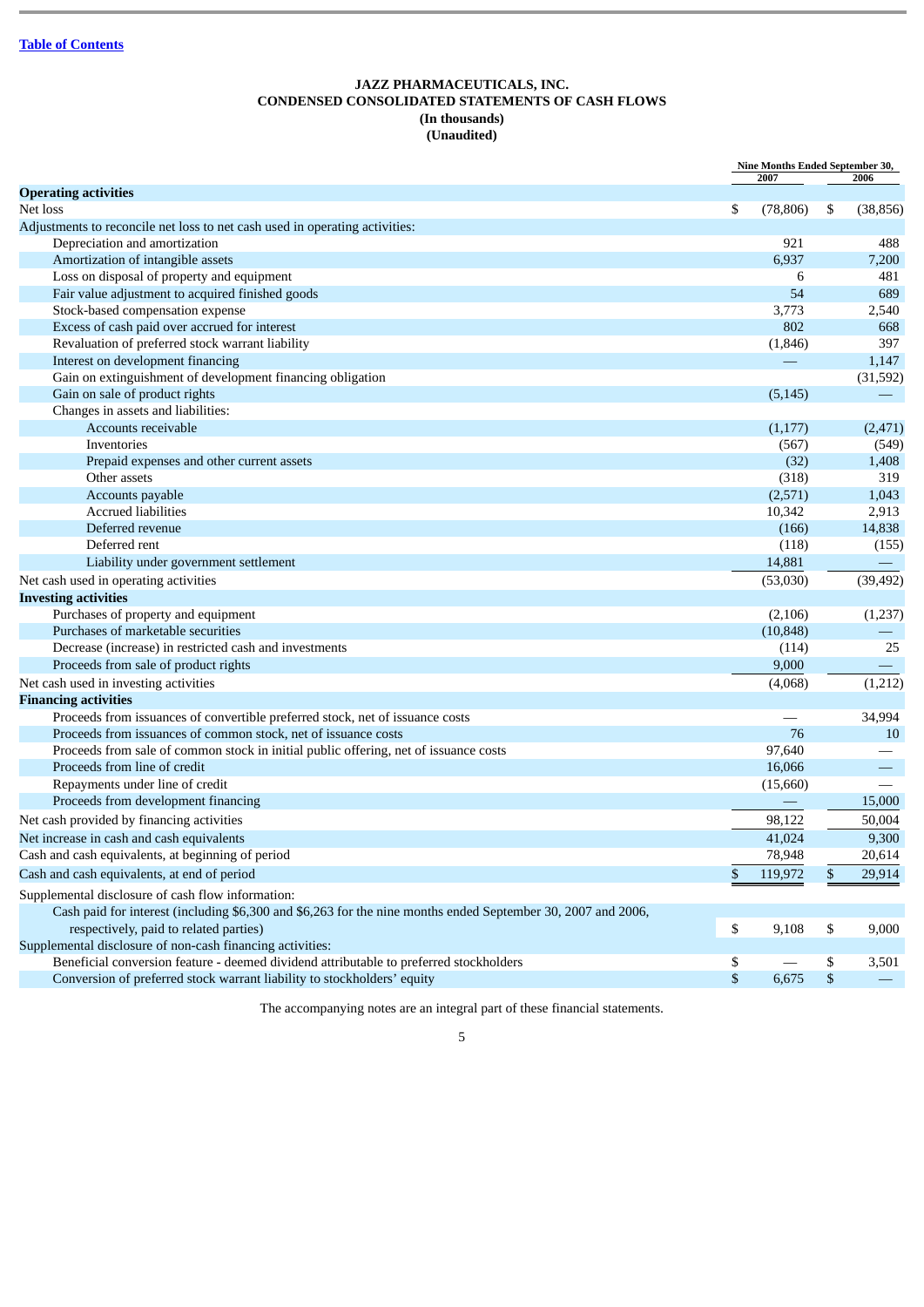[Table of Contents]

**JAZZ PHARMACEUTICALS, INC.**
**CONDENSED CONSOLIDATED STATEMENTS OF CASH FLOWS**
**(In thousands)**
**(Unaudited)**

| | Nine Months Ended September 30, | |
|---|---|---|
| | 2007 | 2006 |
| **Operating activities** | | |
| Net loss | $ (78,806) | $ (38,856) |
| Adjustments to reconcile net loss to net cash used in operating activities: | | |
| Depreciation and amortization | 921 | 488 |
| Amortization of intangible assets | 6,937 | 7,200 |
| Loss on disposal of property and equipment | 6 | 481 |
| Fair value adjustment to acquired finished goods | 54 | 689 |
| Stock-based compensation expense | 3,773 | 2,540 |
| Excess of cash paid over accrued for interest | 802 | 668 |
| Revaluation of preferred stock warrant liability | (1,846) | 397 |
| Interest on development financing | — | 1,147 |
| Gain on extinguishment of development financing obligation | | (31,592) |
| Gain on sale of product rights | (5,145) | — |
| Changes in assets and liabilities: | | |
| Accounts receivable | (1,177) | (2,471) |
| Inventories | (567) | (549) |
| Prepaid expenses and other current assets | (32) | 1,408 |
| Other assets | (318) | 319 |
| Accounts payable | (2,571) | 1,043 |
| Accrued liabilities | 10,342 | 2,913 |
| Deferred revenue | (166) | 14,838 |
| Deferred rent | (118) | (155) |
| Liability under government settlement | 14,881 | — |
| Net cash used in operating activities | (53,030) | (39,492) |
| **Investing activities** | | |
| Purchases of property and equipment | (2,106) | (1,237) |
| Purchases of marketable securities | (10,848) | — |
| Decrease (increase) in restricted cash and investments | (114) | 25 |
| Proceeds from sale of product rights | 9,000 | — |
| Net cash used in investing activities | (4,068) | (1,212) |
| **Financing activities** | | |
| Proceeds from issuances of convertible preferred stock, net of issuance costs | — | 34,994 |
| Proceeds from issuances of common stock, net of issuance costs | 76 | 10 |
| Proceeds from sale of common stock in initial public offering, net of issuance costs | 97,640 | — |
| Proceeds from line of credit | 16,066 | — |
| Repayments under line of credit | (15,660) | — |
| Proceeds from development financing | — | 15,000 |
| Net cash provided by financing activities | 98,122 | 50,004 |
| Net increase in cash and cash equivalents | 41,024 | 9,300 |
| Cash and cash equivalents, at beginning of period | 78,948 | 20,614 |
| Cash and cash equivalents, at end of period | $ 119,972 | $ 29,914 |
| Supplemental disclosure of cash flow information: | | |
| Cash paid for interest (including $6,300 and $6,263 for the nine months ended September 30, 2007 and 2006, respectively, paid to related parties) | $ 9,108 | $ 9,000 |
| Supplemental disclosure of non-cash financing activities: | | |
| Beneficial conversion feature - deemed dividend attributable to preferred stockholders | $ — | $ 3,501 |
| Conversion of preferred stock warrant liability to stockholders' equity | $ 6,675 | $ — |

The accompanying notes are an integral part of these financial statements.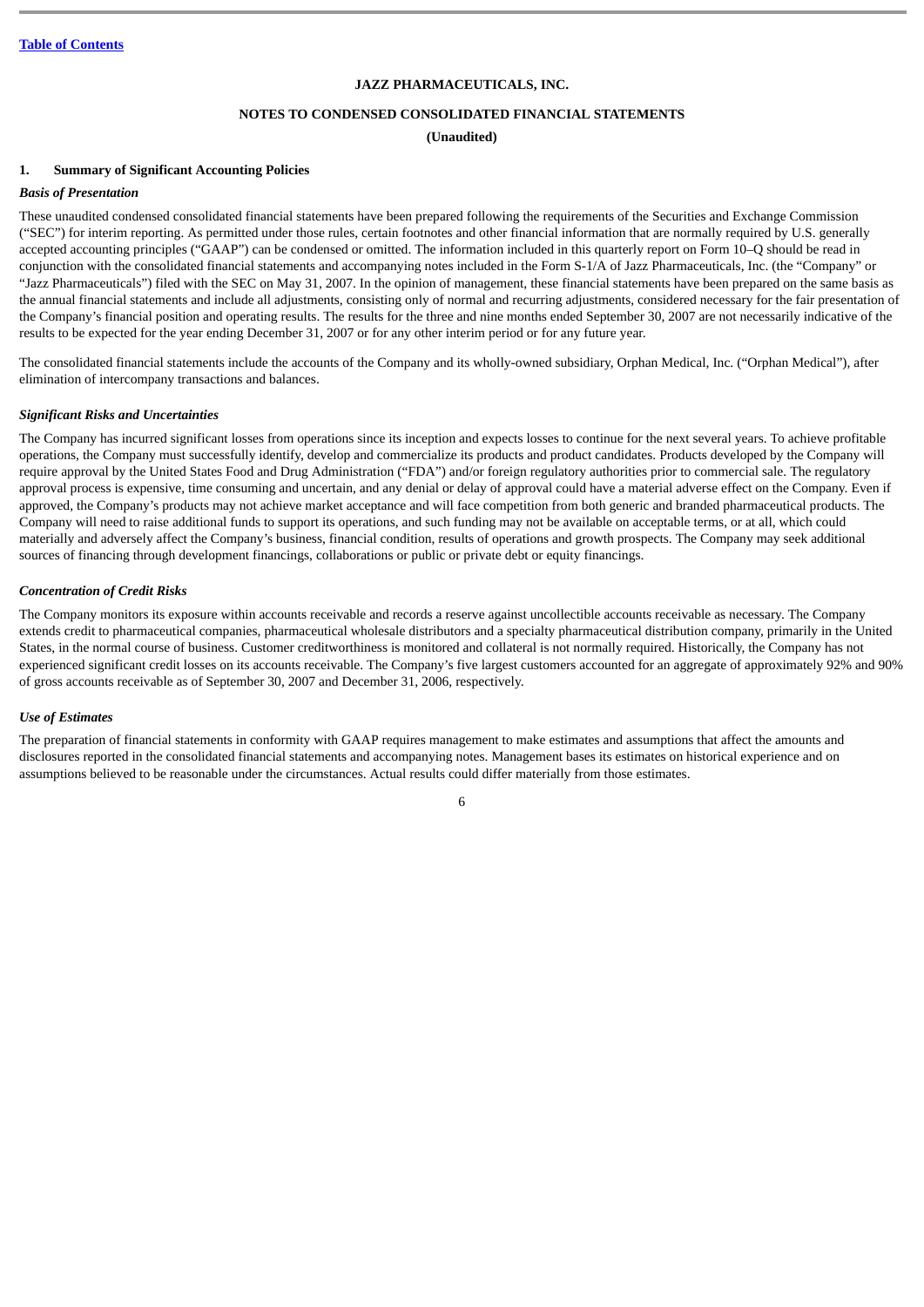**JAZZ PHARMACEUTICALS, INC.**

**NOTES TO CONDENSED CONSOLIDATED FINANCIAL STATEMENTS**

**(Unaudited)**

## 1. Summary of Significant Accounting Policies

***Basis of Presentation***

These unaudited condensed consolidated financial statements have been prepared following the requirements of the Securities and Exchange Commission ("SEC") for interim reporting. As permitted under those rules, certain footnotes and other financial information that are normally required by U.S. generally accepted accounting principles ("GAAP") can be condensed or omitted. The information included in this quarterly report on Form 10–Q should be read in conjunction with the consolidated financial statements and accompanying notes included in the Form S-1/A of Jazz Pharmaceuticals, Inc. (the "Company" or "Jazz Pharmaceuticals") filed with the SEC on May 31, 2007. In the opinion of management, these financial statements have been prepared on the same basis as the annual financial statements and include all adjustments, consisting only of normal and recurring adjustments, considered necessary for the fair presentation of the Company's financial position and operating results. The results for the three and nine months ended September 30, 2007 are not necessarily indicative of the results to be expected for the year ending December 31, 2007 or for any other interim period or for any future year.

The consolidated financial statements include the accounts of the Company and its wholly-owned subsidiary, Orphan Medical, Inc. ("Orphan Medical"), after elimination of intercompany transactions and balances.

***Significant Risks and Uncertainties***

The Company has incurred significant losses from operations since its inception and expects losses to continue for the next several years. To achieve profitable operations, the Company must successfully identify, develop and commercialize its products and product candidates. Products developed by the Company will require approval by the United States Food and Drug Administration ("FDA") and/or foreign regulatory authorities prior to commercial sale. The regulatory approval process is expensive, time consuming and uncertain, and any denial or delay of approval could have a material adverse effect on the Company. Even if approved, the Company's products may not achieve market acceptance and will face competition from both generic and branded pharmaceutical products. The Company will need to raise additional funds to support its operations, and such funding may not be available on acceptable terms, or at all, which could materially and adversely affect the Company's business, financial condition, results of operations and growth prospects. The Company may seek additional sources of financing through development financings, collaborations or public or private debt or equity financings.

***Concentration of Credit Risks***

The Company monitors its exposure within accounts receivable and records a reserve against uncollectible accounts receivable as necessary. The Company extends credit to pharmaceutical companies, pharmaceutical wholesale distributors and a specialty pharmaceutical distribution company, primarily in the United States, in the normal course of business. Customer creditworthiness is monitored and collateral is not normally required. Historically, the Company has not experienced significant credit losses on its accounts receivable. The Company's five largest customers accounted for an aggregate of approximately 92% and 90% of gross accounts receivable as of September 30, 2007 and December 31, 2006, respectively.

***Use of Estimates***

The preparation of financial statements in conformity with GAAP requires management to make estimates and assumptions that affect the amounts and disclosures reported in the consolidated financial statements and accompanying notes. Management bases its estimates on historical experience and on assumptions believed to be reasonable under the circumstances. Actual results could differ materially from those estimates.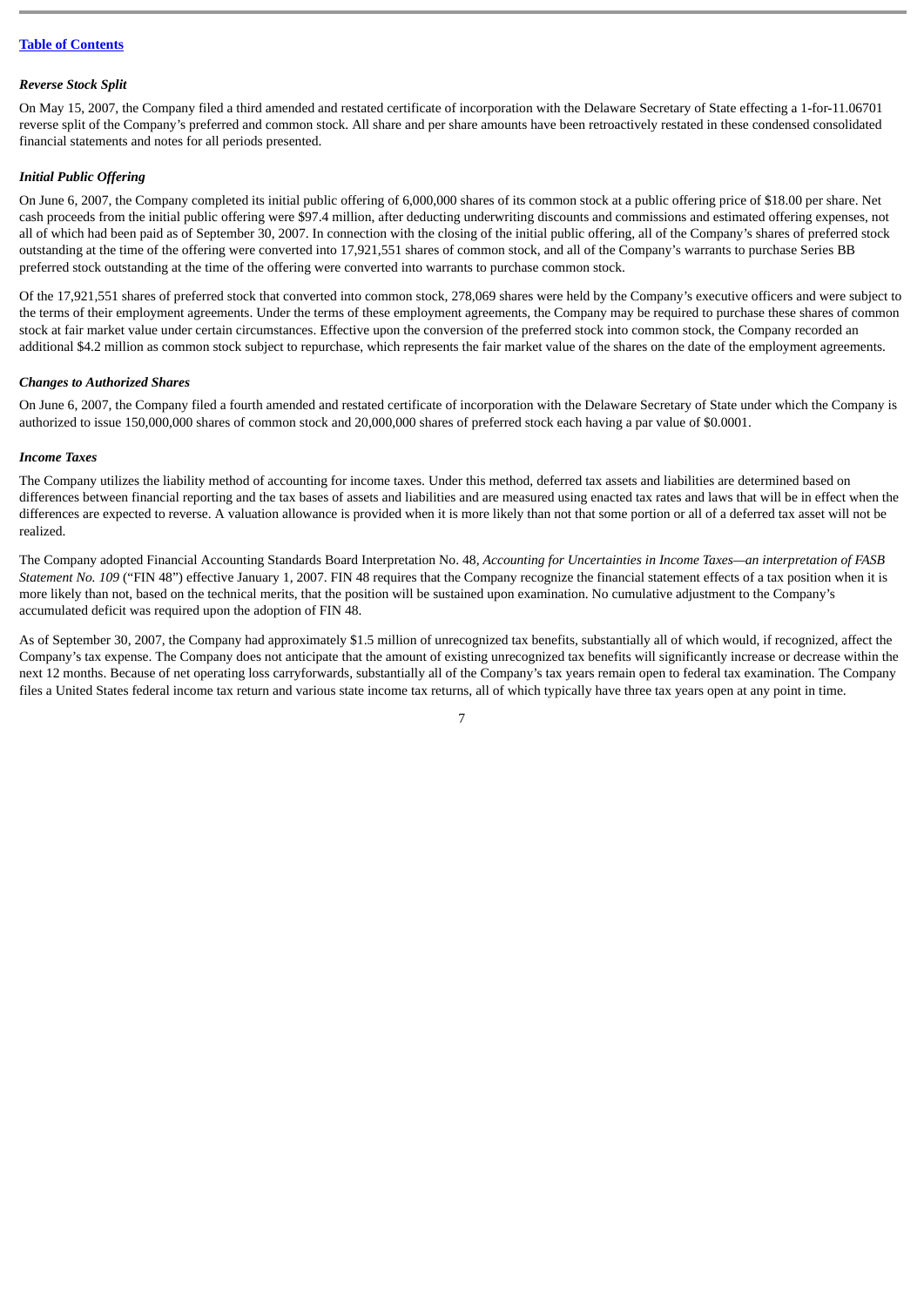### *Reverse Stock Split*

On May 15, 2007, the Company filed a third amended and restated certificate of incorporation with the Delaware Secretary of State effecting a 1-for-11.06701 reverse split of the Company's preferred and common stock. All share and per share amounts have been retroactively restated in these condensed consolidated financial statements and notes for all periods presented.

### *Initial Public Offering*

On June 6, 2007, the Company completed its initial public offering of 6,000,000 shares of its common stock at a public offering price of $18.00 per share. Net cash proceeds from the initial public offering were $97.4 million, after deducting underwriting discounts and commissions and estimated offering expenses, not all of which had been paid as of September 30, 2007. In connection with the closing of the initial public offering, all of the Company's shares of preferred stock outstanding at the time of the offering were converted into 17,921,551 shares of common stock, and all of the Company's warrants to purchase Series BB preferred stock outstanding at the time of the offering were converted into warrants to purchase common stock.

Of the 17,921,551 shares of preferred stock that converted into common stock, 278,069 shares were held by the Company's executive officers and were subject to the terms of their employment agreements. Under the terms of these employment agreements, the Company may be required to purchase these shares of common stock at fair market value under certain circumstances. Effective upon the conversion of the preferred stock into common stock, the Company recorded an additional $4.2 million as common stock subject to repurchase, which represents the fair market value of the shares on the date of the employment agreements.

### *Changes to Authorized Shares*

On June 6, 2007, the Company filed a fourth amended and restated certificate of incorporation with the Delaware Secretary of State under which the Company is authorized to issue 150,000,000 shares of common stock and 20,000,000 shares of preferred stock each having a par value of $0.0001.

### *Income Taxes*

The Company utilizes the liability method of accounting for income taxes. Under this method, deferred tax assets and liabilities are determined based on differences between financial reporting and the tax bases of assets and liabilities and are measured using enacted tax rates and laws that will be in effect when the differences are expected to reverse. A valuation allowance is provided when it is more likely than not that some portion or all of a deferred tax asset will not be realized.

The Company adopted Financial Accounting Standards Board Interpretation No. 48, *Accounting for Uncertainties in Income Taxes—an interpretation of FASB Statement No. 109* ("FIN 48") effective January 1, 2007. FIN 48 requires that the Company recognize the financial statement effects of a tax position when it is more likely than not, based on the technical merits, that the position will be sustained upon examination. No cumulative adjustment to the Company's accumulated deficit was required upon the adoption of FIN 48.

As of September 30, 2007, the Company had approximately $1.5 million of unrecognized tax benefits, substantially all of which would, if recognized, affect the Company's tax expense. The Company does not anticipate that the amount of existing unrecognized tax benefits will significantly increase or decrease within the next 12 months. Because of net operating loss carryforwards, substantially all of the Company's tax years remain open to federal tax examination. The Company files a United States federal income tax return and various state income tax returns, all of which typically have three tax years open at any point in time.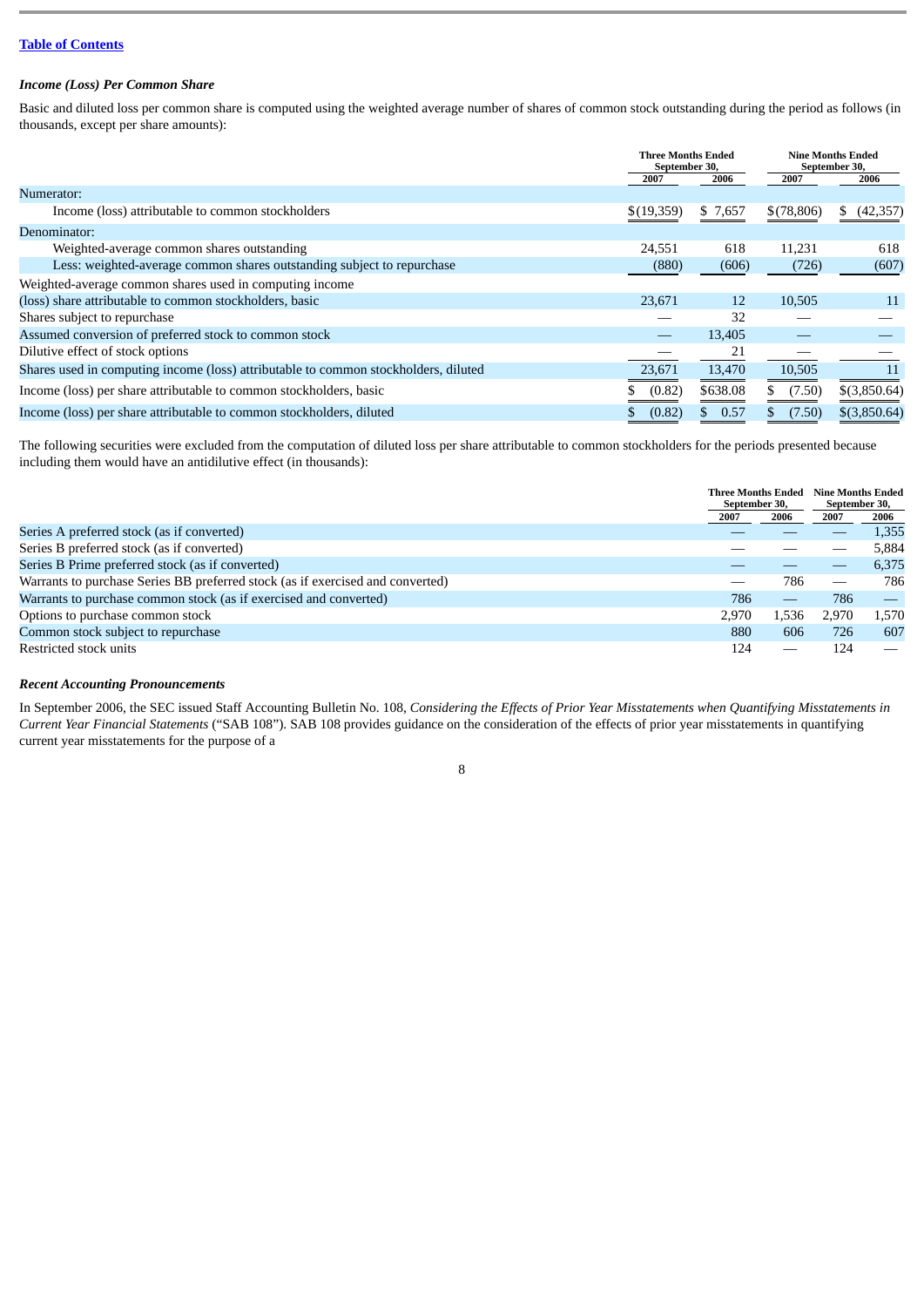### *Income (Loss) Per Common Share*

Basic and diluted loss per common share is computed using the weighted average number of shares of common stock outstanding during the period as follows (in thousands, except per share amounts):

| | Three Months Ended September 30, | | Nine Months Ended September 30, | |
|---|---|---|---|---|
| | 2007 | 2006 | 2007 | 2006 |
| Numerator: | | | | |
| Income (loss) attributable to common stockholders | $(19,359) | $ 7,657 | $(78,806) | $ (42,357) |
| Denominator: | | | | |
| Weighted-average common shares outstanding | 24,551 | 618 | 11,231 | 618 |
| Less: weighted-average common shares outstanding subject to repurchase | (880) | (606) | (726) | (607) |
| Weighted-average common shares used in computing income (loss) share attributable to common stockholders, basic | 23,671 | 12 | 10,505 | 11 |
| Shares subject to repurchase | — | 32 | — | — |
| Assumed conversion of preferred stock to common stock | — | 13,405 | — | — |
| Dilutive effect of stock options | — | 21 | — | — |
| Shares used in computing income (loss) attributable to common stockholders, diluted | 23,671 | 13,470 | 10,505 | 11 |
| Income (loss) per share attributable to common stockholders, basic | $ (0.82) | $638.08 | $ (7.50) | $(3,850.64) |
| Income (loss) per share attributable to common stockholders, diluted | $ (0.82) | $ 0.57 | $ (7.50) | $(3,850.64) |

The following securities were excluded from the computation of diluted loss per share attributable to common stockholders for the periods presented because including them would have an antidilutive effect (in thousands):

| | Three Months Ended September 30, | | Nine Months Ended September 30, | |
|---|---|---|---|---|
| | 2007 | 2006 | 2007 | 2006 |
| Series A preferred stock (as if converted) | — | — | — | 1,355 |
| Series B preferred stock (as if converted) | — | — | — | 5,884 |
| Series B Prime preferred stock (as if converted) | — | — | — | 6,375 |
| Warrants to purchase Series BB preferred stock (as if exercised and converted) | — | 786 | — | 786 |
| Warrants to purchase common stock (as if exercised and converted) | 786 | — | 786 | — |
| Options to purchase common stock | 2,970 | 1,536 | 2,970 | 1,570 |
| Common stock subject to repurchase | 880 | 606 | 726 | 607 |
| Restricted stock units | 124 | — | 124 | — |

### *Recent Accounting Pronouncements*

In September 2006, the SEC issued Staff Accounting Bulletin No. 108, *Considering the Effects of Prior Year Misstatements when Quantifying Misstatements in Current Year Financial Statements* ("SAB 108"). SAB 108 provides guidance on the consideration of the effects of prior year misstatements in quantifying current year misstatements for the purpose of a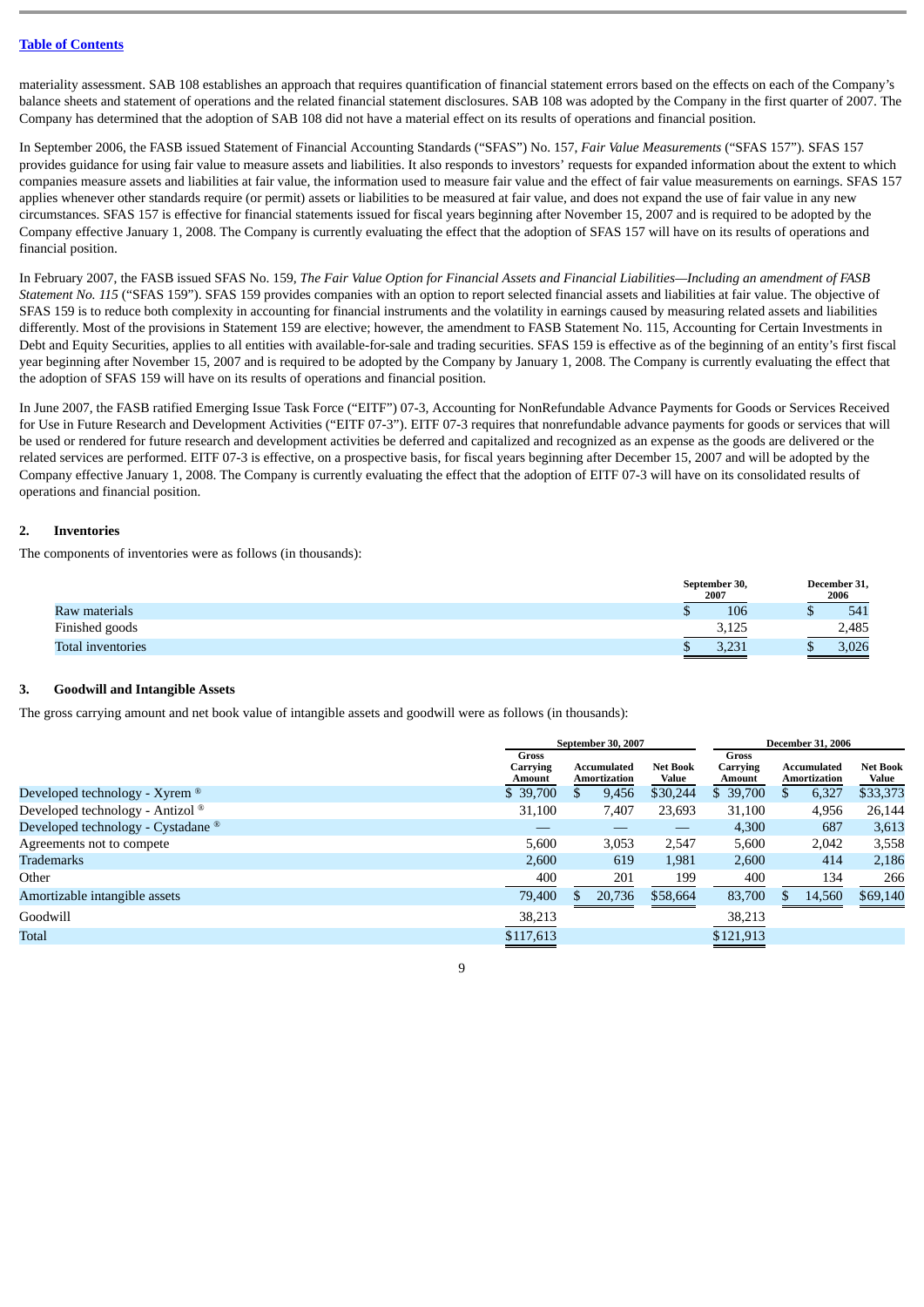materiality assessment. SAB 108 establishes an approach that requires quantification of financial statement errors based on the effects on each of the Company's balance sheets and statement of operations and the related financial statement disclosures. SAB 108 was adopted by the Company in the first quarter of 2007. The Company has determined that the adoption of SAB 108 did not have a material effect on its results of operations and financial position.

In September 2006, the FASB issued Statement of Financial Accounting Standards ("SFAS") No. 157, *Fair Value Measurements* ("SFAS 157"). SFAS 157 provides guidance for using fair value to measure assets and liabilities. It also responds to investors' requests for expanded information about the extent to which companies measure assets and liabilities at fair value, the information used to measure fair value and the effect of fair value measurements on earnings. SFAS 157 applies whenever other standards require (or permit) assets or liabilities to be measured at fair value, and does not expand the use of fair value in any new circumstances. SFAS 157 is effective for financial statements issued for fiscal years beginning after November 15, 2007 and is required to be adopted by the Company effective January 1, 2008. The Company is currently evaluating the effect that the adoption of SFAS 157 will have on its results of operations and financial position.

In February 2007, the FASB issued SFAS No. 159, *The Fair Value Option for Financial Assets and Financial Liabilities—Including an amendment of FASB Statement No. 115* ("SFAS 159"). SFAS 159 provides companies with an option to report selected financial assets and liabilities at fair value. The objective of SFAS 159 is to reduce both complexity in accounting for financial instruments and the volatility in earnings caused by measuring related assets and liabilities differently. Most of the provisions in Statement 159 are elective; however, the amendment to FASB Statement No. 115, Accounting for Certain Investments in Debt and Equity Securities, applies to all entities with available-for-sale and trading securities. SFAS 159 is effective as of the beginning of an entity's first fiscal year beginning after November 15, 2007 and is required to be adopted by the Company by January 1, 2008. The Company is currently evaluating the effect that the adoption of SFAS 159 will have on its results of operations and financial position.

In June 2007, the FASB ratified Emerging Issue Task Force ("EITF") 07-3, Accounting for NonRefundable Advance Payments for Goods or Services Received for Use in Future Research and Development Activities ("EITF 07-3"). EITF 07-3 requires that nonrefundable advance payments for goods or services that will be used or rendered for future research and development activities be deferred and capitalized and recognized as an expense as the goods are delivered or the related services are performed. EITF 07-3 is effective, on a prospective basis, for fiscal years beginning after December 15, 2007 and will be adopted by the Company effective January 1, 2008. The Company is currently evaluating the effect that the adoption of EITF 07-3 will have on its consolidated results of operations and financial position.

## 2. Inventories

The components of inventories were as follows (in thousands):

| | September 30, 2007 | December 31, 2006 |
|---|---|---|
| Raw materials | $ 106 | $ 541 |
| Finished goods | 3,125 | 2,485 |
| Total inventories | $ 3,231 | $ 3,026 |

## 3. Goodwill and Intangible Assets

The gross carrying amount and net book value of intangible assets and goodwill were as follows (in thousands):

| | September 30, 2007 | | | December 31, 2006 | | |
|---|---|---|---|---|---|---|
| | Gross Carrying Amount | Accumulated Amortization | Net Book Value | Gross Carrying Amount | Accumulated Amortization | Net Book Value |
| Developed technology - Xyrem ® | $ 39,700 | $ 9,456 | $30,244 | $ 39,700 | $ 6,327 | $33,373 |
| Developed technology - Antizol ® | 31,100 | 7,407 | 23,693 | 31,100 | 4,956 | 26,144 |
| Developed technology - Cystadane ® | — | — | — | 4,300 | 687 | 3,613 |
| Agreements not to compete | 5,600 | 3,053 | 2,547 | 5,600 | 2,042 | 3,558 |
| Trademarks | 2,600 | 619 | 1,981 | 2,600 | 414 | 2,186 |
| Other | 400 | 201 | 199 | 400 | 134 | 266 |
| Amortizable intangible assets | 79,400 | $ 20,736 | $58,664 | 83,700 | $ 14,560 | $69,140 |
| Goodwill | 38,213 | | | 38,213 | | |
| Total | $117,613 | | | $121,913 | | |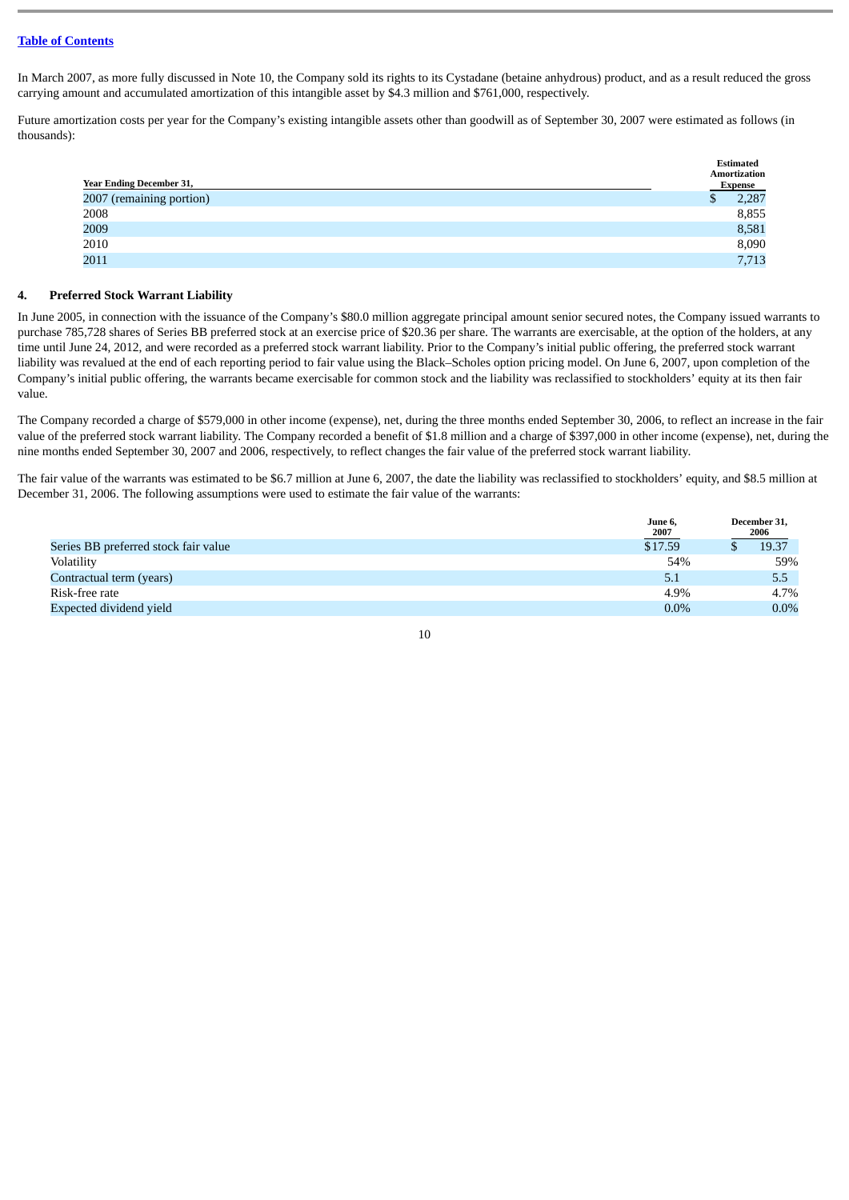In March 2007, as more fully discussed in Note 10, the Company sold its rights to its Cystadane (betaine anhydrous) product, and as a result reduced the gross carrying amount and accumulated amortization of this intangible asset by $4.3 million and $761,000, respectively.

Future amortization costs per year for the Company's existing intangible assets other than goodwill as of September 30, 2007 were estimated as follows (in thousands):

| Year Ending December 31, | Estimated Amortization Expense |
|---|---|
| 2007 (remaining portion) | $ 2,287 |
| 2008 | 8,855 |
| 2009 | 8,581 |
| 2010 | 8,090 |
| 2011 | 7,713 |

## 4. Preferred Stock Warrant Liability

In June 2005, in connection with the issuance of the Company's $80.0 million aggregate principal amount senior secured notes, the Company issued warrants to purchase 785,728 shares of Series BB preferred stock at an exercise price of $20.36 per share. The warrants are exercisable, at the option of the holders, at any time until June 24, 2012, and were recorded as a preferred stock warrant liability. Prior to the Company's initial public offering, the preferred stock warrant liability was revalued at the end of each reporting period to fair value using the Black–Scholes option pricing model. On June 6, 2007, upon completion of the Company's initial public offering, the warrants became exercisable for common stock and the liability was reclassified to stockholders' equity at its then fair value.

The Company recorded a charge of $579,000 in other income (expense), net, during the three months ended September 30, 2006, to reflect an increase in the fair value of the preferred stock warrant liability. The Company recorded a benefit of $1.8 million and a charge of $397,000 in other income (expense), net, during the nine months ended September 30, 2007 and 2006, respectively, to reflect changes the fair value of the preferred stock warrant liability.

The fair value of the warrants was estimated to be $6.7 million at June 6, 2007, the date the liability was reclassified to stockholders' equity, and $8.5 million at December 31, 2006. The following assumptions were used to estimate the fair value of the warrants:

| | June 6, 2007 | December 31, 2006 |
|---|---|---|
| Series BB preferred stock fair value | $17.59 | $ 19.37 |
| Volatility | 54% | 59% |
| Contractual term (years) | 5.1 | 5.5 |
| Risk-free rate | 4.9% | 4.7% |
| Expected dividend yield | 0.0% | 0.0% |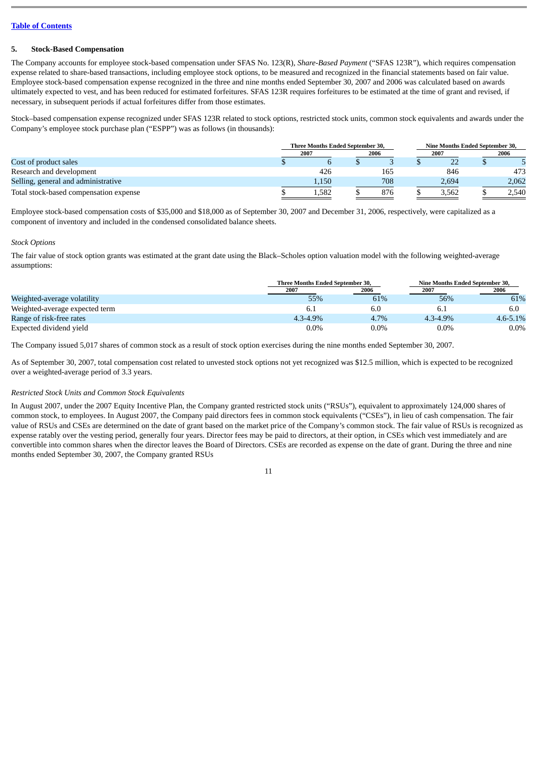[Table of Contents](#)

## 5. Stock-Based Compensation

The Company accounts for employee stock-based compensation under SFAS No. 123(R), *Share-Based Payment* ("SFAS 123R"), which requires compensation expense related to share-based transactions, including employee stock options, to be measured and recognized in the financial statements based on fair value. Employee stock-based compensation expense recognized in the three and nine months ended September 30, 2007 and 2006 was calculated based on awards ultimately expected to vest, and has been reduced for estimated forfeitures. SFAS 123R requires forfeitures to be estimated at the time of grant and revised, if necessary, in subsequent periods if actual forfeitures differ from those estimates.

Stock–based compensation expense recognized under SFAS 123R related to stock options, restricted stock units, common stock equivalents and awards under the Company's employee stock purchase plan ("ESPP") was as follows (in thousands):

| | Three Months Ended September 30, | | Nine Months Ended September 30, | |
|---|---|---|---|---|
| | 2007 | 2006 | 2007 | 2006 |
| Cost of product sales | $ 6 | $ 3 | $ 22 | $ 5 |
| Research and development | 426 | 165 | 846 | 473 |
| Selling, general and administrative | 1,150 | 708 | 2,694 | 2,062 |
| Total stock-based compensation expense | $ 1,582 | $ 876 | $ 3,562 | $ 2,540 |

Employee stock-based compensation costs of $35,000 and $18,000 as of September 30, 2007 and December 31, 2006, respectively, were capitalized as a component of inventory and included in the condensed consolidated balance sheets.

*Stock Options*

The fair value of stock option grants was estimated at the grant date using the Black–Scholes option valuation model with the following weighted-average assumptions:

| | Three Months Ended September 30, | | Nine Months Ended September 30, | |
|---|---|---|---|---|
| | 2007 | 2006 | 2007 | 2006 |
| Weighted-average volatility | 55% | 61% | 56% | 61% |
| Weighted-average expected term | 6.1 | 6.0 | 6.1 | 6.0 |
| Range of risk-free rates | 4.3-4.9% | 4.7% | 4.3-4.9% | 4.6-5.1% |
| Expected dividend yield | 0.0% | 0.0% | 0.0% | 0.0% |

The Company issued 5,017 shares of common stock as a result of stock option exercises during the nine months ended September 30, 2007.

As of September 30, 2007, total compensation cost related to unvested stock options not yet recognized was $12.5 million, which is expected to be recognized over a weighted-average period of 3.3 years.

*Restricted Stock Units and Common Stock Equivalents*

In August 2007, under the 2007 Equity Incentive Plan, the Company granted restricted stock units ("RSUs"), equivalent to approximately 124,000 shares of common stock, to employees. In August 2007, the Company paid directors fees in common stock equivalents ("CSEs"), in lieu of cash compensation. The fair value of RSUs and CSEs are determined on the date of grant based on the market price of the Company's common stock. The fair value of RSUs is recognized as expense ratably over the vesting period, generally four years. Director fees may be paid to directors, at their option, in CSEs which vest immediately and are convertible into common shares when the director leaves the Board of Directors. CSEs are recorded as expense on the date of grant. During the three and nine months ended September 30, 2007, the Company granted RSUs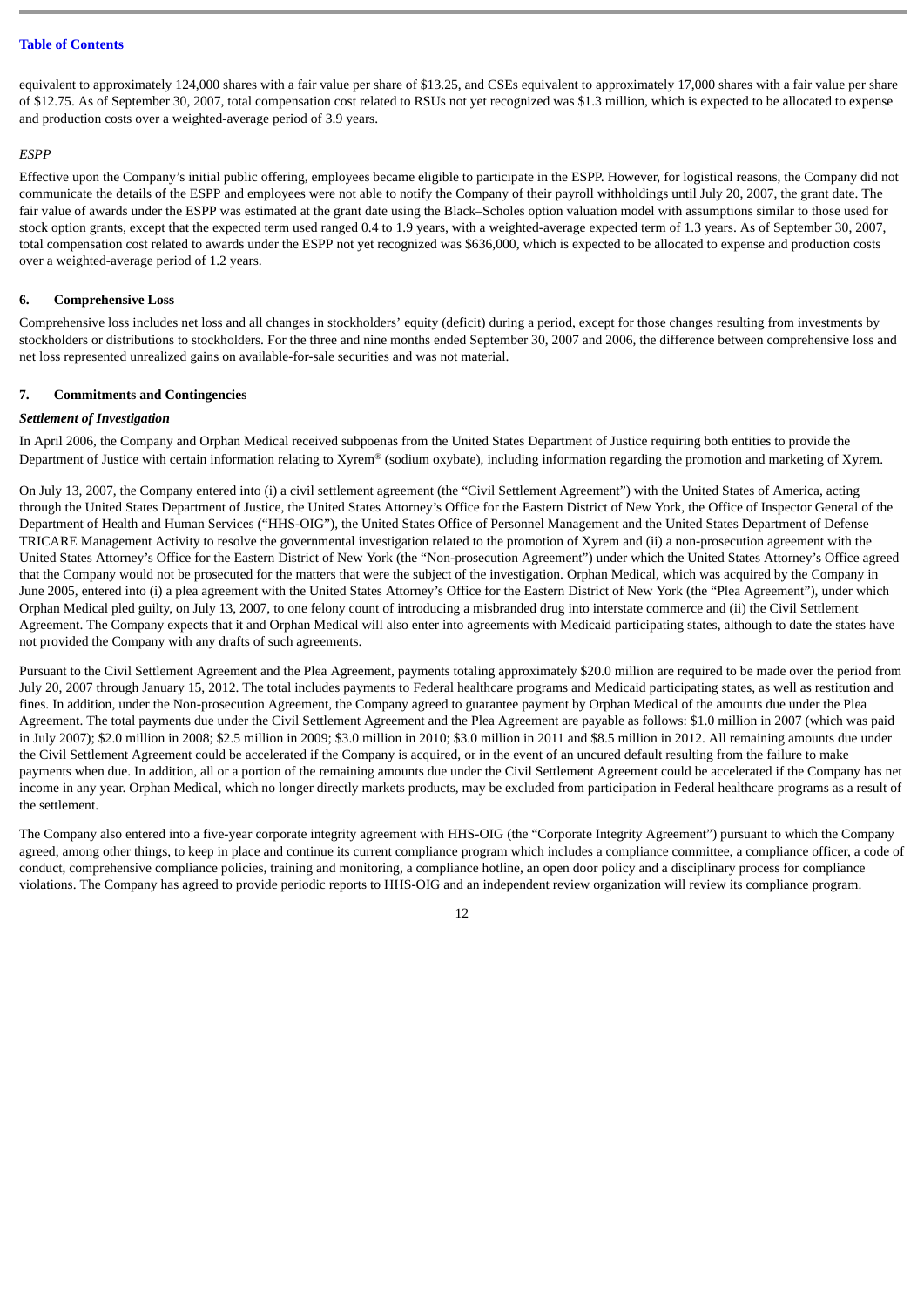equivalent to approximately 124,000 shares with a fair value per share of $13.25, and CSEs equivalent to approximately 17,000 shares with a fair value per share of $12.75. As of September 30, 2007, total compensation cost related to RSUs not yet recognized was $1.3 million, which is expected to be allocated to expense and production costs over a weighted-average period of 3.9 years.

*ESPP*

Effective upon the Company's initial public offering, employees became eligible to participate in the ESPP. However, for logistical reasons, the Company did not communicate the details of the ESPP and employees were not able to notify the Company of their payroll withholdings until July 20, 2007, the grant date. The fair value of awards under the ESPP was estimated at the grant date using the Black–Scholes option valuation model with assumptions similar to those used for stock option grants, except that the expected term used ranged 0.4 to 1.9 years, with a weighted-average expected term of 1.3 years. As of September 30, 2007, total compensation cost related to awards under the ESPP not yet recognized was $636,000, which is expected to be allocated to expense and production costs over a weighted-average period of 1.2 years.

## 6. Comprehensive Loss

Comprehensive loss includes net loss and all changes in stockholders' equity (deficit) during a period, except for those changes resulting from investments by stockholders or distributions to stockholders. For the three and nine months ended September 30, 2007 and 2006, the difference between comprehensive loss and net loss represented unrealized gains on available-for-sale securities and was not material.

## 7. Commitments and Contingencies

***Settlement of Investigation***

In April 2006, the Company and Orphan Medical received subpoenas from the United States Department of Justice requiring both entities to provide the Department of Justice with certain information relating to Xyrem® (sodium oxybate), including information regarding the promotion and marketing of Xyrem.

On July 13, 2007, the Company entered into (i) a civil settlement agreement (the "Civil Settlement Agreement") with the United States of America, acting through the United States Department of Justice, the United States Attorney's Office for the Eastern District of New York, the Office of Inspector General of the Department of Health and Human Services ("HHS-OIG"), the United States Office of Personnel Management and the United States Department of Defense TRICARE Management Activity to resolve the governmental investigation related to the promotion of Xyrem and (ii) a non-prosecution agreement with the United States Attorney's Office for the Eastern District of New York (the "Non-prosecution Agreement") under which the United States Attorney's Office agreed that the Company would not be prosecuted for the matters that were the subject of the investigation. Orphan Medical, which was acquired by the Company in June 2005, entered into (i) a plea agreement with the United States Attorney's Office for the Eastern District of New York (the "Plea Agreement"), under which Orphan Medical pled guilty, on July 13, 2007, to one felony count of introducing a misbranded drug into interstate commerce and (ii) the Civil Settlement Agreement. The Company expects that it and Orphan Medical will also enter into agreements with Medicaid participating states, although to date the states have not provided the Company with any drafts of such agreements.

Pursuant to the Civil Settlement Agreement and the Plea Agreement, payments totaling approximately $20.0 million are required to be made over the period from July 20, 2007 through January 15, 2012. The total includes payments to Federal healthcare programs and Medicaid participating states, as well as restitution and fines. In addition, under the Non-prosecution Agreement, the Company agreed to guarantee payment by Orphan Medical of the amounts due under the Plea Agreement. The total payments due under the Civil Settlement Agreement and the Plea Agreement are payable as follows: $1.0 million in 2007 (which was paid in July 2007); $2.0 million in 2008; $2.5 million in 2009; $3.0 million in 2010; $3.0 million in 2011 and $8.5 million in 2012. All remaining amounts due under the Civil Settlement Agreement could be accelerated if the Company is acquired, or in the event of an uncured default resulting from the failure to make payments when due. In addition, all or a portion of the remaining amounts due under the Civil Settlement Agreement could be accelerated if the Company has net income in any year. Orphan Medical, which no longer directly markets products, may be excluded from participation in Federal healthcare programs as a result of the settlement.

The Company also entered into a five-year corporate integrity agreement with HHS-OIG (the "Corporate Integrity Agreement") pursuant to which the Company agreed, among other things, to keep in place and continue its current compliance program which includes a compliance committee, a compliance officer, a code of conduct, comprehensive compliance policies, training and monitoring, a compliance hotline, an open door policy and a disciplinary process for compliance violations. The Company has agreed to provide periodic reports to HHS-OIG and an independent review organization will review its compliance program.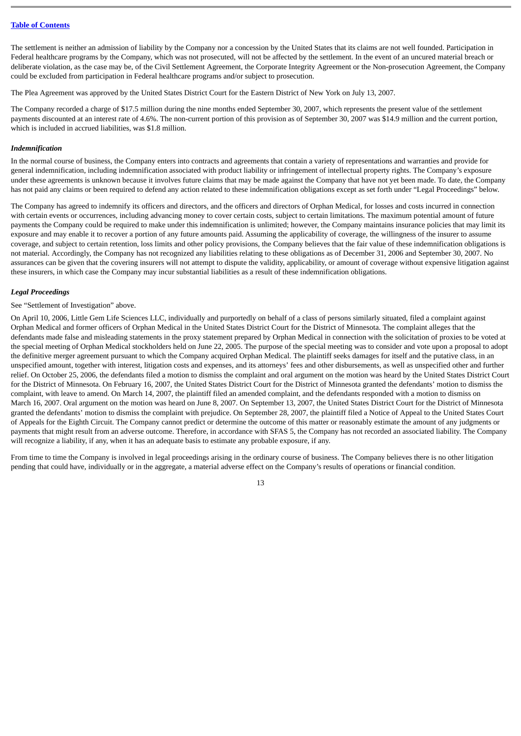The settlement is neither an admission of liability by the Company nor a concession by the United States that its claims are not well founded. Participation in Federal healthcare programs by the Company, which was not prosecuted, will not be affected by the settlement. In the event of an uncured material breach or deliberate violation, as the case may be, of the Civil Settlement Agreement, the Corporate Integrity Agreement or the Non-prosecution Agreement, the Company could be excluded from participation in Federal healthcare programs and/or subject to prosecution.

The Plea Agreement was approved by the United States District Court for the Eastern District of New York on July 13, 2007.

The Company recorded a charge of $17.5 million during the nine months ended September 30, 2007, which represents the present value of the settlement payments discounted at an interest rate of 4.6%. The non-current portion of this provision as of September 30, 2007 was $14.9 million and the current portion, which is included in accrued liabilities, was $1.8 million.

***Indemnification***

In the normal course of business, the Company enters into contracts and agreements that contain a variety of representations and warranties and provide for general indemnification, including indemnification associated with product liability or infringement of intellectual property rights. The Company's exposure under these agreements is unknown because it involves future claims that may be made against the Company that have not yet been made. To date, the Company has not paid any claims or been required to defend any action related to these indemnification obligations except as set forth under "Legal Proceedings" below.

The Company has agreed to indemnify its officers and directors, and the officers and directors of Orphan Medical, for losses and costs incurred in connection with certain events or occurrences, including advancing money to cover certain costs, subject to certain limitations. The maximum potential amount of future payments the Company could be required to make under this indemnification is unlimited; however, the Company maintains insurance policies that may limit its exposure and may enable it to recover a portion of any future amounts paid. Assuming the applicability of coverage, the willingness of the insurer to assume coverage, and subject to certain retention, loss limits and other policy provisions, the Company believes that the fair value of these indemnification obligations is not material. Accordingly, the Company has not recognized any liabilities relating to these obligations as of December 31, 2006 and September 30, 2007. No assurances can be given that the covering insurers will not attempt to dispute the validity, applicability, or amount of coverage without expensive litigation against these insurers, in which case the Company may incur substantial liabilities as a result of these indemnification obligations.

***Legal Proceedings***

See "Settlement of Investigation" above.

On April 10, 2006, Little Gem Life Sciences LLC, individually and purportedly on behalf of a class of persons similarly situated, filed a complaint against Orphan Medical and former officers of Orphan Medical in the United States District Court for the District of Minnesota. The complaint alleges that the defendants made false and misleading statements in the proxy statement prepared by Orphan Medical in connection with the solicitation of proxies to be voted at the special meeting of Orphan Medical stockholders held on June 22, 2005. The purpose of the special meeting was to consider and vote upon a proposal to adopt the definitive merger agreement pursuant to which the Company acquired Orphan Medical. The plaintiff seeks damages for itself and the putative class, in an unspecified amount, together with interest, litigation costs and expenses, and its attorneys' fees and other disbursements, as well as unspecified other and further relief. On October 25, 2006, the defendants filed a motion to dismiss the complaint and oral argument on the motion was heard by the United States District Court for the District of Minnesota. On February 16, 2007, the United States District Court for the District of Minnesota granted the defendants' motion to dismiss the complaint, with leave to amend. On March 14, 2007, the plaintiff filed an amended complaint, and the defendants responded with a motion to dismiss on March 16, 2007. Oral argument on the motion was heard on June 8, 2007. On September 13, 2007, the United States District Court for the District of Minnesota granted the defendants' motion to dismiss the complaint with prejudice. On September 28, 2007, the plaintiff filed a Notice of Appeal to the United States Court of Appeals for the Eighth Circuit. The Company cannot predict or determine the outcome of this matter or reasonably estimate the amount of any judgments or payments that might result from an adverse outcome. Therefore, in accordance with SFAS 5, the Company has not recorded an associated liability. The Company will recognize a liability, if any, when it has an adequate basis to estimate any probable exposure, if any.

From time to time the Company is involved in legal proceedings arising in the ordinary course of business. The Company believes there is no other litigation pending that could have, individually or in the aggregate, a material adverse effect on the Company's results of operations or financial condition.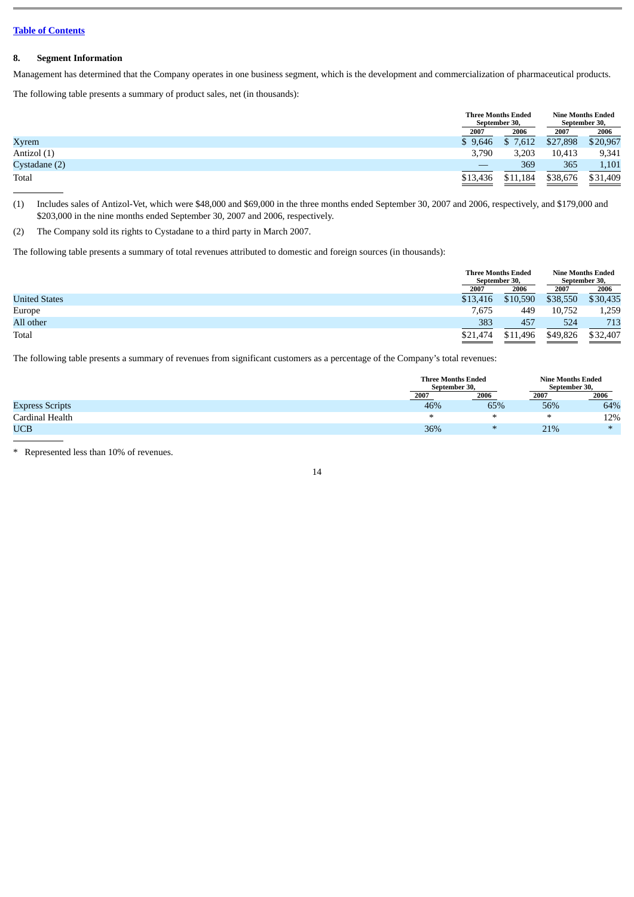[Table of Contents](#)

## 8. Segment Information

Management has determined that the Company operates in one business segment, which is the development and commercialization of pharmaceutical products.

The following table presents a summary of product sales, net (in thousands):

| | Three Months Ended September 30, | | Nine Months Ended September 30, | |
|---|---|---|---|---|
| | 2007 | 2006 | 2007 | 2006 |
| Xyrem | $ 9,646 | $ 7,612 | $27,898 | $20,967 |
| Antizol (1) | 3,790 | 3,203 | 10,413 | 9,341 |
| Cystadane (2) | — | 369 | 365 | 1,101 |
| Total | $13,436 | $11,184 | $38,676 | $31,409 |

(1) Includes sales of Antizol-Vet, which were $48,000 and $69,000 in the three months ended September 30, 2007 and 2006, respectively, and $179,000 and $203,000 in the nine months ended September 30, 2007 and 2006, respectively.

(2) The Company sold its rights to Cystadane to a third party in March 2007.

The following table presents a summary of total revenues attributed to domestic and foreign sources (in thousands):

| | Three Months Ended September 30, | | Nine Months Ended September 30, | |
|---|---|---|---|---|
| | 2007 | 2006 | 2007 | 2006 |
| United States | $13,416 | $10,590 | $38,550 | $30,435 |
| Europe | 7,675 | 449 | 10,752 | 1,259 |
| All other | 383 | 457 | 524 | 713 |
| Total | $21,474 | $11,496 | $49,826 | $32,407 |

The following table presents a summary of revenues from significant customers as a percentage of the Company's total revenues:

| | Three Months Ended September 30, | | Nine Months Ended September 30, | |
|---|---|---|---|---|
| | 2007 | 2006 | 2007 | 2006 |
| Express Scripts | 46% | 65% | 56% | 64% |
| Cardinal Health | * | * | * | 12% |
| UCB | 36% | * | 21% | * |

\* Represented less than 10% of revenues.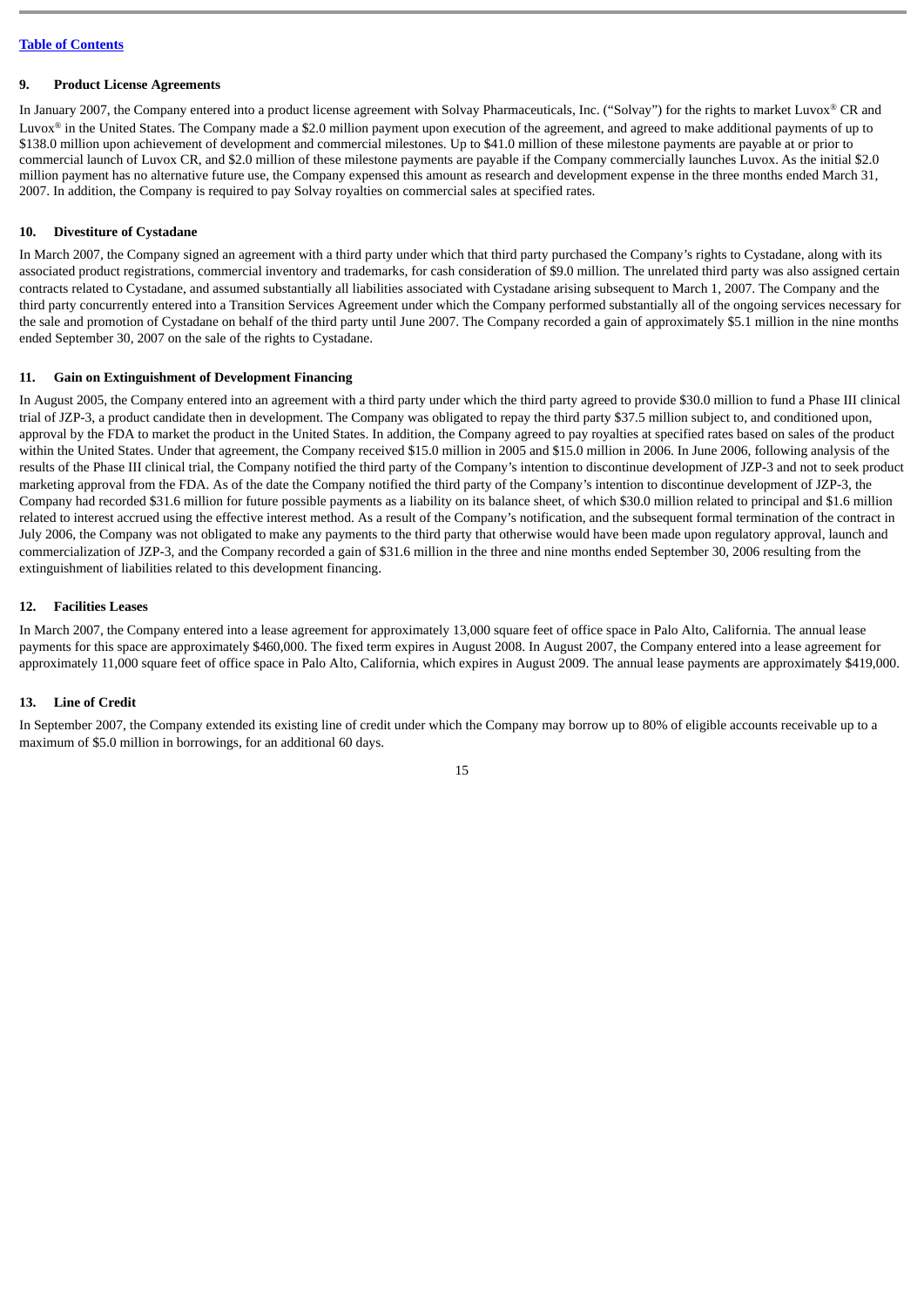[Table of Contents](#)

**9. Product License Agreements**

In January 2007, the Company entered into a product license agreement with Solvay Pharmaceuticals, Inc. ("Solvay") for the rights to market Luvox® CR and Luvox® in the United States. The Company made a $2.0 million payment upon execution of the agreement, and agreed to make additional payments of up to $138.0 million upon achievement of development and commercial milestones. Up to $41.0 million of these milestone payments are payable at or prior to commercial launch of Luvox CR, and $2.0 million of these milestone payments are payable if the Company commercially launches Luvox. As the initial $2.0 million payment has no alternative future use, the Company expensed this amount as research and development expense in the three months ended March 31, 2007. In addition, the Company is required to pay Solvay royalties on commercial sales at specified rates.

**10. Divestiture of Cystadane**

In March 2007, the Company signed an agreement with a third party under which that third party purchased the Company's rights to Cystadane, along with its associated product registrations, commercial inventory and trademarks, for cash consideration of $9.0 million. The unrelated third party was also assigned certain contracts related to Cystadane, and assumed substantially all liabilities associated with Cystadane arising subsequent to March 1, 2007. The Company and the third party concurrently entered into a Transition Services Agreement under which the Company performed substantially all of the ongoing services necessary for the sale and promotion of Cystadane on behalf of the third party until June 2007. The Company recorded a gain of approximately $5.1 million in the nine months ended September 30, 2007 on the sale of the rights to Cystadane.

**11. Gain on Extinguishment of Development Financing**

In August 2005, the Company entered into an agreement with a third party under which the third party agreed to provide $30.0 million to fund a Phase III clinical trial of JZP-3, a product candidate then in development. The Company was obligated to repay the third party $37.5 million subject to, and conditioned upon, approval by the FDA to market the product in the United States. In addition, the Company agreed to pay royalties at specified rates based on sales of the product within the United States. Under that agreement, the Company received $15.0 million in 2005 and $15.0 million in 2006. In June 2006, following analysis of the results of the Phase III clinical trial, the Company notified the third party of the Company's intention to discontinue development of JZP-3 and not to seek product marketing approval from the FDA. As of the date the Company notified the third party of the Company's intention to discontinue development of JZP-3, the Company had recorded $31.6 million for future possible payments as a liability on its balance sheet, of which $30.0 million related to principal and $1.6 million related to interest accrued using the effective interest method. As a result of the Company's notification, and the subsequent formal termination of the contract in July 2006, the Company was not obligated to make any payments to the third party that otherwise would have been made upon regulatory approval, launch and commercialization of JZP-3, and the Company recorded a gain of $31.6 million in the three and nine months ended September 30, 2006 resulting from the extinguishment of liabilities related to this development financing.

**12. Facilities Leases**

In March 2007, the Company entered into a lease agreement for approximately 13,000 square feet of office space in Palo Alto, California. The annual lease payments for this space are approximately $460,000. The fixed term expires in August 2008. In August 2007, the Company entered into a lease agreement for approximately 11,000 square feet of office space in Palo Alto, California, which expires in August 2009. The annual lease payments are approximately $419,000.

**13. Line of Credit**

In September 2007, the Company extended its existing line of credit under which the Company may borrow up to 80% of eligible accounts receivable up to a maximum of $5.0 million in borrowings, for an additional 60 days.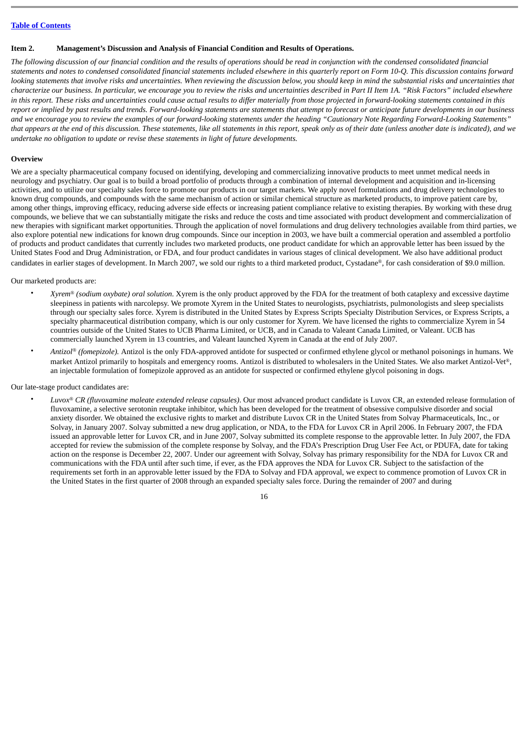**Table of Contents**

## Item 2. Management's Discussion and Analysis of Financial Condition and Results of Operations.

*The following discussion of our financial condition and the results of operations should be read in conjunction with the condensed consolidated financial statements and notes to condensed consolidated financial statements included elsewhere in this quarterly report on Form 10-Q. This discussion contains forward looking statements that involve risks and uncertainties. When reviewing the discussion below, you should keep in mind the substantial risks and uncertainties that characterize our business. In particular, we encourage you to review the risks and uncertainties described in Part II Item 1A. "Risk Factors" included elsewhere in this report. These risks and uncertainties could cause actual results to differ materially from those projected in forward-looking statements contained in this report or implied by past results and trends. Forward-looking statements are statements that attempt to forecast or anticipate future developments in our business and we encourage you to review the examples of our forward-looking statements under the heading "Cautionary Note Regarding Forward-Looking Statements" that appears at the end of this discussion. These statements, like all statements in this report, speak only as of their date (unless another date is indicated), and we undertake no obligation to update or revise these statements in light of future developments.*

### Overview

We are a specialty pharmaceutical company focused on identifying, developing and commercializing innovative products to meet unmet medical needs in neurology and psychiatry. Our goal is to build a broad portfolio of products through a combination of internal development and acquisition and in-licensing activities, and to utilize our specialty sales force to promote our products in our target markets. We apply novel formulations and drug delivery technologies to known drug compounds, and compounds with the same mechanism of action or similar chemical structure as marketed products, to improve patient care by, among other things, improving efficacy, reducing adverse side effects or increasing patient compliance relative to existing therapies. By working with these drug compounds, we believe that we can substantially mitigate the risks and reduce the costs and time associated with product development and commercialization of new therapies with significant market opportunities. Through the application of novel formulations and drug delivery technologies available from third parties, we also explore potential new indications for known drug compounds. Since our inception in 2003, we have built a commercial operation and assembled a portfolio of products and product candidates that currently includes two marketed products, one product candidate for which an approvable letter has been issued by the United States Food and Drug Administration, or FDA, and four product candidates in various stages of clinical development. We also have additional product candidates in earlier stages of development. In March 2007, we sold our rights to a third marketed product, Cystadane®, for cash consideration of $9.0 million.

Our marketed products are:

- *Xyrem® (sodium oxybate) oral solution*. Xyrem is the only product approved by the FDA for the treatment of both cataplexy and excessive daytime sleepiness in patients with narcolepsy. We promote Xyrem in the United States to neurologists, psychiatrists, pulmonologists and sleep specialists through our specialty sales force. Xyrem is distributed in the United States by Express Scripts Specialty Distribution Services, or Express Scripts, a specialty pharmaceutical distribution company, which is our only customer for Xyrem. We have licensed the rights to commercialize Xyrem in 54 countries outside of the United States to UCB Pharma Limited, or UCB, and in Canada to Valeant Canada Limited, or Valeant. UCB has commercially launched Xyrem in 13 countries, and Valeant launched Xyrem in Canada at the end of July 2007.
- *Antizol® (fomepizole).* Antizol is the only FDA-approved antidote for suspected or confirmed ethylene glycol or methanol poisonings in humans. We market Antizol primarily to hospitals and emergency rooms. Antizol is distributed to wholesalers in the United States. We also market Antizol-Vet®, an injectable formulation of fomepizole approved as an antidote for suspected or confirmed ethylene glycol poisoning in dogs.

Our late-stage product candidates are:

- *Luvox® CR (fluvoxamine maleate extended release capsules)*. Our most advanced product candidate is Luvox CR, an extended release formulation of fluvoxamine, a selective serotonin reuptake inhibitor, which has been developed for the treatment of obsessive compulsive disorder and social anxiety disorder. We obtained the exclusive rights to market and distribute Luvox CR in the United States from Solvay Pharmaceuticals, Inc., or Solvay, in January 2007. Solvay submitted a new drug application, or NDA, to the FDA for Luvox CR in April 2006. In February 2007, the FDA issued an approvable letter for Luvox CR, and in June 2007, Solvay submitted its complete response to the approvable letter. In July 2007, the FDA accepted for review the submission of the complete response by Solvay, and the FDA's Prescription Drug User Fee Act, or PDUFA, date for taking action on the response is December 22, 2007. Under our agreement with Solvay, Solvay has primary responsibility for the NDA for Luvox CR and communications with the FDA until after such time, if ever, as the FDA approves the NDA for Luvox CR. Subject to the satisfaction of the requirements set forth in an approvable letter issued by the FDA to Solvay and FDA approval, we expect to commence promotion of Luvox CR in the United States in the first quarter of 2008 through an expanded specialty sales force. During the remainder of 2007 and during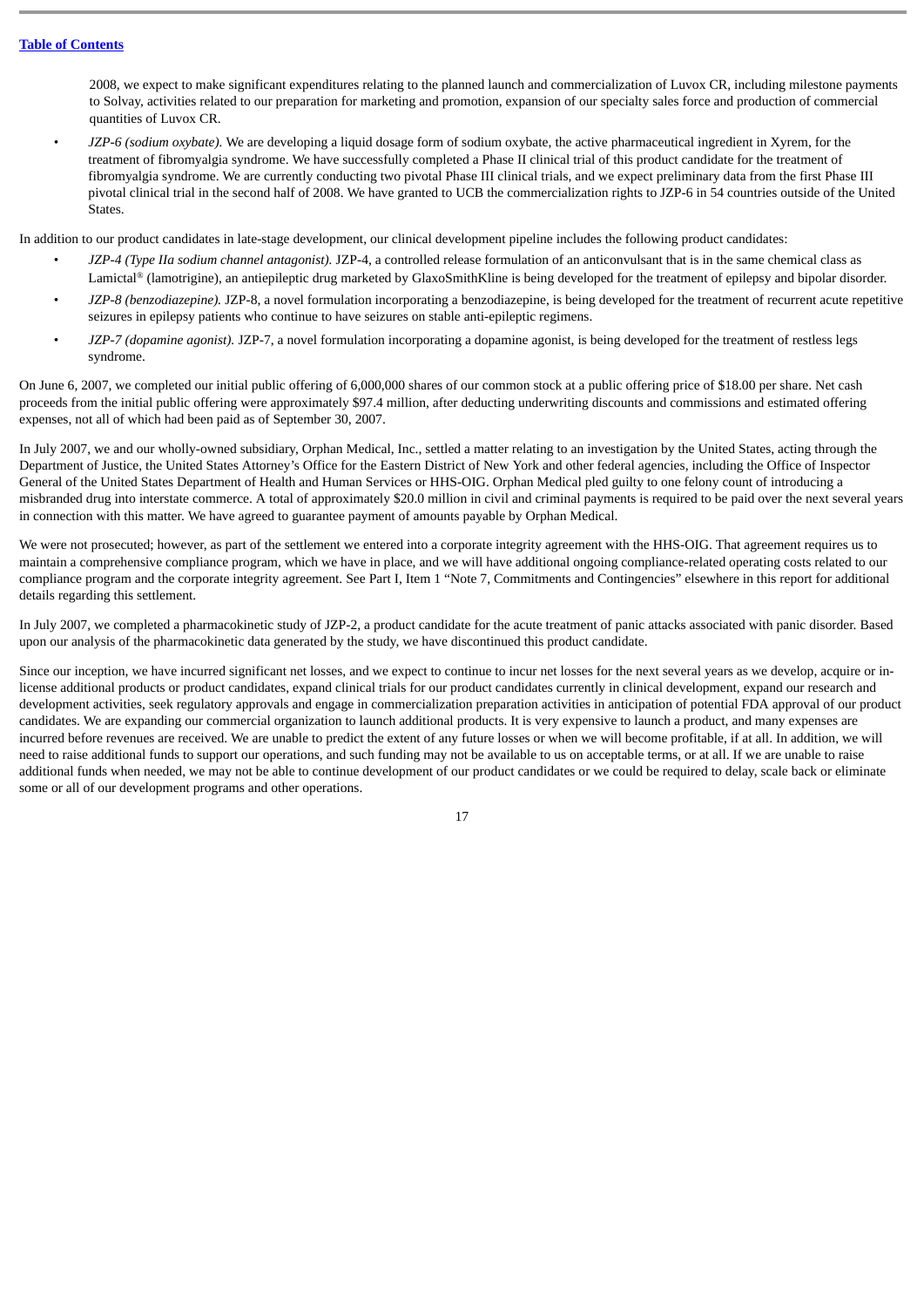2008, we expect to make significant expenditures relating to the planned launch and commercialization of Luvox CR, including milestone payments to Solvay, activities related to our preparation for marketing and promotion, expansion of our specialty sales force and production of commercial quantities of Luvox CR.

- *JZP-6 (sodium oxybate).* We are developing a liquid dosage form of sodium oxybate, the active pharmaceutical ingredient in Xyrem, for the treatment of fibromyalgia syndrome. We have successfully completed a Phase II clinical trial of this product candidate for the treatment of fibromyalgia syndrome. We are currently conducting two pivotal Phase III clinical trials, and we expect preliminary data from the first Phase III pivotal clinical trial in the second half of 2008. We have granted to UCB the commercialization rights to JZP-6 in 54 countries outside of the United States.

In addition to our product candidates in late-stage development, our clinical development pipeline includes the following product candidates:

- *JZP-4 (Type IIa sodium channel antagonist).* JZP-4, a controlled release formulation of an anticonvulsant that is in the same chemical class as Lamictal® (lamotrigine), an antiepileptic drug marketed by GlaxoSmithKline is being developed for the treatment of epilepsy and bipolar disorder.
- *JZP-8 (benzodiazepine).* JZP-8, a novel formulation incorporating a benzodiazepine, is being developed for the treatment of recurrent acute repetitive seizures in epilepsy patients who continue to have seizures on stable anti-epileptic regimens.
- *JZP-7 (dopamine agonist).* JZP-7, a novel formulation incorporating a dopamine agonist, is being developed for the treatment of restless legs syndrome.

On June 6, 2007, we completed our initial public offering of 6,000,000 shares of our common stock at a public offering price of $18.00 per share. Net cash proceeds from the initial public offering were approximately $97.4 million, after deducting underwriting discounts and commissions and estimated offering expenses, not all of which had been paid as of September 30, 2007.

In July 2007, we and our wholly-owned subsidiary, Orphan Medical, Inc., settled a matter relating to an investigation by the United States, acting through the Department of Justice, the United States Attorney's Office for the Eastern District of New York and other federal agencies, including the Office of Inspector General of the United States Department of Health and Human Services or HHS-OIG. Orphan Medical pled guilty to one felony count of introducing a misbranded drug into interstate commerce. A total of approximately $20.0 million in civil and criminal payments is required to be paid over the next several years in connection with this matter. We have agreed to guarantee payment of amounts payable by Orphan Medical.

We were not prosecuted; however, as part of the settlement we entered into a corporate integrity agreement with the HHS-OIG. That agreement requires us to maintain a comprehensive compliance program, which we have in place, and we will have additional ongoing compliance-related operating costs related to our compliance program and the corporate integrity agreement. See Part I, Item 1 "Note 7, Commitments and Contingencies" elsewhere in this report for additional details regarding this settlement.

In July 2007, we completed a pharmacokinetic study of JZP-2, a product candidate for the acute treatment of panic attacks associated with panic disorder. Based upon our analysis of the pharmacokinetic data generated by the study, we have discontinued this product candidate.

Since our inception, we have incurred significant net losses, and we expect to continue to incur net losses for the next several years as we develop, acquire or in-license additional products or product candidates, expand clinical trials for our product candidates currently in clinical development, expand our research and development activities, seek regulatory approvals and engage in commercialization preparation activities in anticipation of potential FDA approval of our product candidates. We are expanding our commercial organization to launch additional products. It is very expensive to launch a product, and many expenses are incurred before revenues are received. We are unable to predict the extent of any future losses or when we will become profitable, if at all. In addition, we will need to raise additional funds to support our operations, and such funding may not be available to us on acceptable terms, or at all. If we are unable to raise additional funds when needed, we may not be able to continue development of our product candidates or we could be required to delay, scale back or eliminate some or all of our development programs and other operations.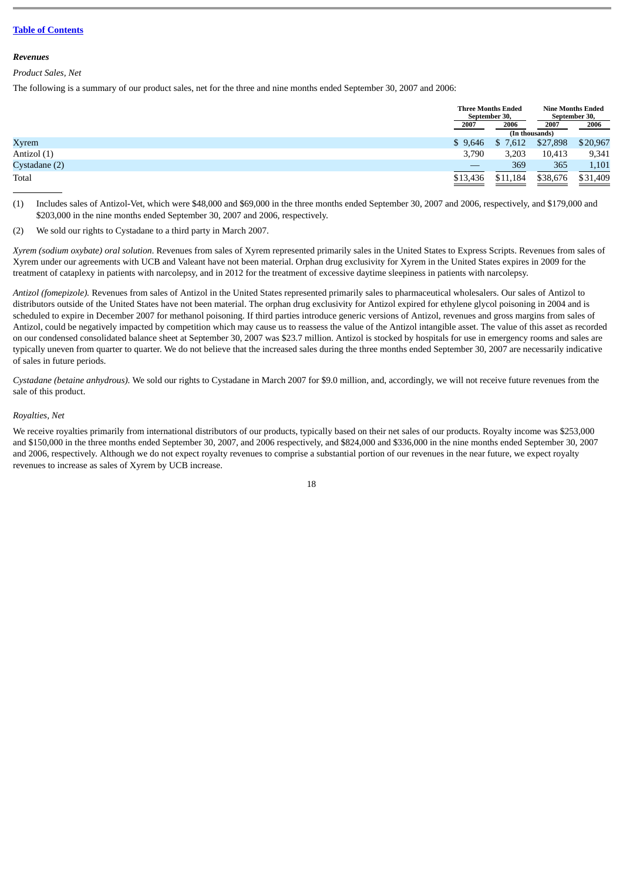[Table of Contents](#)

### *Revenues*

*Product Sales, Net*

The following is a summary of our product sales, net for the three and nine months ended September 30, 2007 and 2006:

| | Three Months Ended September 30, | | Nine Months Ended September 30, | |
|---|---|---|---|---|
| | 2007 | 2006 | 2007 | 2006 |
| | (In thousands) | | | |
| Xyrem | $ 9,646 | $ 7,612 | $27,898 | $20,967 |
| Antizol (1) | 3,790 | 3,203 | 10,413 | 9,341 |
| Cystadane (2) | — | 369 | 365 | 1,101 |
| Total | $13,436 | $11,184 | $38,676 | $31,409 |

(1) Includes sales of Antizol-Vet, which were $48,000 and $69,000 in the three months ended September 30, 2007 and 2006, respectively, and $179,000 and $203,000 in the nine months ended September 30, 2007 and 2006, respectively.

(2) We sold our rights to Cystadane to a third party in March 2007.

*Xyrem (sodium oxybate) oral solution*. Revenues from sales of Xyrem represented primarily sales in the United States to Express Scripts. Revenues from sales of Xyrem under our agreements with UCB and Valeant have not been material. Orphan drug exclusivity for Xyrem in the United States expires in 2009 for the treatment of cataplexy in patients with narcolepsy, and in 2012 for the treatment of excessive daytime sleepiness in patients with narcolepsy.

*Antizol (fomepizole).* Revenues from sales of Antizol in the United States represented primarily sales to pharmaceutical wholesalers. Our sales of Antizol to distributors outside of the United States have not been material. The orphan drug exclusivity for Antizol expired for ethylene glycol poisoning in 2004 and is scheduled to expire in December 2007 for methanol poisoning. If third parties introduce generic versions of Antizol, revenues and gross margins from sales of Antizol, could be negatively impacted by competition which may cause us to reassess the value of the Antizol intangible asset. The value of this asset as recorded on our condensed consolidated balance sheet at September 30, 2007 was $23.7 million. Antizol is stocked by hospitals for use in emergency rooms and sales are typically uneven from quarter to quarter. We do not believe that the increased sales during the three months ended September 30, 2007 are necessarily indicative of sales in future periods.

*Cystadane (betaine anhydrous).* We sold our rights to Cystadane in March 2007 for $9.0 million, and, accordingly, we will not receive future revenues from the sale of this product.

*Royalties, Net*

We receive royalties primarily from international distributors of our products, typically based on their net sales of our products. Royalty income was $253,000 and $150,000 in the three months ended September 30, 2007, and 2006 respectively, and $824,000 and $336,000 in the nine months ended September 30, 2007 and 2006, respectively. Although we do not expect royalty revenues to comprise a substantial portion of our revenues in the near future, we expect royalty revenues to increase as sales of Xyrem by UCB increase.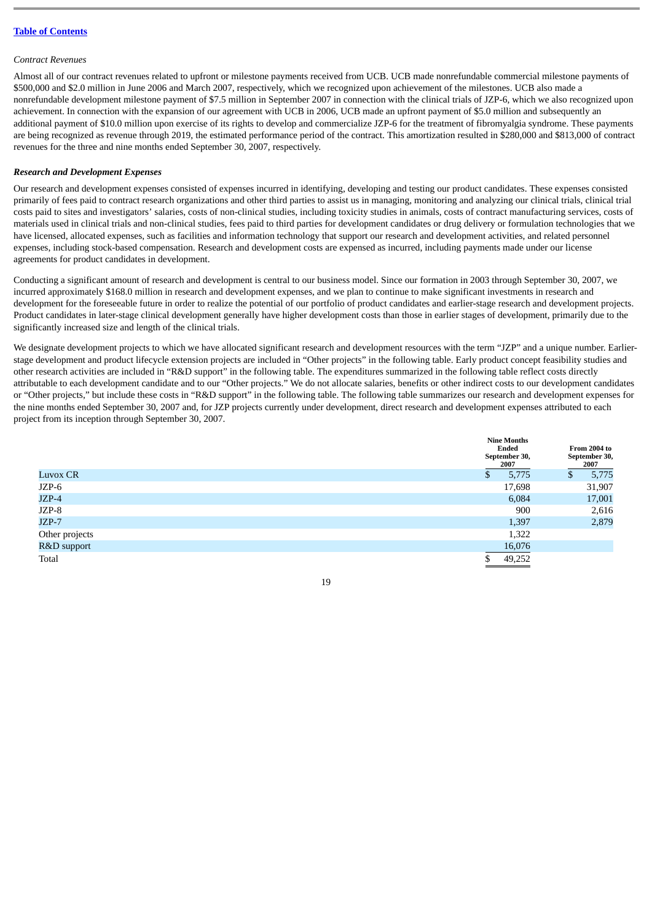[Table of Contents](#)

*Contract Revenues*

Almost all of our contract revenues related to upfront or milestone payments received from UCB. UCB made nonrefundable commercial milestone payments of $500,000 and $2.0 million in June 2006 and March 2007, respectively, which we recognized upon achievement of the milestones. UCB also made a nonrefundable development milestone payment of $7.5 million in September 2007 in connection with the clinical trials of JZP-6, which we also recognized upon achievement. In connection with the expansion of our agreement with UCB in 2006, UCB made an upfront payment of $5.0 million and subsequently an additional payment of $10.0 million upon exercise of its rights to develop and commercialize JZP-6 for the treatment of fibromyalgia syndrome. These payments are being recognized as revenue through 2019, the estimated performance period of the contract. This amortization resulted in $280,000 and $813,000 of contract revenues for the three and nine months ended September 30, 2007, respectively.

***Research and Development Expenses***

Our research and development expenses consisted of expenses incurred in identifying, developing and testing our product candidates. These expenses consisted primarily of fees paid to contract research organizations and other third parties to assist us in managing, monitoring and analyzing our clinical trials, clinical trial costs paid to sites and investigators' salaries, costs of non-clinical studies, including toxicity studies in animals, costs of contract manufacturing services, costs of materials used in clinical trials and non-clinical studies, fees paid to third parties for development candidates or drug delivery or formulation technologies that we have licensed, allocated expenses, such as facilities and information technology that support our research and development activities, and related personnel expenses, including stock-based compensation. Research and development costs are expensed as incurred, including payments made under our license agreements for product candidates in development.

Conducting a significant amount of research and development is central to our business model. Since our formation in 2003 through September 30, 2007, we incurred approximately $168.0 million in research and development expenses, and we plan to continue to make significant investments in research and development for the foreseeable future in order to realize the potential of our portfolio of product candidates and earlier-stage research and development projects. Product candidates in later-stage clinical development generally have higher development costs than those in earlier stages of development, primarily due to the significantly increased size and length of the clinical trials.

We designate development projects to which we have allocated significant research and development resources with the term "JZP" and a unique number. Earlier-stage development and product lifecycle extension projects are included in "Other projects" in the following table. Early product concept feasibility studies and other research activities are included in "R&D support" in the following table. The expenditures summarized in the following table reflect costs directly attributable to each development candidate and to our "Other projects." We do not allocate salaries, benefits or other indirect costs to our development candidates or "Other projects," but include these costs in "R&D support" in the following table. The following table summarizes our research and development expenses for the nine months ended September 30, 2007 and, for JZP projects currently under development, direct research and development expenses attributed to each project from its inception through September 30, 2007.

| | Nine Months Ended September 30, 2007 | From 2004 to September 30, 2007 |
|---|---|---|
| Luvox CR | $ 5,775 | $ 5,775 |
| JZP-6 | 17,698 | 31,907 |
| JZP-4 | 6,084 | 17,001 |
| JZP-8 | 900 | 2,616 |
| JZP-7 | 1,397 | 2,879 |
| Other projects | 1,322 | |
| R&D support | 16,076 | |
| Total | $ 49,252 | |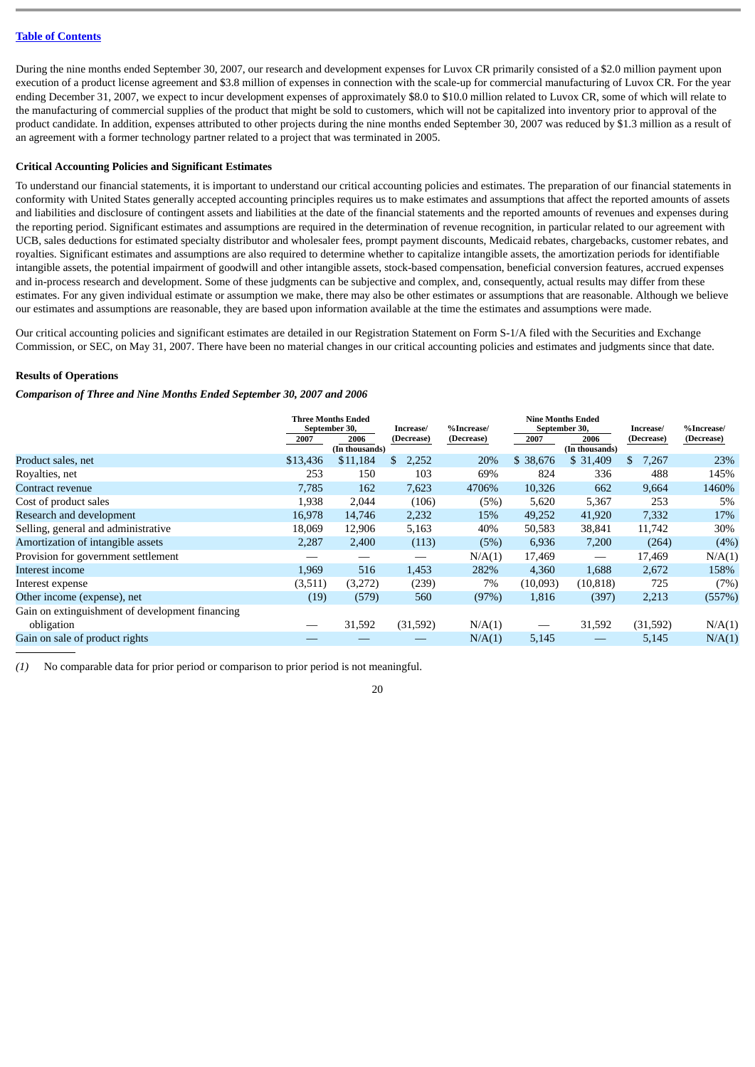[Table of Contents](#)

During the nine months ended September 30, 2007, our research and development expenses for Luvox CR primarily consisted of a $2.0 million payment upon execution of a product license agreement and $3.8 million of expenses in connection with the scale-up for commercial manufacturing of Luvox CR. For the year ending December 31, 2007, we expect to incur development expenses of approximately $8.0 to $10.0 million related to Luvox CR, some of which will relate to the manufacturing of commercial supplies of the product that might be sold to customers, which will not be capitalized into inventory prior to approval of the product candidate. In addition, expenses attributed to other projects during the nine months ended September 30, 2007 was reduced by $1.3 million as a result of an agreement with a former technology partner related to a project that was terminated in 2005.

**Critical Accounting Policies and Significant Estimates**

To understand our financial statements, it is important to understand our critical accounting policies and estimates. The preparation of our financial statements in conformity with United States generally accepted accounting principles requires us to make estimates and assumptions that affect the reported amounts of assets and liabilities and disclosure of contingent assets and liabilities at the date of the financial statements and the reported amounts of revenues and expenses during the reporting period. Significant estimates and assumptions are required in the determination of revenue recognition, in particular related to our agreement with UCB, sales deductions for estimated specialty distributor and wholesaler fees, prompt payment discounts, Medicaid rebates, chargebacks, customer rebates, and royalties. Significant estimates and assumptions are also required to determine whether to capitalize intangible assets, the amortization periods for identifiable intangible assets, the potential impairment of goodwill and other intangible assets, stock-based compensation, beneficial conversion features, accrued expenses and in-process research and development. Some of these judgments can be subjective and complex, and, consequently, actual results may differ from these estimates. For any given individual estimate or assumption we make, there may also be other estimates or assumptions that are reasonable. Although we believe our estimates and assumptions are reasonable, they are based upon information available at the time the estimates and assumptions were made.

Our critical accounting policies and significant estimates are detailed in our Registration Statement on Form S-1/A filed with the Securities and Exchange Commission, or SEC, on May 31, 2007. There have been no material changes in our critical accounting policies and estimates and judgments since that date.

**Results of Operations**

***Comparison of Three and Nine Months Ended September 30, 2007 and 2006***

| | Three Months Ended September 30, | | Increase/ (Decrease) | %Increase/ (Decrease) | Nine Months Ended September 30, | | Increase/ (Decrease) | %Increase/ (Decrease) |
|---|---|---|---|---|---|---|---|---|
| | 2007 | 2006 | | | 2007 | 2006 | | |
| | (In thousands) | | | | (In thousands) | | | |
| Product sales, net | $13,436 | $11,184 | $ 2,252 | 20% | $ 38,676 | $ 31,409 | $ 7,267 | 23% |
| Royalties, net | 253 | 150 | 103 | 69% | 824 | 336 | 488 | 145% |
| Contract revenue | 7,785 | 162 | 7,623 | 4706% | 10,326 | 662 | 9,664 | 1460% |
| Cost of product sales | 1,938 | 2,044 | (106) | (5%) | 5,620 | 5,367 | 253 | 5% |
| Research and development | 16,978 | 14,746 | 2,232 | 15% | 49,252 | 41,920 | 7,332 | 17% |
| Selling, general and administrative | 18,069 | 12,906 | 5,163 | 40% | 50,583 | 38,841 | 11,742 | 30% |
| Amortization of intangible assets | 2,287 | 2,400 | (113) | (5%) | 6,936 | 7,200 | (264) | (4%) |
| Provision for government settlement | — | — | — | N/A(1) | 17,469 | — | 17,469 | N/A(1) |
| Interest income | 1,969 | 516 | 1,453 | 282% | 4,360 | 1,688 | 2,672 | 158% |
| Interest expense | (3,511) | (3,272) | (239) | 7% | (10,093) | (10,818) | 725 | (7%) |
| Other income (expense), net | (19) | (579) | 560 | (97%) | 1,816 | (397) | 2,213 | (557%) |
| Gain on extinguishment of development financing obligation | — | 31,592 | (31,592) | N/A(1) | — | 31,592 | (31,592) | N/A(1) |
| Gain on sale of product rights | — | — | — | N/A(1) | 5,145 | — | 5,145 | N/A(1) |

*(1)* No comparable data for prior period or comparison to prior period is not meaningful.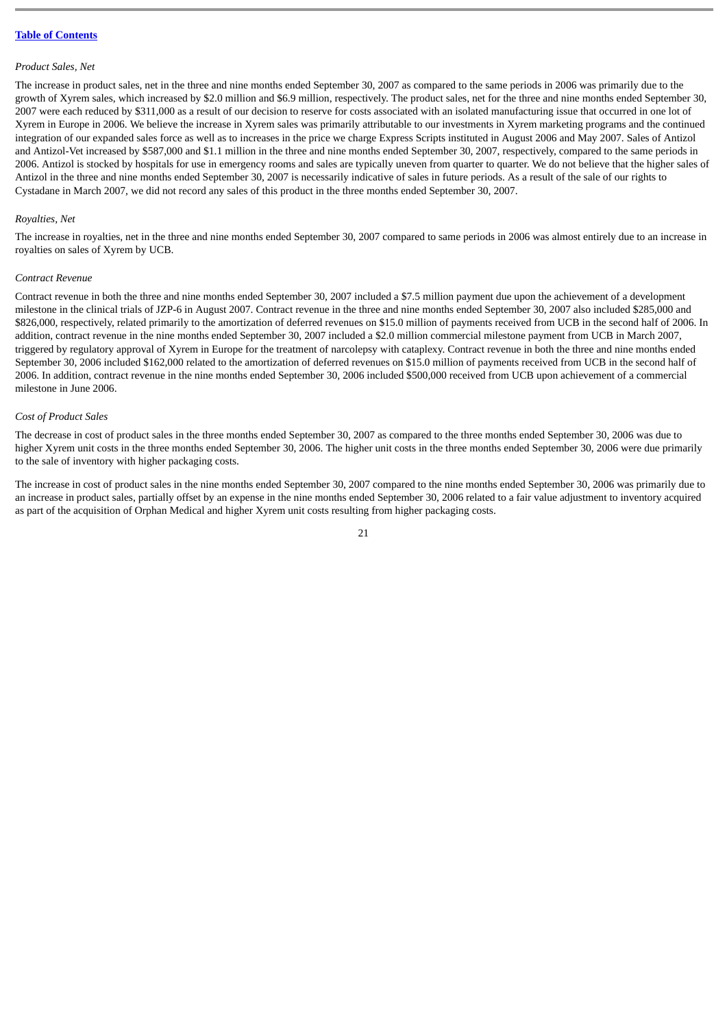*Product Sales, Net*

The increase in product sales, net in the three and nine months ended September 30, 2007 as compared to the same periods in 2006 was primarily due to the growth of Xyrem sales, which increased by $2.0 million and $6.9 million, respectively. The product sales, net for the three and nine months ended September 30, 2007 were each reduced by $311,000 as a result of our decision to reserve for costs associated with an isolated manufacturing issue that occurred in one lot of Xyrem in Europe in 2006. We believe the increase in Xyrem sales was primarily attributable to our investments in Xyrem marketing programs and the continued integration of our expanded sales force as well as to increases in the price we charge Express Scripts instituted in August 2006 and May 2007. Sales of Antizol and Antizol-Vet increased by $587,000 and $1.1 million in the three and nine months ended September 30, 2007, respectively, compared to the same periods in 2006. Antizol is stocked by hospitals for use in emergency rooms and sales are typically uneven from quarter to quarter. We do not believe that the higher sales of Antizol in the three and nine months ended September 30, 2007 is necessarily indicative of sales in future periods. As a result of the sale of our rights to Cystadane in March 2007, we did not record any sales of this product in the three months ended September 30, 2007.

*Royalties, Net*

The increase in royalties, net in the three and nine months ended September 30, 2007 compared to same periods in 2006 was almost entirely due to an increase in royalties on sales of Xyrem by UCB.

*Contract Revenue*

Contract revenue in both the three and nine months ended September 30, 2007 included a $7.5 million payment due upon the achievement of a development milestone in the clinical trials of JZP-6 in August 2007. Contract revenue in the three and nine months ended September 30, 2007 also included $285,000 and $826,000, respectively, related primarily to the amortization of deferred revenues on $15.0 million of payments received from UCB in the second half of 2006. In addition, contract revenue in the nine months ended September 30, 2007 included a $2.0 million commercial milestone payment from UCB in March 2007, triggered by regulatory approval of Xyrem in Europe for the treatment of narcolepsy with cataplexy. Contract revenue in both the three and nine months ended September 30, 2006 included $162,000 related to the amortization of deferred revenues on $15.0 million of payments received from UCB in the second half of 2006. In addition, contract revenue in the nine months ended September 30, 2006 included $500,000 received from UCB upon achievement of a commercial milestone in June 2006.

*Cost of Product Sales*

The decrease in cost of product sales in the three months ended September 30, 2007 as compared to the three months ended September 30, 2006 was due to higher Xyrem unit costs in the three months ended September 30, 2006. The higher unit costs in the three months ended September 30, 2006 were due primarily to the sale of inventory with higher packaging costs.

The increase in cost of product sales in the nine months ended September 30, 2007 compared to the nine months ended September 30, 2006 was primarily due to an increase in product sales, partially offset by an expense in the nine months ended September 30, 2006 related to a fair value adjustment to inventory acquired as part of the acquisition of Orphan Medical and higher Xyrem unit costs resulting from higher packaging costs.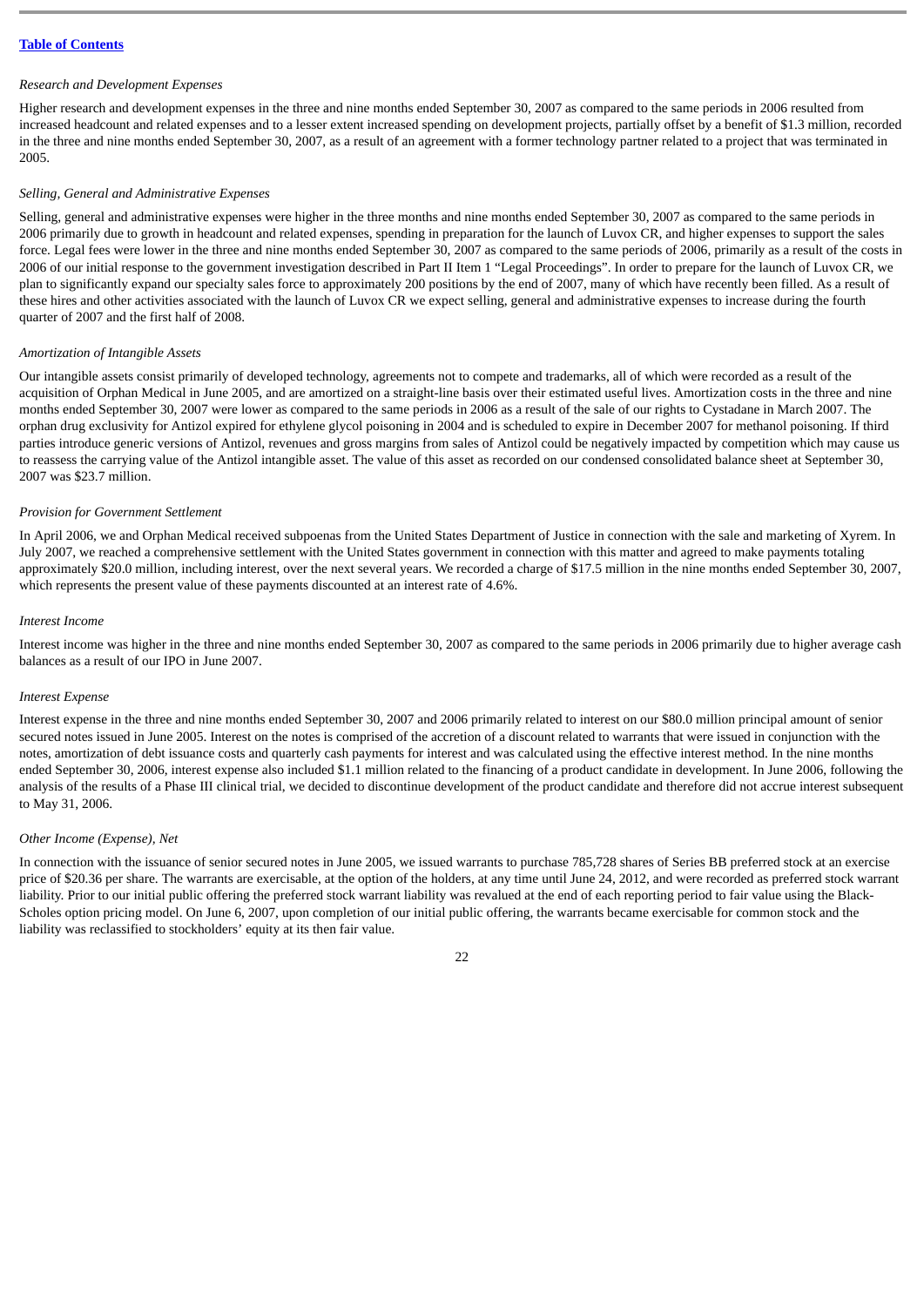*Research and Development Expenses*

Higher research and development expenses in the three and nine months ended September 30, 2007 as compared to the same periods in 2006 resulted from increased headcount and related expenses and to a lesser extent increased spending on development projects, partially offset by a benefit of $1.3 million, recorded in the three and nine months ended September 30, 2007, as a result of an agreement with a former technology partner related to a project that was terminated in 2005.

*Selling, General and Administrative Expenses*

Selling, general and administrative expenses were higher in the three months and nine months ended September 30, 2007 as compared to the same periods in 2006 primarily due to growth in headcount and related expenses, spending in preparation for the launch of Luvox CR, and higher expenses to support the sales force. Legal fees were lower in the three and nine months ended September 30, 2007 as compared to the same periods of 2006, primarily as a result of the costs in 2006 of our initial response to the government investigation described in Part II Item 1 "Legal Proceedings". In order to prepare for the launch of Luvox CR, we plan to significantly expand our specialty sales force to approximately 200 positions by the end of 2007, many of which have recently been filled. As a result of these hires and other activities associated with the launch of Luvox CR we expect selling, general and administrative expenses to increase during the fourth quarter of 2007 and the first half of 2008.

*Amortization of Intangible Assets*

Our intangible assets consist primarily of developed technology, agreements not to compete and trademarks, all of which were recorded as a result of the acquisition of Orphan Medical in June 2005, and are amortized on a straight-line basis over their estimated useful lives. Amortization costs in the three and nine months ended September 30, 2007 were lower as compared to the same periods in 2006 as a result of the sale of our rights to Cystadane in March 2007. The orphan drug exclusivity for Antizol expired for ethylene glycol poisoning in 2004 and is scheduled to expire in December 2007 for methanol poisoning. If third parties introduce generic versions of Antizol, revenues and gross margins from sales of Antizol could be negatively impacted by competition which may cause us to reassess the carrying value of the Antizol intangible asset. The value of this asset as recorded on our condensed consolidated balance sheet at September 30, 2007 was $23.7 million.

*Provision for Government Settlement*

In April 2006, we and Orphan Medical received subpoenas from the United States Department of Justice in connection with the sale and marketing of Xyrem. In July 2007, we reached a comprehensive settlement with the United States government in connection with this matter and agreed to make payments totaling approximately $20.0 million, including interest, over the next several years. We recorded a charge of $17.5 million in the nine months ended September 30, 2007, which represents the present value of these payments discounted at an interest rate of 4.6%.

*Interest Income*

Interest income was higher in the three and nine months ended September 30, 2007 as compared to the same periods in 2006 primarily due to higher average cash balances as a result of our IPO in June 2007.

*Interest Expense*

Interest expense in the three and nine months ended September 30, 2007 and 2006 primarily related to interest on our $80.0 million principal amount of senior secured notes issued in June 2005. Interest on the notes is comprised of the accretion of a discount related to warrants that were issued in conjunction with the notes, amortization of debt issuance costs and quarterly cash payments for interest and was calculated using the effective interest method. In the nine months ended September 30, 2006, interest expense also included $1.1 million related to the financing of a product candidate in development. In June 2006, following the analysis of the results of a Phase III clinical trial, we decided to discontinue development of the product candidate and therefore did not accrue interest subsequent to May 31, 2006.

*Other Income (Expense), Net*

In connection with the issuance of senior secured notes in June 2005, we issued warrants to purchase 785,728 shares of Series BB preferred stock at an exercise price of $20.36 per share. The warrants are exercisable, at the option of the holders, at any time until June 24, 2012, and were recorded as preferred stock warrant liability. Prior to our initial public offering the preferred stock warrant liability was revalued at the end of each reporting period to fair value using the Black-Scholes option pricing model. On June 6, 2007, upon completion of our initial public offering, the warrants became exercisable for common stock and the liability was reclassified to stockholders' equity at its then fair value.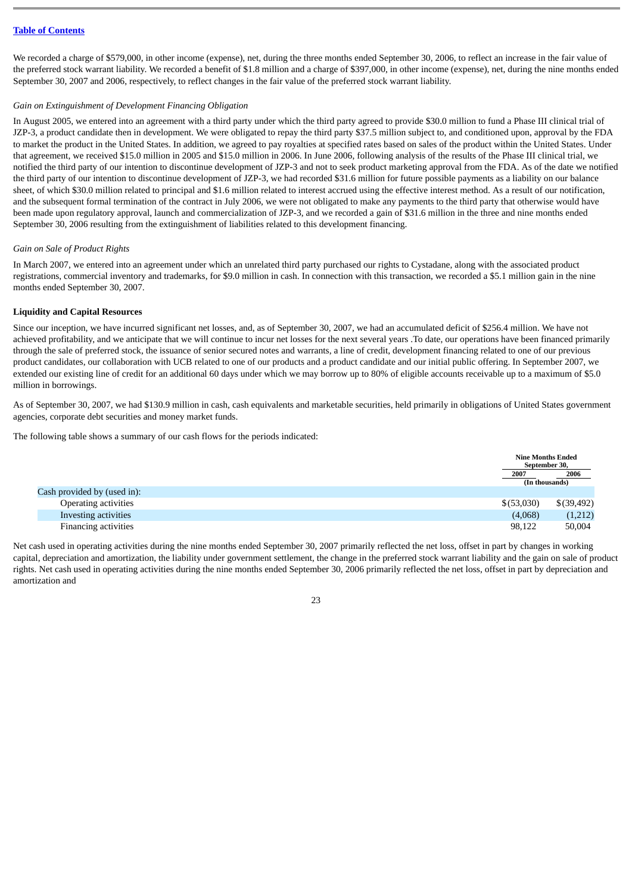We recorded a charge of $579,000, in other income (expense), net, during the three months ended September 30, 2006, to reflect an increase in the fair value of the preferred stock warrant liability. We recorded a benefit of $1.8 million and a charge of $397,000, in other income (expense), net, during the nine months ended September 30, 2007 and 2006, respectively, to reflect changes in the fair value of the preferred stock warrant liability.

*Gain on Extinguishment of Development Financing Obligation*

In August 2005, we entered into an agreement with a third party under which the third party agreed to provide $30.0 million to fund a Phase III clinical trial of JZP-3, a product candidate then in development. We were obligated to repay the third party $37.5 million subject to, and conditioned upon, approval by the FDA to market the product in the United States. In addition, we agreed to pay royalties at specified rates based on sales of the product within the United States. Under that agreement, we received $15.0 million in 2005 and $15.0 million in 2006. In June 2006, following analysis of the results of the Phase III clinical trial, we notified the third party of our intention to discontinue development of JZP-3 and not to seek product marketing approval from the FDA. As of the date we notified the third party of our intention to discontinue development of JZP-3, we had recorded $31.6 million for future possible payments as a liability on our balance sheet, of which $30.0 million related to principal and $1.6 million related to interest accrued using the effective interest method. As a result of our notification, and the subsequent formal termination of the contract in July 2006, we were not obligated to make any payments to the third party that otherwise would have been made upon regulatory approval, launch and commercialization of JZP-3, and we recorded a gain of $31.6 million in the three and nine months ended September 30, 2006 resulting from the extinguishment of liabilities related to this development financing.

*Gain on Sale of Product Rights*

In March 2007, we entered into an agreement under which an unrelated third party purchased our rights to Cystadane, along with the associated product registrations, commercial inventory and trademarks, for $9.0 million in cash. In connection with this transaction, we recorded a $5.1 million gain in the nine months ended September 30, 2007.

**Liquidity and Capital Resources**

Since our inception, we have incurred significant net losses, and, as of September 30, 2007, we had an accumulated deficit of $256.4 million. We have not achieved profitability, and we anticipate that we will continue to incur net losses for the next several years .To date, our operations have been financed primarily through the sale of preferred stock, the issuance of senior secured notes and warrants, a line of credit, development financing related to one of our previous product candidates, our collaboration with UCB related to one of our products and a product candidate and our initial public offering. In September 2007, we extended our existing line of credit for an additional 60 days under which we may borrow up to 80% of eligible accounts receivable up to a maximum of $5.0 million in borrowings.

As of September 30, 2007, we had $130.9 million in cash, cash equivalents and marketable securities, held primarily in obligations of United States government agencies, corporate debt securities and money market funds.

The following table shows a summary of our cash flows for the periods indicated:

| | Nine Months Ended September 30, | |
|---|---|---|
| | 2007 | 2006 |
| | (In thousands) | |
| Cash provided by (used in): | | |
| Operating activities | $(53,030) | $(39,492) |
| Investing activities | (4,068) | (1,212) |
| Financing activities | 98,122 | 50,004 |

Net cash used in operating activities during the nine months ended September 30, 2007 primarily reflected the net loss, offset in part by changes in working capital, depreciation and amortization, the liability under government settlement, the change in the preferred stock warrant liability and the gain on sale of product rights. Net cash used in operating activities during the nine months ended September 30, 2006 primarily reflected the net loss, offset in part by depreciation and amortization and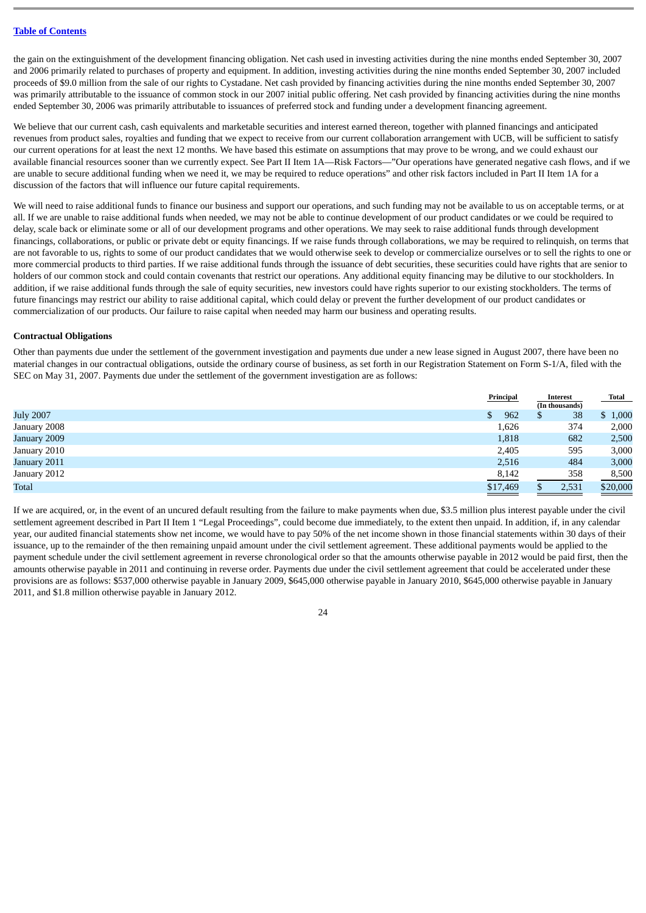[Table of Contents](#)

the gain on the extinguishment of the development financing obligation. Net cash used in investing activities during the nine months ended September 30, 2007 and 2006 primarily related to purchases of property and equipment. In addition, investing activities during the nine months ended September 30, 2007 included proceeds of $9.0 million from the sale of our rights to Cystadane. Net cash provided by financing activities during the nine months ended September 30, 2007 was primarily attributable to the issuance of common stock in our 2007 initial public offering. Net cash provided by financing activities during the nine months ended September 30, 2006 was primarily attributable to issuances of preferred stock and funding under a development financing agreement.

We believe that our current cash, cash equivalents and marketable securities and interest earned thereon, together with planned financings and anticipated revenues from product sales, royalties and funding that we expect to receive from our current collaboration arrangement with UCB, will be sufficient to satisfy our current operations for at least the next 12 months. We have based this estimate on assumptions that may prove to be wrong, and we could exhaust our available financial resources sooner than we currently expect. See Part II Item 1A—Risk Factors—"Our operations have generated negative cash flows, and if we are unable to secure additional funding when we need it, we may be required to reduce operations" and other risk factors included in Part II Item 1A for a discussion of the factors that will influence our future capital requirements.

We will need to raise additional funds to finance our business and support our operations, and such funding may not be available to us on acceptable terms, or at all. If we are unable to raise additional funds when needed, we may not be able to continue development of our product candidates or we could be required to delay, scale back or eliminate some or all of our development programs and other operations. We may seek to raise additional funds through development financings, collaborations, or public or private debt or equity financings. If we raise funds through collaborations, we may be required to relinquish, on terms that are not favorable to us, rights to some of our product candidates that we would otherwise seek to develop or commercialize ourselves or to sell the rights to one or more commercial products to third parties. If we raise additional funds through the issuance of debt securities, these securities could have rights that are senior to holders of our common stock and could contain covenants that restrict our operations. Any additional equity financing may be dilutive to our stockholders. In addition, if we raise additional funds through the sale of equity securities, new investors could have rights superior to our existing stockholders. The terms of future financings may restrict our ability to raise additional capital, which could delay or prevent the further development of our product candidates or commercialization of our products. Our failure to raise capital when needed may harm our business and operating results.

**Contractual Obligations**

Other than payments due under the settlement of the government investigation and payments due under a new lease signed in August 2007, there have been no material changes in our contractual obligations, outside the ordinary course of business, as set forth in our Registration Statement on Form S-1/A, filed with the SEC on May 31, 2007. Payments due under the settlement of the government investigation are as follows:

| | Principal | Interest (In thousands) | Total |
|---|---|---|---|
| July 2007 | $ 962 | $ 38 | $ 1,000 |
| January 2008 | 1,626 | 374 | 2,000 |
| January 2009 | 1,818 | 682 | 2,500 |
| January 2010 | 2,405 | 595 | 3,000 |
| January 2011 | 2,516 | 484 | 3,000 |
| January 2012 | 8,142 | 358 | 8,500 |
| Total | $17,469 | $ 2,531 | $20,000 |

If we are acquired, or, in the event of an uncured default resulting from the failure to make payments when due, $3.5 million plus interest payable under the civil settlement agreement described in Part II Item 1 "Legal Proceedings", could become due immediately, to the extent then unpaid. In addition, if, in any calendar year, our audited financial statements show net income, we would have to pay 50% of the net income shown in those financial statements within 30 days of their issuance, up to the remainder of the then remaining unpaid amount under the civil settlement agreement. These additional payments would be applied to the payment schedule under the civil settlement agreement in reverse chronological order so that the amounts otherwise payable in 2012 would be paid first, then the amounts otherwise payable in 2011 and continuing in reverse order. Payments due under the civil settlement agreement that could be accelerated under these provisions are as follows: $537,000 otherwise payable in January 2009, $645,000 otherwise payable in January 2010, $645,000 otherwise payable in January 2011, and $1.8 million otherwise payable in January 2012.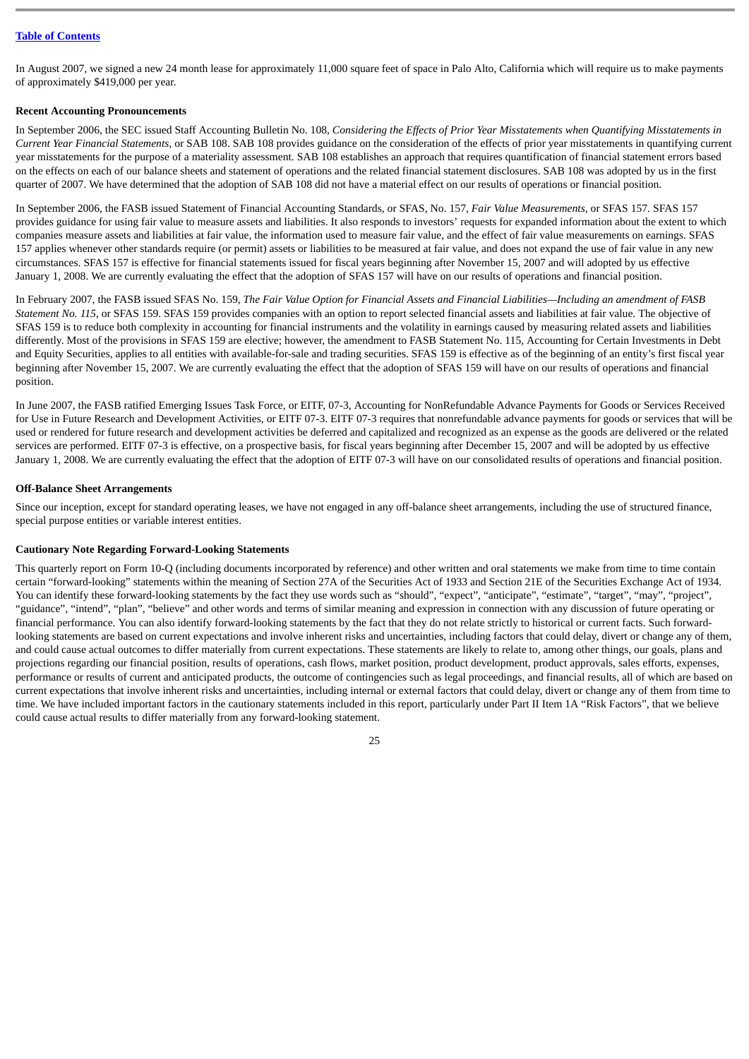In August 2007, we signed a new 24 month lease for approximately 11,000 square feet of space in Palo Alto, California which will require us to make payments of approximately $419,000 per year.

**Recent Accounting Pronouncements**

In September 2006, the SEC issued Staff Accounting Bulletin No. 108, *Considering the Effects of Prior Year Misstatements when Quantifying Misstatements in Current Year Financial Statements*, or SAB 108. SAB 108 provides guidance on the consideration of the effects of prior year misstatements in quantifying current year misstatements for the purpose of a materiality assessment. SAB 108 establishes an approach that requires quantification of financial statement errors based on the effects on each of our balance sheets and statement of operations and the related financial statement disclosures. SAB 108 was adopted by us in the first quarter of 2007. We have determined that the adoption of SAB 108 did not have a material effect on our results of operations or financial position.

In September 2006, the FASB issued Statement of Financial Accounting Standards, or SFAS, No. 157, *Fair Value Measurements*, or SFAS 157. SFAS 157 provides guidance for using fair value to measure assets and liabilities. It also responds to investors' requests for expanded information about the extent to which companies measure assets and liabilities at fair value, the information used to measure fair value, and the effect of fair value measurements on earnings. SFAS 157 applies whenever other standards require (or permit) assets or liabilities to be measured at fair value, and does not expand the use of fair value in any new circumstances. SFAS 157 is effective for financial statements issued for fiscal years beginning after November 15, 2007 and will adopted by us effective January 1, 2008. We are currently evaluating the effect that the adoption of SFAS 157 will have on our results of operations and financial position.

In February 2007, the FASB issued SFAS No. 159, *The Fair Value Option for Financial Assets and Financial Liabilities—Including an amendment of FASB Statement No. 115*, or SFAS 159. SFAS 159 provides companies with an option to report selected financial assets and liabilities at fair value. The objective of SFAS 159 is to reduce both complexity in accounting for financial instruments and the volatility in earnings caused by measuring related assets and liabilities differently. Most of the provisions in SFAS 159 are elective; however, the amendment to FASB Statement No. 115, Accounting for Certain Investments in Debt and Equity Securities, applies to all entities with available-for-sale and trading securities. SFAS 159 is effective as of the beginning of an entity's first fiscal year beginning after November 15, 2007. We are currently evaluating the effect that the adoption of SFAS 159 will have on our results of operations and financial position.

In June 2007, the FASB ratified Emerging Issues Task Force, or EITF, 07-3, Accounting for NonRefundable Advance Payments for Goods or Services Received for Use in Future Research and Development Activities, or EITF 07-3. EITF 07-3 requires that nonrefundable advance payments for goods or services that will be used or rendered for future research and development activities be deferred and capitalized and recognized as an expense as the goods are delivered or the related services are performed. EITF 07-3 is effective, on a prospective basis, for fiscal years beginning after December 15, 2007 and will be adopted by us effective January 1, 2008. We are currently evaluating the effect that the adoption of EITF 07-3 will have on our consolidated results of operations and financial position.

**Off-Balance Sheet Arrangements**

Since our inception, except for standard operating leases, we have not engaged in any off-balance sheet arrangements, including the use of structured finance, special purpose entities or variable interest entities.

**Cautionary Note Regarding Forward-Looking Statements**

This quarterly report on Form 10-Q (including documents incorporated by reference) and other written and oral statements we make from time to time contain certain "forward-looking" statements within the meaning of Section 27A of the Securities Act of 1933 and Section 21E of the Securities Exchange Act of 1934. You can identify these forward-looking statements by the fact they use words such as "should", "expect", "anticipate", "estimate", "target", "may", "project", "guidance", "intend", "plan", "believe" and other words and terms of similar meaning and expression in connection with any discussion of future operating or financial performance. You can also identify forward-looking statements by the fact that they do not relate strictly to historical or current facts. Such forward-looking statements are based on current expectations and involve inherent risks and uncertainties, including factors that could delay, divert or change any of them, and could cause actual outcomes to differ materially from current expectations. These statements are likely to relate to, among other things, our goals, plans and projections regarding our financial position, results of operations, cash flows, market position, product development, product approvals, sales efforts, expenses, performance or results of current and anticipated products, the outcome of contingencies such as legal proceedings, and financial results, all of which are based on current expectations that involve inherent risks and uncertainties, including internal or external factors that could delay, divert or change any of them from time to time. We have included important factors in the cautionary statements included in this report, particularly under Part II Item 1A "Risk Factors", that we believe could cause actual results to differ materially from any forward-looking statement.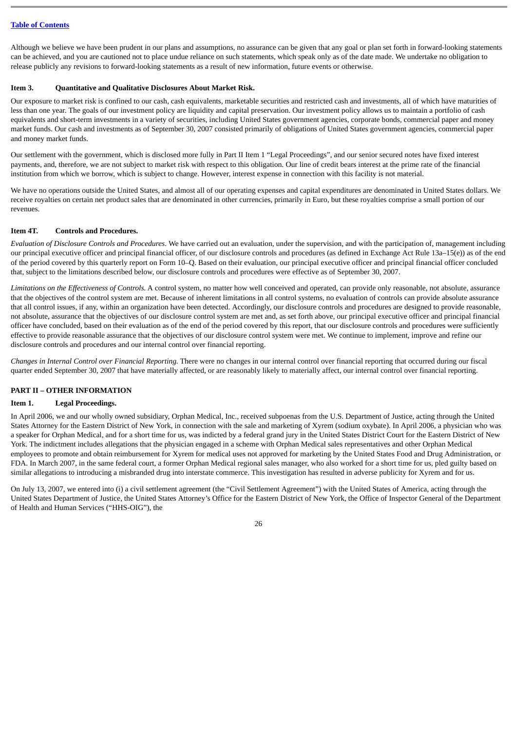Although we believe we have been prudent in our plans and assumptions, no assurance can be given that any goal or plan set forth in forward-looking statements can be achieved, and you are cautioned not to place undue reliance on such statements, which speak only as of the date made. We undertake no obligation to release publicly any revisions to forward-looking statements as a result of new information, future events or otherwise.

### Item 3. Quantitative and Qualitative Disclosures About Market Risk.

Our exposure to market risk is confined to our cash, cash equivalents, marketable securities and restricted cash and investments, all of which have maturities of less than one year. The goals of our investment policy are liquidity and capital preservation. Our investment policy allows us to maintain a portfolio of cash equivalents and short-term investments in a variety of securities, including United States government agencies, corporate bonds, commercial paper and money market funds. Our cash and investments as of September 30, 2007 consisted primarily of obligations of United States government agencies, commercial paper and money market funds.

Our settlement with the government, which is disclosed more fully in Part II Item 1 "Legal Proceedings", and our senior secured notes have fixed interest payments, and, therefore, we are not subject to market risk with respect to this obligation. Our line of credit bears interest at the prime rate of the financial institution from which we borrow, which is subject to change. However, interest expense in connection with this facility is not material.

We have no operations outside the United States, and almost all of our operating expenses and capital expenditures are denominated in United States dollars. We receive royalties on certain net product sales that are denominated in other currencies, primarily in Euro, but these royalties comprise a small portion of our revenues.

### Item 4T. Controls and Procedures.

*Evaluation of Disclosure Controls and Procedures*. We have carried out an evaluation, under the supervision, and with the participation of, management including our principal executive officer and principal financial officer, of our disclosure controls and procedures (as defined in Exchange Act Rule 13a–15(e)) as of the end of the period covered by this quarterly report on Form 10–Q. Based on their evaluation, our principal executive officer and principal financial officer concluded that, subject to the limitations described below, our disclosure controls and procedures were effective as of September 30, 2007.

*Limitations on the Effectiveness of Controls.* A control system, no matter how well conceived and operated, can provide only reasonable, not absolute, assurance that the objectives of the control system are met. Because of inherent limitations in all control systems, no evaluation of controls can provide absolute assurance that all control issues, if any, within an organization have been detected. Accordingly, our disclosure controls and procedures are designed to provide reasonable, not absolute, assurance that the objectives of our disclosure control system are met and, as set forth above, our principal executive officer and principal financial officer have concluded, based on their evaluation as of the end of the period covered by this report, that our disclosure controls and procedures were sufficiently effective to provide reasonable assurance that the objectives of our disclosure control system were met. We continue to implement, improve and refine our disclosure controls and procedures and our internal control over financial reporting.

*Changes in Internal Control over Financial Reporting.* There were no changes in our internal control over financial reporting that occurred during our fiscal quarter ended September 30, 2007 that have materially affected, or are reasonably likely to materially affect, our internal control over financial reporting.

## PART II – OTHER INFORMATION

### Item 1. Legal Proceedings.

In April 2006, we and our wholly owned subsidiary, Orphan Medical, Inc., received subpoenas from the U.S. Department of Justice, acting through the United States Attorney for the Eastern District of New York, in connection with the sale and marketing of Xyrem (sodium oxybate). In April 2006, a physician who was a speaker for Orphan Medical, and for a short time for us, was indicted by a federal grand jury in the United States District Court for the Eastern District of New York. The indictment includes allegations that the physician engaged in a scheme with Orphan Medical sales representatives and other Orphan Medical employees to promote and obtain reimbursement for Xyrem for medical uses not approved for marketing by the United States Food and Drug Administration, or FDA. In March 2007, in the same federal court, a former Orphan Medical regional sales manager, who also worked for a short time for us, pled guilty based on similar allegations to introducing a misbranded drug into interstate commerce. This investigation has resulted in adverse publicity for Xyrem and for us.

On July 13, 2007, we entered into (i) a civil settlement agreement (the "Civil Settlement Agreement") with the United States of America, acting through the United States Department of Justice, the United States Attorney's Office for the Eastern District of New York, the Office of Inspector General of the Department of Health and Human Services ("HHS-OIG"), the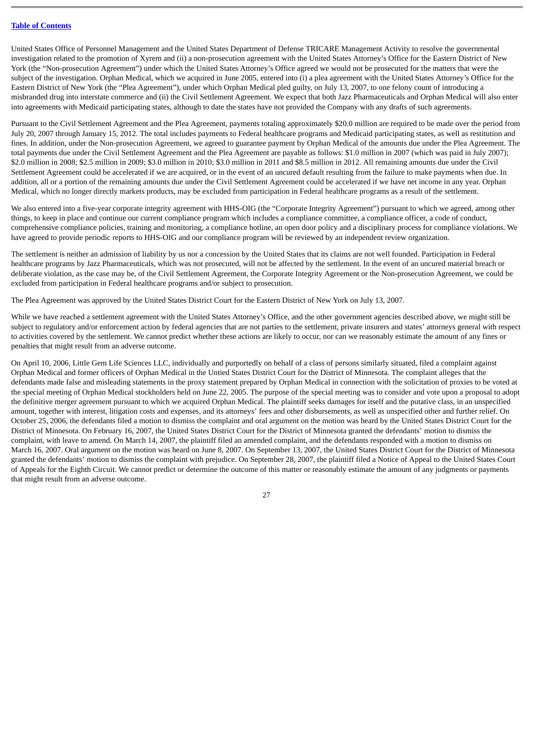United States Office of Personnel Management and the United States Department of Defense TRICARE Management Activity to resolve the governmental investigation related to the promotion of Xyrem and (ii) a non-prosecution agreement with the United States Attorney's Office for the Eastern District of New York (the "Non-prosecution Agreement") under which the United States Attorney's Office agreed we would not be prosecuted for the matters that were the subject of the investigation. Orphan Medical, which we acquired in June 2005, entered into (i) a plea agreement with the United States Attorney's Office for the Eastern District of New York (the "Plea Agreement"), under which Orphan Medical pled guilty, on July 13, 2007, to one felony count of introducing a misbranded drug into interstate commerce and (ii) the Civil Settlement Agreement. We expect that both Jazz Pharmaceuticals and Orphan Medical will also enter into agreements with Medicaid participating states, although to date the states have not provided the Company with any drafts of such agreements.

Pursuant to the Civil Settlement Agreement and the Plea Agreement, payments totaling approximately $20.0 million are required to be made over the period from July 20, 2007 through January 15, 2012. The total includes payments to Federal healthcare programs and Medicaid participating states, as well as restitution and fines. In addition, under the Non-prosecution Agreement, we agreed to guarantee payment by Orphan Medical of the amounts due under the Plea Agreement. The total payments due under the Civil Settlement Agreement and the Plea Agreement are payable as follows: $1.0 million in 2007 (which was paid in July 2007); $2.0 million in 2008; $2.5 million in 2009; $3.0 million in 2010; $3.0 million in 2011 and $8.5 million in 2012. All remaining amounts due under the Civil Settlement Agreement could be accelerated if we are acquired, or in the event of an uncured default resulting from the failure to make payments when due. In addition, all or a portion of the remaining amounts due under the Civil Settlement Agreement could be accelerated if we have net income in any year. Orphan Medical, which no longer directly markets products, may be excluded from participation in Federal healthcare programs as a result of the settlement.

We also entered into a five-year corporate integrity agreement with HHS-OIG (the "Corporate Integrity Agreement") pursuant to which we agreed, among other things, to keep in place and continue our current compliance program which includes a compliance committee, a compliance officer, a code of conduct, comprehensive compliance policies, training and monitoring, a compliance hotline, an open door policy and a disciplinary process for compliance violations. We have agreed to provide periodic reports to HHS-OIG and our compliance program will be reviewed by an independent review organization.

The settlement is neither an admission of liability by us nor a concession by the United States that its claims are not well founded. Participation in Federal healthcare programs by Jazz Pharmaceuticals, which was not prosecuted, will not be affected by the settlement. In the event of an uncured material breach or deliberate violation, as the case may be, of the Civil Settlement Agreement, the Corporate Integrity Agreement or the Non-prosecution Agreement, we could be excluded from participation in Federal healthcare programs and/or subject to prosecution.

The Plea Agreement was approved by the United States District Court for the Eastern District of New York on July 13, 2007.

While we have reached a settlement agreement with the United States Attorney's Office, and the other government agencies described above, we might still be subject to regulatory and/or enforcement action by federal agencies that are not parties to the settlement, private insurers and states' attorneys general with respect to activities covered by the settlement. We cannot predict whether these actions are likely to occur, nor can we reasonably estimate the amount of any fines or penalties that might result from an adverse outcome.

On April 10, 2006, Little Gem Life Sciences LLC, individually and purportedly on behalf of a class of persons similarly situated, filed a complaint against Orphan Medical and former officers of Orphan Medical in the Untied States District Court for the District of Minnesota. The complaint alleges that the defendants made false and misleading statements in the proxy statement prepared by Orphan Medical in connection with the solicitation of proxies to be voted at the special meeting of Orphan Medical stockholders held on June 22, 2005. The purpose of the special meeting was to consider and vote upon a proposal to adopt the definitive merger agreement pursuant to which we acquired Orphan Medical. The plaintiff seeks damages for itself and the putative class, in an unspecified amount, together with interest, litigation costs and expenses, and its attorneys' fees and other disbursements, as well as unspecified other and further relief. On October 25, 2006, the defendants filed a motion to dismiss the complaint and oral argument on the motion was heard by the United States District Court for the District of Minnesota. On February 16, 2007, the United States District Court for the District of Minnesota granted the defendants' motion to dismiss the complaint, with leave to amend. On March 14, 2007, the plaintiff filed an amended complaint, and the defendants responded with a motion to dismiss on March 16, 2007. Oral argument on the motion was heard on June 8, 2007. On September 13, 2007, the United States District Court for the District of Minnesota granted the defendants' motion to dismiss the complaint with prejudice. On September 28, 2007, the plaintiff filed a Notice of Appeal to the United States Court of Appeals for the Eighth Circuit. We cannot predict or determine the outcome of this matter or reasonably estimate the amount of any judgments or payments that might result from an adverse outcome.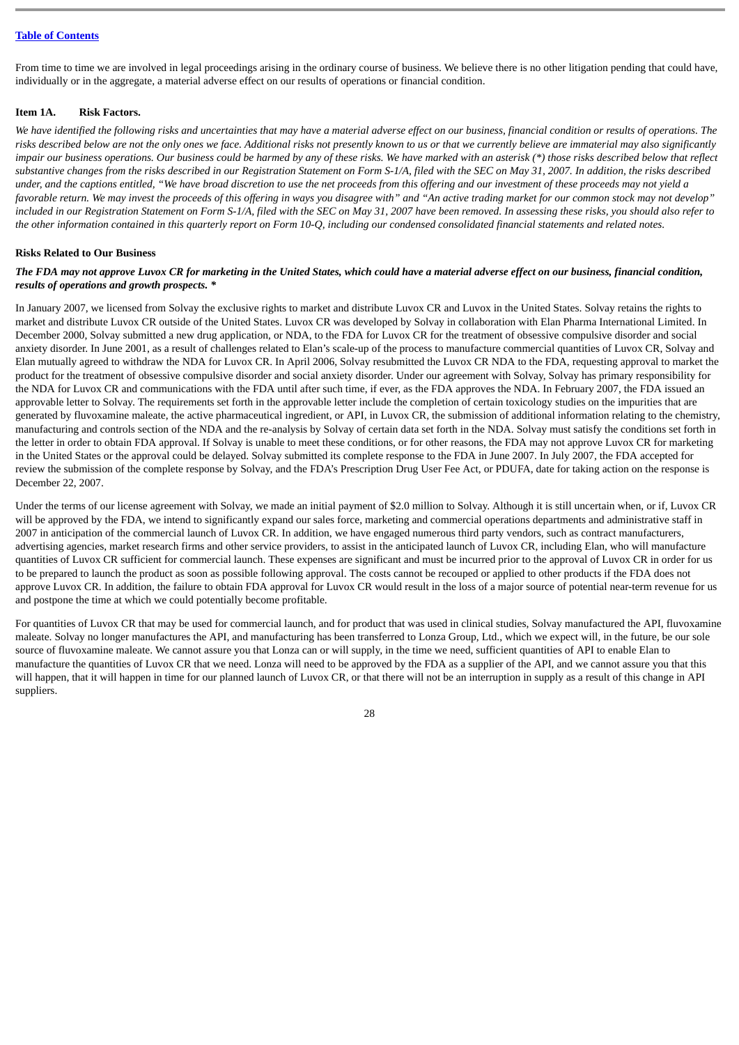From time to time we are involved in legal proceedings arising in the ordinary course of business. We believe there is no other litigation pending that could have, individually or in the aggregate, a material adverse effect on our results of operations or financial condition.

### Item 1A. Risk Factors.

*We have identified the following risks and uncertainties that may have a material adverse effect on our business, financial condition or results of operations. The risks described below are not the only ones we face. Additional risks not presently known to us or that we currently believe are immaterial may also significantly impair our business operations. Our business could be harmed by any of these risks. We have marked with an asterisk (*) those risks described below that reflect substantive changes from the risks described in our Registration Statement on Form S-1/A, filed with the SEC on May 31, 2007. In addition, the risks described under, and the captions entitled, "We have broad discretion to use the net proceeds from this offering and our investment of these proceeds may not yield a favorable return. We may invest the proceeds of this offering in ways you disagree with" and "An active trading market for our common stock may not develop" included in our Registration Statement on Form S-1/A, filed with the SEC on May 31, 2007 have been removed. In assessing these risks, you should also refer to the other information contained in this quarterly report on Form 10-Q, including our condensed consolidated financial statements and related notes.*

#### Risks Related to Our Business

***The FDA may not approve Luvox CR for marketing in the United States, which could have a material adverse effect on our business, financial condition, results of operations and growth prospects. \****

In January 2007, we licensed from Solvay the exclusive rights to market and distribute Luvox CR and Luvox in the United States. Solvay retains the rights to market and distribute Luvox CR outside of the United States. Luvox CR was developed by Solvay in collaboration with Elan Pharma International Limited. In December 2000, Solvay submitted a new drug application, or NDA, to the FDA for Luvox CR for the treatment of obsessive compulsive disorder and social anxiety disorder. In June 2001, as a result of challenges related to Elan's scale-up of the process to manufacture commercial quantities of Luvox CR, Solvay and Elan mutually agreed to withdraw the NDA for Luvox CR. In April 2006, Solvay resubmitted the Luvox CR NDA to the FDA, requesting approval to market the product for the treatment of obsessive compulsive disorder and social anxiety disorder. Under our agreement with Solvay, Solvay has primary responsibility for the NDA for Luvox CR and communications with the FDA until after such time, if ever, as the FDA approves the NDA. In February 2007, the FDA issued an approvable letter to Solvay. The requirements set forth in the approvable letter include the completion of certain toxicology studies on the impurities that are generated by fluvoxamine maleate, the active pharmaceutical ingredient, or API, in Luvox CR, the submission of additional information relating to the chemistry, manufacturing and controls section of the NDA and the re-analysis by Solvay of certain data set forth in the NDA. Solvay must satisfy the conditions set forth in the letter in order to obtain FDA approval. If Solvay is unable to meet these conditions, or for other reasons, the FDA may not approve Luvox CR for marketing in the United States or the approval could be delayed. Solvay submitted its complete response to the FDA in June 2007. In July 2007, the FDA accepted for review the submission of the complete response by Solvay, and the FDA's Prescription Drug User Fee Act, or PDUFA, date for taking action on the response is December 22, 2007.

Under the terms of our license agreement with Solvay, we made an initial payment of $2.0 million to Solvay. Although it is still uncertain when, or if, Luvox CR will be approved by the FDA, we intend to significantly expand our sales force, marketing and commercial operations departments and administrative staff in 2007 in anticipation of the commercial launch of Luvox CR. In addition, we have engaged numerous third party vendors, such as contract manufacturers, advertising agencies, market research firms and other service providers, to assist in the anticipated launch of Luvox CR, including Elan, who will manufacture quantities of Luvox CR sufficient for commercial launch. These expenses are significant and must be incurred prior to the approval of Luvox CR in order for us to be prepared to launch the product as soon as possible following approval. The costs cannot be recouped or applied to other products if the FDA does not approve Luvox CR. In addition, the failure to obtain FDA approval for Luvox CR would result in the loss of a major source of potential near-term revenue for us and postpone the time at which we could potentially become profitable.

For quantities of Luvox CR that may be used for commercial launch, and for product that was used in clinical studies, Solvay manufactured the API, fluvoxamine maleate. Solvay no longer manufactures the API, and manufacturing has been transferred to Lonza Group, Ltd., which we expect will, in the future, be our sole source of fluvoxamine maleate. We cannot assure you that Lonza can or will supply, in the time we need, sufficient quantities of API to enable Elan to manufacture the quantities of Luvox CR that we need. Lonza will need to be approved by the FDA as a supplier of the API, and we cannot assure you that this will happen, that it will happen in time for our planned launch of Luvox CR, or that there will not be an interruption in supply as a result of this change in API suppliers.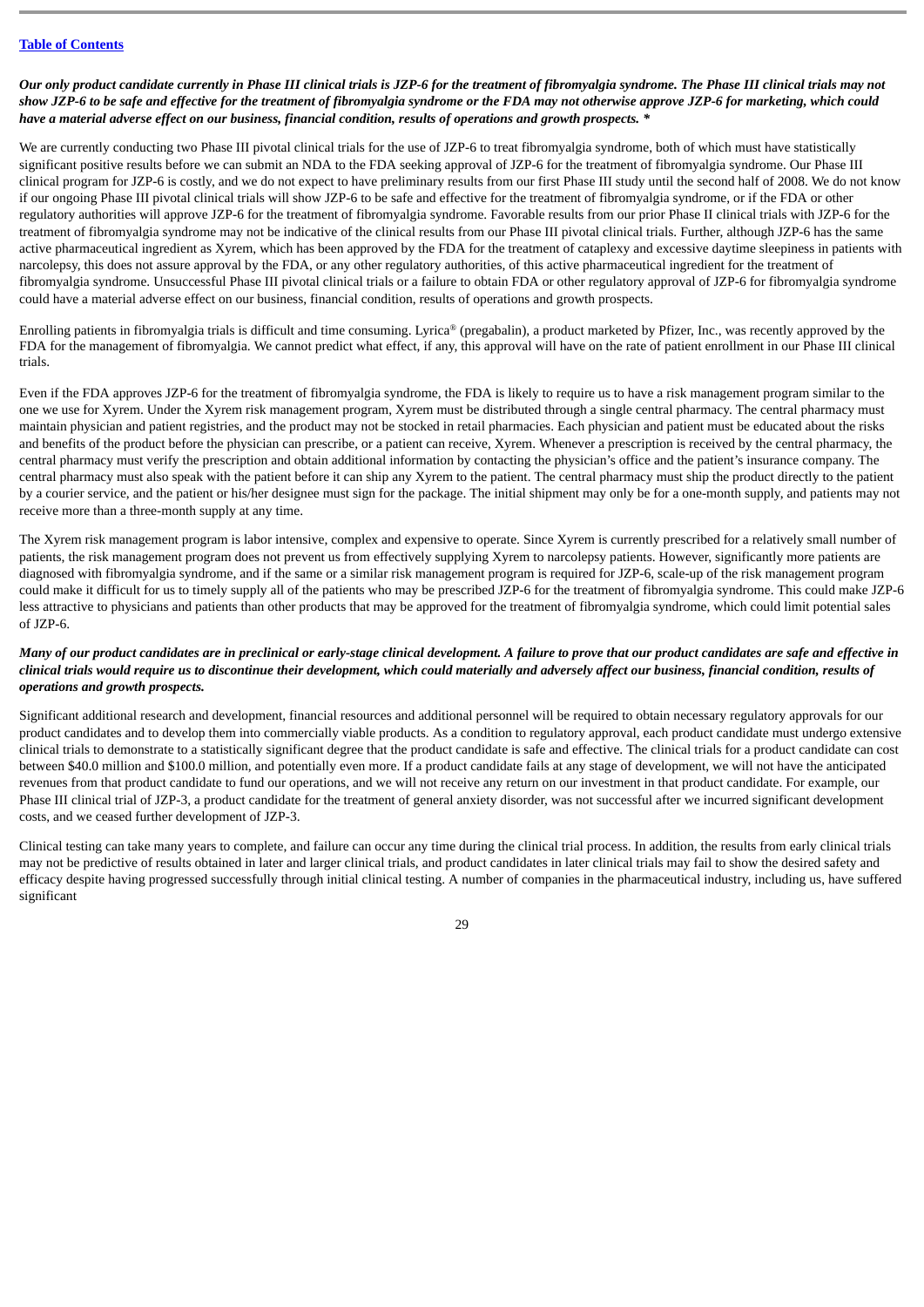***Our only product candidate currently in Phase III clinical trials is JZP-6 for the treatment of fibromyalgia syndrome. The Phase III clinical trials may not show JZP-6 to be safe and effective for the treatment of fibromyalgia syndrome or the FDA may not otherwise approve JZP-6 for marketing, which could have a material adverse effect on our business, financial condition, results of operations and growth prospects. ****

We are currently conducting two Phase III pivotal clinical trials for the use of JZP-6 to treat fibromyalgia syndrome, both of which must have statistically significant positive results before we can submit an NDA to the FDA seeking approval of JZP-6 for the treatment of fibromyalgia syndrome. Our Phase III clinical program for JZP-6 is costly, and we do not expect to have preliminary results from our first Phase III study until the second half of 2008. We do not know if our ongoing Phase III pivotal clinical trials will show JZP-6 to be safe and effective for the treatment of fibromyalgia syndrome, or if the FDA or other regulatory authorities will approve JZP-6 for the treatment of fibromyalgia syndrome. Favorable results from our prior Phase II clinical trials with JZP-6 for the treatment of fibromyalgia syndrome may not be indicative of the clinical results from our Phase III pivotal clinical trials. Further, although JZP-6 has the same active pharmaceutical ingredient as Xyrem, which has been approved by the FDA for the treatment of cataplexy and excessive daytime sleepiness in patients with narcolepsy, this does not assure approval by the FDA, or any other regulatory authorities, of this active pharmaceutical ingredient for the treatment of fibromyalgia syndrome. Unsuccessful Phase III pivotal clinical trials or a failure to obtain FDA or other regulatory approval of JZP-6 for fibromyalgia syndrome could have a material adverse effect on our business, financial condition, results of operations and growth prospects.

Enrolling patients in fibromyalgia trials is difficult and time consuming. Lyrica® (pregabalin), a product marketed by Pfizer, Inc., was recently approved by the FDA for the management of fibromyalgia. We cannot predict what effect, if any, this approval will have on the rate of patient enrollment in our Phase III clinical trials.

Even if the FDA approves JZP-6 for the treatment of fibromyalgia syndrome, the FDA is likely to require us to have a risk management program similar to the one we use for Xyrem. Under the Xyrem risk management program, Xyrem must be distributed through a single central pharmacy. The central pharmacy must maintain physician and patient registries, and the product may not be stocked in retail pharmacies. Each physician and patient must be educated about the risks and benefits of the product before the physician can prescribe, or a patient can receive, Xyrem. Whenever a prescription is received by the central pharmacy, the central pharmacy must verify the prescription and obtain additional information by contacting the physician's office and the patient's insurance company. The central pharmacy must also speak with the patient before it can ship any Xyrem to the patient. The central pharmacy must ship the product directly to the patient by a courier service, and the patient or his/her designee must sign for the package. The initial shipment may only be for a one-month supply, and patients may not receive more than a three-month supply at any time.

The Xyrem risk management program is labor intensive, complex and expensive to operate. Since Xyrem is currently prescribed for a relatively small number of patients, the risk management program does not prevent us from effectively supplying Xyrem to narcolepsy patients. However, significantly more patients are diagnosed with fibromyalgia syndrome, and if the same or a similar risk management program is required for JZP-6, scale-up of the risk management program could make it difficult for us to timely supply all of the patients who may be prescribed JZP-6 for the treatment of fibromyalgia syndrome. This could make JZP-6 less attractive to physicians and patients than other products that may be approved for the treatment of fibromyalgia syndrome, which could limit potential sales of JZP-6.

***Many of our product candidates are in preclinical or early-stage clinical development. A failure to prove that our product candidates are safe and effective in clinical trials would require us to discontinue their development, which could materially and adversely affect our business, financial condition, results of operations and growth prospects.***

Significant additional research and development, financial resources and additional personnel will be required to obtain necessary regulatory approvals for our product candidates and to develop them into commercially viable products. As a condition to regulatory approval, each product candidate must undergo extensive clinical trials to demonstrate to a statistically significant degree that the product candidate is safe and effective. The clinical trials for a product candidate can cost between $40.0 million and $100.0 million, and potentially even more. If a product candidate fails at any stage of development, we will not have the anticipated revenues from that product candidate to fund our operations, and we will not receive any return on our investment in that product candidate. For example, our Phase III clinical trial of JZP-3, a product candidate for the treatment of general anxiety disorder, was not successful after we incurred significant development costs, and we ceased further development of JZP-3.

Clinical testing can take many years to complete, and failure can occur any time during the clinical trial process. In addition, the results from early clinical trials may not be predictive of results obtained in later and larger clinical trials, and product candidates in later clinical trials may fail to show the desired safety and efficacy despite having progressed successfully through initial clinical testing. A number of companies in the pharmaceutical industry, including us, have suffered significant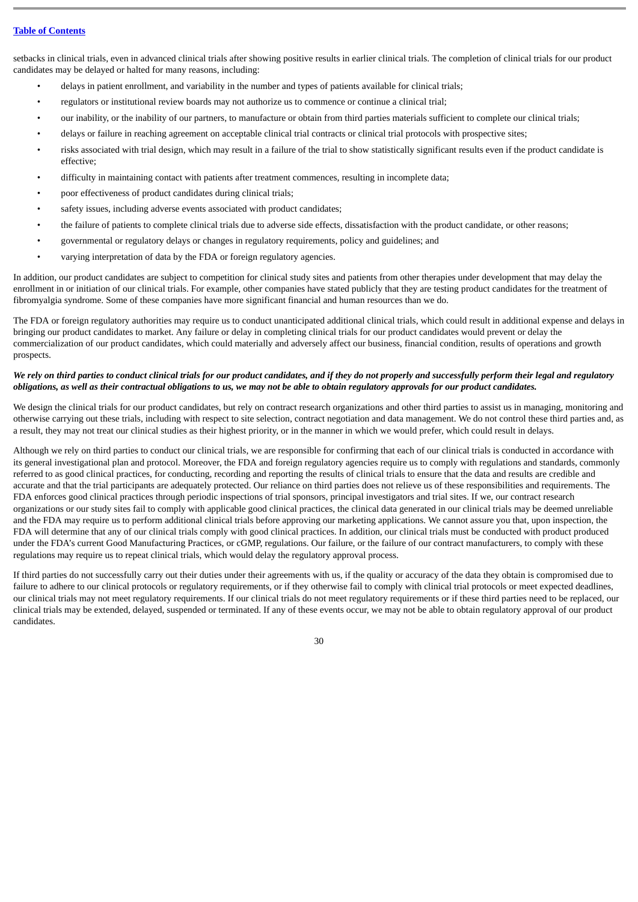setbacks in clinical trials, even in advanced clinical trials after showing positive results in earlier clinical trials. The completion of clinical trials for our product candidates may be delayed or halted for many reasons, including:

- delays in patient enrollment, and variability in the number and types of patients available for clinical trials;
- regulators or institutional review boards may not authorize us to commence or continue a clinical trial;
- our inability, or the inability of our partners, to manufacture or obtain from third parties materials sufficient to complete our clinical trials;
- delays or failure in reaching agreement on acceptable clinical trial contracts or clinical trial protocols with prospective sites;
- risks associated with trial design, which may result in a failure of the trial to show statistically significant results even if the product candidate is effective;
- difficulty in maintaining contact with patients after treatment commences, resulting in incomplete data;
- poor effectiveness of product candidates during clinical trials;
- safety issues, including adverse events associated with product candidates;
- the failure of patients to complete clinical trials due to adverse side effects, dissatisfaction with the product candidate, or other reasons;
- governmental or regulatory delays or changes in regulatory requirements, policy and guidelines; and
- varying interpretation of data by the FDA or foreign regulatory agencies.

In addition, our product candidates are subject to competition for clinical study sites and patients from other therapies under development that may delay the enrollment in or initiation of our clinical trials. For example, other companies have stated publicly that they are testing product candidates for the treatment of fibromyalgia syndrome. Some of these companies have more significant financial and human resources than we do.

The FDA or foreign regulatory authorities may require us to conduct unanticipated additional clinical trials, which could result in additional expense and delays in bringing our product candidates to market. Any failure or delay in completing clinical trials for our product candidates would prevent or delay the commercialization of our product candidates, which could materially and adversely affect our business, financial condition, results of operations and growth prospects.

***We rely on third parties to conduct clinical trials for our product candidates, and if they do not properly and successfully perform their legal and regulatory obligations, as well as their contractual obligations to us, we may not be able to obtain regulatory approvals for our product candidates.***

We design the clinical trials for our product candidates, but rely on contract research organizations and other third parties to assist us in managing, monitoring and otherwise carrying out these trials, including with respect to site selection, contract negotiation and data management. We do not control these third parties and, as a result, they may not treat our clinical studies as their highest priority, or in the manner in which we would prefer, which could result in delays.

Although we rely on third parties to conduct our clinical trials, we are responsible for confirming that each of our clinical trials is conducted in accordance with its general investigational plan and protocol. Moreover, the FDA and foreign regulatory agencies require us to comply with regulations and standards, commonly referred to as good clinical practices, for conducting, recording and reporting the results of clinical trials to ensure that the data and results are credible and accurate and that the trial participants are adequately protected. Our reliance on third parties does not relieve us of these responsibilities and requirements. The FDA enforces good clinical practices through periodic inspections of trial sponsors, principal investigators and trial sites. If we, our contract research organizations or our study sites fail to comply with applicable good clinical practices, the clinical data generated in our clinical trials may be deemed unreliable and the FDA may require us to perform additional clinical trials before approving our marketing applications. We cannot assure you that, upon inspection, the FDA will determine that any of our clinical trials comply with good clinical practices. In addition, our clinical trials must be conducted with product produced under the FDA's current Good Manufacturing Practices, or cGMP, regulations. Our failure, or the failure of our contract manufacturers, to comply with these regulations may require us to repeat clinical trials, which would delay the regulatory approval process.

If third parties do not successfully carry out their duties under their agreements with us, if the quality or accuracy of the data they obtain is compromised due to failure to adhere to our clinical protocols or regulatory requirements, or if they otherwise fail to comply with clinical trial protocols or meet expected deadlines, our clinical trials may not meet regulatory requirements. If our clinical trials do not meet regulatory requirements or if these third parties need to be replaced, our clinical trials may be extended, delayed, suspended or terminated. If any of these events occur, we may not be able to obtain regulatory approval of our product candidates.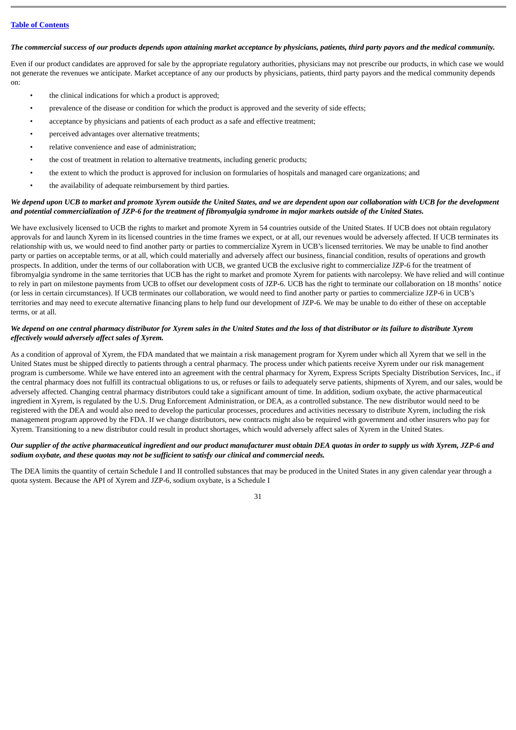***The commercial success of our products depends upon attaining market acceptance by physicians, patients, third party payors and the medical community.***

Even if our product candidates are approved for sale by the appropriate regulatory authorities, physicians may not prescribe our products, in which case we would not generate the revenues we anticipate. Market acceptance of any our products by physicians, patients, third party payors and the medical community depends on:

- the clinical indications for which a product is approved;
- prevalence of the disease or condition for which the product is approved and the severity of side effects;
- acceptance by physicians and patients of each product as a safe and effective treatment;
- perceived advantages over alternative treatments;
- relative convenience and ease of administration;
- the cost of treatment in relation to alternative treatments, including generic products;
- the extent to which the product is approved for inclusion on formularies of hospitals and managed care organizations; and
- the availability of adequate reimbursement by third parties.

***We depend upon UCB to market and promote Xyrem outside the United States, and we are dependent upon our collaboration with UCB for the development and potential commercialization of JZP-6 for the treatment of fibromyalgia syndrome in major markets outside of the United States.***

We have exclusively licensed to UCB the rights to market and promote Xyrem in 54 countries outside of the United States. If UCB does not obtain regulatory approvals for and launch Xyrem in its licensed countries in the time frames we expect, or at all, our revenues would be adversely affected. If UCB terminates its relationship with us, we would need to find another party or parties to commercialize Xyrem in UCB's licensed territories. We may be unable to find another party or parties on acceptable terms, or at all, which could materially and adversely affect our business, financial condition, results of operations and growth prospects. In addition, under the terms of our collaboration with UCB, we granted UCB the exclusive right to commercialize JZP-6 for the treatment of fibromyalgia syndrome in the same territories that UCB has the right to market and promote Xyrem for patients with narcolepsy. We have relied and will continue to rely in part on milestone payments from UCB to offset our development costs of JZP-6. UCB has the right to terminate our collaboration on 18 months' notice (or less in certain circumstances). If UCB terminates our collaboration, we would need to find another party or parties to commercialize JZP-6 in UCB's territories and may need to execute alternative financing plans to help fund our development of JZP-6. We may be unable to do either of these on acceptable terms, or at all.

***We depend on one central pharmacy distributor for Xyrem sales in the United States and the loss of that distributor or its failure to distribute Xyrem effectively would adversely affect sales of Xyrem.***

As a condition of approval of Xyrem, the FDA mandated that we maintain a risk management program for Xyrem under which all Xyrem that we sell in the United States must be shipped directly to patients through a central pharmacy. The process under which patients receive Xyrem under our risk management program is cumbersome. While we have entered into an agreement with the central pharmacy for Xyrem, Express Scripts Specialty Distribution Services, Inc., if the central pharmacy does not fulfill its contractual obligations to us, or refuses or fails to adequately serve patients, shipments of Xyrem, and our sales, would be adversely affected. Changing central pharmacy distributors could take a significant amount of time. In addition, sodium oxybate, the active pharmaceutical ingredient in Xyrem, is regulated by the U.S. Drug Enforcement Administration, or DEA, as a controlled substance. The new distributor would need to be registered with the DEA and would also need to develop the particular processes, procedures and activities necessary to distribute Xyrem, including the risk management program approved by the FDA. If we change distributors, new contracts might also be required with government and other insurers who pay for Xyrem. Transitioning to a new distributor could result in product shortages, which would adversely affect sales of Xyrem in the United States.

***Our supplier of the active pharmaceutical ingredient and our product manufacturer must obtain DEA quotas in order to supply us with Xyrem, JZP-6 and sodium oxybate, and these quotas may not be sufficient to satisfy our clinical and commercial needs.***

The DEA limits the quantity of certain Schedule I and II controlled substances that may be produced in the United States in any given calendar year through a quota system. Because the API of Xyrem and JZP-6, sodium oxybate, is a Schedule I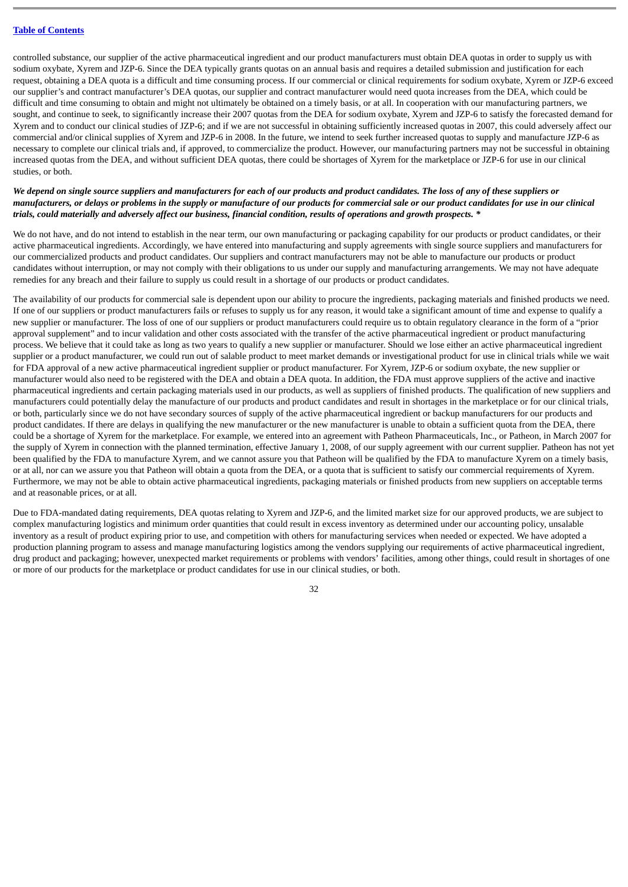controlled substance, our supplier of the active pharmaceutical ingredient and our product manufacturers must obtain DEA quotas in order to supply us with sodium oxybate, Xyrem and JZP-6. Since the DEA typically grants quotas on an annual basis and requires a detailed submission and justification for each request, obtaining a DEA quota is a difficult and time consuming process. If our commercial or clinical requirements for sodium oxybate, Xyrem or JZP-6 exceed our supplier's and contract manufacturer's DEA quotas, our supplier and contract manufacturer would need quota increases from the DEA, which could be difficult and time consuming to obtain and might not ultimately be obtained on a timely basis, or at all. In cooperation with our manufacturing partners, we sought, and continue to seek, to significantly increase their 2007 quotas from the DEA for sodium oxybate, Xyrem and JZP-6 to satisfy the forecasted demand for Xyrem and to conduct our clinical studies of JZP-6; and if we are not successful in obtaining sufficiently increased quotas in 2007, this could adversely affect our commercial and/or clinical supplies of Xyrem and JZP-6 in 2008. In the future, we intend to seek further increased quotas to supply and manufacture JZP-6 as necessary to complete our clinical trials and, if approved, to commercialize the product. However, our manufacturing partners may not be successful in obtaining increased quotas from the DEA, and without sufficient DEA quotas, there could be shortages of Xyrem for the marketplace or JZP-6 for use in our clinical studies, or both.

***We depend on single source suppliers and manufacturers for each of our products and product candidates. The loss of any of these suppliers or manufacturers, or delays or problems in the supply or manufacture of our products for commercial sale or our product candidates for use in our clinical trials, could materially and adversely affect our business, financial condition, results of operations and growth prospects. ****

We do not have, and do not intend to establish in the near term, our own manufacturing or packaging capability for our products or product candidates, or their active pharmaceutical ingredients. Accordingly, we have entered into manufacturing and supply agreements with single source suppliers and manufacturers for our commercialized products and product candidates. Our suppliers and contract manufacturers may not be able to manufacture our products or product candidates without interruption, or may not comply with their obligations to us under our supply and manufacturing arrangements. We may not have adequate remedies for any breach and their failure to supply us could result in a shortage of our products or product candidates.

The availability of our products for commercial sale is dependent upon our ability to procure the ingredients, packaging materials and finished products we need. If one of our suppliers or product manufacturers fails or refuses to supply us for any reason, it would take a significant amount of time and expense to qualify a new supplier or manufacturer. The loss of one of our suppliers or product manufacturers could require us to obtain regulatory clearance in the form of a "prior approval supplement" and to incur validation and other costs associated with the transfer of the active pharmaceutical ingredient or product manufacturing process. We believe that it could take as long as two years to qualify a new supplier or manufacturer. Should we lose either an active pharmaceutical ingredient supplier or a product manufacturer, we could run out of salable product to meet market demands or investigational product for use in clinical trials while we wait for FDA approval of a new active pharmaceutical ingredient supplier or product manufacturer. For Xyrem, JZP-6 or sodium oxybate, the new supplier or manufacturer would also need to be registered with the DEA and obtain a DEA quota. In addition, the FDA must approve suppliers of the active and inactive pharmaceutical ingredients and certain packaging materials used in our products, as well as suppliers of finished products. The qualification of new suppliers and manufacturers could potentially delay the manufacture of our products and product candidates and result in shortages in the marketplace or for our clinical trials, or both, particularly since we do not have secondary sources of supply of the active pharmaceutical ingredient or backup manufacturers for our products and product candidates. If there are delays in qualifying the new manufacturer or the new manufacturer is unable to obtain a sufficient quota from the DEA, there could be a shortage of Xyrem for the marketplace. For example, we entered into an agreement with Patheon Pharmaceuticals, Inc., or Patheon, in March 2007 for the supply of Xyrem in connection with the planned termination, effective January 1, 2008, of our supply agreement with our current supplier. Patheon has not yet been qualified by the FDA to manufacture Xyrem, and we cannot assure you that Patheon will be qualified by the FDA to manufacture Xyrem on a timely basis, or at all, nor can we assure you that Patheon will obtain a quota from the DEA, or a quota that is sufficient to satisfy our commercial requirements of Xyrem. Furthermore, we may not be able to obtain active pharmaceutical ingredients, packaging materials or finished products from new suppliers on acceptable terms and at reasonable prices, or at all.

Due to FDA-mandated dating requirements, DEA quotas relating to Xyrem and JZP-6, and the limited market size for our approved products, we are subject to complex manufacturing logistics and minimum order quantities that could result in excess inventory as determined under our accounting policy, unsalable inventory as a result of product expiring prior to use, and competition with others for manufacturing services when needed or expected. We have adopted a production planning program to assess and manage manufacturing logistics among the vendors supplying our requirements of active pharmaceutical ingredient, drug product and packaging; however, unexpected market requirements or problems with vendors' facilities, among other things, could result in shortages of one or more of our products for the marketplace or product candidates for use in our clinical studies, or both.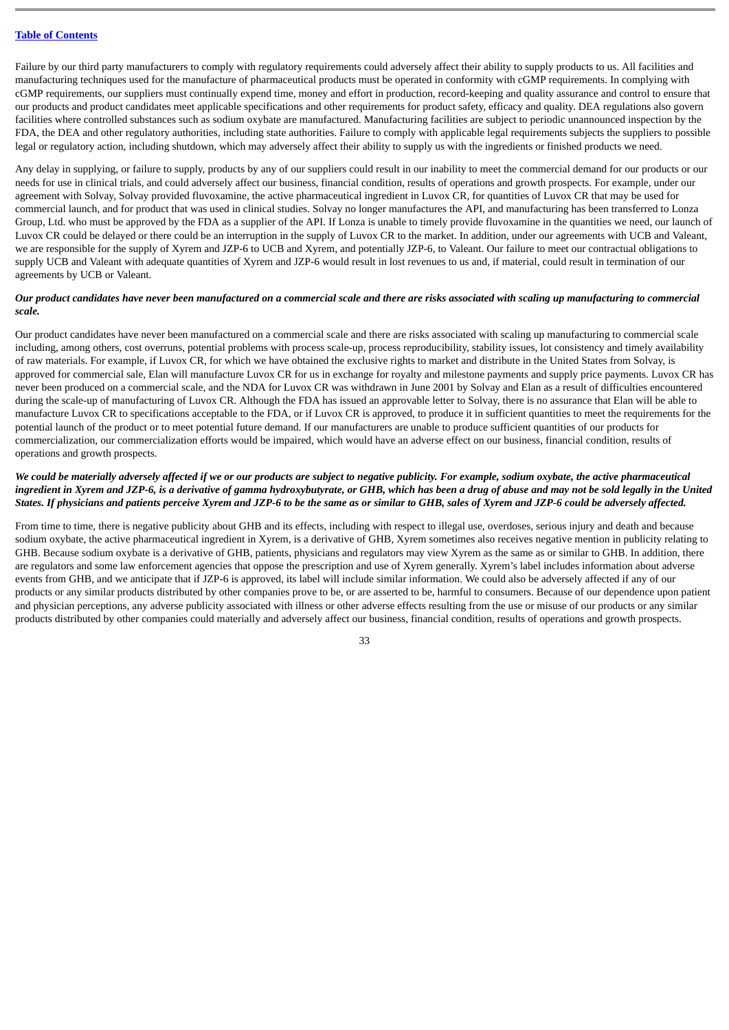Failure by our third party manufacturers to comply with regulatory requirements could adversely affect their ability to supply products to us. All facilities and manufacturing techniques used for the manufacture of pharmaceutical products must be operated in conformity with cGMP requirements. In complying with cGMP requirements, our suppliers must continually expend time, money and effort in production, record-keeping and quality assurance and control to ensure that our products and product candidates meet applicable specifications and other requirements for product safety, efficacy and quality. DEA regulations also govern facilities where controlled substances such as sodium oxybate are manufactured. Manufacturing facilities are subject to periodic unannounced inspection by the FDA, the DEA and other regulatory authorities, including state authorities. Failure to comply with applicable legal requirements subjects the suppliers to possible legal or regulatory action, including shutdown, which may adversely affect their ability to supply us with the ingredients or finished products we need.

Any delay in supplying, or failure to supply, products by any of our suppliers could result in our inability to meet the commercial demand for our products or our needs for use in clinical trials, and could adversely affect our business, financial condition, results of operations and growth prospects. For example, under our agreement with Solvay, Solvay provided fluvoxamine, the active pharmaceutical ingredient in Luvox CR, for quantities of Luvox CR that may be used for commercial launch, and for product that was used in clinical studies. Solvay no longer manufactures the API, and manufacturing has been transferred to Lonza Group, Ltd. who must be approved by the FDA as a supplier of the API. If Lonza is unable to timely provide fluvoxamine in the quantities we need, our launch of Luvox CR could be delayed or there could be an interruption in the supply of Luvox CR to the market. In addition, under our agreements with UCB and Valeant, we are responsible for the supply of Xyrem and JZP-6 to UCB and Xyrem, and potentially JZP-6, to Valeant. Our failure to meet our contractual obligations to supply UCB and Valeant with adequate quantities of Xyrem and JZP-6 would result in lost revenues to us and, if material, could result in termination of our agreements by UCB or Valeant.

***Our product candidates have never been manufactured on a commercial scale and there are risks associated with scaling up manufacturing to commercial scale.***

Our product candidates have never been manufactured on a commercial scale and there are risks associated with scaling up manufacturing to commercial scale including, among others, cost overruns, potential problems with process scale-up, process reproducibility, stability issues, lot consistency and timely availability of raw materials. For example, if Luvox CR, for which we have obtained the exclusive rights to market and distribute in the United States from Solvay, is approved for commercial sale, Elan will manufacture Luvox CR for us in exchange for royalty and milestone payments and supply price payments. Luvox CR has never been produced on a commercial scale, and the NDA for Luvox CR was withdrawn in June 2001 by Solvay and Elan as a result of difficulties encountered during the scale-up of manufacturing of Luvox CR. Although the FDA has issued an approvable letter to Solvay, there is no assurance that Elan will be able to manufacture Luvox CR to specifications acceptable to the FDA, or if Luvox CR is approved, to produce it in sufficient quantities to meet the requirements for the potential launch of the product or to meet potential future demand. If our manufacturers are unable to produce sufficient quantities of our products for commercialization, our commercialization efforts would be impaired, which would have an adverse effect on our business, financial condition, results of operations and growth prospects.

***We could be materially adversely affected if we or our products are subject to negative publicity. For example, sodium oxybate, the active pharmaceutical ingredient in Xyrem and JZP-6, is a derivative of gamma hydroxybutyrate, or GHB, which has been a drug of abuse and may not be sold legally in the United States. If physicians and patients perceive Xyrem and JZP-6 to be the same as or similar to GHB, sales of Xyrem and JZP-6 could be adversely affected.***

From time to time, there is negative publicity about GHB and its effects, including with respect to illegal use, overdoses, serious injury and death and because sodium oxybate, the active pharmaceutical ingredient in Xyrem, is a derivative of GHB, Xyrem sometimes also receives negative mention in publicity relating to GHB. Because sodium oxybate is a derivative of GHB, patients, physicians and regulators may view Xyrem as the same as or similar to GHB. In addition, there are regulators and some law enforcement agencies that oppose the prescription and use of Xyrem generally. Xyrem's label includes information about adverse events from GHB, and we anticipate that if JZP-6 is approved, its label will include similar information. We could also be adversely affected if any of our products or any similar products distributed by other companies prove to be, or are asserted to be, harmful to consumers. Because of our dependence upon patient and physician perceptions, any adverse publicity associated with illness or other adverse effects resulting from the use or misuse of our products or any similar products distributed by other companies could materially and adversely affect our business, financial condition, results of operations and growth prospects.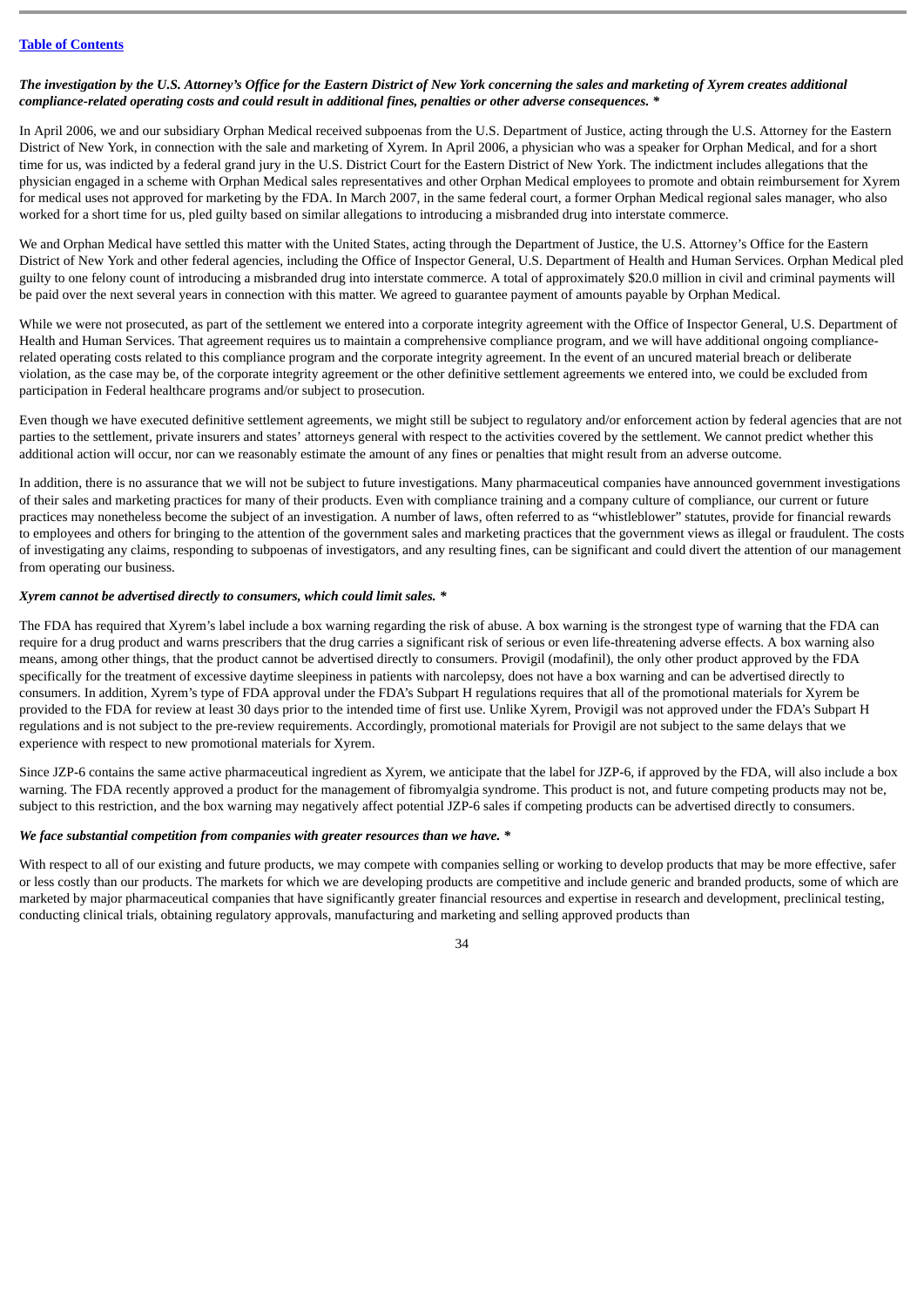***The investigation by the U.S. Attorney's Office for the Eastern District of New York concerning the sales and marketing of Xyrem creates additional compliance-related operating costs and could result in additional fines, penalties or other adverse consequences. ****

In April 2006, we and our subsidiary Orphan Medical received subpoenas from the U.S. Department of Justice, acting through the U.S. Attorney for the Eastern District of New York, in connection with the sale and marketing of Xyrem. In April 2006, a physician who was a speaker for Orphan Medical, and for a short time for us, was indicted by a federal grand jury in the U.S. District Court for the Eastern District of New York. The indictment includes allegations that the physician engaged in a scheme with Orphan Medical sales representatives and other Orphan Medical employees to promote and obtain reimbursement for Xyrem for medical uses not approved for marketing by the FDA. In March 2007, in the same federal court, a former Orphan Medical regional sales manager, who also worked for a short time for us, pled guilty based on similar allegations to introducing a misbranded drug into interstate commerce.

We and Orphan Medical have settled this matter with the United States, acting through the Department of Justice, the U.S. Attorney's Office for the Eastern District of New York and other federal agencies, including the Office of Inspector General, U.S. Department of Health and Human Services. Orphan Medical pled guilty to one felony count of introducing a misbranded drug into interstate commerce. A total of approximately $20.0 million in civil and criminal payments will be paid over the next several years in connection with this matter. We agreed to guarantee payment of amounts payable by Orphan Medical.

While we were not prosecuted, as part of the settlement we entered into a corporate integrity agreement with the Office of Inspector General, U.S. Department of Health and Human Services. That agreement requires us to maintain a comprehensive compliance program, and we will have additional ongoing compliance-related operating costs related to this compliance program and the corporate integrity agreement. In the event of an uncured material breach or deliberate violation, as the case may be, of the corporate integrity agreement or the other definitive settlement agreements we entered into, we could be excluded from participation in Federal healthcare programs and/or subject to prosecution.

Even though we have executed definitive settlement agreements, we might still be subject to regulatory and/or enforcement action by federal agencies that are not parties to the settlement, private insurers and states' attorneys general with respect to the activities covered by the settlement. We cannot predict whether this additional action will occur, nor can we reasonably estimate the amount of any fines or penalties that might result from an adverse outcome.

In addition, there is no assurance that we will not be subject to future investigations. Many pharmaceutical companies have announced government investigations of their sales and marketing practices for many of their products. Even with compliance training and a company culture of compliance, our current or future practices may nonetheless become the subject of an investigation. A number of laws, often referred to as "whistleblower" statutes, provide for financial rewards to employees and others for bringing to the attention of the government sales and marketing practices that the government views as illegal or fraudulent. The costs of investigating any claims, responding to subpoenas of investigators, and any resulting fines, can be significant and could divert the attention of our management from operating our business.

***Xyrem cannot be advertised directly to consumers, which could limit sales. ****

The FDA has required that Xyrem's label include a box warning regarding the risk of abuse. A box warning is the strongest type of warning that the FDA can require for a drug product and warns prescribers that the drug carries a significant risk of serious or even life-threatening adverse effects. A box warning also means, among other things, that the product cannot be advertised directly to consumers. Provigil (modafinil), the only other product approved by the FDA specifically for the treatment of excessive daytime sleepiness in patients with narcolepsy, does not have a box warning and can be advertised directly to consumers. In addition, Xyrem's type of FDA approval under the FDA's Subpart H regulations requires that all of the promotional materials for Xyrem be provided to the FDA for review at least 30 days prior to the intended time of first use. Unlike Xyrem, Provigil was not approved under the FDA's Subpart H regulations and is not subject to the pre-review requirements. Accordingly, promotional materials for Provigil are not subject to the same delays that we experience with respect to new promotional materials for Xyrem.

Since JZP-6 contains the same active pharmaceutical ingredient as Xyrem, we anticipate that the label for JZP-6, if approved by the FDA, will also include a box warning. The FDA recently approved a product for the management of fibromyalgia syndrome. This product is not, and future competing products may not be, subject to this restriction, and the box warning may negatively affect potential JZP-6 sales if competing products can be advertised directly to consumers.

***We face substantial competition from companies with greater resources than we have. ****

With respect to all of our existing and future products, we may compete with companies selling or working to develop products that may be more effective, safer or less costly than our products. The markets for which we are developing products are competitive and include generic and branded products, some of which are marketed by major pharmaceutical companies that have significantly greater financial resources and expertise in research and development, preclinical testing, conducting clinical trials, obtaining regulatory approvals, manufacturing and marketing and selling approved products than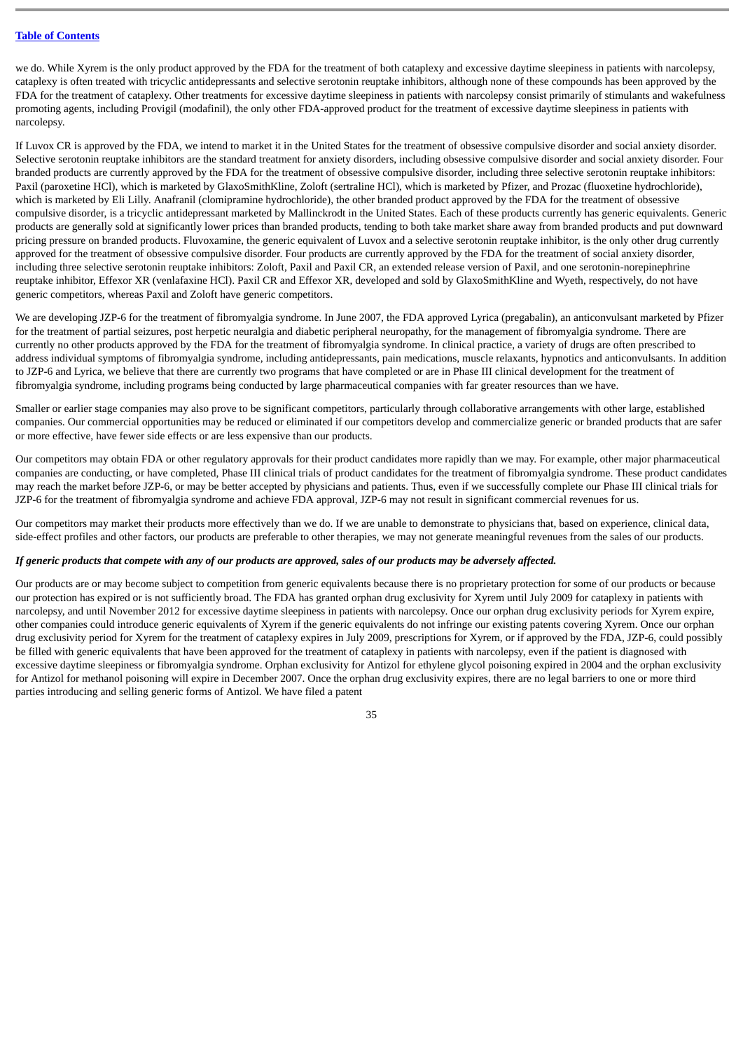we do. While Xyrem is the only product approved by the FDA for the treatment of both cataplexy and excessive daytime sleepiness in patients with narcolepsy, cataplexy is often treated with tricyclic antidepressants and selective serotonin reuptake inhibitors, although none of these compounds has been approved by the FDA for the treatment of cataplexy. Other treatments for excessive daytime sleepiness in patients with narcolepsy consist primarily of stimulants and wakefulness promoting agents, including Provigil (modafinil), the only other FDA-approved product for the treatment of excessive daytime sleepiness in patients with narcolepsy.

If Luvox CR is approved by the FDA, we intend to market it in the United States for the treatment of obsessive compulsive disorder and social anxiety disorder. Selective serotonin reuptake inhibitors are the standard treatment for anxiety disorders, including obsessive compulsive disorder and social anxiety disorder. Four branded products are currently approved by the FDA for the treatment of obsessive compulsive disorder, including three selective serotonin reuptake inhibitors: Paxil (paroxetine HCl), which is marketed by GlaxoSmithKline, Zoloft (sertraline HCl), which is marketed by Pfizer, and Prozac (fluoxetine hydrochloride), which is marketed by Eli Lilly. Anafranil (clomipramine hydrochloride), the other branded product approved by the FDA for the treatment of obsessive compulsive disorder, is a tricyclic antidepressant marketed by Mallinckrodt in the United States. Each of these products currently has generic equivalents. Generic products are generally sold at significantly lower prices than branded products, tending to both take market share away from branded products and put downward pricing pressure on branded products. Fluvoxamine, the generic equivalent of Luvox and a selective serotonin reuptake inhibitor, is the only other drug currently approved for the treatment of obsessive compulsive disorder. Four products are currently approved by the FDA for the treatment of social anxiety disorder, including three selective serotonin reuptake inhibitors: Zoloft, Paxil and Paxil CR, an extended release version of Paxil, and one serotonin-norepinephrine reuptake inhibitor, Effexor XR (venlafaxine HCl). Paxil CR and Effexor XR, developed and sold by GlaxoSmithKline and Wyeth, respectively, do not have generic competitors, whereas Paxil and Zoloft have generic competitors.

We are developing JZP-6 for the treatment of fibromyalgia syndrome. In June 2007, the FDA approved Lyrica (pregabalin), an anticonvulsant marketed by Pfizer for the treatment of partial seizures, post herpetic neuralgia and diabetic peripheral neuropathy, for the management of fibromyalgia syndrome. There are currently no other products approved by the FDA for the treatment of fibromyalgia syndrome. In clinical practice, a variety of drugs are often prescribed to address individual symptoms of fibromyalgia syndrome, including antidepressants, pain medications, muscle relaxants, hypnotics and anticonvulsants. In addition to JZP-6 and Lyrica, we believe that there are currently two programs that have completed or are in Phase III clinical development for the treatment of fibromyalgia syndrome, including programs being conducted by large pharmaceutical companies with far greater resources than we have.

Smaller or earlier stage companies may also prove to be significant competitors, particularly through collaborative arrangements with other large, established companies. Our commercial opportunities may be reduced or eliminated if our competitors develop and commercialize generic or branded products that are safer or more effective, have fewer side effects or are less expensive than our products.

Our competitors may obtain FDA or other regulatory approvals for their product candidates more rapidly than we may. For example, other major pharmaceutical companies are conducting, or have completed, Phase III clinical trials of product candidates for the treatment of fibromyalgia syndrome. These product candidates may reach the market before JZP-6, or may be better accepted by physicians and patients. Thus, even if we successfully complete our Phase III clinical trials for JZP-6 for the treatment of fibromyalgia syndrome and achieve FDA approval, JZP-6 may not result in significant commercial revenues for us.

Our competitors may market their products more effectively than we do. If we are unable to demonstrate to physicians that, based on experience, clinical data, side-effect profiles and other factors, our products are preferable to other therapies, we may not generate meaningful revenues from the sales of our products.

***If generic products that compete with any of our products are approved, sales of our products may be adversely affected.***

Our products are or may become subject to competition from generic equivalents because there is no proprietary protection for some of our products or because our protection has expired or is not sufficiently broad. The FDA has granted orphan drug exclusivity for Xyrem until July 2009 for cataplexy in patients with narcolepsy, and until November 2012 for excessive daytime sleepiness in patients with narcolepsy. Once our orphan drug exclusivity periods for Xyrem expire, other companies could introduce generic equivalents of Xyrem if the generic equivalents do not infringe our existing patents covering Xyrem. Once our orphan drug exclusivity period for Xyrem for the treatment of cataplexy expires in July 2009, prescriptions for Xyrem, or if approved by the FDA, JZP-6, could possibly be filled with generic equivalents that have been approved for the treatment of cataplexy in patients with narcolepsy, even if the patient is diagnosed with excessive daytime sleepiness or fibromyalgia syndrome. Orphan exclusivity for Antizol for ethylene glycol poisoning expired in 2004 and the orphan exclusivity for Antizol for methanol poisoning will expire in December 2007. Once the orphan drug exclusivity expires, there are no legal barriers to one or more third parties introducing and selling generic forms of Antizol. We have filed a patent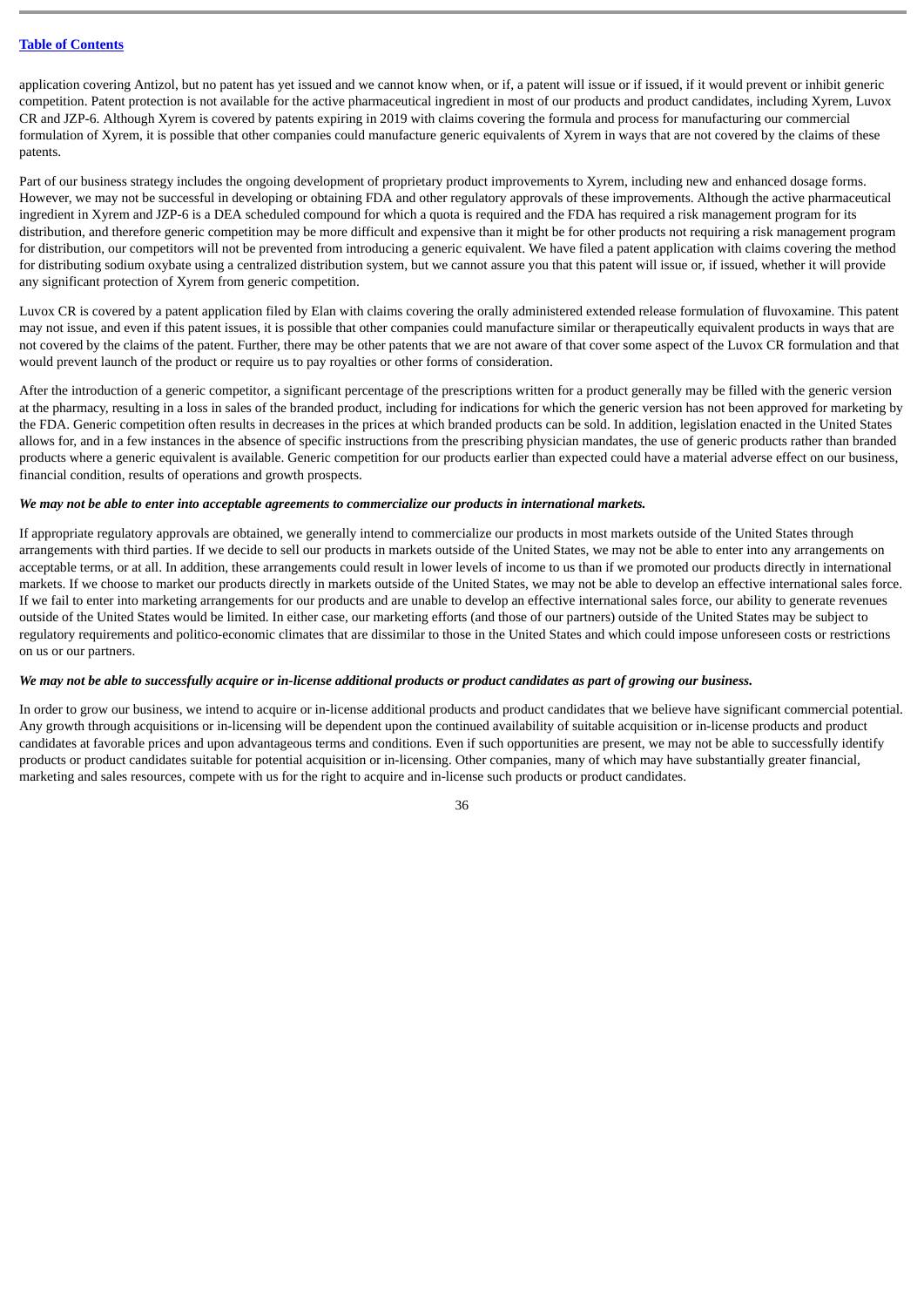application covering Antizol, but no patent has yet issued and we cannot know when, or if, a patent will issue or if issued, if it would prevent or inhibit generic competition. Patent protection is not available for the active pharmaceutical ingredient in most of our products and product candidates, including Xyrem, Luvox CR and JZP-6. Although Xyrem is covered by patents expiring in 2019 with claims covering the formula and process for manufacturing our commercial formulation of Xyrem, it is possible that other companies could manufacture generic equivalents of Xyrem in ways that are not covered by the claims of these patents.

Part of our business strategy includes the ongoing development of proprietary product improvements to Xyrem, including new and enhanced dosage forms. However, we may not be successful in developing or obtaining FDA and other regulatory approvals of these improvements. Although the active pharmaceutical ingredient in Xyrem and JZP-6 is a DEA scheduled compound for which a quota is required and the FDA has required a risk management program for its distribution, and therefore generic competition may be more difficult and expensive than it might be for other products not requiring a risk management program for distribution, our competitors will not be prevented from introducing a generic equivalent. We have filed a patent application with claims covering the method for distributing sodium oxybate using a centralized distribution system, but we cannot assure you that this patent will issue or, if issued, whether it will provide any significant protection of Xyrem from generic competition.

Luvox CR is covered by a patent application filed by Elan with claims covering the orally administered extended release formulation of fluvoxamine. This patent may not issue, and even if this patent issues, it is possible that other companies could manufacture similar or therapeutically equivalent products in ways that are not covered by the claims of the patent. Further, there may be other patents that we are not aware of that cover some aspect of the Luvox CR formulation and that would prevent launch of the product or require us to pay royalties or other forms of consideration.

After the introduction of a generic competitor, a significant percentage of the prescriptions written for a product generally may be filled with the generic version at the pharmacy, resulting in a loss in sales of the branded product, including for indications for which the generic version has not been approved for marketing by the FDA. Generic competition often results in decreases in the prices at which branded products can be sold. In addition, legislation enacted in the United States allows for, and in a few instances in the absence of specific instructions from the prescribing physician mandates, the use of generic products rather than branded products where a generic equivalent is available. Generic competition for our products earlier than expected could have a material adverse effect on our business, financial condition, results of operations and growth prospects.

***We may not be able to enter into acceptable agreements to commercialize our products in international markets.***

If appropriate regulatory approvals are obtained, we generally intend to commercialize our products in most markets outside of the United States through arrangements with third parties. If we decide to sell our products in markets outside of the United States, we may not be able to enter into any arrangements on acceptable terms, or at all. In addition, these arrangements could result in lower levels of income to us than if we promoted our products directly in international markets. If we choose to market our products directly in markets outside of the United States, we may not be able to develop an effective international sales force. If we fail to enter into marketing arrangements for our products and are unable to develop an effective international sales force, our ability to generate revenues outside of the United States would be limited. In either case, our marketing efforts (and those of our partners) outside of the United States may be subject to regulatory requirements and politico-economic climates that are dissimilar to those in the United States and which could impose unforeseen costs or restrictions on us or our partners.

***We may not be able to successfully acquire or in-license additional products or product candidates as part of growing our business.***

In order to grow our business, we intend to acquire or in-license additional products and product candidates that we believe have significant commercial potential. Any growth through acquisitions or in-licensing will be dependent upon the continued availability of suitable acquisition or in-license products and product candidates at favorable prices and upon advantageous terms and conditions. Even if such opportunities are present, we may not be able to successfully identify products or product candidates suitable for potential acquisition or in-licensing. Other companies, many of which may have substantially greater financial, marketing and sales resources, compete with us for the right to acquire and in-license such products or product candidates.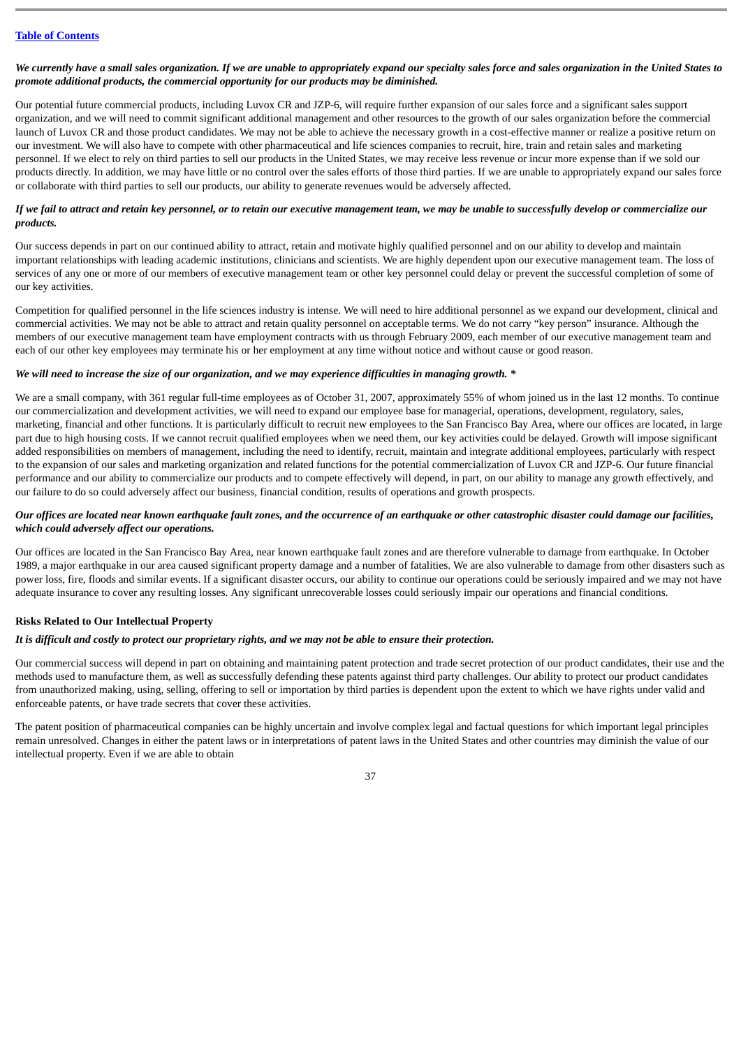*We currently have a small sales organization. If we are unable to appropriately expand our specialty sales force and sales organization in the United States to promote additional products, the commercial opportunity for our products may be diminished.*

Our potential future commercial products, including Luvox CR and JZP-6, will require further expansion of our sales force and a significant sales support organization, and we will need to commit significant additional management and other resources to the growth of our sales organization before the commercial launch of Luvox CR and those product candidates. We may not be able to achieve the necessary growth in a cost-effective manner or realize a positive return on our investment. We will also have to compete with other pharmaceutical and life sciences companies to recruit, hire, train and retain sales and marketing personnel. If we elect to rely on third parties to sell our products in the United States, we may receive less revenue or incur more expense than if we sold our products directly. In addition, we may have little or no control over the sales efforts of those third parties. If we are unable to appropriately expand our sales force or collaborate with third parties to sell our products, our ability to generate revenues would be adversely affected.

*If we fail to attract and retain key personnel, or to retain our executive management team, we may be unable to successfully develop or commercialize our products.*

Our success depends in part on our continued ability to attract, retain and motivate highly qualified personnel and on our ability to develop and maintain important relationships with leading academic institutions, clinicians and scientists. We are highly dependent upon our executive management team. The loss of services of any one or more of our members of executive management team or other key personnel could delay or prevent the successful completion of some of our key activities.

Competition for qualified personnel in the life sciences industry is intense. We will need to hire additional personnel as we expand our development, clinical and commercial activities. We may not be able to attract and retain quality personnel on acceptable terms. We do not carry "key person" insurance. Although the members of our executive management team have employment contracts with us through February 2009, each member of our executive management team and each of our other key employees may terminate his or her employment at any time without notice and without cause or good reason.

*We will need to increase the size of our organization, and we may experience difficulties in managing growth. **

We are a small company, with 361 regular full-time employees as of October 31, 2007, approximately 55% of whom joined us in the last 12 months. To continue our commercialization and development activities, we will need to expand our employee base for managerial, operations, development, regulatory, sales, marketing, financial and other functions. It is particularly difficult to recruit new employees to the San Francisco Bay Area, where our offices are located, in large part due to high housing costs. If we cannot recruit qualified employees when we need them, our key activities could be delayed. Growth will impose significant added responsibilities on members of management, including the need to identify, recruit, maintain and integrate additional employees, particularly with respect to the expansion of our sales and marketing organization and related functions for the potential commercialization of Luvox CR and JZP-6. Our future financial performance and our ability to commercialize our products and to compete effectively will depend, in part, on our ability to manage any growth effectively, and our failure to do so could adversely affect our business, financial condition, results of operations and growth prospects.

*Our offices are located near known earthquake fault zones, and the occurrence of an earthquake or other catastrophic disaster could damage our facilities, which could adversely affect our operations.*

Our offices are located in the San Francisco Bay Area, near known earthquake fault zones and are therefore vulnerable to damage from earthquake. In October 1989, a major earthquake in our area caused significant property damage and a number of fatalities. We are also vulnerable to damage from other disasters such as power loss, fire, floods and similar events. If a significant disaster occurs, our ability to continue our operations could be seriously impaired and we may not have adequate insurance to cover any resulting losses. Any significant unrecoverable losses could seriously impair our operations and financial conditions.

**Risks Related to Our Intellectual Property**

*It is difficult and costly to protect our proprietary rights, and we may not be able to ensure their protection.*

Our commercial success will depend in part on obtaining and maintaining patent protection and trade secret protection of our product candidates, their use and the methods used to manufacture them, as well as successfully defending these patents against third party challenges. Our ability to protect our product candidates from unauthorized making, using, selling, offering to sell or importation by third parties is dependent upon the extent to which we have rights under valid and enforceable patents, or have trade secrets that cover these activities.

The patent position of pharmaceutical companies can be highly uncertain and involve complex legal and factual questions for which important legal principles remain unresolved. Changes in either the patent laws or in interpretations of patent laws in the United States and other countries may diminish the value of our intellectual property. Even if we are able to obtain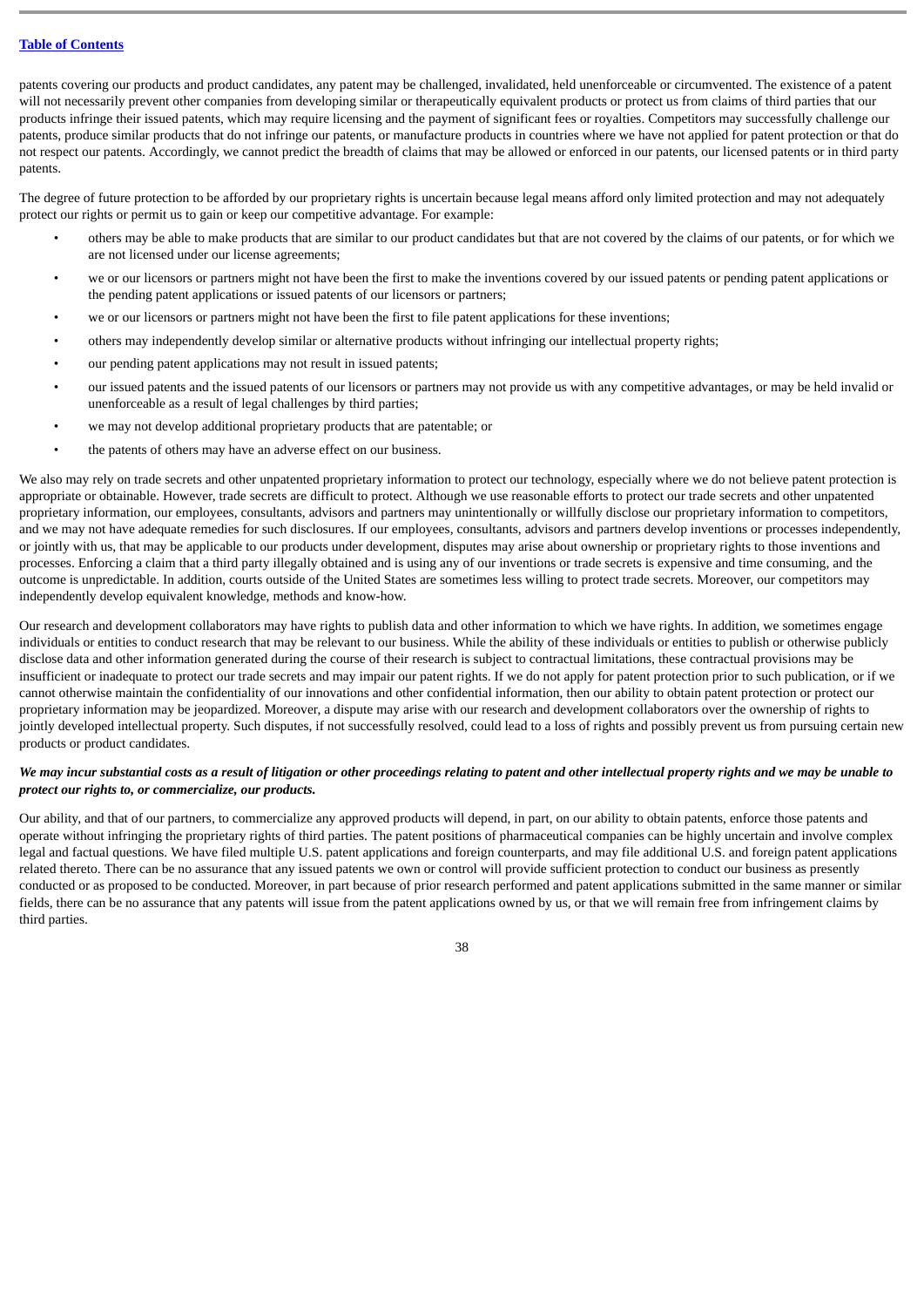patents covering our products and product candidates, any patent may be challenged, invalidated, held unenforceable or circumvented. The existence of a patent will not necessarily prevent other companies from developing similar or therapeutically equivalent products or protect us from claims of third parties that our products infringe their issued patents, which may require licensing and the payment of significant fees or royalties. Competitors may successfully challenge our patents, produce similar products that do not infringe our patents, or manufacture products in countries where we have not applied for patent protection or that do not respect our patents. Accordingly, we cannot predict the breadth of claims that may be allowed or enforced in our patents, our licensed patents or in third party patents.

The degree of future protection to be afforded by our proprietary rights is uncertain because legal means afford only limited protection and may not adequately protect our rights or permit us to gain or keep our competitive advantage. For example:

- others may be able to make products that are similar to our product candidates but that are not covered by the claims of our patents, or for which we are not licensed under our license agreements;
- we or our licensors or partners might not have been the first to make the inventions covered by our issued patents or pending patent applications or the pending patent applications or issued patents of our licensors or partners;
- we or our licensors or partners might not have been the first to file patent applications for these inventions;
- others may independently develop similar or alternative products without infringing our intellectual property rights;
- our pending patent applications may not result in issued patents;
- our issued patents and the issued patents of our licensors or partners may not provide us with any competitive advantages, or may be held invalid or unenforceable as a result of legal challenges by third parties;
- we may not develop additional proprietary products that are patentable; or
- the patents of others may have an adverse effect on our business.

We also may rely on trade secrets and other unpatented proprietary information to protect our technology, especially where we do not believe patent protection is appropriate or obtainable. However, trade secrets are difficult to protect. Although we use reasonable efforts to protect our trade secrets and other unpatented proprietary information, our employees, consultants, advisors and partners may unintentionally or willfully disclose our proprietary information to competitors, and we may not have adequate remedies for such disclosures. If our employees, consultants, advisors and partners develop inventions or processes independently, or jointly with us, that may be applicable to our products under development, disputes may arise about ownership or proprietary rights to those inventions and processes. Enforcing a claim that a third party illegally obtained and is using any of our inventions or trade secrets is expensive and time consuming, and the outcome is unpredictable. In addition, courts outside of the United States are sometimes less willing to protect trade secrets. Moreover, our competitors may independently develop equivalent knowledge, methods and know-how.

Our research and development collaborators may have rights to publish data and other information to which we have rights. In addition, we sometimes engage individuals or entities to conduct research that may be relevant to our business. While the ability of these individuals or entities to publish or otherwise publicly disclose data and other information generated during the course of their research is subject to contractual limitations, these contractual provisions may be insufficient or inadequate to protect our trade secrets and may impair our patent rights. If we do not apply for patent protection prior to such publication, or if we cannot otherwise maintain the confidentiality of our innovations and other confidential information, then our ability to obtain patent protection or protect our proprietary information may be jeopardized. Moreover, a dispute may arise with our research and development collaborators over the ownership of rights to jointly developed intellectual property. Such disputes, if not successfully resolved, could lead to a loss of rights and possibly prevent us from pursuing certain new products or product candidates.

***We may incur substantial costs as a result of litigation or other proceedings relating to patent and other intellectual property rights and we may be unable to protect our rights to, or commercialize, our products.***

Our ability, and that of our partners, to commercialize any approved products will depend, in part, on our ability to obtain patents, enforce those patents and operate without infringing the proprietary rights of third parties. The patent positions of pharmaceutical companies can be highly uncertain and involve complex legal and factual questions. We have filed multiple U.S. patent applications and foreign counterparts, and may file additional U.S. and foreign patent applications related thereto. There can be no assurance that any issued patents we own or control will provide sufficient protection to conduct our business as presently conducted or as proposed to be conducted. Moreover, in part because of prior research performed and patent applications submitted in the same manner or similar fields, there can be no assurance that any patents will issue from the patent applications owned by us, or that we will remain free from infringement claims by third parties.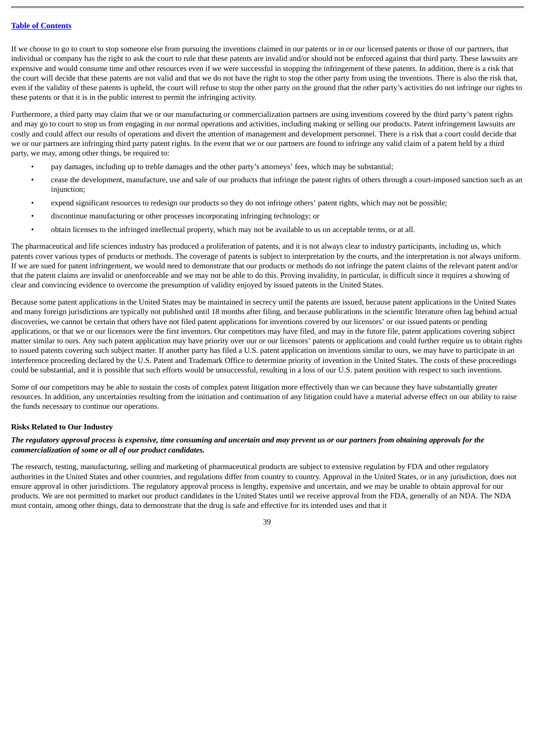If we choose to go to court to stop someone else from pursuing the inventions claimed in our patents or in or our licensed patents or those of our partners, that individual or company has the right to ask the court to rule that these patents are invalid and/or should not be enforced against that third party. These lawsuits are expensive and would consume time and other resources even if we were successful in stopping the infringement of these patents. In addition, there is a risk that the court will decide that these patents are not valid and that we do not have the right to stop the other party from using the inventions. There is also the risk that, even if the validity of these patents is upheld, the court will refuse to stop the other party on the ground that the other party's activities do not infringe our rights to these patents or that it is in the public interest to permit the infringing activity.

Furthermore, a third party may claim that we or our manufacturing or commercialization partners are using inventions covered by the third party's patent rights and may go to court to stop us from engaging in our normal operations and activities, including making or selling our products. Patent infringement lawsuits are costly and could affect our results of operations and divert the attention of management and development personnel. There is a risk that a court could decide that we or our partners are infringing third party patent rights. In the event that we or our partners are found to infringe any valid claim of a patent held by a third party, we may, among other things, be required to:

- pay damages, including up to treble damages and the other party's attorneys' fees, which may be substantial;
- cease the development, manufacture, use and sale of our products that infringe the patent rights of others through a court-imposed sanction such as an injunction;
- expend significant resources to redesign our products so they do not infringe others' patent rights, which may not be possible;
- discontinue manufacturing or other processes incorporating infringing technology; or
- obtain licenses to the infringed intellectual property, which may not be available to us on acceptable terms, or at all.

The pharmaceutical and life sciences industry has produced a proliferation of patents, and it is not always clear to industry participants, including us, which patents cover various types of products or methods. The coverage of patents is subject to interpretation by the courts, and the interpretation is not always uniform. If we are sued for patent infringement, we would need to demonstrate that our products or methods do not infringe the patent claims of the relevant patent and/or that the patent claims are invalid or unenforceable and we may not be able to do this. Proving invalidity, in particular, is difficult since it requires a showing of clear and convincing evidence to overcome the presumption of validity enjoyed by issued patents in the United States.

Because some patent applications in the United States may be maintained in secrecy until the patents are issued, because patent applications in the United States and many foreign jurisdictions are typically not published until 18 months after filing, and because publications in the scientific literature often lag behind actual discoveries, we cannot be certain that others have not filed patent applications for inventions covered by our licensors' or our issued patents or pending applications, or that we or our licensors were the first inventors. Our competitors may have filed, and may in the future file, patent applications covering subject matter similar to ours. Any such patent application may have priority over our or our licensors' patents or applications and could further require us to obtain rights to issued patents covering such subject matter. If another party has filed a U.S. patent application on inventions similar to ours, we may have to participate in an interference proceeding declared by the U.S. Patent and Trademark Office to determine priority of invention in the United States. The costs of these proceedings could be substantial, and it is possible that such efforts would be unsuccessful, resulting in a loss of our U.S. patent position with respect to such inventions.

Some of our competitors may be able to sustain the costs of complex patent litigation more effectively than we can because they have substantially greater resources. In addition, any uncertainties resulting from the initiation and continuation of any litigation could have a material adverse effect on our ability to raise the funds necessary to continue our operations.

**Risks Related to Our Industry**

***The regulatory approval process is expensive, time consuming and uncertain and may prevent us or our partners from obtaining approvals for the commercialization of some or all of our product candidates.***

The research, testing, manufacturing, selling and marketing of pharmaceutical products are subject to extensive regulation by FDA and other regulatory authorities in the United States and other countries, and regulations differ from country to country. Approval in the United States, or in any jurisdiction, does not ensure approval in other jurisdictions. The regulatory approval process is lengthy, expensive and uncertain, and we may be unable to obtain approval for our products. We are not permitted to market our product candidates in the United States until we receive approval from the FDA, generally of an NDA. The NDA must contain, among other things, data to demonstrate that the drug is safe and effective for its intended uses and that it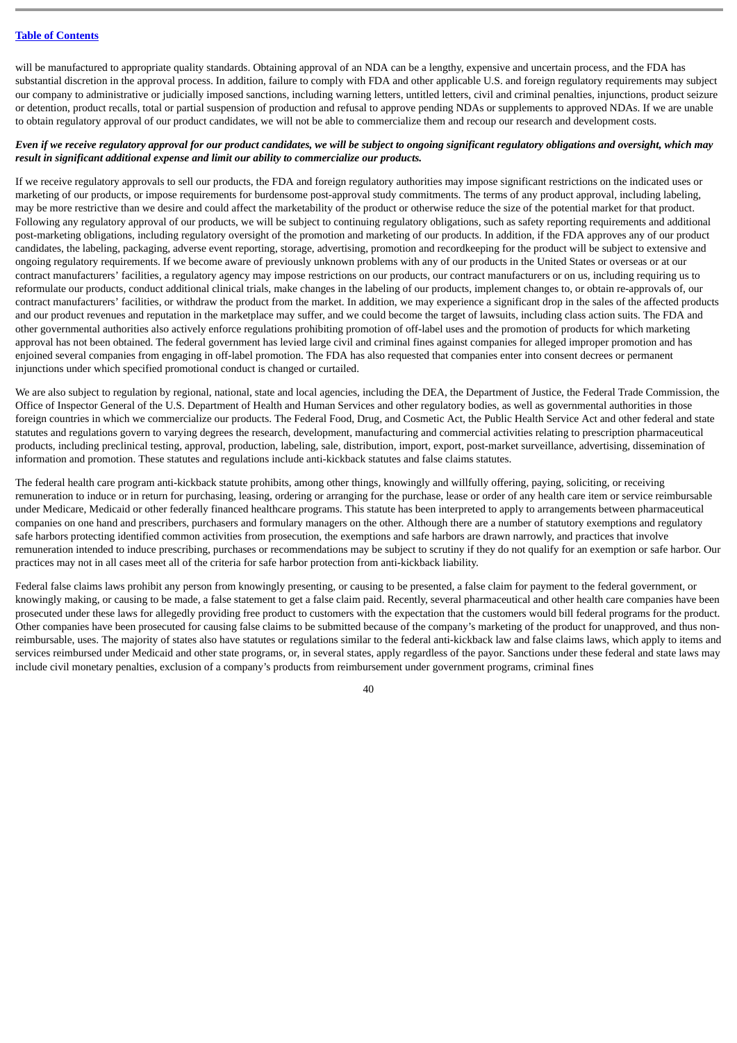will be manufactured to appropriate quality standards. Obtaining approval of an NDA can be a lengthy, expensive and uncertain process, and the FDA has substantial discretion in the approval process. In addition, failure to comply with FDA and other applicable U.S. and foreign regulatory requirements may subject our company to administrative or judicially imposed sanctions, including warning letters, untitled letters, civil and criminal penalties, injunctions, product seizure or detention, product recalls, total or partial suspension of production and refusal to approve pending NDAs or supplements to approved NDAs. If we are unable to obtain regulatory approval of our product candidates, we will not be able to commercialize them and recoup our research and development costs.

***Even if we receive regulatory approval for our product candidates, we will be subject to ongoing significant regulatory obligations and oversight, which may result in significant additional expense and limit our ability to commercialize our products.***

If we receive regulatory approvals to sell our products, the FDA and foreign regulatory authorities may impose significant restrictions on the indicated uses or marketing of our products, or impose requirements for burdensome post-approval study commitments. The terms of any product approval, including labeling, may be more restrictive than we desire and could affect the marketability of the product or otherwise reduce the size of the potential market for that product. Following any regulatory approval of our products, we will be subject to continuing regulatory obligations, such as safety reporting requirements and additional post-marketing obligations, including regulatory oversight of the promotion and marketing of our products. In addition, if the FDA approves any of our product candidates, the labeling, packaging, adverse event reporting, storage, advertising, promotion and recordkeeping for the product will be subject to extensive and ongoing regulatory requirements. If we become aware of previously unknown problems with any of our products in the United States or overseas or at our contract manufacturers' facilities, a regulatory agency may impose restrictions on our products, our contract manufacturers or on us, including requiring us to reformulate our products, conduct additional clinical trials, make changes in the labeling of our products, implement changes to, or obtain re-approvals of, our contract manufacturers' facilities, or withdraw the product from the market. In addition, we may experience a significant drop in the sales of the affected products and our product revenues and reputation in the marketplace may suffer, and we could become the target of lawsuits, including class action suits. The FDA and other governmental authorities also actively enforce regulations prohibiting promotion of off-label uses and the promotion of products for which marketing approval has not been obtained. The federal government has levied large civil and criminal fines against companies for alleged improper promotion and has enjoined several companies from engaging in off-label promotion. The FDA has also requested that companies enter into consent decrees or permanent injunctions under which specified promotional conduct is changed or curtailed.

We are also subject to regulation by regional, national, state and local agencies, including the DEA, the Department of Justice, the Federal Trade Commission, the Office of Inspector General of the U.S. Department of Health and Human Services and other regulatory bodies, as well as governmental authorities in those foreign countries in which we commercialize our products. The Federal Food, Drug, and Cosmetic Act, the Public Health Service Act and other federal and state statutes and regulations govern to varying degrees the research, development, manufacturing and commercial activities relating to prescription pharmaceutical products, including preclinical testing, approval, production, labeling, sale, distribution, import, export, post-market surveillance, advertising, dissemination of information and promotion. These statutes and regulations include anti-kickback statutes and false claims statutes.

The federal health care program anti-kickback statute prohibits, among other things, knowingly and willfully offering, paying, soliciting, or receiving remuneration to induce or in return for purchasing, leasing, ordering or arranging for the purchase, lease or order of any health care item or service reimbursable under Medicare, Medicaid or other federally financed healthcare programs. This statute has been interpreted to apply to arrangements between pharmaceutical companies on one hand and prescribers, purchasers and formulary managers on the other. Although there are a number of statutory exemptions and regulatory safe harbors protecting identified common activities from prosecution, the exemptions and safe harbors are drawn narrowly, and practices that involve remuneration intended to induce prescribing, purchases or recommendations may be subject to scrutiny if they do not qualify for an exemption or safe harbor. Our practices may not in all cases meet all of the criteria for safe harbor protection from anti-kickback liability.

Federal false claims laws prohibit any person from knowingly presenting, or causing to be presented, a false claim for payment to the federal government, or knowingly making, or causing to be made, a false statement to get a false claim paid. Recently, several pharmaceutical and other health care companies have been prosecuted under these laws for allegedly providing free product to customers with the expectation that the customers would bill federal programs for the product. Other companies have been prosecuted for causing false claims to be submitted because of the company's marketing of the product for unapproved, and thus non-reimbursable, uses. The majority of states also have statutes or regulations similar to the federal anti-kickback law and false claims laws, which apply to items and services reimbursed under Medicaid and other state programs, or, in several states, apply regardless of the payor. Sanctions under these federal and state laws may include civil monetary penalties, exclusion of a company's products from reimbursement under government programs, criminal fines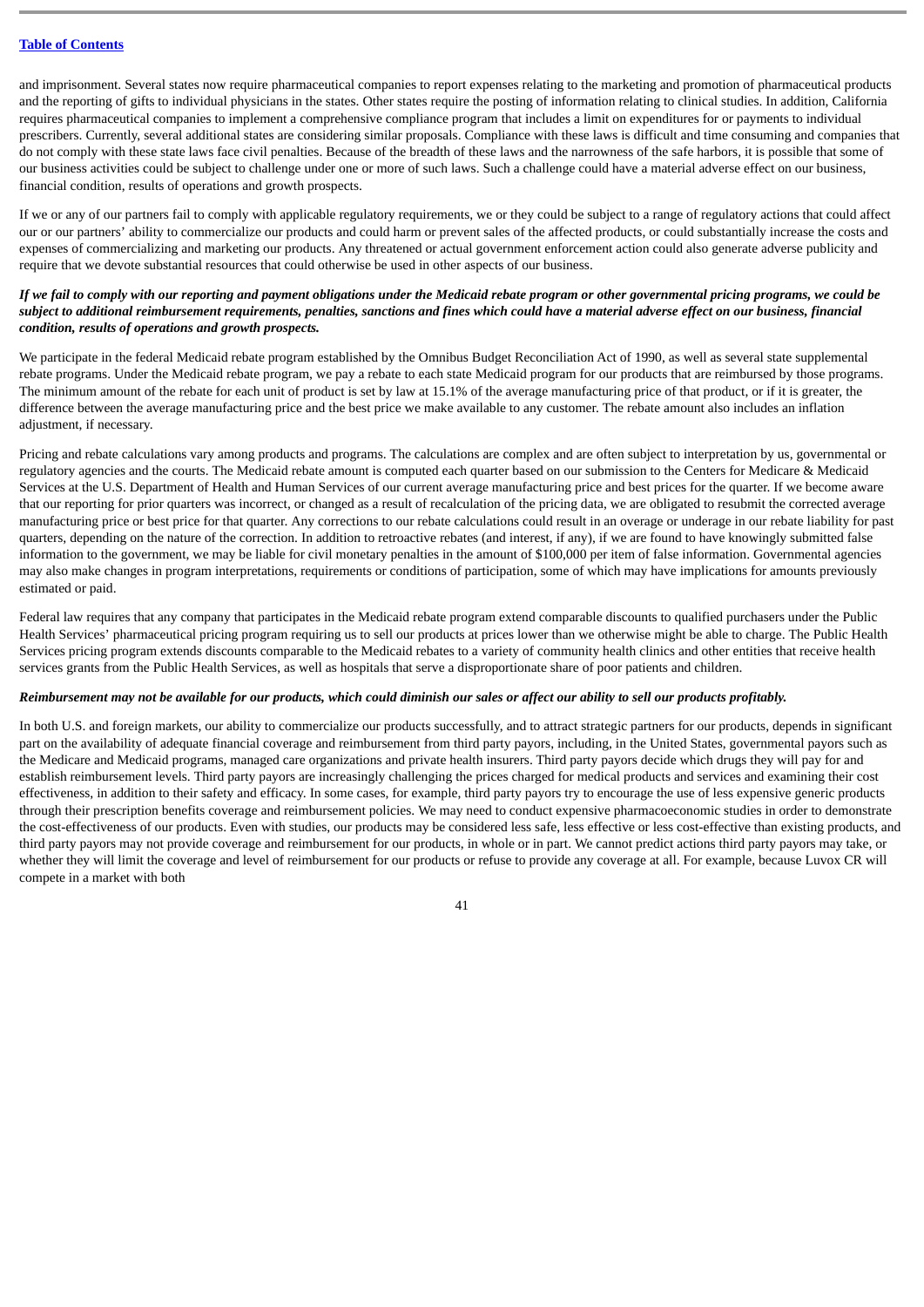and imprisonment. Several states now require pharmaceutical companies to report expenses relating to the marketing and promotion of pharmaceutical products and the reporting of gifts to individual physicians in the states. Other states require the posting of information relating to clinical studies. In addition, California requires pharmaceutical companies to implement a comprehensive compliance program that includes a limit on expenditures for or payments to individual prescribers. Currently, several additional states are considering similar proposals. Compliance with these laws is difficult and time consuming and companies that do not comply with these state laws face civil penalties. Because of the breadth of these laws and the narrowness of the safe harbors, it is possible that some of our business activities could be subject to challenge under one or more of such laws. Such a challenge could have a material adverse effect on our business, financial condition, results of operations and growth prospects.

If we or any of our partners fail to comply with applicable regulatory requirements, we or they could be subject to a range of regulatory actions that could affect our or our partners' ability to commercialize our products and could harm or prevent sales of the affected products, or could substantially increase the costs and expenses of commercializing and marketing our products. Any threatened or actual government enforcement action could also generate adverse publicity and require that we devote substantial resources that could otherwise be used in other aspects of our business.

***If we fail to comply with our reporting and payment obligations under the Medicaid rebate program or other governmental pricing programs, we could be subject to additional reimbursement requirements, penalties, sanctions and fines which could have a material adverse effect on our business, financial condition, results of operations and growth prospects.***

We participate in the federal Medicaid rebate program established by the Omnibus Budget Reconciliation Act of 1990, as well as several state supplemental rebate programs. Under the Medicaid rebate program, we pay a rebate to each state Medicaid program for our products that are reimbursed by those programs. The minimum amount of the rebate for each unit of product is set by law at 15.1% of the average manufacturing price of that product, or if it is greater, the difference between the average manufacturing price and the best price we make available to any customer. The rebate amount also includes an inflation adjustment, if necessary.

Pricing and rebate calculations vary among products and programs. The calculations are complex and are often subject to interpretation by us, governmental or regulatory agencies and the courts. The Medicaid rebate amount is computed each quarter based on our submission to the Centers for Medicare & Medicaid Services at the U.S. Department of Health and Human Services of our current average manufacturing price and best prices for the quarter. If we become aware that our reporting for prior quarters was incorrect, or changed as a result of recalculation of the pricing data, we are obligated to resubmit the corrected average manufacturing price or best price for that quarter. Any corrections to our rebate calculations could result in an overage or underage in our rebate liability for past quarters, depending on the nature of the correction. In addition to retroactive rebates (and interest, if any), if we are found to have knowingly submitted false information to the government, we may be liable for civil monetary penalties in the amount of $100,000 per item of false information. Governmental agencies may also make changes in program interpretations, requirements or conditions of participation, some of which may have implications for amounts previously estimated or paid.

Federal law requires that any company that participates in the Medicaid rebate program extend comparable discounts to qualified purchasers under the Public Health Services' pharmaceutical pricing program requiring us to sell our products at prices lower than we otherwise might be able to charge. The Public Health Services pricing program extends discounts comparable to the Medicaid rebates to a variety of community health clinics and other entities that receive health services grants from the Public Health Services, as well as hospitals that serve a disproportionate share of poor patients and children.

***Reimbursement may not be available for our products, which could diminish our sales or affect our ability to sell our products profitably.***

In both U.S. and foreign markets, our ability to commercialize our products successfully, and to attract strategic partners for our products, depends in significant part on the availability of adequate financial coverage and reimbursement from third party payors, including, in the United States, governmental payors such as the Medicare and Medicaid programs, managed care organizations and private health insurers. Third party payors decide which drugs they will pay for and establish reimbursement levels. Third party payors are increasingly challenging the prices charged for medical products and services and examining their cost effectiveness, in addition to their safety and efficacy. In some cases, for example, third party payors try to encourage the use of less expensive generic products through their prescription benefits coverage and reimbursement policies. We may need to conduct expensive pharmacoeconomic studies in order to demonstrate the cost-effectiveness of our products. Even with studies, our products may be considered less safe, less effective or less cost-effective than existing products, and third party payors may not provide coverage and reimbursement for our products, in whole or in part. We cannot predict actions third party payors may take, or whether they will limit the coverage and level of reimbursement for our products or refuse to provide any coverage at all. For example, because Luvox CR will compete in a market with both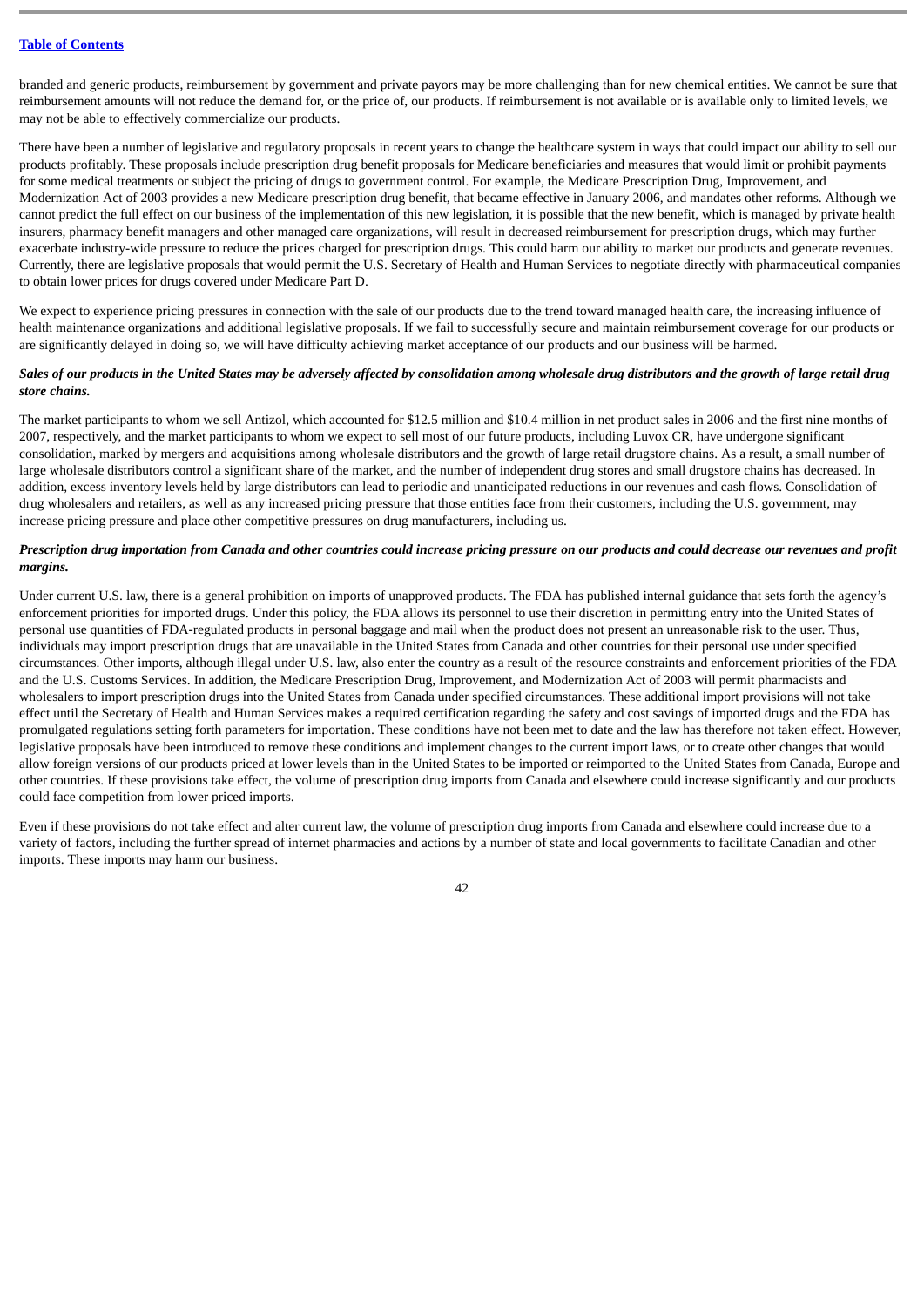branded and generic products, reimbursement by government and private payors may be more challenging than for new chemical entities. We cannot be sure that reimbursement amounts will not reduce the demand for, or the price of, our products. If reimbursement is not available or is available only to limited levels, we may not be able to effectively commercialize our products.

There have been a number of legislative and regulatory proposals in recent years to change the healthcare system in ways that could impact our ability to sell our products profitably. These proposals include prescription drug benefit proposals for Medicare beneficiaries and measures that would limit or prohibit payments for some medical treatments or subject the pricing of drugs to government control. For example, the Medicare Prescription Drug, Improvement, and Modernization Act of 2003 provides a new Medicare prescription drug benefit, that became effective in January 2006, and mandates other reforms. Although we cannot predict the full effect on our business of the implementation of this new legislation, it is possible that the new benefit, which is managed by private health insurers, pharmacy benefit managers and other managed care organizations, will result in decreased reimbursement for prescription drugs, which may further exacerbate industry-wide pressure to reduce the prices charged for prescription drugs. This could harm our ability to market our products and generate revenues. Currently, there are legislative proposals that would permit the U.S. Secretary of Health and Human Services to negotiate directly with pharmaceutical companies to obtain lower prices for drugs covered under Medicare Part D.

We expect to experience pricing pressures in connection with the sale of our products due to the trend toward managed health care, the increasing influence of health maintenance organizations and additional legislative proposals. If we fail to successfully secure and maintain reimbursement coverage for our products or are significantly delayed in doing so, we will have difficulty achieving market acceptance of our products and our business will be harmed.

***Sales of our products in the United States may be adversely affected by consolidation among wholesale drug distributors and the growth of large retail drug store chains.***

The market participants to whom we sell Antizol, which accounted for $12.5 million and $10.4 million in net product sales in 2006 and the first nine months of 2007, respectively, and the market participants to whom we expect to sell most of our future products, including Luvox CR, have undergone significant consolidation, marked by mergers and acquisitions among wholesale distributors and the growth of large retail drugstore chains. As a result, a small number of large wholesale distributors control a significant share of the market, and the number of independent drug stores and small drugstore chains has decreased. In addition, excess inventory levels held by large distributors can lead to periodic and unanticipated reductions in our revenues and cash flows. Consolidation of drug wholesalers and retailers, as well as any increased pricing pressure that those entities face from their customers, including the U.S. government, may increase pricing pressure and place other competitive pressures on drug manufacturers, including us.

***Prescription drug importation from Canada and other countries could increase pricing pressure on our products and could decrease our revenues and profit margins.***

Under current U.S. law, there is a general prohibition on imports of unapproved products. The FDA has published internal guidance that sets forth the agency's enforcement priorities for imported drugs. Under this policy, the FDA allows its personnel to use their discretion in permitting entry into the United States of personal use quantities of FDA-regulated products in personal baggage and mail when the product does not present an unreasonable risk to the user. Thus, individuals may import prescription drugs that are unavailable in the United States from Canada and other countries for their personal use under specified circumstances. Other imports, although illegal under U.S. law, also enter the country as a result of the resource constraints and enforcement priorities of the FDA and the U.S. Customs Services. In addition, the Medicare Prescription Drug, Improvement, and Modernization Act of 2003 will permit pharmacists and wholesalers to import prescription drugs into the United States from Canada under specified circumstances. These additional import provisions will not take effect until the Secretary of Health and Human Services makes a required certification regarding the safety and cost savings of imported drugs and the FDA has promulgated regulations setting forth parameters for importation. These conditions have not been met to date and the law has therefore not taken effect. However, legislative proposals have been introduced to remove these conditions and implement changes to the current import laws, or to create other changes that would allow foreign versions of our products priced at lower levels than in the United States to be imported or reimported to the United States from Canada, Europe and other countries. If these provisions take effect, the volume of prescription drug imports from Canada and elsewhere could increase significantly and our products could face competition from lower priced imports.

Even if these provisions do not take effect and alter current law, the volume of prescription drug imports from Canada and elsewhere could increase due to a variety of factors, including the further spread of internet pharmacies and actions by a number of state and local governments to facilitate Canadian and other imports. These imports may harm our business.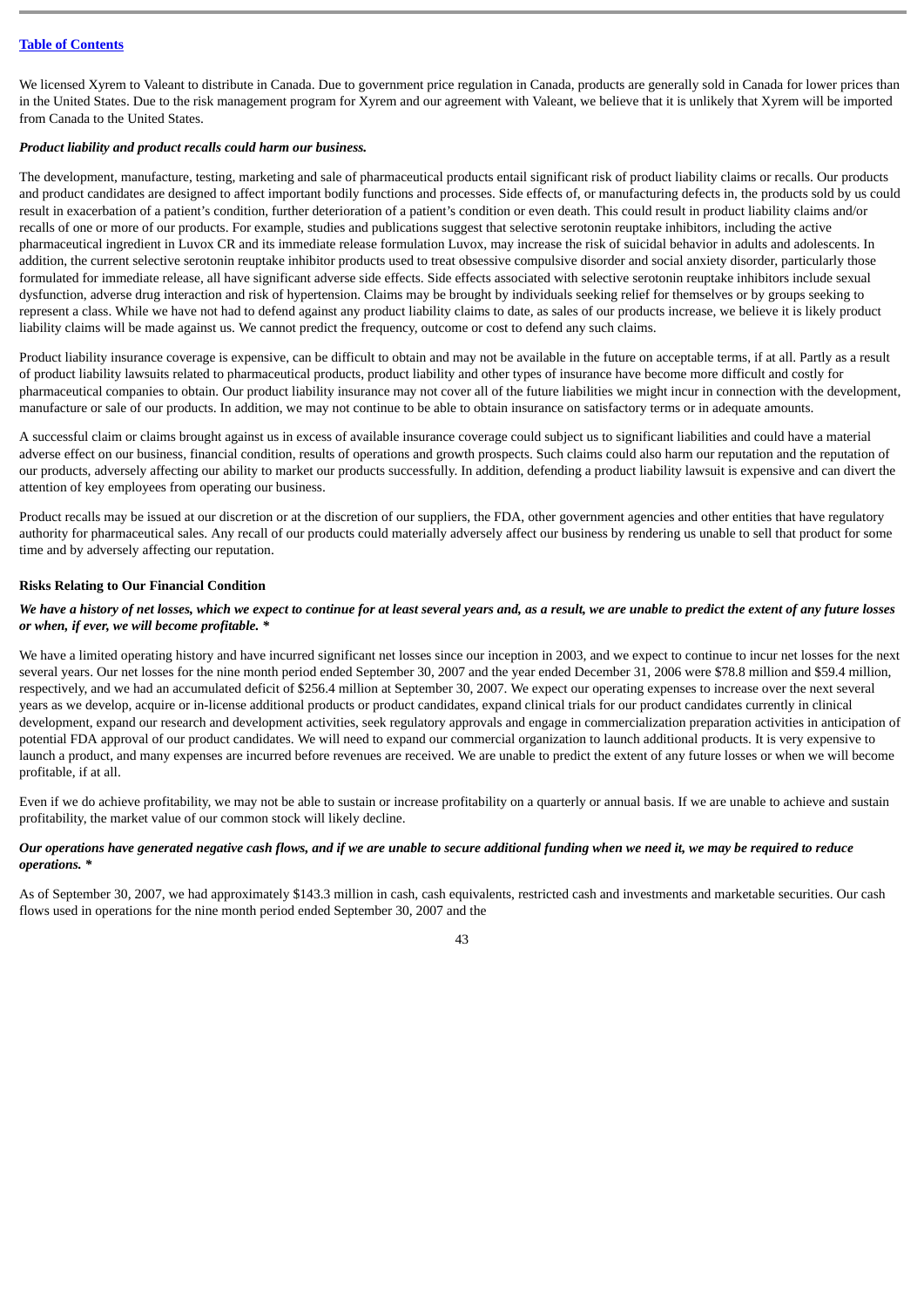We licensed Xyrem to Valeant to distribute in Canada. Due to government price regulation in Canada, products are generally sold in Canada for lower prices than in the United States. Due to the risk management program for Xyrem and our agreement with Valeant, we believe that it is unlikely that Xyrem will be imported from Canada to the United States.

***Product liability and product recalls could harm our business.***

The development, manufacture, testing, marketing and sale of pharmaceutical products entail significant risk of product liability claims or recalls. Our products and product candidates are designed to affect important bodily functions and processes. Side effects of, or manufacturing defects in, the products sold by us could result in exacerbation of a patient's condition, further deterioration of a patient's condition or even death. This could result in product liability claims and/or recalls of one or more of our products. For example, studies and publications suggest that selective serotonin reuptake inhibitors, including the active pharmaceutical ingredient in Luvox CR and its immediate release formulation Luvox, may increase the risk of suicidal behavior in adults and adolescents. In addition, the current selective serotonin reuptake inhibitor products used to treat obsessive compulsive disorder and social anxiety disorder, particularly those formulated for immediate release, all have significant adverse side effects. Side effects associated with selective serotonin reuptake inhibitors include sexual dysfunction, adverse drug interaction and risk of hypertension. Claims may be brought by individuals seeking relief for themselves or by groups seeking to represent a class. While we have not had to defend against any product liability claims to date, as sales of our products increase, we believe it is likely product liability claims will be made against us. We cannot predict the frequency, outcome or cost to defend any such claims.

Product liability insurance coverage is expensive, can be difficult to obtain and may not be available in the future on acceptable terms, if at all. Partly as a result of product liability lawsuits related to pharmaceutical products, product liability and other types of insurance have become more difficult and costly for pharmaceutical companies to obtain. Our product liability insurance may not cover all of the future liabilities we might incur in connection with the development, manufacture or sale of our products. In addition, we may not continue to be able to obtain insurance on satisfactory terms or in adequate amounts.

A successful claim or claims brought against us in excess of available insurance coverage could subject us to significant liabilities and could have a material adverse effect on our business, financial condition, results of operations and growth prospects. Such claims could also harm our reputation and the reputation of our products, adversely affecting our ability to market our products successfully. In addition, defending a product liability lawsuit is expensive and can divert the attention of key employees from operating our business.

Product recalls may be issued at our discretion or at the discretion of our suppliers, the FDA, other government agencies and other entities that have regulatory authority for pharmaceutical sales. Any recall of our products could materially adversely affect our business by rendering us unable to sell that product for some time and by adversely affecting our reputation.

**Risks Relating to Our Financial Condition**

***We have a history of net losses, which we expect to continue for at least several years and, as a result, we are unable to predict the extent of any future losses or when, if ever, we will become profitable. \****

We have a limited operating history and have incurred significant net losses since our inception in 2003, and we expect to continue to incur net losses for the next several years. Our net losses for the nine month period ended September 30, 2007 and the year ended December 31, 2006 were $78.8 million and $59.4 million, respectively, and we had an accumulated deficit of $256.4 million at September 30, 2007. We expect our operating expenses to increase over the next several years as we develop, acquire or in-license additional products or product candidates, expand clinical trials for our product candidates currently in clinical development, expand our research and development activities, seek regulatory approvals and engage in commercialization preparation activities in anticipation of potential FDA approval of our product candidates. We will need to expand our commercial organization to launch additional products. It is very expensive to launch a product, and many expenses are incurred before revenues are received. We are unable to predict the extent of any future losses or when we will become profitable, if at all.

Even if we do achieve profitability, we may not be able to sustain or increase profitability on a quarterly or annual basis. If we are unable to achieve and sustain profitability, the market value of our common stock will likely decline.

***Our operations have generated negative cash flows, and if we are unable to secure additional funding when we need it, we may be required to reduce operations. \****

As of September 30, 2007, we had approximately $143.3 million in cash, cash equivalents, restricted cash and investments and marketable securities. Our cash flows used in operations for the nine month period ended September 30, 2007 and the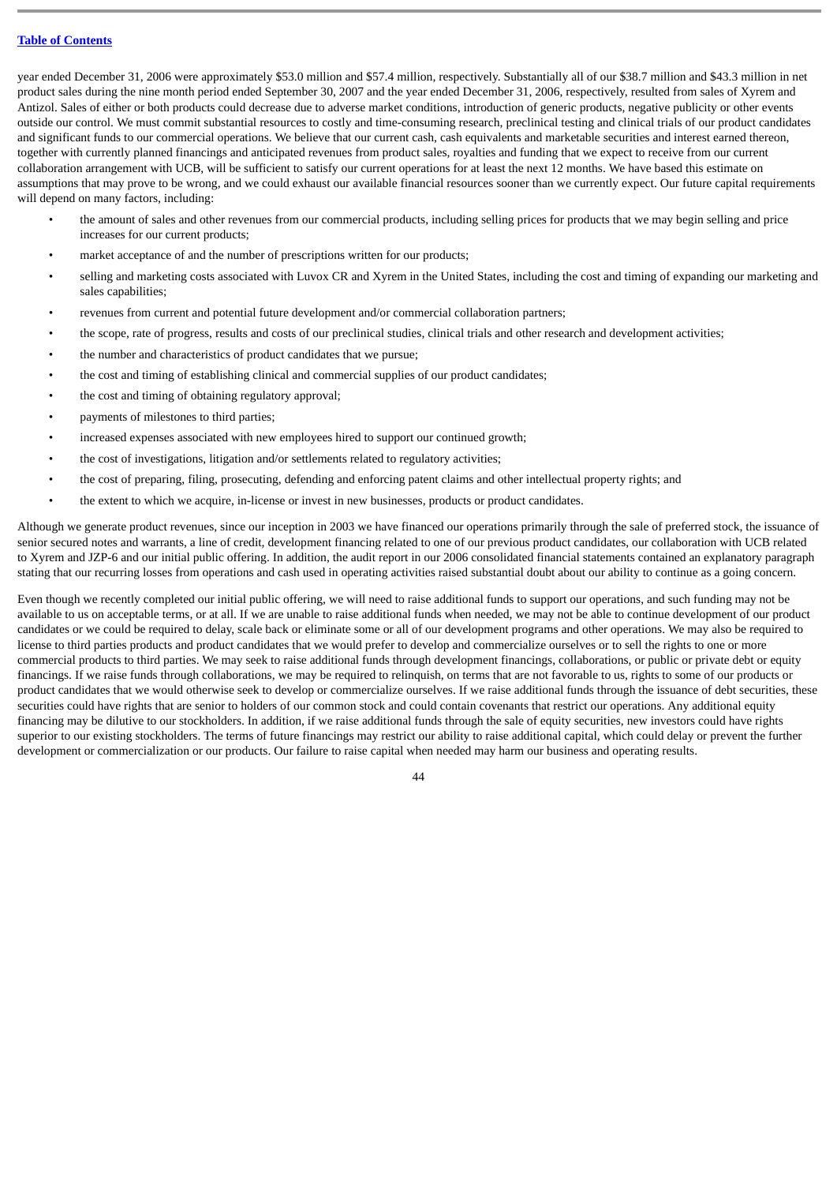year ended December 31, 2006 were approximately $53.0 million and $57.4 million, respectively. Substantially all of our $38.7 million and $43.3 million in net product sales during the nine month period ended September 30, 2007 and the year ended December 31, 2006, respectively, resulted from sales of Xyrem and Antizol. Sales of either or both products could decrease due to adverse market conditions, introduction of generic products, negative publicity or other events outside our control. We must commit substantial resources to costly and time-consuming research, preclinical testing and clinical trials of our product candidates and significant funds to our commercial operations. We believe that our current cash, cash equivalents and marketable securities and interest earned thereon, together with currently planned financings and anticipated revenues from product sales, royalties and funding that we expect to receive from our current collaboration arrangement with UCB, will be sufficient to satisfy our current operations for at least the next 12 months. We have based this estimate on assumptions that may prove to be wrong, and we could exhaust our available financial resources sooner than we currently expect. Our future capital requirements will depend on many factors, including:

- the amount of sales and other revenues from our commercial products, including selling prices for products that we may begin selling and price increases for our current products;
- market acceptance of and the number of prescriptions written for our products;
- selling and marketing costs associated with Luvox CR and Xyrem in the United States, including the cost and timing of expanding our marketing and sales capabilities;
- revenues from current and potential future development and/or commercial collaboration partners;
- the scope, rate of progress, results and costs of our preclinical studies, clinical trials and other research and development activities;
- the number and characteristics of product candidates that we pursue;
- the cost and timing of establishing clinical and commercial supplies of our product candidates;
- the cost and timing of obtaining regulatory approval;
- payments of milestones to third parties;
- increased expenses associated with new employees hired to support our continued growth;
- the cost of investigations, litigation and/or settlements related to regulatory activities;
- the cost of preparing, filing, prosecuting, defending and enforcing patent claims and other intellectual property rights; and
- the extent to which we acquire, in-license or invest in new businesses, products or product candidates.

Although we generate product revenues, since our inception in 2003 we have financed our operations primarily through the sale of preferred stock, the issuance of senior secured notes and warrants, a line of credit, development financing related to one of our previous product candidates, our collaboration with UCB related to Xyrem and JZP-6 and our initial public offering. In addition, the audit report in our 2006 consolidated financial statements contained an explanatory paragraph stating that our recurring losses from operations and cash used in operating activities raised substantial doubt about our ability to continue as a going concern.

Even though we recently completed our initial public offering, we will need to raise additional funds to support our operations, and such funding may not be available to us on acceptable terms, or at all. If we are unable to raise additional funds when needed, we may not be able to continue development of our product candidates or we could be required to delay, scale back or eliminate some or all of our development programs and other operations. We may also be required to license to third parties products and product candidates that we would prefer to develop and commercialize ourselves or to sell the rights to one or more commercial products to third parties. We may seek to raise additional funds through development financings, collaborations, or public or private debt or equity financings. If we raise funds through collaborations, we may be required to relinquish, on terms that are not favorable to us, rights to some of our products or product candidates that we would otherwise seek to develop or commercialize ourselves. If we raise additional funds through the issuance of debt securities, these securities could have rights that are senior to holders of our common stock and could contain covenants that restrict our operations. Any additional equity financing may be dilutive to our stockholders. In addition, if we raise additional funds through the sale of equity securities, new investors could have rights superior to our existing stockholders. The terms of future financings may restrict our ability to raise additional capital, which could delay or prevent the further development or commercialization or our products. Our failure to raise capital when needed may harm our business and operating results.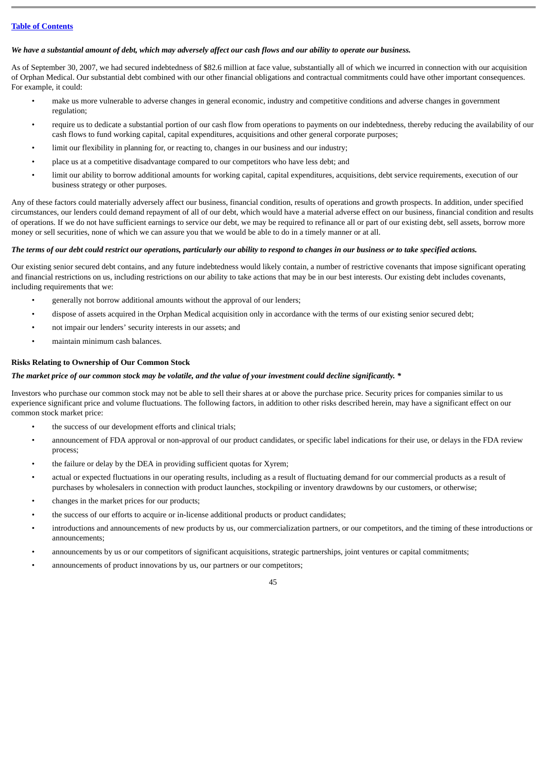*We have a substantial amount of debt, which may adversely affect our cash flows and our ability to operate our business.*

As of September 30, 2007, we had secured indebtedness of $82.6 million at face value, substantially all of which we incurred in connection with our acquisition of Orphan Medical. Our substantial debt combined with our other financial obligations and contractual commitments could have other important consequences. For example, it could:

- make us more vulnerable to adverse changes in general economic, industry and competitive conditions and adverse changes in government regulation;
- require us to dedicate a substantial portion of our cash flow from operations to payments on our indebtedness, thereby reducing the availability of our cash flows to fund working capital, capital expenditures, acquisitions and other general corporate purposes;
- limit our flexibility in planning for, or reacting to, changes in our business and our industry;
- place us at a competitive disadvantage compared to our competitors who have less debt; and
- limit our ability to borrow additional amounts for working capital, capital expenditures, acquisitions, debt service requirements, execution of our business strategy or other purposes.

Any of these factors could materially adversely affect our business, financial condition, results of operations and growth prospects. In addition, under specified circumstances, our lenders could demand repayment of all of our debt, which would have a material adverse effect on our business, financial condition and results of operations. If we do not have sufficient earnings to service our debt, we may be required to refinance all or part of our existing debt, sell assets, borrow more money or sell securities, none of which we can assure you that we would be able to do in a timely manner or at all.

*The terms of our debt could restrict our operations, particularly our ability to respond to changes in our business or to take specified actions.*

Our existing senior secured debt contains, and any future indebtedness would likely contain, a number of restrictive covenants that impose significant operating and financial restrictions on us, including restrictions on our ability to take actions that may be in our best interests. Our existing debt includes covenants, including requirements that we:

- generally not borrow additional amounts without the approval of our lenders;
- dispose of assets acquired in the Orphan Medical acquisition only in accordance with the terms of our existing senior secured debt;
- not impair our lenders' security interests in our assets; and
- maintain minimum cash balances.

### Risks Relating to Ownership of Our Common Stock

*The market price of our common stock may be volatile, and the value of your investment could decline significantly. **

Investors who purchase our common stock may not be able to sell their shares at or above the purchase price. Security prices for companies similar to us experience significant price and volume fluctuations. The following factors, in addition to other risks described herein, may have a significant effect on our common stock market price:

- the success of our development efforts and clinical trials;
- announcement of FDA approval or non-approval of our product candidates, or specific label indications for their use, or delays in the FDA review process;
- the failure or delay by the DEA in providing sufficient quotas for Xyrem;
- actual or expected fluctuations in our operating results, including as a result of fluctuating demand for our commercial products as a result of purchases by wholesalers in connection with product launches, stockpiling or inventory drawdowns by our customers, or otherwise;
- changes in the market prices for our products;
- the success of our efforts to acquire or in-license additional products or product candidates;
- introductions and announcements of new products by us, our commercialization partners, or our competitors, and the timing of these introductions or announcements;
- announcements by us or our competitors of significant acquisitions, strategic partnerships, joint ventures or capital commitments;
- announcements of product innovations by us, our partners or our competitors;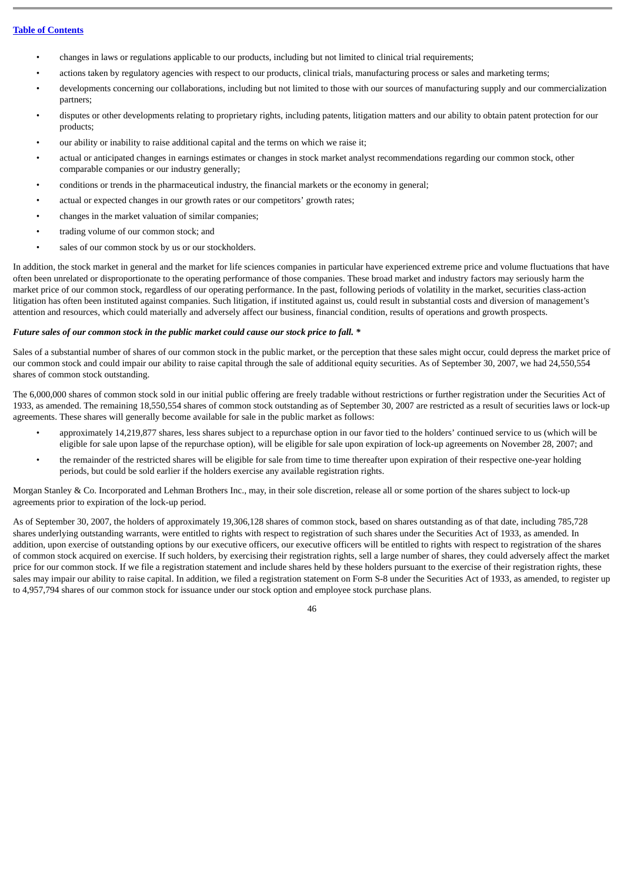- changes in laws or regulations applicable to our products, including but not limited to clinical trial requirements;
- actions taken by regulatory agencies with respect to our products, clinical trials, manufacturing process or sales and marketing terms;
- developments concerning our collaborations, including but not limited to those with our sources of manufacturing supply and our commercialization partners;
- disputes or other developments relating to proprietary rights, including patents, litigation matters and our ability to obtain patent protection for our products;
- our ability or inability to raise additional capital and the terms on which we raise it;
- actual or anticipated changes in earnings estimates or changes in stock market analyst recommendations regarding our common stock, other comparable companies or our industry generally;
- conditions or trends in the pharmaceutical industry, the financial markets or the economy in general;
- actual or expected changes in our growth rates or our competitors' growth rates;
- changes in the market valuation of similar companies;
- trading volume of our common stock; and
- sales of our common stock by us or our stockholders.

In addition, the stock market in general and the market for life sciences companies in particular have experienced extreme price and volume fluctuations that have often been unrelated or disproportionate to the operating performance of those companies. These broad market and industry factors may seriously harm the market price of our common stock, regardless of our operating performance. In the past, following periods of volatility in the market, securities class-action litigation has often been instituted against companies. Such litigation, if instituted against us, could result in substantial costs and diversion of management's attention and resources, which could materially and adversely affect our business, financial condition, results of operations and growth prospects.

***Future sales of our common stock in the public market could cause our stock price to fall. \****

Sales of a substantial number of shares of our common stock in the public market, or the perception that these sales might occur, could depress the market price of our common stock and could impair our ability to raise capital through the sale of additional equity securities. As of September 30, 2007, we had 24,550,554 shares of common stock outstanding.

The 6,000,000 shares of common stock sold in our initial public offering are freely tradable without restrictions or further registration under the Securities Act of 1933, as amended. The remaining 18,550,554 shares of common stock outstanding as of September 30, 2007 are restricted as a result of securities laws or lock-up agreements. These shares will generally become available for sale in the public market as follows:

- approximately 14,219,877 shares, less shares subject to a repurchase option in our favor tied to the holders' continued service to us (which will be eligible for sale upon lapse of the repurchase option), will be eligible for sale upon expiration of lock-up agreements on November 28, 2007; and
- the remainder of the restricted shares will be eligible for sale from time to time thereafter upon expiration of their respective one-year holding periods, but could be sold earlier if the holders exercise any available registration rights.

Morgan Stanley & Co. Incorporated and Lehman Brothers Inc., may, in their sole discretion, release all or some portion of the shares subject to lock-up agreements prior to expiration of the lock-up period.

As of September 30, 2007, the holders of approximately 19,306,128 shares of common stock, based on shares outstanding as of that date, including 785,728 shares underlying outstanding warrants, were entitled to rights with respect to registration of such shares under the Securities Act of 1933, as amended. In addition, upon exercise of outstanding options by our executive officers, our executive officers will be entitled to rights with respect to registration of the shares of common stock acquired on exercise. If such holders, by exercising their registration rights, sell a large number of shares, they could adversely affect the market price for our common stock. If we file a registration statement and include shares held by these holders pursuant to the exercise of their registration rights, these sales may impair our ability to raise capital. In addition, we filed a registration statement on Form S-8 under the Securities Act of 1933, as amended, to register up to 4,957,794 shares of our common stock for issuance under our stock option and employee stock purchase plans.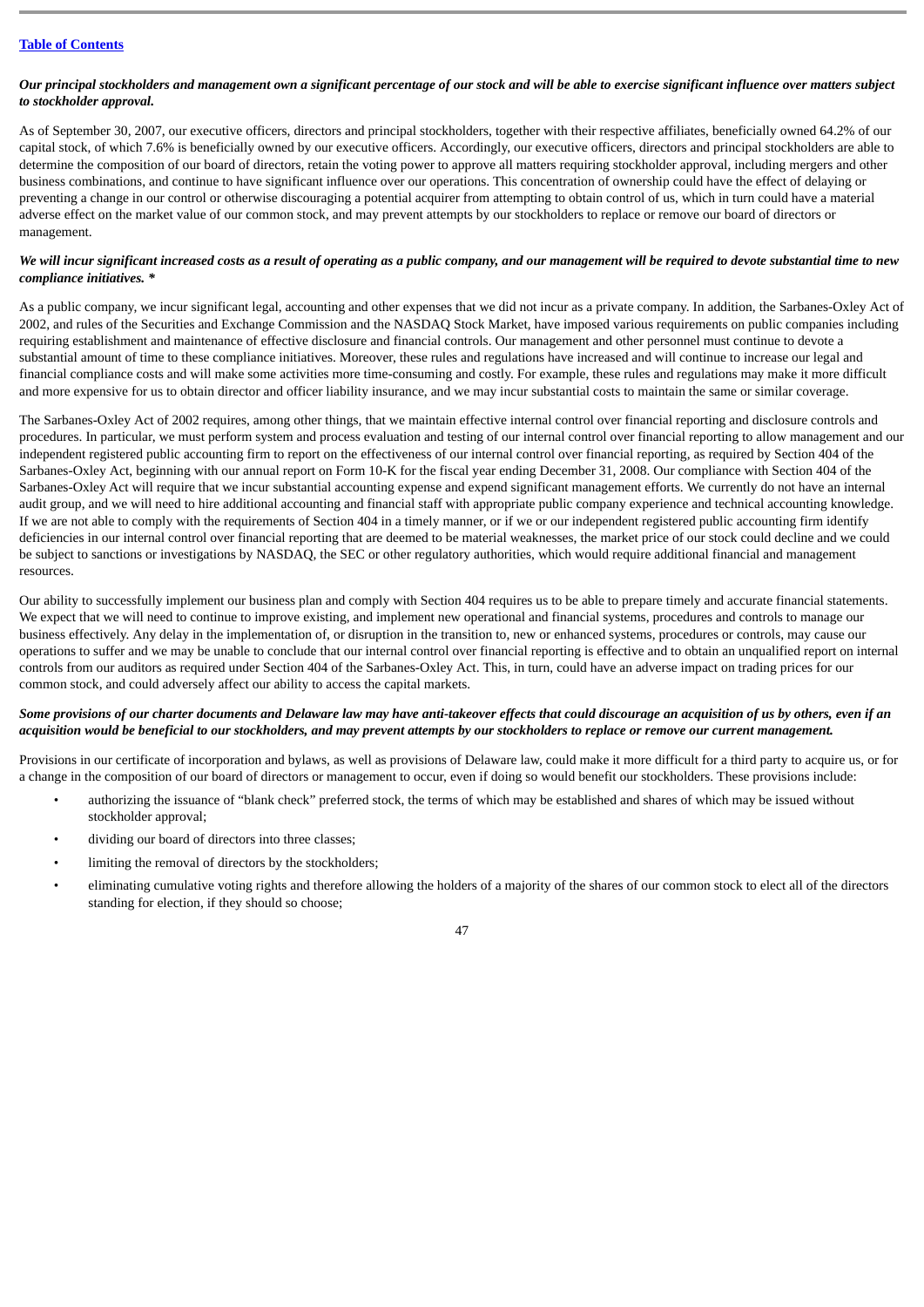*Our principal stockholders and management own a significant percentage of our stock and will be able to exercise significant influence over matters subject to stockholder approval.*

As of September 30, 2007, our executive officers, directors and principal stockholders, together with their respective affiliates, beneficially owned 64.2% of our capital stock, of which 7.6% is beneficially owned by our executive officers. Accordingly, our executive officers, directors and principal stockholders are able to determine the composition of our board of directors, retain the voting power to approve all matters requiring stockholder approval, including mergers and other business combinations, and continue to have significant influence over our operations. This concentration of ownership could have the effect of delaying or preventing a change in our control or otherwise discouraging a potential acquirer from attempting to obtain control of us, which in turn could have a material adverse effect on the market value of our common stock, and may prevent attempts by our stockholders to replace or remove our board of directors or management.

*We will incur significant increased costs as a result of operating as a public company, and our management will be required to devote substantial time to new compliance initiatives. **

As a public company, we incur significant legal, accounting and other expenses that we did not incur as a private company. In addition, the Sarbanes-Oxley Act of 2002, and rules of the Securities and Exchange Commission and the NASDAQ Stock Market, have imposed various requirements on public companies including requiring establishment and maintenance of effective disclosure and financial controls. Our management and other personnel must continue to devote a substantial amount of time to these compliance initiatives. Moreover, these rules and regulations have increased and will continue to increase our legal and financial compliance costs and will make some activities more time-consuming and costly. For example, these rules and regulations may make it more difficult and more expensive for us to obtain director and officer liability insurance, and we may incur substantial costs to maintain the same or similar coverage.

The Sarbanes-Oxley Act of 2002 requires, among other things, that we maintain effective internal control over financial reporting and disclosure controls and procedures. In particular, we must perform system and process evaluation and testing of our internal control over financial reporting to allow management and our independent registered public accounting firm to report on the effectiveness of our internal control over financial reporting, as required by Section 404 of the Sarbanes-Oxley Act, beginning with our annual report on Form 10-K for the fiscal year ending December 31, 2008. Our compliance with Section 404 of the Sarbanes-Oxley Act will require that we incur substantial accounting expense and expend significant management efforts. We currently do not have an internal audit group, and we will need to hire additional accounting and financial staff with appropriate public company experience and technical accounting knowledge. If we are not able to comply with the requirements of Section 404 in a timely manner, or if we or our independent registered public accounting firm identify deficiencies in our internal control over financial reporting that are deemed to be material weaknesses, the market price of our stock could decline and we could be subject to sanctions or investigations by NASDAQ, the SEC or other regulatory authorities, which would require additional financial and management resources.

Our ability to successfully implement our business plan and comply with Section 404 requires us to be able to prepare timely and accurate financial statements. We expect that we will need to continue to improve existing, and implement new operational and financial systems, procedures and controls to manage our business effectively. Any delay in the implementation of, or disruption in the transition to, new or enhanced systems, procedures or controls, may cause our operations to suffer and we may be unable to conclude that our internal control over financial reporting is effective and to obtain an unqualified report on internal controls from our auditors as required under Section 404 of the Sarbanes-Oxley Act. This, in turn, could have an adverse impact on trading prices for our common stock, and could adversely affect our ability to access the capital markets.

*Some provisions of our charter documents and Delaware law may have anti-takeover effects that could discourage an acquisition of us by others, even if an acquisition would be beneficial to our stockholders, and may prevent attempts by our stockholders to replace or remove our current management.*

Provisions in our certificate of incorporation and bylaws, as well as provisions of Delaware law, could make it more difficult for a third party to acquire us, or for a change in the composition of our board of directors or management to occur, even if doing so would benefit our stockholders. These provisions include:

- authorizing the issuance of "blank check" preferred stock, the terms of which may be established and shares of which may be issued without stockholder approval;
- dividing our board of directors into three classes;
- limiting the removal of directors by the stockholders;
- eliminating cumulative voting rights and therefore allowing the holders of a majority of the shares of our common stock to elect all of the directors standing for election, if they should so choose;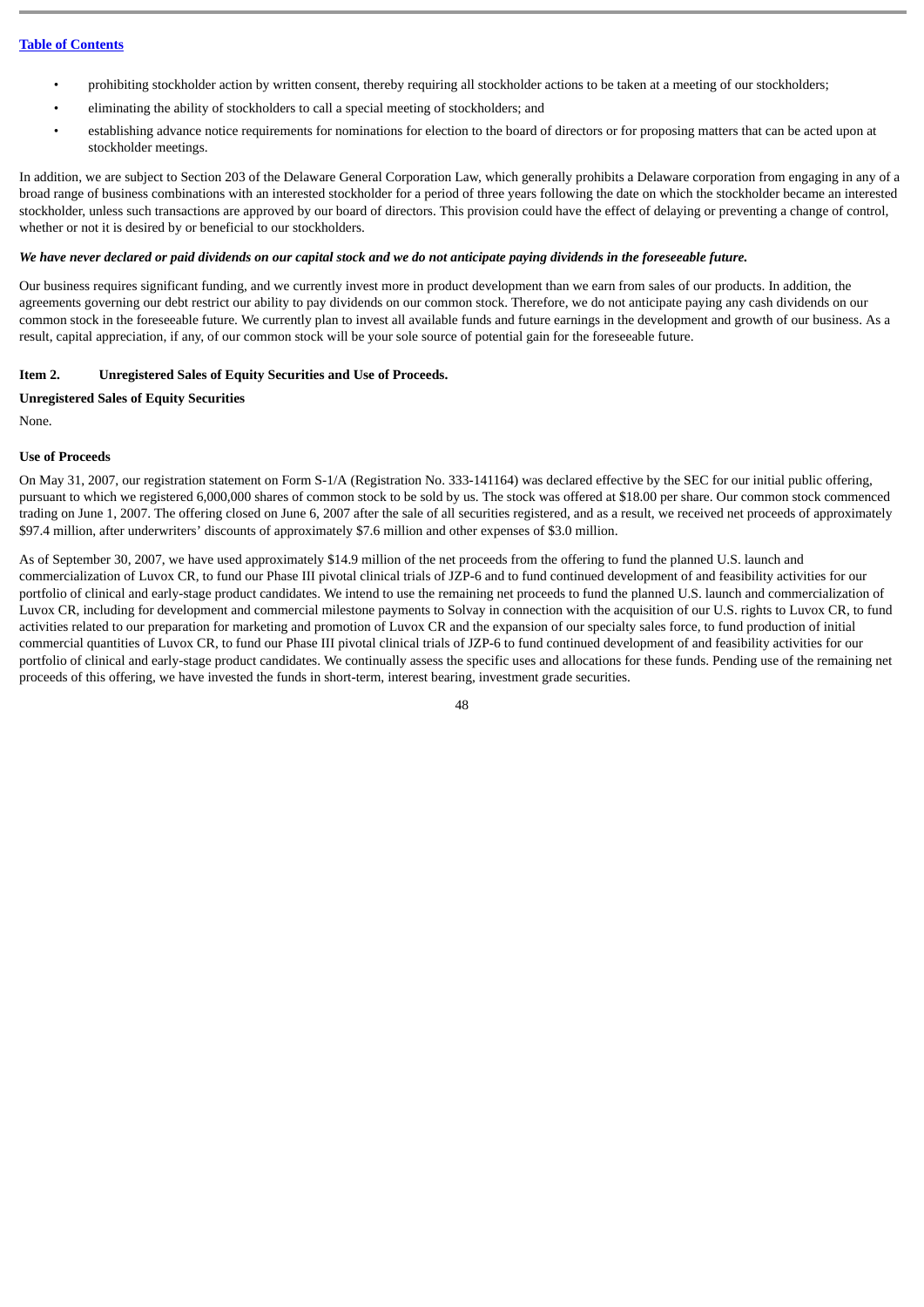- prohibiting stockholder action by written consent, thereby requiring all stockholder actions to be taken at a meeting of our stockholders;
- eliminating the ability of stockholders to call a special meeting of stockholders; and
- establishing advance notice requirements for nominations for election to the board of directors or for proposing matters that can be acted upon at stockholder meetings.

In addition, we are subject to Section 203 of the Delaware General Corporation Law, which generally prohibits a Delaware corporation from engaging in any of a broad range of business combinations with an interested stockholder for a period of three years following the date on which the stockholder became an interested stockholder, unless such transactions are approved by our board of directors. This provision could have the effect of delaying or preventing a change of control, whether or not it is desired by or beneficial to our stockholders.

***We have never declared or paid dividends on our capital stock and we do not anticipate paying dividends in the foreseeable future.***

Our business requires significant funding, and we currently invest more in product development than we earn from sales of our products. In addition, the agreements governing our debt restrict our ability to pay dividends on our common stock. Therefore, we do not anticipate paying any cash dividends on our common stock in the foreseeable future. We currently plan to invest all available funds and future earnings in the development and growth of our business. As a result, capital appreciation, if any, of our common stock will be your sole source of potential gain for the foreseeable future.

## Item 2. Unregistered Sales of Equity Securities and Use of Proceeds.

**Unregistered Sales of Equity Securities**

None.

**Use of Proceeds**

On May 31, 2007, our registration statement on Form S-1/A (Registration No. 333-141164) was declared effective by the SEC for our initial public offering, pursuant to which we registered 6,000,000 shares of common stock to be sold by us. The stock was offered at $18.00 per share. Our common stock commenced trading on June 1, 2007. The offering closed on June 6, 2007 after the sale of all securities registered, and as a result, we received net proceeds of approximately $97.4 million, after underwriters' discounts of approximately $7.6 million and other expenses of $3.0 million.

As of September 30, 2007, we have used approximately $14.9 million of the net proceeds from the offering to fund the planned U.S. launch and commercialization of Luvox CR, to fund our Phase III pivotal clinical trials of JZP-6 and to fund continued development of and feasibility activities for our portfolio of clinical and early-stage product candidates. We intend to use the remaining net proceeds to fund the planned U.S. launch and commercialization of Luvox CR, including for development and commercial milestone payments to Solvay in connection with the acquisition of our U.S. rights to Luvox CR, to fund activities related to our preparation for marketing and promotion of Luvox CR and the expansion of our specialty sales force, to fund production of initial commercial quantities of Luvox CR, to fund our Phase III pivotal clinical trials of JZP-6 to fund continued development of and feasibility activities for our portfolio of clinical and early-stage product candidates. We continually assess the specific uses and allocations for these funds. Pending use of the remaining net proceeds of this offering, we have invested the funds in short-term, interest bearing, investment grade securities.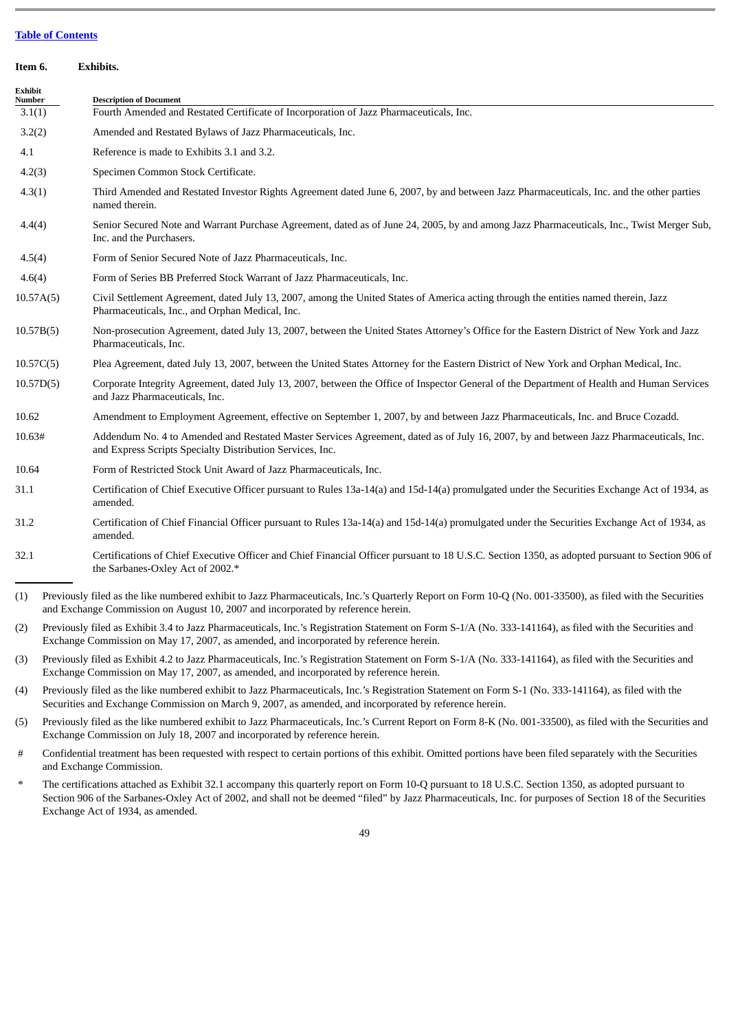[Table of Contents](#)

**Item 6. Exhibits.**

| Exhibit Number | Description of Document |
|---|---|
| 3.1(1) | Fourth Amended and Restated Certificate of Incorporation of Jazz Pharmaceuticals, Inc. |
| 3.2(2) | Amended and Restated Bylaws of Jazz Pharmaceuticals, Inc. |
| 4.1 | Reference is made to Exhibits 3.1 and 3.2. |
| 4.2(3) | Specimen Common Stock Certificate. |
| 4.3(1) | Third Amended and Restated Investor Rights Agreement dated June 6, 2007, by and between Jazz Pharmaceuticals, Inc. and the other parties named therein. |
| 4.4(4) | Senior Secured Note and Warrant Purchase Agreement, dated as of June 24, 2005, by and among Jazz Pharmaceuticals, Inc., Twist Merger Sub, Inc. and the Purchasers. |
| 4.5(4) | Form of Senior Secured Note of Jazz Pharmaceuticals, Inc. |
| 4.6(4) | Form of Series BB Preferred Stock Warrant of Jazz Pharmaceuticals, Inc. |
| 10.57A(5) | Civil Settlement Agreement, dated July 13, 2007, among the United States of America acting through the entities named therein, Jazz Pharmaceuticals, Inc., and Orphan Medical, Inc. |
| 10.57B(5) | Non-prosecution Agreement, dated July 13, 2007, between the United States Attorney's Office for the Eastern District of New York and Jazz Pharmaceuticals, Inc. |
| 10.57C(5) | Plea Agreement, dated July 13, 2007, between the United States Attorney for the Eastern District of New York and Orphan Medical, Inc. |
| 10.57D(5) | Corporate Integrity Agreement, dated July 13, 2007, between the Office of Inspector General of the Department of Health and Human Services and Jazz Pharmaceuticals, Inc. |
| 10.62 | Amendment to Employment Agreement, effective on September 1, 2007, by and between Jazz Pharmaceuticals, Inc. and Bruce Cozadd. |
| 10.63# | Addendum No. 4 to Amended and Restated Master Services Agreement, dated as of July 16, 2007, by and between Jazz Pharmaceuticals, Inc. and Express Scripts Specialty Distribution Services, Inc. |
| 10.64 | Form of Restricted Stock Unit Award of Jazz Pharmaceuticals, Inc. |
| 31.1 | Certification of Chief Executive Officer pursuant to Rules 13a-14(a) and 15d-14(a) promulgated under the Securities Exchange Act of 1934, as amended. |
| 31.2 | Certification of Chief Financial Officer pursuant to Rules 13a-14(a) and 15d-14(a) promulgated under the Securities Exchange Act of 1934, as amended. |
| 32.1 | Certifications of Chief Executive Officer and Chief Financial Officer pursuant to 18 U.S.C. Section 1350, as adopted pursuant to Section 906 of the Sarbanes-Oxley Act of 2002.* |

(1) Previously filed as the like numbered exhibit to Jazz Pharmaceuticals, Inc.'s Quarterly Report on Form 10-Q (No. 001-33500), as filed with the Securities and Exchange Commission on August 10, 2007 and incorporated by reference herein.

(2) Previously filed as Exhibit 3.4 to Jazz Pharmaceuticals, Inc.'s Registration Statement on Form S-1/A (No. 333-141164), as filed with the Securities and Exchange Commission on May 17, 2007, as amended, and incorporated by reference herein.

(3) Previously filed as Exhibit 4.2 to Jazz Pharmaceuticals, Inc.'s Registration Statement on Form S-1/A (No. 333-141164), as filed with the Securities and Exchange Commission on May 17, 2007, as amended, and incorporated by reference herein.

(4) Previously filed as the like numbered exhibit to Jazz Pharmaceuticals, Inc.'s Registration Statement on Form S-1 (No. 333-141164), as filed with the Securities and Exchange Commission on March 9, 2007, as amended, and incorporated by reference herein.

(5) Previously filed as the like numbered exhibit to Jazz Pharmaceuticals, Inc.'s Current Report on Form 8-K (No. 001-33500), as filed with the Securities and Exchange Commission on July 18, 2007 and incorporated by reference herein.

\# Confidential treatment has been requested with respect to certain portions of this exhibit. Omitted portions have been filed separately with the Securities and Exchange Commission.

\* The certifications attached as Exhibit 32.1 accompany this quarterly report on Form 10-Q pursuant to 18 U.S.C. Section 1350, as adopted pursuant to Section 906 of the Sarbanes-Oxley Act of 2002, and shall not be deemed "filed" by Jazz Pharmaceuticals, Inc. for purposes of Section 18 of the Securities Exchange Act of 1934, as amended.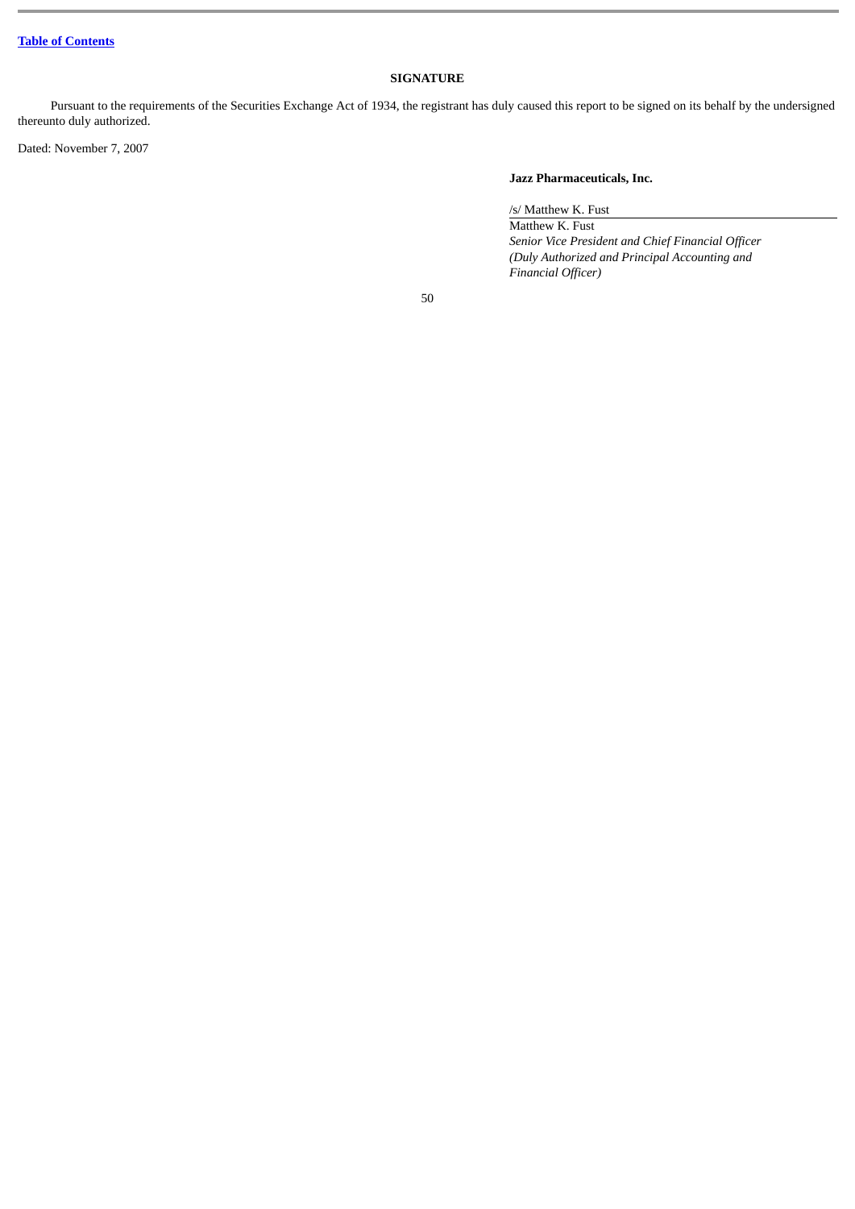[Table of Contents](#)

## SIGNATURE

Pursuant to the requirements of the Securities Exchange Act of 1934, the registrant has duly caused this report to be signed on its behalf by the undersigned thereunto duly authorized.

Dated: November 7, 2007

**Jazz Pharmaceuticals, Inc.**

/s/ Matthew K. Fust

Matthew K. Fust
*Senior Vice President and Chief Financial Officer*
*(Duly Authorized and Principal Accounting and Financial Officer)*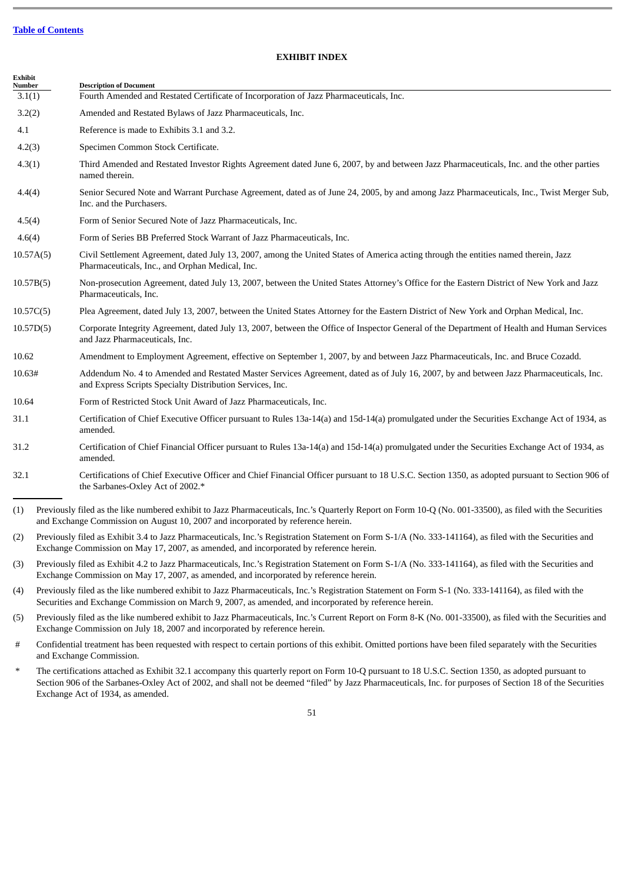[Table of Contents](#)

## EXHIBIT INDEX

| Exhibit Number | Description of Document |
|---|---|
| 3.1(1) | Fourth Amended and Restated Certificate of Incorporation of Jazz Pharmaceuticals, Inc. |
| 3.2(2) | Amended and Restated Bylaws of Jazz Pharmaceuticals, Inc. |
| 4.1 | Reference is made to Exhibits 3.1 and 3.2. |
| 4.2(3) | Specimen Common Stock Certificate. |
| 4.3(1) | Third Amended and Restated Investor Rights Agreement dated June 6, 2007, by and between Jazz Pharmaceuticals, Inc. and the other parties named therein. |
| 4.4(4) | Senior Secured Note and Warrant Purchase Agreement, dated as of June 24, 2005, by and among Jazz Pharmaceuticals, Inc., Twist Merger Sub, Inc. and the Purchasers. |
| 4.5(4) | Form of Senior Secured Note of Jazz Pharmaceuticals, Inc. |
| 4.6(4) | Form of Series BB Preferred Stock Warrant of Jazz Pharmaceuticals, Inc. |
| 10.57A(5) | Civil Settlement Agreement, dated July 13, 2007, among the United States of America acting through the entities named therein, Jazz Pharmaceuticals, Inc., and Orphan Medical, Inc. |
| 10.57B(5) | Non-prosecution Agreement, dated July 13, 2007, between the United States Attorney's Office for the Eastern District of New York and Jazz Pharmaceuticals, Inc. |
| 10.57C(5) | Plea Agreement, dated July 13, 2007, between the United States Attorney for the Eastern District of New York and Orphan Medical, Inc. |
| 10.57D(5) | Corporate Integrity Agreement, dated July 13, 2007, between the Office of Inspector General of the Department of Health and Human Services and Jazz Pharmaceuticals, Inc. |
| 10.62 | Amendment to Employment Agreement, effective on September 1, 2007, by and between Jazz Pharmaceuticals, Inc. and Bruce Cozadd. |
| 10.63# | Addendum No. 4 to Amended and Restated Master Services Agreement, dated as of July 16, 2007, by and between Jazz Pharmaceuticals, Inc. and Express Scripts Specialty Distribution Services, Inc. |
| 10.64 | Form of Restricted Stock Unit Award of Jazz Pharmaceuticals, Inc. |
| 31.1 | Certification of Chief Executive Officer pursuant to Rules 13a-14(a) and 15d-14(a) promulgated under the Securities Exchange Act of 1934, as amended. |
| 31.2 | Certification of Chief Financial Officer pursuant to Rules 13a-14(a) and 15d-14(a) promulgated under the Securities Exchange Act of 1934, as amended. |
| 32.1 | Certifications of Chief Executive Officer and Chief Financial Officer pursuant to 18 U.S.C. Section 1350, as adopted pursuant to Section 906 of the Sarbanes-Oxley Act of 2002.* |

(1) Previously filed as the like numbered exhibit to Jazz Pharmaceuticals, Inc.'s Quarterly Report on Form 10-Q (No. 001-33500), as filed with the Securities and Exchange Commission on August 10, 2007 and incorporated by reference herein.

(2) Previously filed as Exhibit 3.4 to Jazz Pharmaceuticals, Inc.'s Registration Statement on Form S-1/A (No. 333-141164), as filed with the Securities and Exchange Commission on May 17, 2007, as amended, and incorporated by reference herein.

(3) Previously filed as Exhibit 4.2 to Jazz Pharmaceuticals, Inc.'s Registration Statement on Form S-1/A (No. 333-141164), as filed with the Securities and Exchange Commission on May 17, 2007, as amended, and incorporated by reference herein.

(4) Previously filed as the like numbered exhibit to Jazz Pharmaceuticals, Inc.'s Registration Statement on Form S-1 (No. 333-141164), as filed with the Securities and Exchange Commission on March 9, 2007, as amended, and incorporated by reference herein.

(5) Previously filed as the like numbered exhibit to Jazz Pharmaceuticals, Inc.'s Current Report on Form 8-K (No. 001-33500), as filed with the Securities and Exchange Commission on July 18, 2007 and incorporated by reference herein.

\# Confidential treatment has been requested with respect to certain portions of this exhibit. Omitted portions have been filed separately with the Securities and Exchange Commission.

\* The certifications attached as Exhibit 32.1 accompany this quarterly report on Form 10-Q pursuant to 18 U.S.C. Section 1350, as adopted pursuant to Section 906 of the Sarbanes-Oxley Act of 2002, and shall not be deemed "filed" by Jazz Pharmaceuticals, Inc. for purposes of Section 18 of the Securities Exchange Act of 1934, as amended.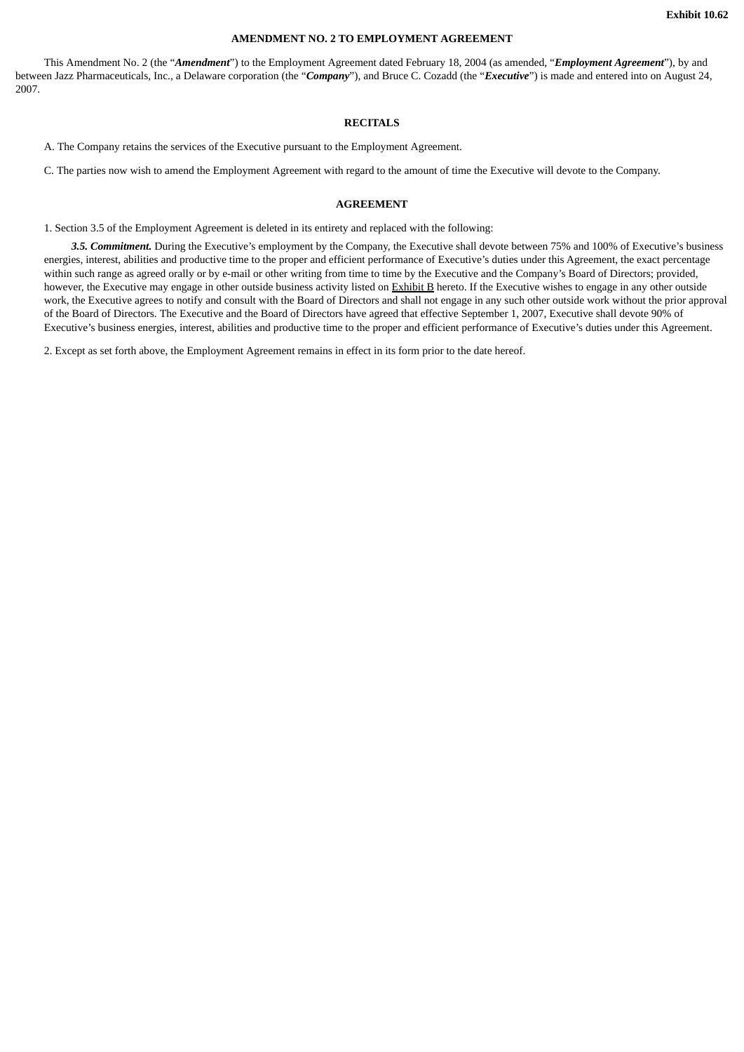Exhibit 10.62

**AMENDMENT NO. 2 TO EMPLOYMENT AGREEMENT**

This Amendment No. 2 (the "***Amendment***") to the Employment Agreement dated February 18, 2004 (as amended, "***Employment Agreement***"), by and between Jazz Pharmaceuticals, Inc., a Delaware corporation (the "***Company***"), and Bruce C. Cozadd (the "***Executive***") is made and entered into on August 24, 2007.

**RECITALS**

A. The Company retains the services of the Executive pursuant to the Employment Agreement.

C. The parties now wish to amend the Employment Agreement with regard to the amount of time the Executive will devote to the Company.

**AGREEMENT**

1. Section 3.5 of the Employment Agreement is deleted in its entirety and replaced with the following:

***3.5. Commitment.*** During the Executive's employment by the Company, the Executive shall devote between 75% and 100% of Executive's business energies, interest, abilities and productive time to the proper and efficient performance of Executive's duties under this Agreement, the exact percentage within such range as agreed orally or by e-mail or other writing from time to time by the Executive and the Company's Board of Directors; provided, however, the Executive may engage in other outside business activity listed on Exhibit B hereto. If the Executive wishes to engage in any other outside work, the Executive agrees to notify and consult with the Board of Directors and shall not engage in any such other outside work without the prior approval of the Board of Directors. The Executive and the Board of Directors have agreed that effective September 1, 2007, Executive shall devote 90% of Executive's business energies, interest, abilities and productive time to the proper and efficient performance of Executive's duties under this Agreement.

2. Except as set forth above, the Employment Agreement remains in effect in its form prior to the date hereof.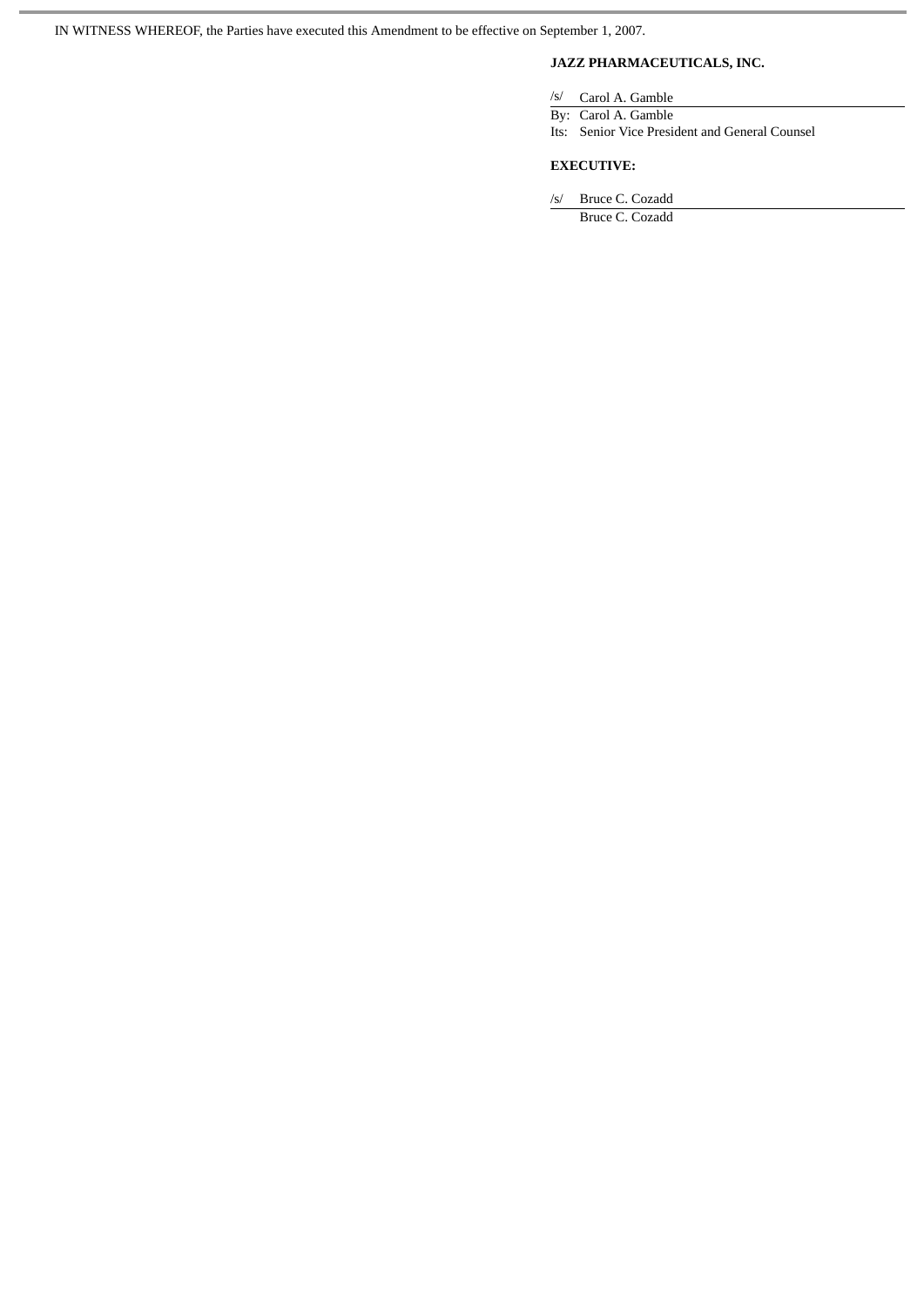IN WITNESS WHEREOF, the Parties have executed this Amendment to be effective on September 1, 2007.

**JAZZ PHARMACEUTICALS, INC.**

/s/ Carol A. Gamble

By: Carol A. Gamble

Its: Senior Vice President and General Counsel

**EXECUTIVE:**

/s/ Bruce C. Cozadd

Bruce C. Cozadd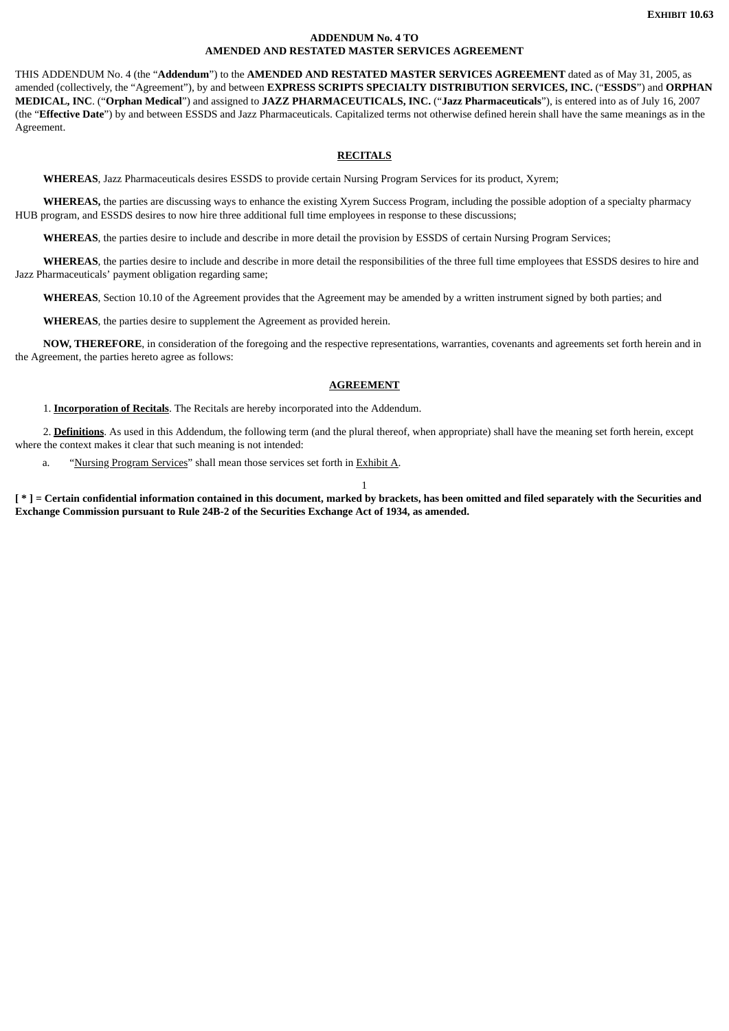**EXHIBIT 10.63**

**ADDENDUM No. 4 TO**
**AMENDED AND RESTATED MASTER SERVICES AGREEMENT**

THIS ADDENDUM No. 4 (the "**Addendum**") to the **AMENDED AND RESTATED MASTER SERVICES AGREEMENT** dated as of May 31, 2005, as amended (collectively, the "Agreement"), by and between **EXPRESS SCRIPTS SPECIALTY DISTRIBUTION SERVICES, INC.** ("**ESSDS**") and **ORPHAN MEDICAL, INC**. ("**Orphan Medical**") and assigned to **JAZZ PHARMACEUTICALS, INC.** ("**Jazz Pharmaceuticals**"), is entered into as of July 16, 2007 (the "**Effective Date**") by and between ESSDS and Jazz Pharmaceuticals. Capitalized terms not otherwise defined herein shall have the same meanings as in the Agreement.

**RECITALS**

**WHEREAS**, Jazz Pharmaceuticals desires ESSDS to provide certain Nursing Program Services for its product, Xyrem;

**WHEREAS,** the parties are discussing ways to enhance the existing Xyrem Success Program, including the possible adoption of a specialty pharmacy HUB program, and ESSDS desires to now hire three additional full time employees in response to these discussions;

**WHEREAS**, the parties desire to include and describe in more detail the provision by ESSDS of certain Nursing Program Services;

**WHEREAS**, the parties desire to include and describe in more detail the responsibilities of the three full time employees that ESSDS desires to hire and Jazz Pharmaceuticals' payment obligation regarding same;

**WHEREAS**, Section 10.10 of the Agreement provides that the Agreement may be amended by a written instrument signed by both parties; and

**WHEREAS**, the parties desire to supplement the Agreement as provided herein.

**NOW, THEREFORE**, in consideration of the foregoing and the respective representations, warranties, covenants and agreements set forth herein and in the Agreement, the parties hereto agree as follows:

**AGREEMENT**

1. **Incorporation of Recitals**. The Recitals are hereby incorporated into the Addendum.

2. **Definitions**. As used in this Addendum, the following term (and the plural thereof, when appropriate) shall have the meaning set forth herein, except where the context makes it clear that such meaning is not intended:

a. "Nursing Program Services" shall mean those services set forth in Exhibit A.

**[ * ] = Certain confidential information contained in this document, marked by brackets, has been omitted and filed separately with the Securities and Exchange Commission pursuant to Rule 24B-2 of the Securities Exchange Act of 1934, as amended.**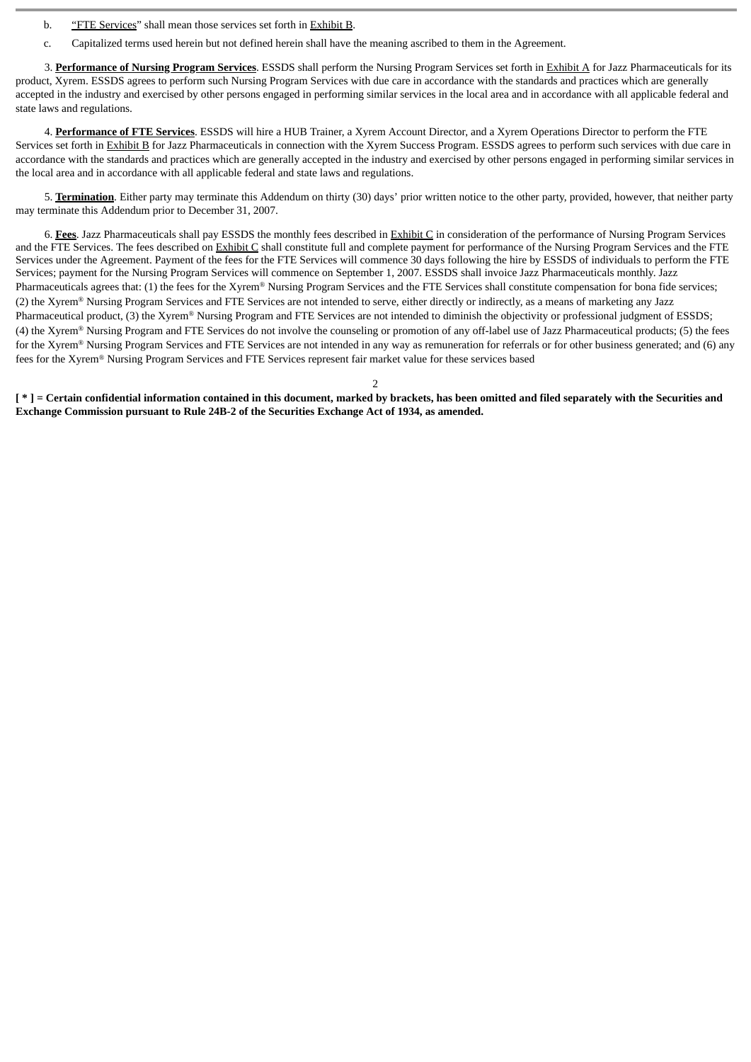b. "FTE Services" shall mean those services set forth in Exhibit B.

c. Capitalized terms used herein but not defined herein shall have the meaning ascribed to them in the Agreement.

3. **Performance of Nursing Program Services**. ESSDS shall perform the Nursing Program Services set forth in Exhibit A for Jazz Pharmaceuticals for its product, Xyrem. ESSDS agrees to perform such Nursing Program Services with due care in accordance with the standards and practices which are generally accepted in the industry and exercised by other persons engaged in performing similar services in the local area and in accordance with all applicable federal and state laws and regulations.

4. **Performance of FTE Services**. ESSDS will hire a HUB Trainer, a Xyrem Account Director, and a Xyrem Operations Director to perform the FTE Services set forth in Exhibit B for Jazz Pharmaceuticals in connection with the Xyrem Success Program. ESSDS agrees to perform such services with due care in accordance with the standards and practices which are generally accepted in the industry and exercised by other persons engaged in performing similar services in the local area and in accordance with all applicable federal and state laws and regulations.

5. **Termination**. Either party may terminate this Addendum on thirty (30) days' prior written notice to the other party, provided, however, that neither party may terminate this Addendum prior to December 31, 2007.

6. **Fees**. Jazz Pharmaceuticals shall pay ESSDS the monthly fees described in Exhibit C in consideration of the performance of Nursing Program Services and the FTE Services. The fees described on Exhibit C shall constitute full and complete payment for performance of the Nursing Program Services and the FTE Services under the Agreement. Payment of the fees for the FTE Services will commence 30 days following the hire by ESSDS of individuals to perform the FTE Services; payment for the Nursing Program Services will commence on September 1, 2007. ESSDS shall invoice Jazz Pharmaceuticals monthly. Jazz Pharmaceuticals agrees that: (1) the fees for the Xyrem® Nursing Program Services and the FTE Services shall constitute compensation for bona fide services; (2) the Xyrem® Nursing Program Services and FTE Services are not intended to serve, either directly or indirectly, as a means of marketing any Jazz Pharmaceutical product, (3) the Xyrem® Nursing Program and FTE Services are not intended to diminish the objectivity or professional judgment of ESSDS; (4) the Xyrem® Nursing Program and FTE Services do not involve the counseling or promotion of any off-label use of Jazz Pharmaceutical products; (5) the fees for the Xyrem® Nursing Program Services and FTE Services are not intended in any way as remuneration for referrals or for other business generated; and (6) any fees for the Xyrem® Nursing Program Services and FTE Services represent fair market value for these services based

**[ * ] = Certain confidential information contained in this document, marked by brackets, has been omitted and filed separately with the Securities and Exchange Commission pursuant to Rule 24B-2 of the Securities Exchange Act of 1934, as amended.**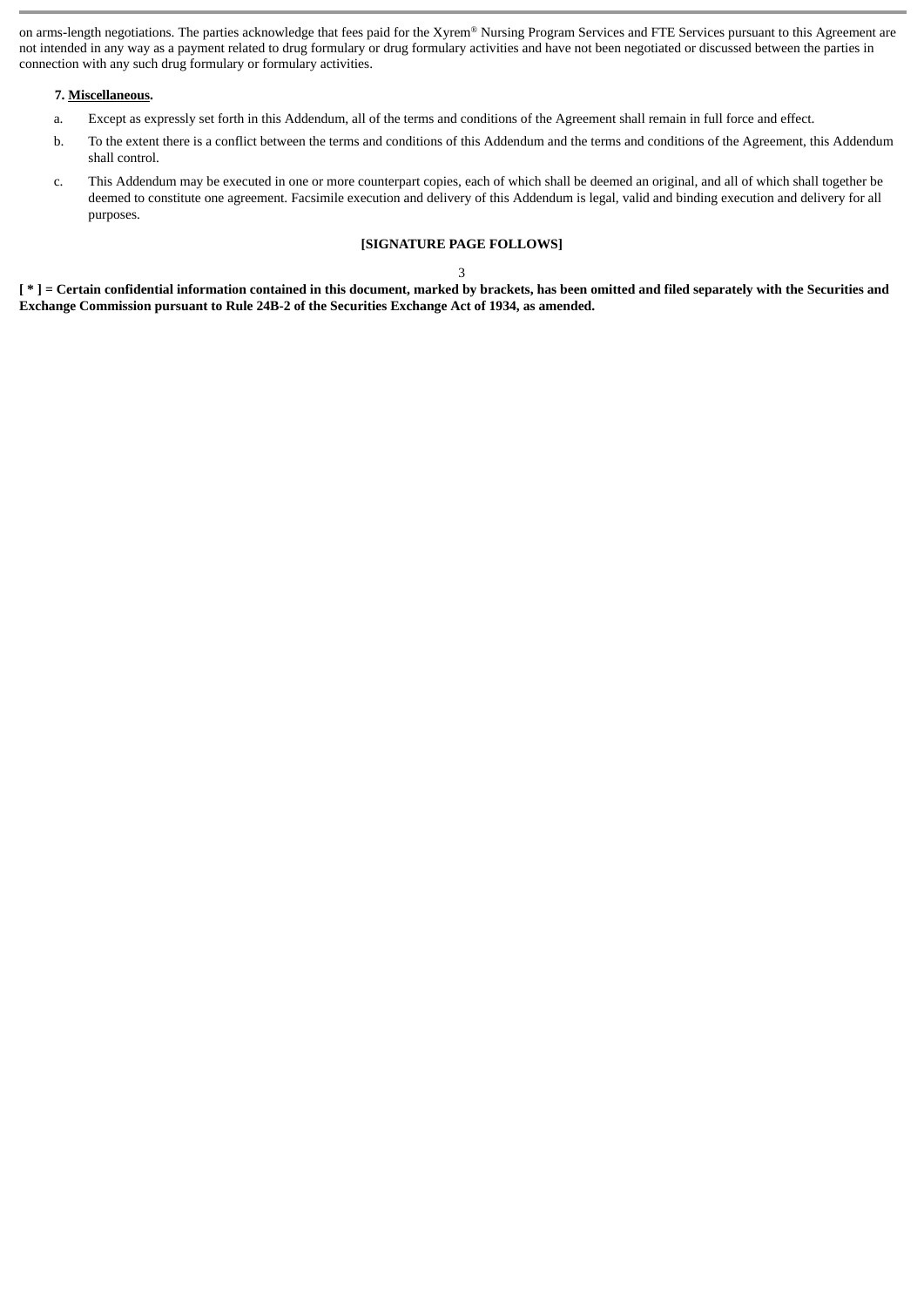on arms-length negotiations. The parties acknowledge that fees paid for the Xyrem® Nursing Program Services and FTE Services pursuant to this Agreement are not intended in any way as a payment related to drug formulary or drug formulary activities and have not been negotiated or discussed between the parties in connection with any such drug formulary or formulary activities.

**7. Miscellaneous.**

a. Except as expressly set forth in this Addendum, all of the terms and conditions of the Agreement shall remain in full force and effect.

b. To the extent there is a conflict between the terms and conditions of this Addendum and the terms and conditions of the Agreement, this Addendum shall control.

c. This Addendum may be executed in one or more counterpart copies, each of which shall be deemed an original, and all of which shall together be deemed to constitute one agreement. Facsimile execution and delivery of this Addendum is legal, valid and binding execution and delivery for all purposes.

**[SIGNATURE PAGE FOLLOWS]**

**[ * ] = Certain confidential information contained in this document, marked by brackets, has been omitted and filed separately with the Securities and Exchange Commission pursuant to Rule 24B-2 of the Securities Exchange Act of 1934, as amended.**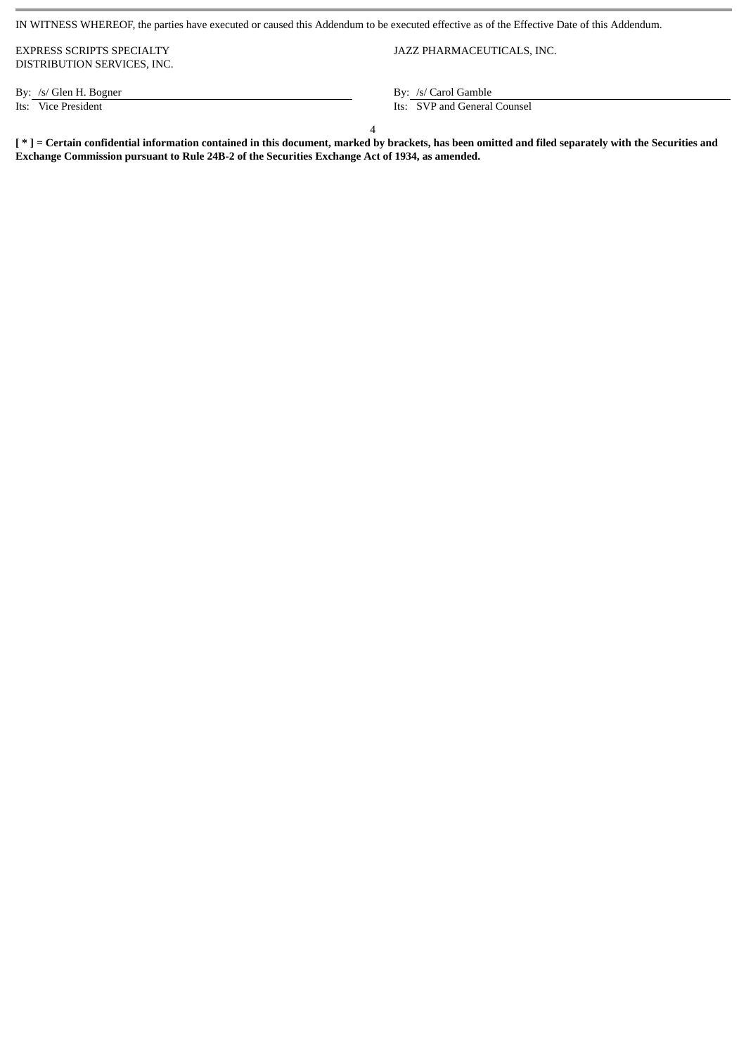IN WITNESS WHEREOF, the parties have executed or caused this Addendum to be executed effective as of the Effective Date of this Addendum.

| EXPRESS SCRIPTS SPECIALTY DISTRIBUTION SERVICES, INC. | JAZZ PHARMACEUTICALS, INC. |
|---|---|
| By: /s/ Glen H. Bogner | By: /s/ Carol Gamble |
| Its: Vice President | Its: SVP and General Counsel |

**[ * ] = Certain confidential information contained in this document, marked by brackets, has been omitted and filed separately with the Securities and Exchange Commission pursuant to Rule 24B-2 of the Securities Exchange Act of 1934, as amended.**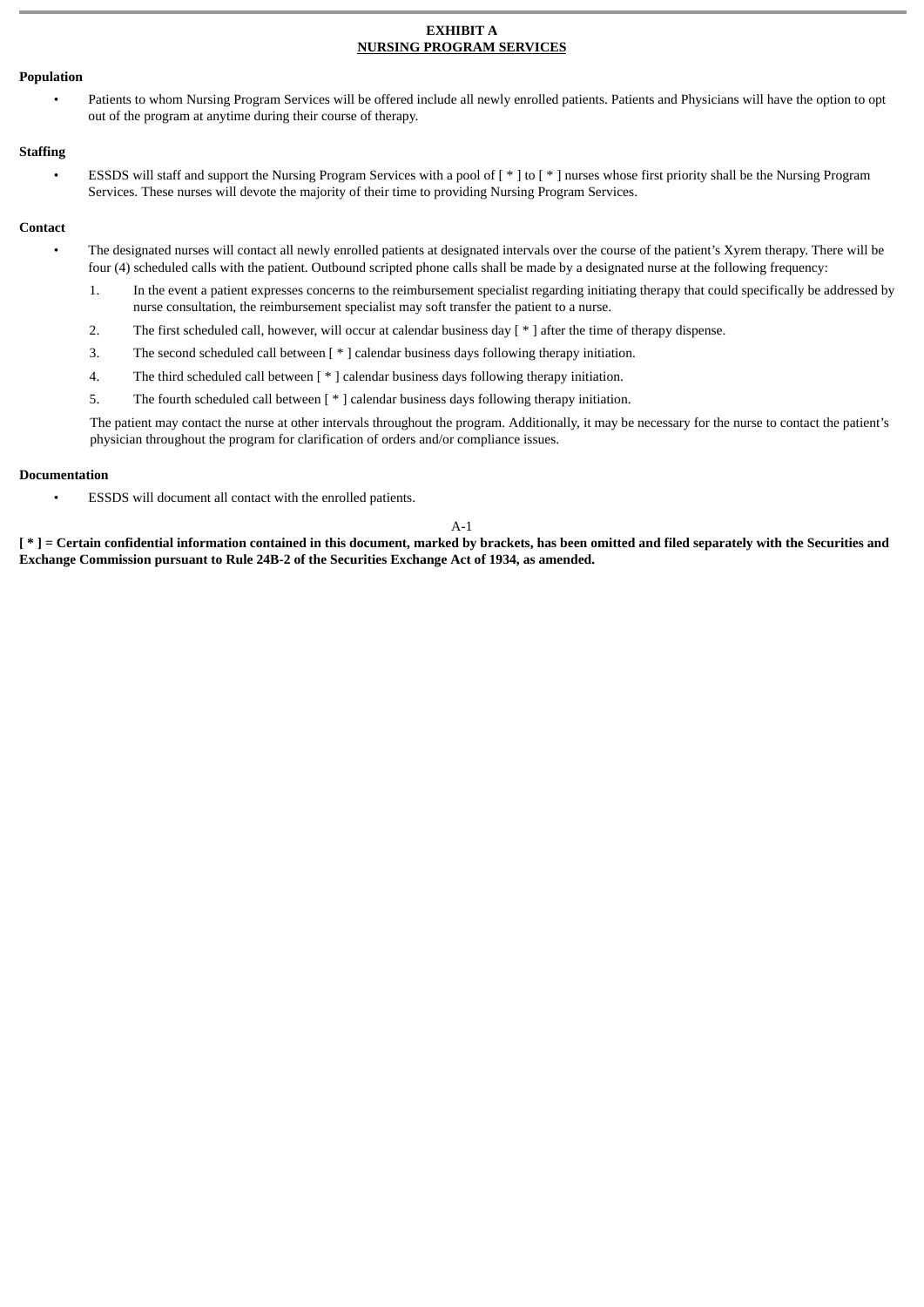**EXHIBIT A**
**NURSING PROGRAM SERVICES**

**Population**

- Patients to whom Nursing Program Services will be offered include all newly enrolled patients. Patients and Physicians will have the option to opt out of the program at anytime during their course of therapy.

**Staffing**

- ESSDS will staff and support the Nursing Program Services with a pool of [ * ] to [ * ] nurses whose first priority shall be the Nursing Program Services. These nurses will devote the majority of their time to providing Nursing Program Services.

**Contact**

- The designated nurses will contact all newly enrolled patients at designated intervals over the course of the patient's Xyrem therapy. There will be four (4) scheduled calls with the patient. Outbound scripted phone calls shall be made by a designated nurse at the following frequency:

  1. In the event a patient expresses concerns to the reimbursement specialist regarding initiating therapy that could specifically be addressed by nurse consultation, the reimbursement specialist may soft transfer the patient to a nurse.
  2. The first scheduled call, however, will occur at calendar business day [ * ] after the time of therapy dispense.
  3. The second scheduled call between [ * ] calendar business days following therapy initiation.
  4. The third scheduled call between [ * ] calendar business days following therapy initiation.
  5. The fourth scheduled call between [ * ] calendar business days following therapy initiation.

  The patient may contact the nurse at other intervals throughout the program. Additionally, it may be necessary for the nurse to contact the patient's physician throughout the program for clarification of orders and/or compliance issues.

**Documentation**

- ESSDS will document all contact with the enrolled patients.

**[ * ] = Certain confidential information contained in this document, marked by brackets, has been omitted and filed separately with the Securities and Exchange Commission pursuant to Rule 24B-2 of the Securities Exchange Act of 1934, as amended.**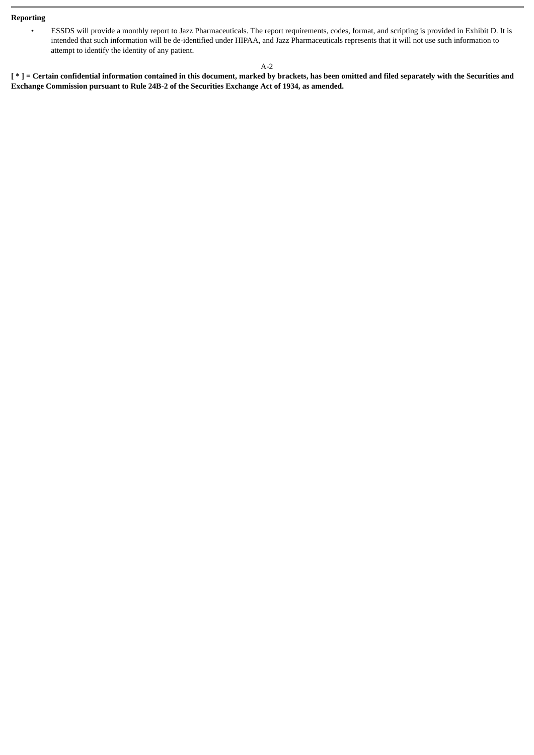**Reporting**

- ESSDS will provide a monthly report to Jazz Pharmaceuticals. The report requirements, codes, format, and scripting is provided in Exhibit D. It is intended that such information will be de-identified under HIPAA, and Jazz Pharmaceuticals represents that it will not use such information to attempt to identify the identity of any patient.

**[ * ] = Certain confidential information contained in this document, marked by brackets, has been omitted and filed separately with the Securities and Exchange Commission pursuant to Rule 24B-2 of the Securities Exchange Act of 1934, as amended.**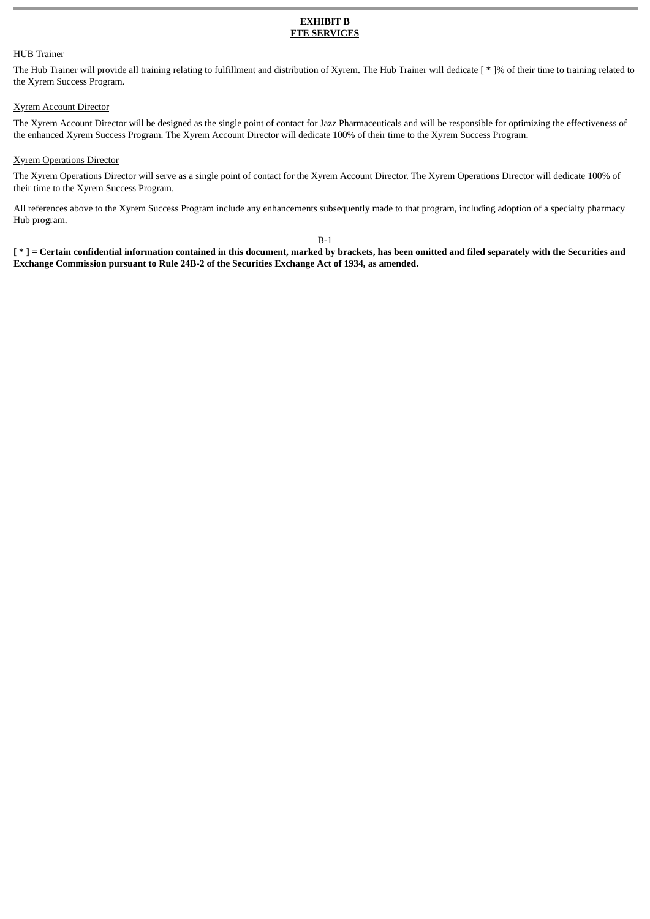**EXHIBIT B**
**FTE SERVICES**

HUB Trainer

The Hub Trainer will provide all training relating to fulfillment and distribution of Xyrem. The Hub Trainer will dedicate [ * ]% of their time to training related to the Xyrem Success Program.

Xyrem Account Director

The Xyrem Account Director will be designed as the single point of contact for Jazz Pharmaceuticals and will be responsible for optimizing the effectiveness of the enhanced Xyrem Success Program. The Xyrem Account Director will dedicate 100% of their time to the Xyrem Success Program.

Xyrem Operations Director

The Xyrem Operations Director will serve as a single point of contact for the Xyrem Account Director. The Xyrem Operations Director will dedicate 100% of their time to the Xyrem Success Program.

All references above to the Xyrem Success Program include any enhancements subsequently made to that program, including adoption of a specialty pharmacy Hub program.

B-1

**[ * ] = Certain confidential information contained in this document, marked by brackets, has been omitted and filed separately with the Securities and Exchange Commission pursuant to Rule 24B-2 of the Securities Exchange Act of 1934, as amended.**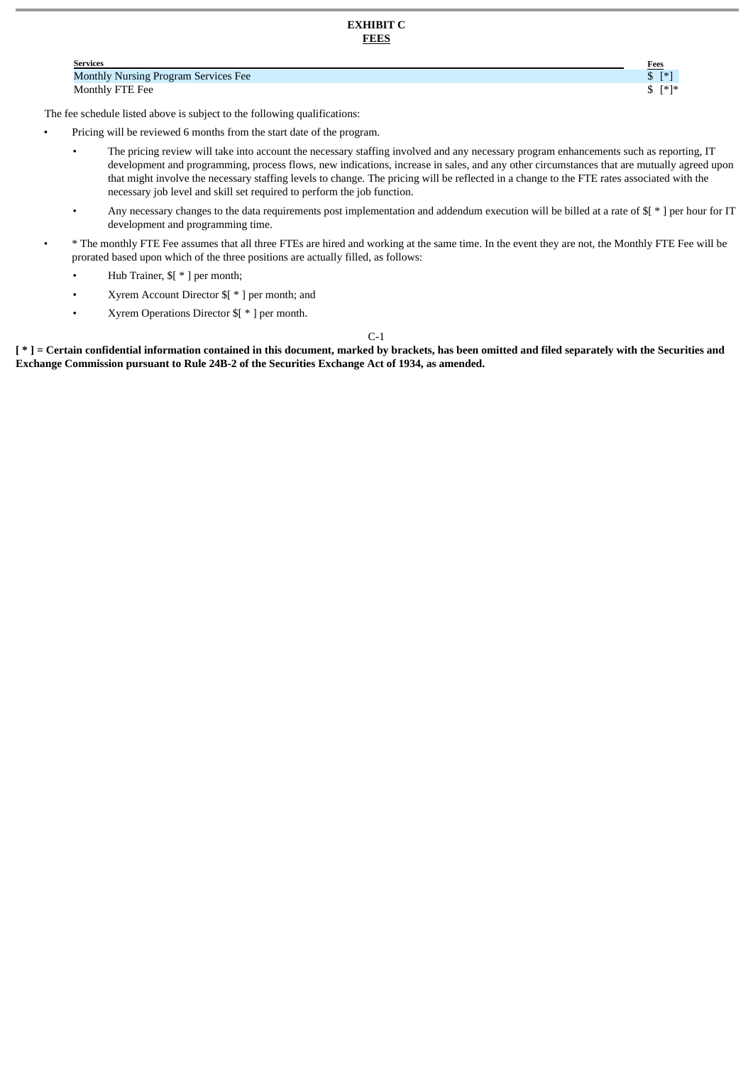# EXHIBIT C
## FEES

| Services | Fees |
| --- | --- |
| Monthly Nursing Program Services Fee | $ [*] |
| Monthly FTE Fee | $ [*]* |

The fee schedule listed above is subject to the following qualifications:

- Pricing will be reviewed 6 months from the start date of the program.
  - The pricing review will take into account the necessary staffing involved and any necessary program enhancements such as reporting, IT development and programming, process flows, new indications, increase in sales, and any other circumstances that are mutually agreed upon that might involve the necessary staffing levels to change. The pricing will be reflected in a change to the FTE rates associated with the necessary job level and skill set required to perform the job function.
  - Any necessary changes to the data requirements post implementation and addendum execution will be billed at a rate of $[ * ] per hour for IT development and programming time.
- * The monthly FTE Fee assumes that all three FTEs are hired and working at the same time. In the event they are not, the Monthly FTE Fee will be prorated based upon which of the three positions are actually filled, as follows:
  - Hub Trainer, $[ * ] per month;
  - Xyrem Account Director $[ * ] per month; and
  - Xyrem Operations Director $[ * ] per month.

**[ * ] = Certain confidential information contained in this document, marked by brackets, has been omitted and filed separately with the Securities and Exchange Commission pursuant to Rule 24B-2 of the Securities Exchange Act of 1934, as amended.**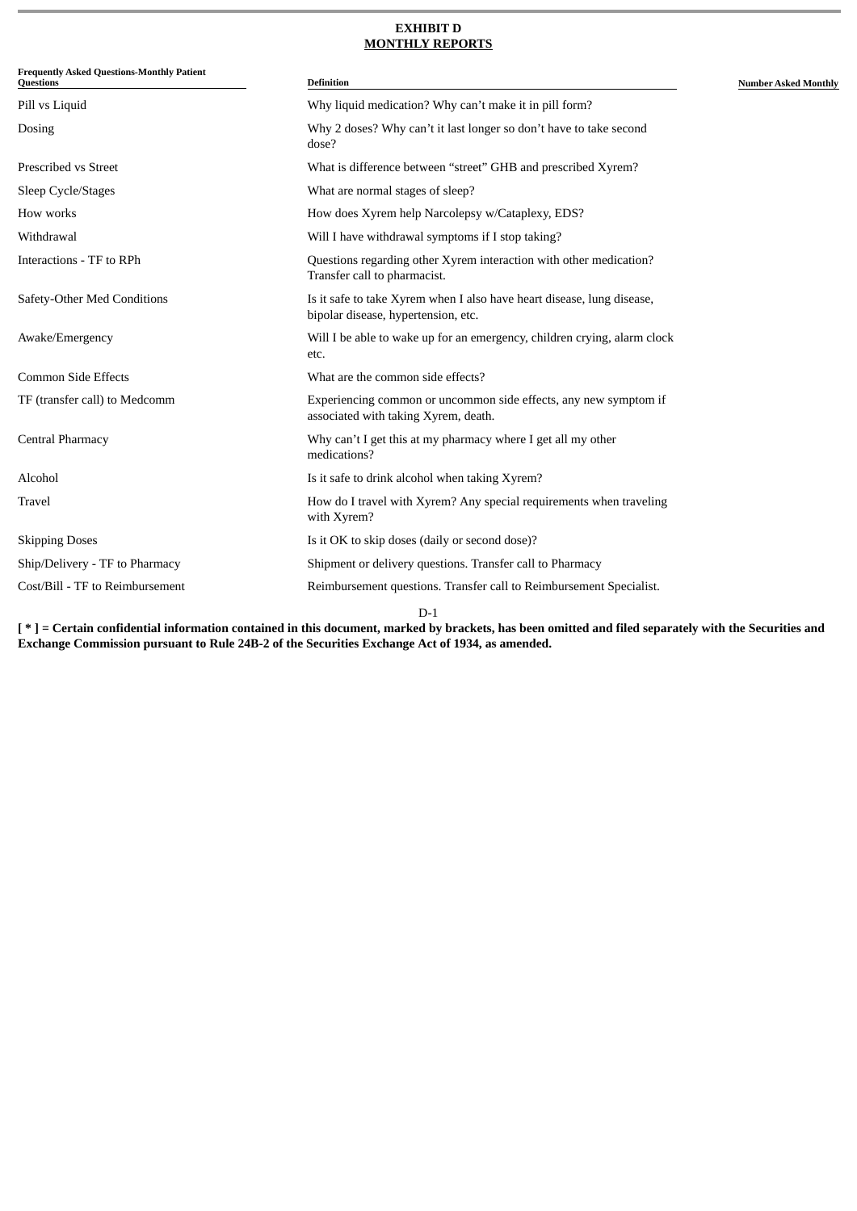**EXHIBIT D**

**MONTHLY REPORTS**

| Frequently Asked Questions-Monthly Patient Questions | Definition | Number Asked Monthly |
|---|---|---|
| Pill vs Liquid | Why liquid medication? Why can’t make it in pill form? | |
| Dosing | Why 2 doses? Why can’t it last longer so don’t have to take second dose? | |
| Prescribed vs Street | What is difference between “street” GHB and prescribed Xyrem? | |
| Sleep Cycle/Stages | What are normal stages of sleep? | |
| How works | How does Xyrem help Narcolepsy w/Cataplexy, EDS? | |
| Withdrawal | Will I have withdrawal symptoms if I stop taking? | |
| Interactions - TF to RPh | Questions regarding other Xyrem interaction with other medication? Transfer call to pharmacist. | |
| Safety-Other Med Conditions | Is it safe to take Xyrem when I also have heart disease, lung disease, bipolar disease, hypertension, etc. | |
| Awake/Emergency | Will I be able to wake up for an emergency, children crying, alarm clock etc. | |
| Common Side Effects | What are the common side effects? | |
| TF (transfer call) to Medcomm | Experiencing common or uncommon side effects, any new symptom if associated with taking Xyrem, death. | |
| Central Pharmacy | Why can’t I get this at my pharmacy where I get all my other medications? | |
| Alcohol | Is it safe to drink alcohol when taking Xyrem? | |
| Travel | How do I travel with Xyrem? Any special requirements when traveling with Xyrem? | |
| Skipping Doses | Is it OK to skip doses (daily or second dose)? | |
| Ship/Delivery - TF to Pharmacy | Shipment or delivery questions. Transfer call to Pharmacy | |
| Cost/Bill - TF to Reimbursement | Reimbursement questions. Transfer call to Reimbursement Specialist. | |

**[ * ] = Certain confidential information contained in this document, marked by brackets, has been omitted and filed separately with the Securities and Exchange Commission pursuant to Rule 24B-2 of the Securities Exchange Act of 1934, as amended.**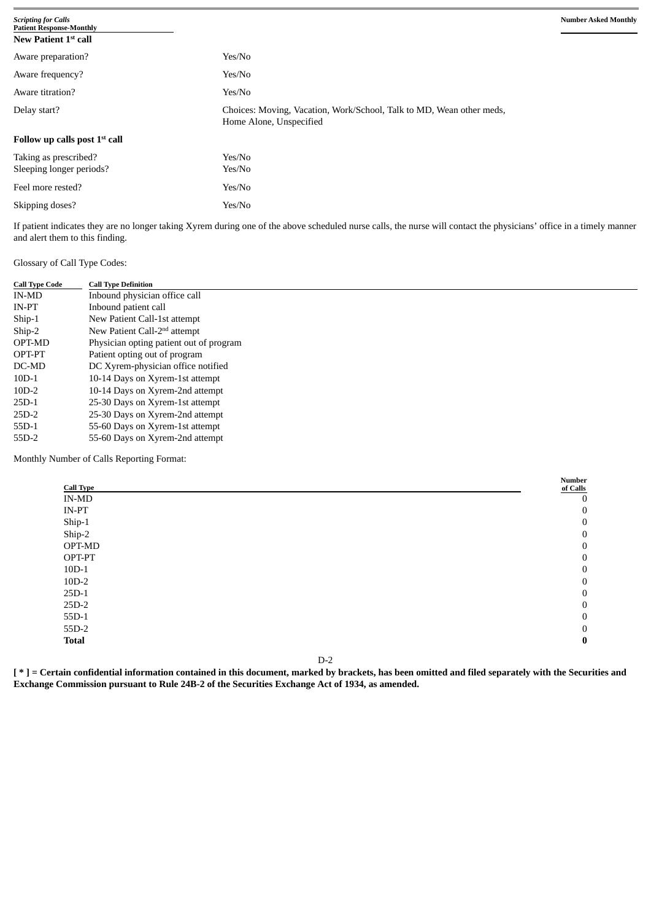| *Scripting for Calls* **Patient Response-Monthly** | | **Number Asked Monthly** |
|---|---|---|
| **New Patient 1st call** | | |
| Aware preparation? | Yes/No | |
| Aware frequency? | Yes/No | |
| Aware titration? | Yes/No | |
| Delay start? | Choices: Moving, Vacation, Work/School, Talk to MD, Wean other meds, Home Alone, Unspecified | |
| **Follow up calls post 1st call** | | |
| Taking as prescribed? | Yes/No | |
| Sleeping longer periods? | Yes/No | |
| Feel more rested? | Yes/No | |
| Skipping doses? | Yes/No | |

If patient indicates they are no longer taking Xyrem during one of the above scheduled nurse calls, the nurse will contact the physicians' office in a timely manner and alert them to this finding.

Glossary of Call Type Codes:

| Call Type Code | Call Type Definition |
|---|---|
| IN-MD | Inbound physician office call |
| IN-PT | Inbound patient call |
| Ship-1 | New Patient Call-1st attempt |
| Ship-2 | New Patient Call-2nd attempt |
| OPT-MD | Physician opting patient out of program |
| OPT-PT | Patient opting out of program |
| DC-MD | DC Xyrem-physician office notified |
| 10D-1 | 10-14 Days on Xyrem-1st attempt |
| 10D-2 | 10-14 Days on Xyrem-2nd attempt |
| 25D-1 | 25-30 Days on Xyrem-1st attempt |
| 25D-2 | 25-30 Days on Xyrem-2nd attempt |
| 55D-1 | 55-60 Days on Xyrem-1st attempt |
| 55D-2 | 55-60 Days on Xyrem-2nd attempt |

Monthly Number of Calls Reporting Format:

| Call Type | Number of Calls |
|---|---|
| IN-MD | 0 |
| IN-PT | 0 |
| Ship-1 | 0 |
| Ship-2 | 0 |
| OPT-MD | 0 |
| OPT-PT | 0 |
| 10D-1 | 0 |
| 10D-2 | 0 |
| 25D-1 | 0 |
| 25D-2 | 0 |
| 55D-1 | 0 |
| 55D-2 | 0 |
| **Total** | **0** |

D-2

**[ * ] = Certain confidential information contained in this document, marked by brackets, has been omitted and filed separately with the Securities and Exchange Commission pursuant to Rule 24B-2 of the Securities Exchange Act of 1934, as amended.**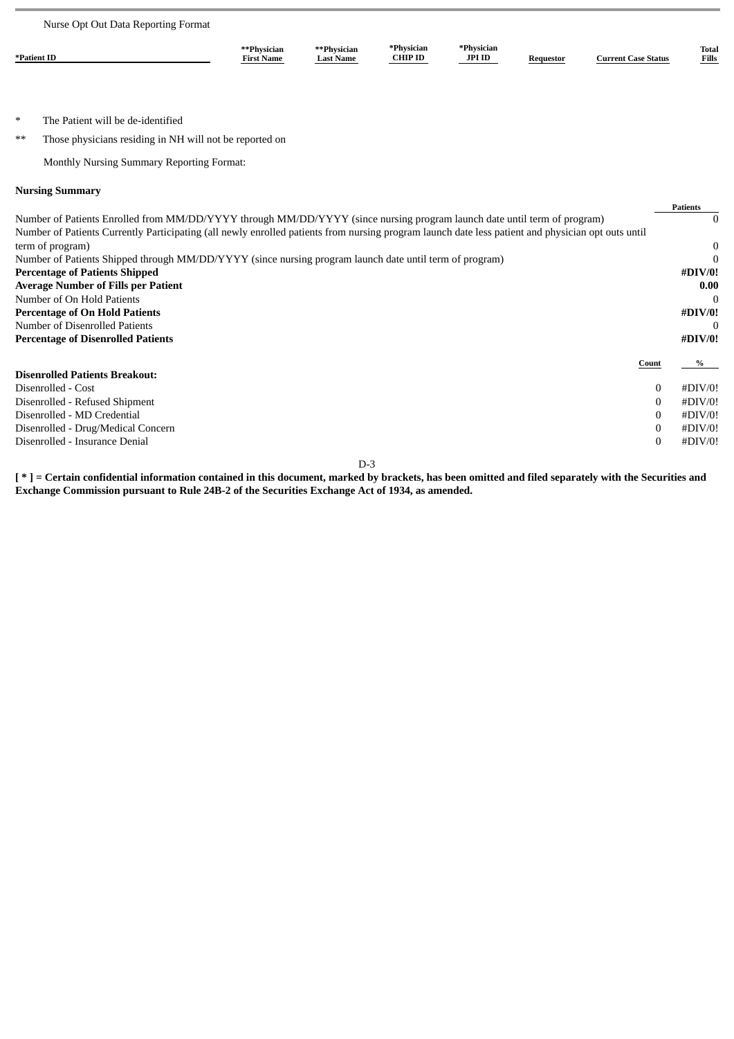Nurse Opt Out Data Reporting Format

| *Patient ID | **Physician First Name | **Physician Last Name | *Physician CHIP ID | *Physician JPI ID | Requestor | Current Case Status | Total Fills |
|---|---|---|---|---|---|---|---|

\* The Patient will be de-identified

\*\* Those physicians residing in NH will not be reported on

Monthly Nursing Summary Reporting Format:

**Nursing Summary**

| | Patients |
|---|---|
| Number of Patients Enrolled from MM/DD/YYYY through MM/DD/YYYY (since nursing program launch date until term of program) | 0 |
| Number of Patients Currently Participating (all newly enrolled patients from nursing program launch date less patient and physician opt outs until term of program) | 0 |
| Number of Patients Shipped through MM/DD/YYYY (since nursing program launch date until term of program) | 0 |
| **Percentage of Patients Shipped** | **#DIV/0!** |
| **Average Number of Fills per Patient** | **0.00** |
| Number of On Hold Patients | 0 |
| **Percentage of On Hold Patients** | **#DIV/0!** |
| Number of Disenrolled Patients | 0 |
| **Percentage of Disenrolled Patients** | **#DIV/0!** |

| **Disenrolled Patients Breakout:** | Count | % |
|---|---|---|
| Disenrolled - Cost | 0 | #DIV/0! |
| Disenrolled - Refused Shipment | 0 | #DIV/0! |
| Disenrolled - MD Credential | 0 | #DIV/0! |
| Disenrolled - Drug/Medical Concern | 0 | #DIV/0! |
| Disenrolled - Insurance Denial | 0 | #DIV/0! |

D-3

**[ * ] = Certain confidential information contained in this document, marked by brackets, has been omitted and filed separately with the Securities and Exchange Commission pursuant to Rule 24B-2 of the Securities Exchange Act of 1934, as amended.**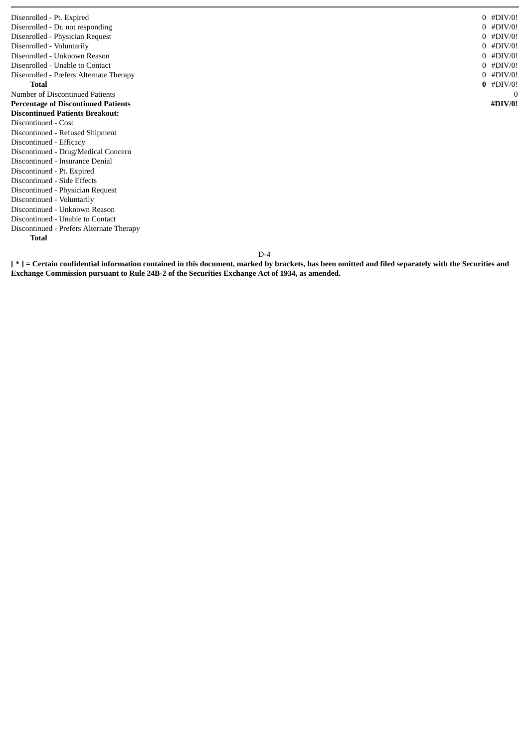| | | |
|---|---|---|
| Disenrolled - Pt. Expired | 0 | #DIV/0! |
| Disenrolled - Dr. not responding | 0 | #DIV/0! |
| Disenrolled - Physician Request | 0 | #DIV/0! |
| Disenrolled - Voluntarily | 0 | #DIV/0! |
| Disenrolled - Unknown Reason | 0 | #DIV/0! |
| Disenrolled - Unable to Contact | 0 | #DIV/0! |
| Disenrolled - Prefers Alternate Therapy | 0 | #DIV/0! |
| **Total** | **0** | #DIV/0! |
| Number of Discontinued Patients | | 0 |
| **Percentage of Discontinued Patients** | | **#DIV/0!** |
| **Discontinued Patients Breakout:** | | |
| Discontinued - Cost | | |
| Discontinued - Refused Shipment | | |
| Discontinued - Efficacy | | |
| Discontinued - Drug/Medical Concern | | |
| Discontinued - Insurance Denial | | |
| Discontinued - Pt. Expired | | |
| Discontinued - Side Effects | | |
| Discontinued - Physician Request | | |
| Discontinued - Voluntarily | | |
| Discontinued - Unknown Reason | | |
| Discontinued - Unable to Contact | | |
| Discontinued - Prefers Alternate Therapy | | |
| **Total** | | |

D-4

**[ * ] = Certain confidential information contained in this document, marked by brackets, has been omitted and filed separately with the Securities and Exchange Commission pursuant to Rule 24B-2 of the Securities Exchange Act of 1934, as amended.**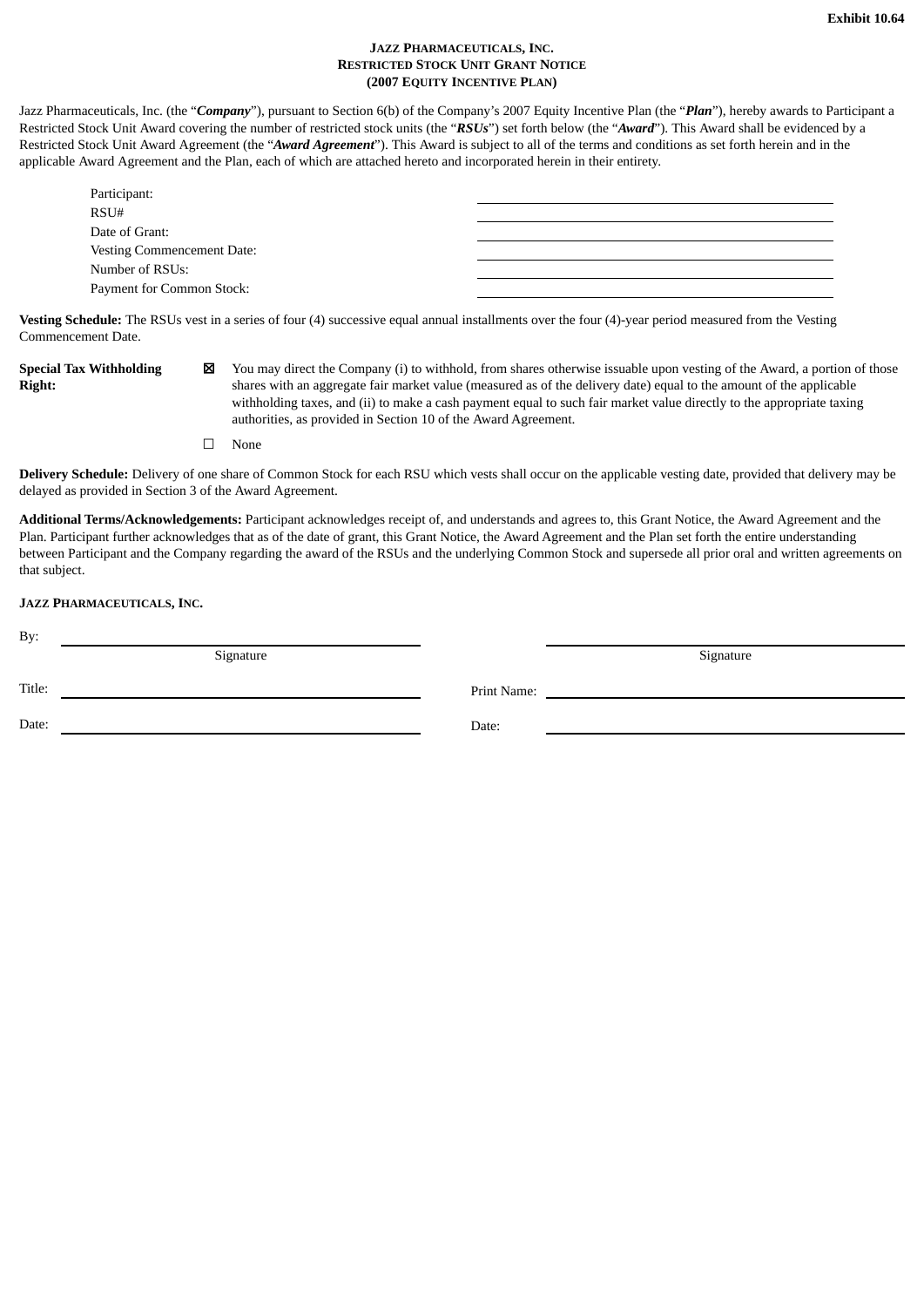**Exhibit 10.64**

**JAZZ PHARMACEUTICALS, INC.**
**RESTRICTED STOCK UNIT GRANT NOTICE**
**(2007 EQUITY INCENTIVE PLAN)**

Jazz Pharmaceuticals, Inc. (the "***Company***"), pursuant to Section 6(b) of the Company's 2007 Equity Incentive Plan (the "***Plan***"), hereby awards to Participant a Restricted Stock Unit Award covering the number of restricted stock units (the "***RSUs***") set forth below (the "***Award***"). This Award shall be evidenced by a Restricted Stock Unit Award Agreement (the "***Award Agreement***"). This Award is subject to all of the terms and conditions as set forth herein and in the applicable Award Agreement and the Plan, each of which are attached hereto and incorporated herein in their entirety.

| | |
|---|---|
| Participant: | |
| RSU# | |
| Date of Grant: | |
| Vesting Commencement Date: | |
| Number of RSUs: | |
| Payment for Common Stock: | |

**Vesting Schedule:** The RSUs vest in a series of four (4) successive equal annual installments over the four (4)-year period measured from the Vesting Commencement Date.

**Special Tax Withholding Right:**

☒ You may direct the Company (i) to withhold, from shares otherwise issuable upon vesting of the Award, a portion of those shares with an aggregate fair market value (measured as of the delivery date) equal to the amount of the applicable withholding taxes, and (ii) to make a cash payment equal to such fair market value directly to the appropriate taxing authorities, as provided in Section 10 of the Award Agreement.

☐ None

**Delivery Schedule:** Delivery of one share of Common Stock for each RSU which vests shall occur on the applicable vesting date, provided that delivery may be delayed as provided in Section 3 of the Award Agreement.

**Additional Terms/Acknowledgements:** Participant acknowledges receipt of, and understands and agrees to, this Grant Notice, the Award Agreement and the Plan. Participant further acknowledges that as of the date of grant, this Grant Notice, the Award Agreement and the Plan set forth the entire understanding between Participant and the Company regarding the award of the RSUs and the underlying Common Stock and supersede all prior oral and written agreements on that subject.

**JAZZ PHARMACEUTICALS, INC.**

By: ______________________________
Signature

Title: ______________________________

Date: ______________________________

______________________________
Signature

Print Name: ______________________________

Date: ______________________________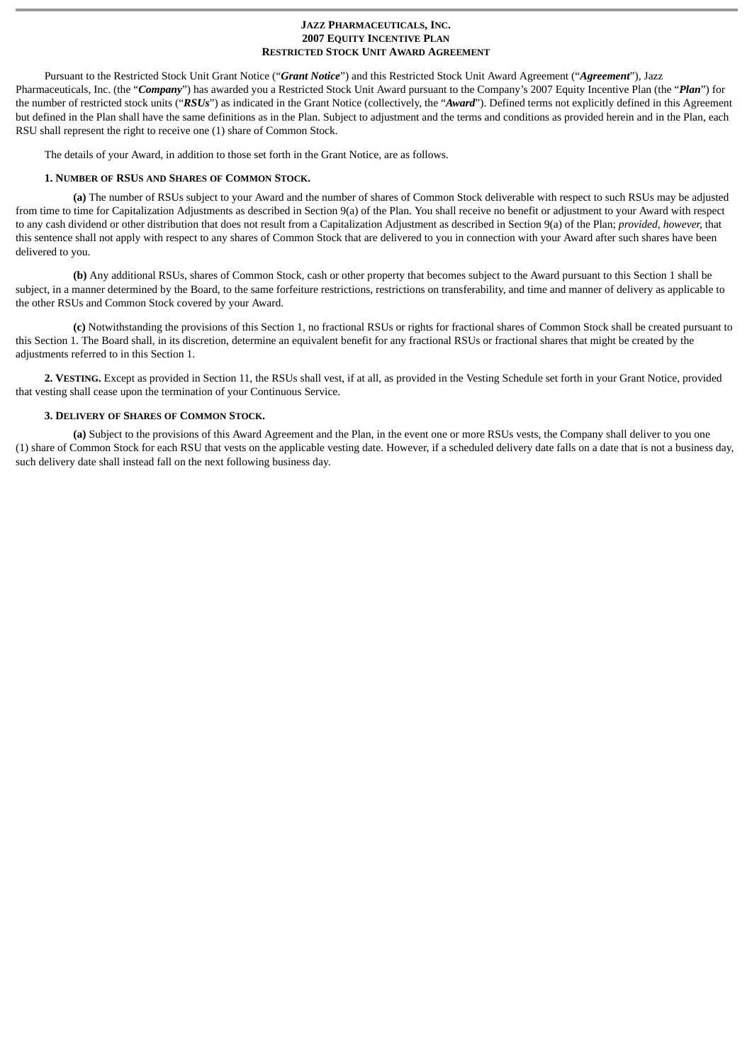**JAZZ PHARMACEUTICALS, INC.**
**2007 EQUITY INCENTIVE PLAN**
**RESTRICTED STOCK UNIT AWARD AGREEMENT**

Pursuant to the Restricted Stock Unit Grant Notice ("***Grant Notice***") and this Restricted Stock Unit Award Agreement ("***Agreement***"), Jazz Pharmaceuticals, Inc. (the "***Company***") has awarded you a Restricted Stock Unit Award pursuant to the Company's 2007 Equity Incentive Plan (the "***Plan***") for the number of restricted stock units ("***RSUs***") as indicated in the Grant Notice (collectively, the "***Award***"). Defined terms not explicitly defined in this Agreement but defined in the Plan shall have the same definitions as in the Plan. Subject to adjustment and the terms and conditions as provided herein and in the Plan, each RSU shall represent the right to receive one (1) share of Common Stock.

The details of your Award, in addition to those set forth in the Grant Notice, are as follows.

**1. NUMBER OF RSUS AND SHARES OF COMMON STOCK.**

**(a)** The number of RSUs subject to your Award and the number of shares of Common Stock deliverable with respect to such RSUs may be adjusted from time to time for Capitalization Adjustments as described in Section 9(a) of the Plan. You shall receive no benefit or adjustment to your Award with respect to any cash dividend or other distribution that does not result from a Capitalization Adjustment as described in Section 9(a) of the Plan; *provided, however,* that this sentence shall not apply with respect to any shares of Common Stock that are delivered to you in connection with your Award after such shares have been delivered to you.

**(b)** Any additional RSUs, shares of Common Stock, cash or other property that becomes subject to the Award pursuant to this Section 1 shall be subject, in a manner determined by the Board, to the same forfeiture restrictions, restrictions on transferability, and time and manner of delivery as applicable to the other RSUs and Common Stock covered by your Award.

**(c)** Notwithstanding the provisions of this Section 1, no fractional RSUs or rights for fractional shares of Common Stock shall be created pursuant to this Section 1. The Board shall, in its discretion, determine an equivalent benefit for any fractional RSUs or fractional shares that might be created by the adjustments referred to in this Section 1.

**2. VESTING.** Except as provided in Section 11, the RSUs shall vest, if at all, as provided in the Vesting Schedule set forth in your Grant Notice, provided that vesting shall cease upon the termination of your Continuous Service.

**3. DELIVERY OF SHARES OF COMMON STOCK.**

**(a)** Subject to the provisions of this Award Agreement and the Plan, in the event one or more RSUs vests, the Company shall deliver to you one (1) share of Common Stock for each RSU that vests on the applicable vesting date. However, if a scheduled delivery date falls on a date that is not a business day, such delivery date shall instead fall on the next following business day.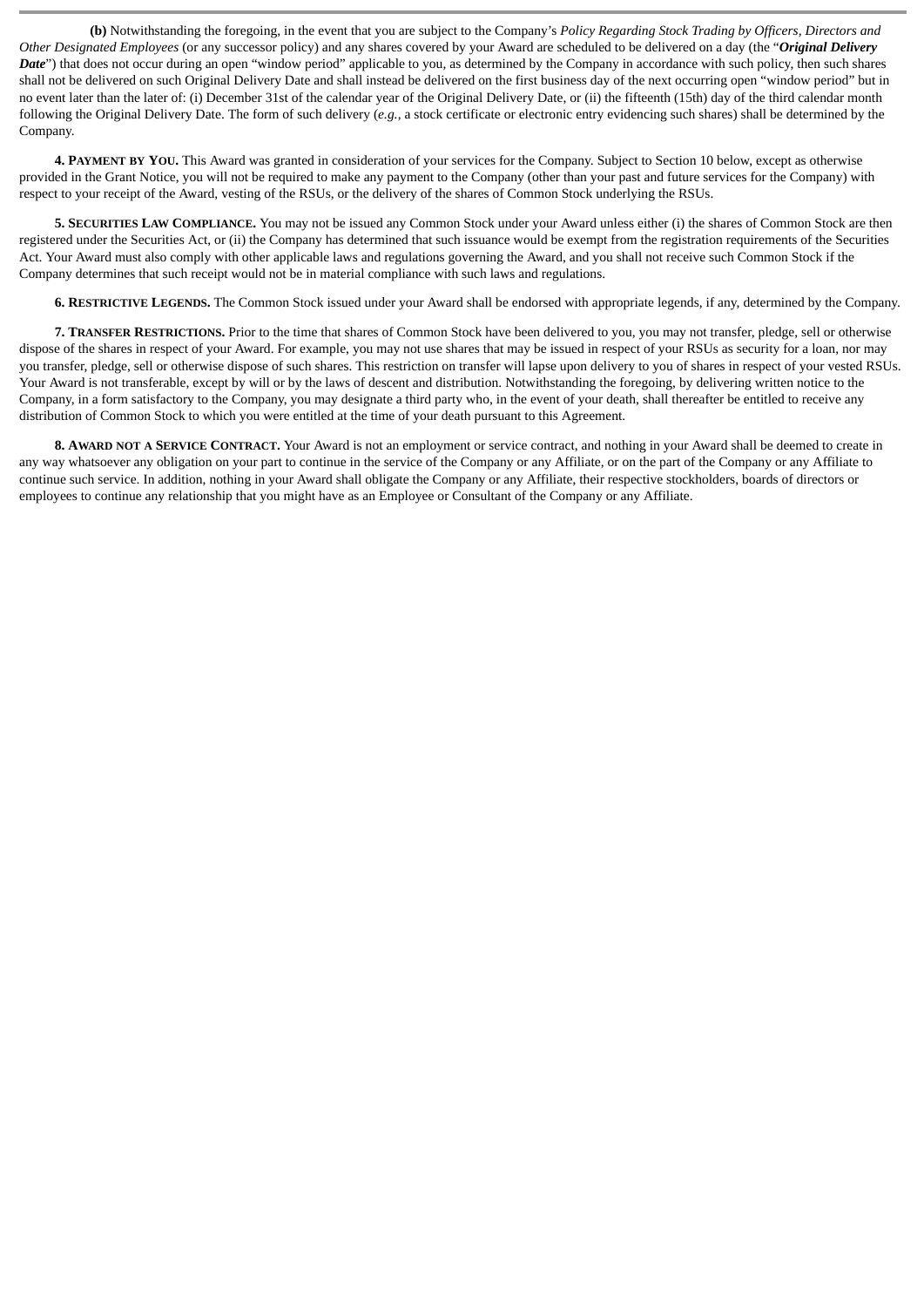**(b)** Notwithstanding the foregoing, in the event that you are subject to the Company's *Policy Regarding Stock Trading by Officers, Directors and Other Designated Employees* (or any successor policy) and any shares covered by your Award are scheduled to be delivered on a day (the "***Original Delivery Date***") that does not occur during an open "window period" applicable to you, as determined by the Company in accordance with such policy, then such shares shall not be delivered on such Original Delivery Date and shall instead be delivered on the first business day of the next occurring open "window period" but in no event later than the later of: (i) December 31st of the calendar year of the Original Delivery Date, or (ii) the fifteenth (15th) day of the third calendar month following the Original Delivery Date. The form of such delivery (*e.g.*, a stock certificate or electronic entry evidencing such shares) shall be determined by the Company.

**4. Payment by You.** This Award was granted in consideration of your services for the Company. Subject to Section 10 below, except as otherwise provided in the Grant Notice, you will not be required to make any payment to the Company (other than your past and future services for the Company) with respect to your receipt of the Award, vesting of the RSUs, or the delivery of the shares of Common Stock underlying the RSUs.

**5. Securities Law Compliance.** You may not be issued any Common Stock under your Award unless either (i) the shares of Common Stock are then registered under the Securities Act, or (ii) the Company has determined that such issuance would be exempt from the registration requirements of the Securities Act. Your Award must also comply with other applicable laws and regulations governing the Award, and you shall not receive such Common Stock if the Company determines that such receipt would not be in material compliance with such laws and regulations.

**6. Restrictive Legends.** The Common Stock issued under your Award shall be endorsed with appropriate legends, if any, determined by the Company.

**7. Transfer Restrictions.** Prior to the time that shares of Common Stock have been delivered to you, you may not transfer, pledge, sell or otherwise dispose of the shares in respect of your Award. For example, you may not use shares that may be issued in respect of your RSUs as security for a loan, nor may you transfer, pledge, sell or otherwise dispose of such shares. This restriction on transfer will lapse upon delivery to you of shares in respect of your vested RSUs. Your Award is not transferable, except by will or by the laws of descent and distribution. Notwithstanding the foregoing, by delivering written notice to the Company, in a form satisfactory to the Company, you may designate a third party who, in the event of your death, shall thereafter be entitled to receive any distribution of Common Stock to which you were entitled at the time of your death pursuant to this Agreement.

**8. Award not a Service Contract.** Your Award is not an employment or service contract, and nothing in your Award shall be deemed to create in any way whatsoever any obligation on your part to continue in the service of the Company or any Affiliate, or on the part of the Company or any Affiliate to continue such service. In addition, nothing in your Award shall obligate the Company or any Affiliate, their respective stockholders, boards of directors or employees to continue any relationship that you might have as an Employee or Consultant of the Company or any Affiliate.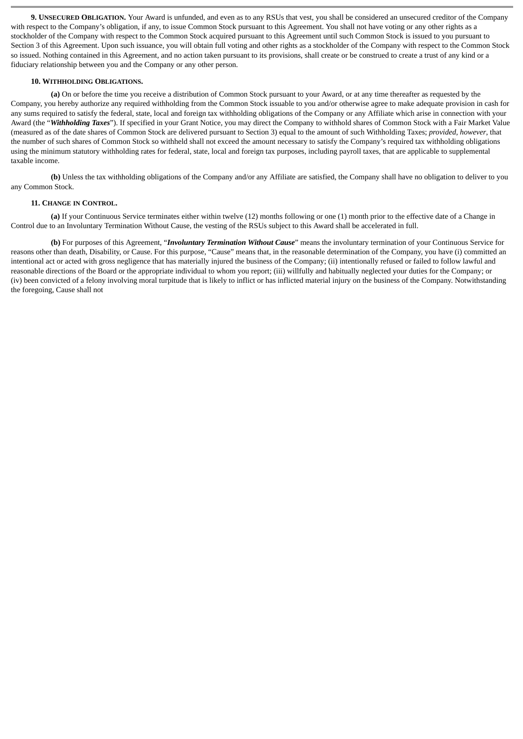**9. Unsecured Obligation.** Your Award is unfunded, and even as to any RSUs that vest, you shall be considered an unsecured creditor of the Company with respect to the Company's obligation, if any, to issue Common Stock pursuant to this Agreement. You shall not have voting or any other rights as a stockholder of the Company with respect to the Common Stock acquired pursuant to this Agreement until such Common Stock is issued to you pursuant to Section 3 of this Agreement. Upon such issuance, you will obtain full voting and other rights as a stockholder of the Company with respect to the Common Stock so issued. Nothing contained in this Agreement, and no action taken pursuant to its provisions, shall create or be construed to create a trust of any kind or a fiduciary relationship between you and the Company or any other person.

**10. Withholding Obligations.**

**(a)** On or before the time you receive a distribution of Common Stock pursuant to your Award, or at any time thereafter as requested by the Company, you hereby authorize any required withholding from the Common Stock issuable to you and/or otherwise agree to make adequate provision in cash for any sums required to satisfy the federal, state, local and foreign tax withholding obligations of the Company or any Affiliate which arise in connection with your Award (the "***Withholding Taxes***"). If specified in your Grant Notice, you may direct the Company to withhold shares of Common Stock with a Fair Market Value (measured as of the date shares of Common Stock are delivered pursuant to Section 3) equal to the amount of such Withholding Taxes; *provided, however*, that the number of such shares of Common Stock so withheld shall not exceed the amount necessary to satisfy the Company's required tax withholding obligations using the minimum statutory withholding rates for federal, state, local and foreign tax purposes, including payroll taxes, that are applicable to supplemental taxable income.

**(b)** Unless the tax withholding obligations of the Company and/or any Affiliate are satisfied, the Company shall have no obligation to deliver to you any Common Stock.

**11. Change in Control.**

**(a)** If your Continuous Service terminates either within twelve (12) months following or one (1) month prior to the effective date of a Change in Control due to an Involuntary Termination Without Cause, the vesting of the RSUs subject to this Award shall be accelerated in full.

**(b)** For purposes of this Agreement, "***Involuntary Termination Without Cause***" means the involuntary termination of your Continuous Service for reasons other than death, Disability, or Cause. For this purpose, "Cause" means that, in the reasonable determination of the Company, you have (i) committed an intentional act or acted with gross negligence that has materially injured the business of the Company; (ii) intentionally refused or failed to follow lawful and reasonable directions of the Board or the appropriate individual to whom you report; (iii) willfully and habitually neglected your duties for the Company; or (iv) been convicted of a felony involving moral turpitude that is likely to inflict or has inflicted material injury on the business of the Company. Notwithstanding the foregoing, Cause shall not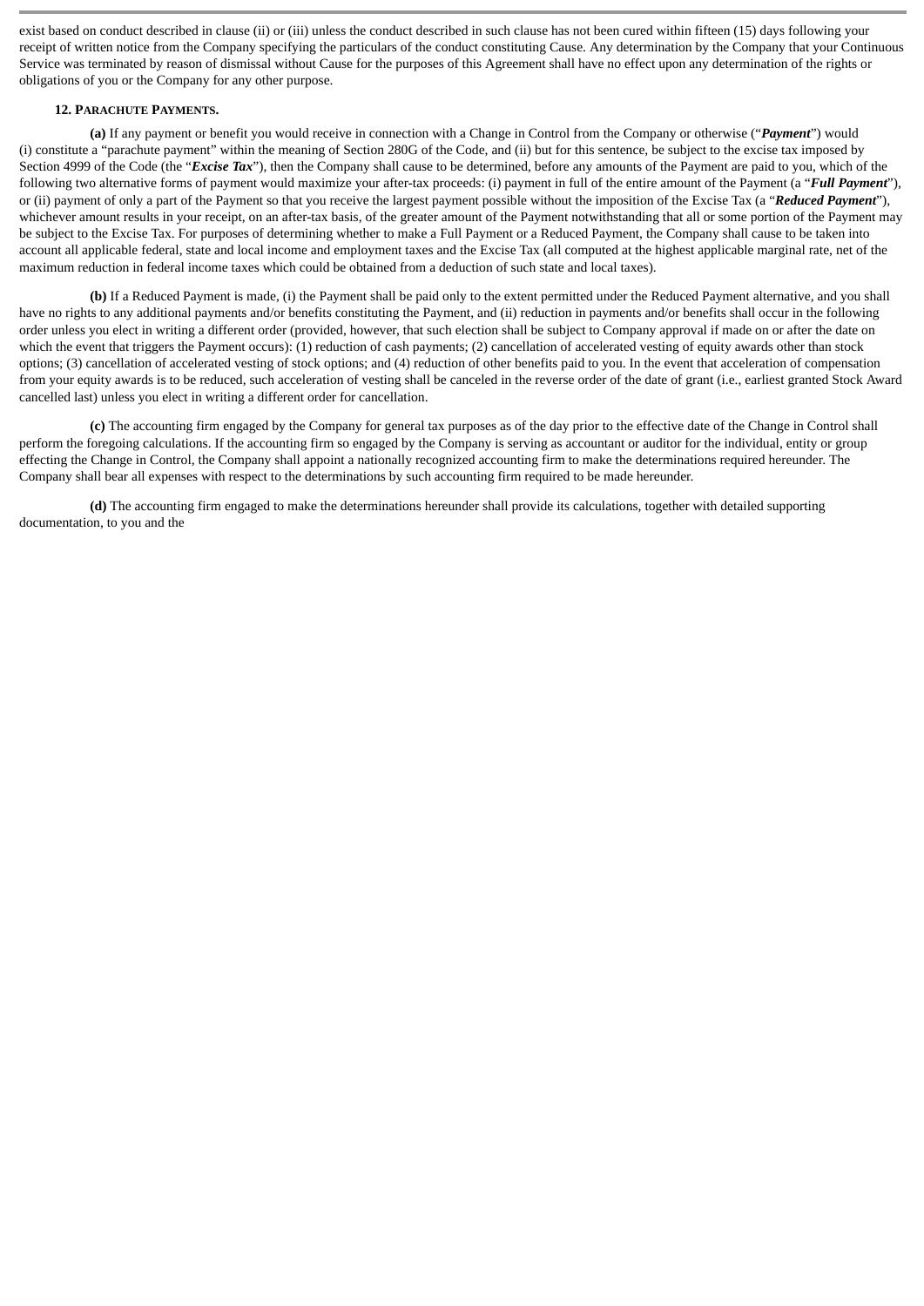exist based on conduct described in clause (ii) or (iii) unless the conduct described in such clause has not been cured within fifteen (15) days following your receipt of written notice from the Company specifying the particulars of the conduct constituting Cause. Any determination by the Company that your Continuous Service was terminated by reason of dismissal without Cause for the purposes of this Agreement shall have no effect upon any determination of the rights or obligations of you or the Company for any other purpose.

**12. PARACHUTE PAYMENTS.**

**(a)** If any payment or benefit you would receive in connection with a Change in Control from the Company or otherwise ("***Payment***") would (i) constitute a "parachute payment" within the meaning of Section 280G of the Code, and (ii) but for this sentence, be subject to the excise tax imposed by Section 4999 of the Code (the "***Excise Tax***"), then the Company shall cause to be determined, before any amounts of the Payment are paid to you, which of the following two alternative forms of payment would maximize your after-tax proceeds: (i) payment in full of the entire amount of the Payment (a "***Full Payment***"), or (ii) payment of only a part of the Payment so that you receive the largest payment possible without the imposition of the Excise Tax (a "***Reduced Payment***"), whichever amount results in your receipt, on an after-tax basis, of the greater amount of the Payment notwithstanding that all or some portion of the Payment may be subject to the Excise Tax. For purposes of determining whether to make a Full Payment or a Reduced Payment, the Company shall cause to be taken into account all applicable federal, state and local income and employment taxes and the Excise Tax (all computed at the highest applicable marginal rate, net of the maximum reduction in federal income taxes which could be obtained from a deduction of such state and local taxes).

**(b)** If a Reduced Payment is made, (i) the Payment shall be paid only to the extent permitted under the Reduced Payment alternative, and you shall have no rights to any additional payments and/or benefits constituting the Payment, and (ii) reduction in payments and/or benefits shall occur in the following order unless you elect in writing a different order (provided, however, that such election shall be subject to Company approval if made on or after the date on which the event that triggers the Payment occurs): (1) reduction of cash payments; (2) cancellation of accelerated vesting of equity awards other than stock options; (3) cancellation of accelerated vesting of stock options; and (4) reduction of other benefits paid to you. In the event that acceleration of compensation from your equity awards is to be reduced, such acceleration of vesting shall be canceled in the reverse order of the date of grant (i.e., earliest granted Stock Award cancelled last) unless you elect in writing a different order for cancellation.

**(c)** The accounting firm engaged by the Company for general tax purposes as of the day prior to the effective date of the Change in Control shall perform the foregoing calculations. If the accounting firm so engaged by the Company is serving as accountant or auditor for the individual, entity or group effecting the Change in Control, the Company shall appoint a nationally recognized accounting firm to make the determinations required hereunder. The Company shall bear all expenses with respect to the determinations by such accounting firm required to be made hereunder.

**(d)** The accounting firm engaged to make the determinations hereunder shall provide its calculations, together with detailed supporting documentation, to you and the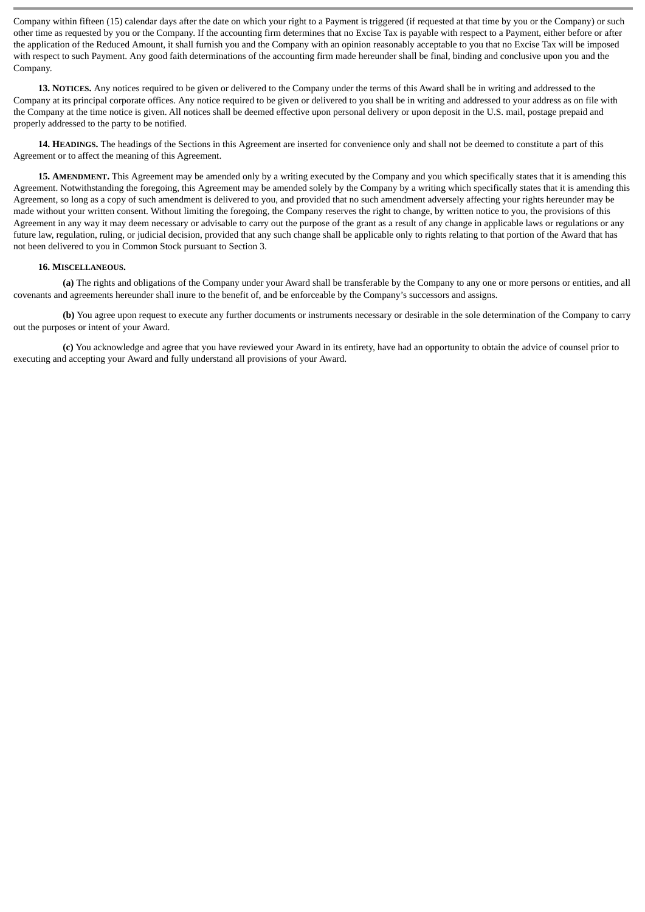Company within fifteen (15) calendar days after the date on which your right to a Payment is triggered (if requested at that time by you or the Company) or such other time as requested by you or the Company. If the accounting firm determines that no Excise Tax is payable with respect to a Payment, either before or after the application of the Reduced Amount, it shall furnish you and the Company with an opinion reasonably acceptable to you that no Excise Tax will be imposed with respect to such Payment. Any good faith determinations of the accounting firm made hereunder shall be final, binding and conclusive upon you and the Company.

**13. Notices.** Any notices required to be given or delivered to the Company under the terms of this Award shall be in writing and addressed to the Company at its principal corporate offices. Any notice required to be given or delivered to you shall be in writing and addressed to your address as on file with the Company at the time notice is given. All notices shall be deemed effective upon personal delivery or upon deposit in the U.S. mail, postage prepaid and properly addressed to the party to be notified.

**14. Headings.** The headings of the Sections in this Agreement are inserted for convenience only and shall not be deemed to constitute a part of this Agreement or to affect the meaning of this Agreement.

**15. Amendment.** This Agreement may be amended only by a writing executed by the Company and you which specifically states that it is amending this Agreement. Notwithstanding the foregoing, this Agreement may be amended solely by the Company by a writing which specifically states that it is amending this Agreement, so long as a copy of such amendment is delivered to you, and provided that no such amendment adversely affecting your rights hereunder may be made without your written consent. Without limiting the foregoing, the Company reserves the right to change, by written notice to you, the provisions of this Agreement in any way it may deem necessary or advisable to carry out the purpose of the grant as a result of any change in applicable laws or regulations or any future law, regulation, ruling, or judicial decision, provided that any such change shall be applicable only to rights relating to that portion of the Award that has not been delivered to you in Common Stock pursuant to Section 3.

**16. Miscellaneous.**

**(a)** The rights and obligations of the Company under your Award shall be transferable by the Company to any one or more persons or entities, and all covenants and agreements hereunder shall inure to the benefit of, and be enforceable by the Company's successors and assigns.

**(b)** You agree upon request to execute any further documents or instruments necessary or desirable in the sole determination of the Company to carry out the purposes or intent of your Award.

**(c)** You acknowledge and agree that you have reviewed your Award in its entirety, have had an opportunity to obtain the advice of counsel prior to executing and accepting your Award and fully understand all provisions of your Award.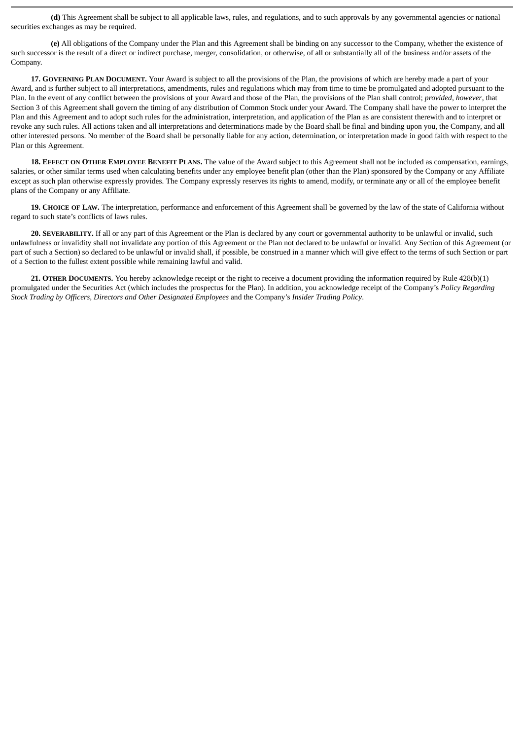**(d)** This Agreement shall be subject to all applicable laws, rules, and regulations, and to such approvals by any governmental agencies or national securities exchanges as may be required.

**(e)** All obligations of the Company under the Plan and this Agreement shall be binding on any successor to the Company, whether the existence of such successor is the result of a direct or indirect purchase, merger, consolidation, or otherwise, of all or substantially all of the business and/or assets of the Company.

**17. GOVERNING PLAN DOCUMENT.** Your Award is subject to all the provisions of the Plan, the provisions of which are hereby made a part of your Award, and is further subject to all interpretations, amendments, rules and regulations which may from time to time be promulgated and adopted pursuant to the Plan. In the event of any conflict between the provisions of your Award and those of the Plan, the provisions of the Plan shall control; *provided, however*, that Section 3 of this Agreement shall govern the timing of any distribution of Common Stock under your Award. The Company shall have the power to interpret the Plan and this Agreement and to adopt such rules for the administration, interpretation, and application of the Plan as are consistent therewith and to interpret or revoke any such rules. All actions taken and all interpretations and determinations made by the Board shall be final and binding upon you, the Company, and all other interested persons. No member of the Board shall be personally liable for any action, determination, or interpretation made in good faith with respect to the Plan or this Agreement.

**18. EFFECT ON OTHER EMPLOYEE BENEFIT PLANS.** The value of the Award subject to this Agreement shall not be included as compensation, earnings, salaries, or other similar terms used when calculating benefits under any employee benefit plan (other than the Plan) sponsored by the Company or any Affiliate except as such plan otherwise expressly provides. The Company expressly reserves its rights to amend, modify, or terminate any or all of the employee benefit plans of the Company or any Affiliate.

**19. CHOICE OF LAW.** The interpretation, performance and enforcement of this Agreement shall be governed by the law of the state of California without regard to such state's conflicts of laws rules.

**20. SEVERABILITY.** If all or any part of this Agreement or the Plan is declared by any court or governmental authority to be unlawful or invalid, such unlawfulness or invalidity shall not invalidate any portion of this Agreement or the Plan not declared to be unlawful or invalid. Any Section of this Agreement (or part of such a Section) so declared to be unlawful or invalid shall, if possible, be construed in a manner which will give effect to the terms of such Section or part of a Section to the fullest extent possible while remaining lawful and valid.

**21. OTHER DOCUMENTS.** You hereby acknowledge receipt or the right to receive a document providing the information required by Rule 428(b)(1) promulgated under the Securities Act (which includes the prospectus for the Plan). In addition, you acknowledge receipt of the Company's *Policy Regarding Stock Trading by Officers, Directors and Other Designated Employees* and the Company's *Insider Trading Policy*.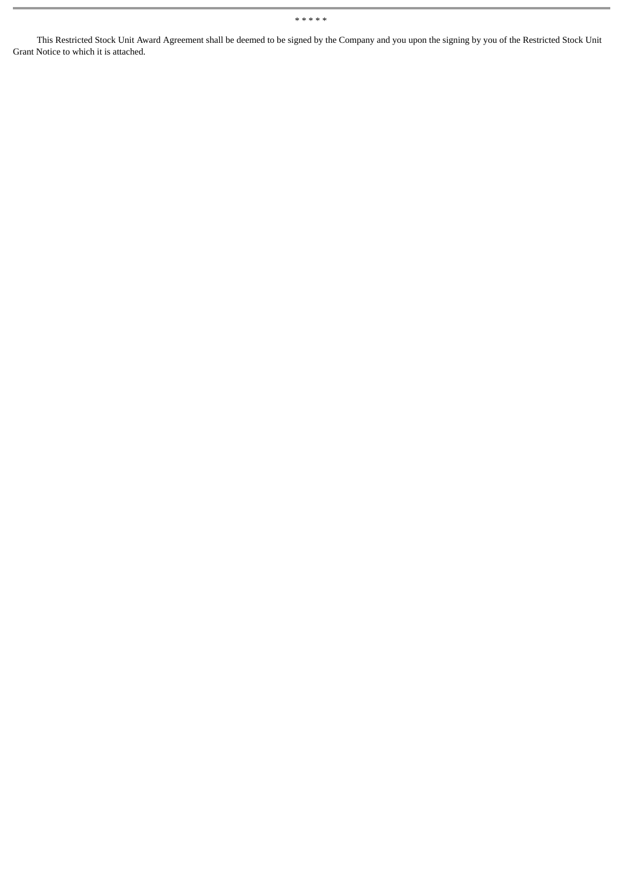* * * * *

This Restricted Stock Unit Award Agreement shall be deemed to be signed by the Company and you upon the signing by you of the Restricted Stock Unit Grant Notice to which it is attached.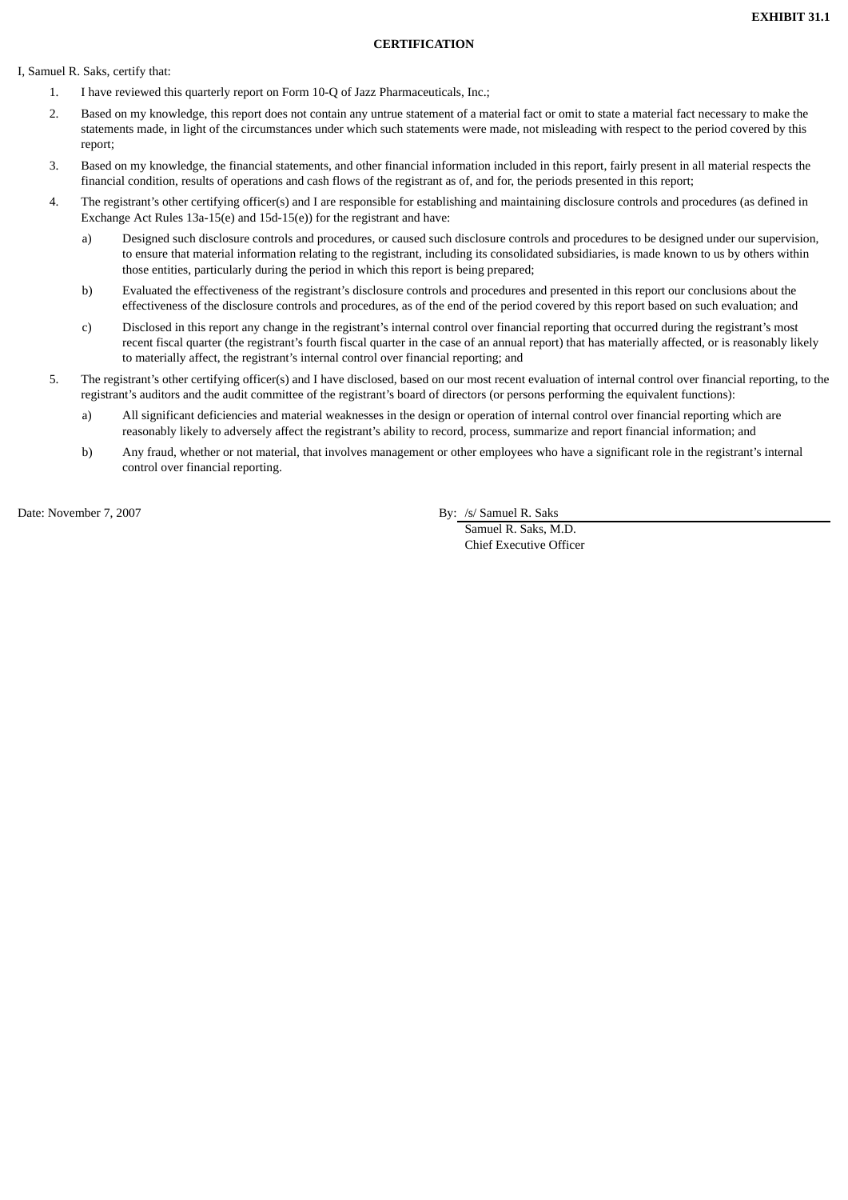**EXHIBIT 31.1**

**CERTIFICATION**

I, Samuel R. Saks, certify that:

1. I have reviewed this quarterly report on Form 10-Q of Jazz Pharmaceuticals, Inc.;

2. Based on my knowledge, this report does not contain any untrue statement of a material fact or omit to state a material fact necessary to make the statements made, in light of the circumstances under which such statements were made, not misleading with respect to the period covered by this report;

3. Based on my knowledge, the financial statements, and other financial information included in this report, fairly present in all material respects the financial condition, results of operations and cash flows of the registrant as of, and for, the periods presented in this report;

4. The registrant's other certifying officer(s) and I are responsible for establishing and maintaining disclosure controls and procedures (as defined in Exchange Act Rules 13a-15(e) and 15d-15(e)) for the registrant and have:

   a) Designed such disclosure controls and procedures, or caused such disclosure controls and procedures to be designed under our supervision, to ensure that material information relating to the registrant, including its consolidated subsidiaries, is made known to us by others within those entities, particularly during the period in which this report is being prepared;

   b) Evaluated the effectiveness of the registrant's disclosure controls and procedures and presented in this report our conclusions about the effectiveness of the disclosure controls and procedures, as of the end of the period covered by this report based on such evaluation; and

   c) Disclosed in this report any change in the registrant's internal control over financial reporting that occurred during the registrant's most recent fiscal quarter (the registrant's fourth fiscal quarter in the case of an annual report) that has materially affected, or is reasonably likely to materially affect, the registrant's internal control over financial reporting; and

5. The registrant's other certifying officer(s) and I have disclosed, based on our most recent evaluation of internal control over financial reporting, to the registrant's auditors and the audit committee of the registrant's board of directors (or persons performing the equivalent functions):

   a) All significant deficiencies and material weaknesses in the design or operation of internal control over financial reporting which are reasonably likely to adversely affect the registrant's ability to record, process, summarize and report financial information; and

   b) Any fraud, whether or not material, that involves management or other employees who have a significant role in the registrant's internal control over financial reporting.

Date: November 7, 2007

By: /s/ Samuel R. Saks
Samuel R. Saks, M.D.
Chief Executive Officer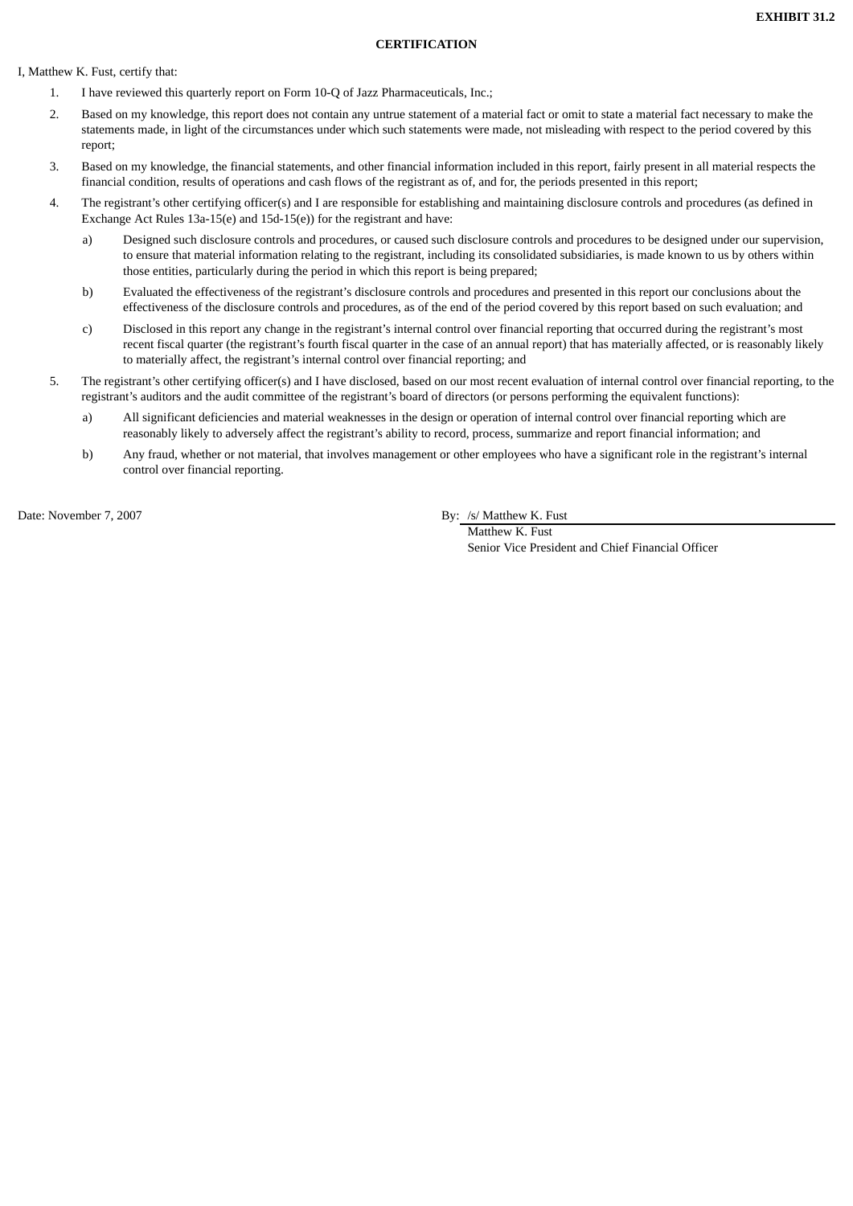**EXHIBIT 31.2**

**CERTIFICATION**

I, Matthew K. Fust, certify that:

1. I have reviewed this quarterly report on Form 10-Q of Jazz Pharmaceuticals, Inc.;

2. Based on my knowledge, this report does not contain any untrue statement of a material fact or omit to state a material fact necessary to make the statements made, in light of the circumstances under which such statements were made, not misleading with respect to the period covered by this report;

3. Based on my knowledge, the financial statements, and other financial information included in this report, fairly present in all material respects the financial condition, results of operations and cash flows of the registrant as of, and for, the periods presented in this report;

4. The registrant's other certifying officer(s) and I are responsible for establishing and maintaining disclosure controls and procedures (as defined in Exchange Act Rules 13a-15(e) and 15d-15(e)) for the registrant and have:

   a) Designed such disclosure controls and procedures, or caused such disclosure controls and procedures to be designed under our supervision, to ensure that material information relating to the registrant, including its consolidated subsidiaries, is made known to us by others within those entities, particularly during the period in which this report is being prepared;

   b) Evaluated the effectiveness of the registrant's disclosure controls and procedures and presented in this report our conclusions about the effectiveness of the disclosure controls and procedures, as of the end of the period covered by this report based on such evaluation; and

   c) Disclosed in this report any change in the registrant's internal control over financial reporting that occurred during the registrant's most recent fiscal quarter (the registrant's fourth fiscal quarter in the case of an annual report) that has materially affected, or is reasonably likely to materially affect, the registrant's internal control over financial reporting; and

5. The registrant's other certifying officer(s) and I have disclosed, based on our most recent evaluation of internal control over financial reporting, to the registrant's auditors and the audit committee of the registrant's board of directors (or persons performing the equivalent functions):

   a) All significant deficiencies and material weaknesses in the design or operation of internal control over financial reporting which are reasonably likely to adversely affect the registrant's ability to record, process, summarize and report financial information; and

   b) Any fraud, whether or not material, that involves management or other employees who have a significant role in the registrant's internal control over financial reporting.

Date: November 7, 2007

By: /s/ Matthew K. Fust

Matthew K. Fust
Senior Vice President and Chief Financial Officer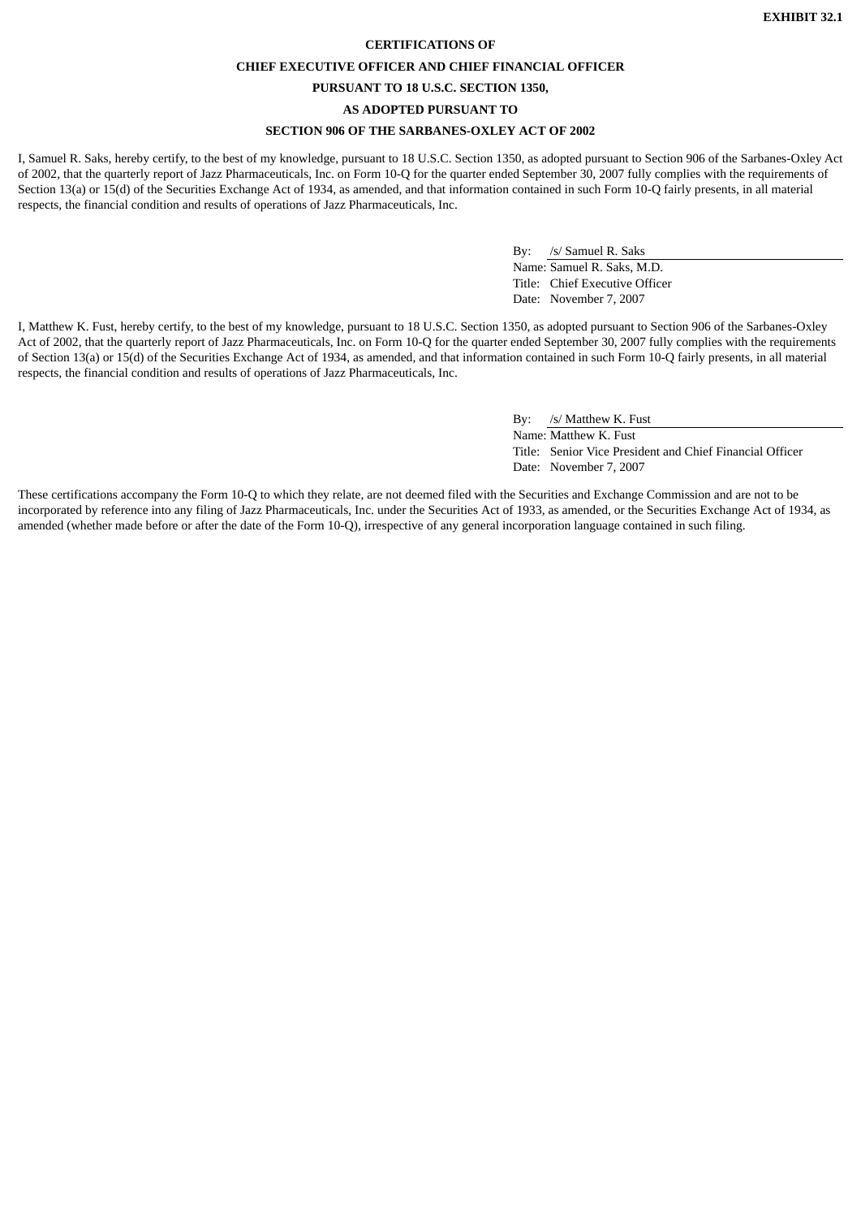**EXHIBIT 32.1**

**CERTIFICATIONS OF**

**CHIEF EXECUTIVE OFFICER AND CHIEF FINANCIAL OFFICER**

**PURSUANT TO 18 U.S.C. SECTION 1350,**

**AS ADOPTED PURSUANT TO**

**SECTION 906 OF THE SARBANES-OXLEY ACT OF 2002**

I, Samuel R. Saks, hereby certify, to the best of my knowledge, pursuant to 18 U.S.C. Section 1350, as adopted pursuant to Section 906 of the Sarbanes-Oxley Act of 2002, that the quarterly report of Jazz Pharmaceuticals, Inc. on Form 10-Q for the quarter ended September 30, 2007 fully complies with the requirements of Section 13(a) or 15(d) of the Securities Exchange Act of 1934, as amended, and that information contained in such Form 10-Q fairly presents, in all material respects, the financial condition and results of operations of Jazz Pharmaceuticals, Inc.

By: /s/ Samuel R. Saks
Name: Samuel R. Saks, M.D.
Title: Chief Executive Officer
Date: November 7, 2007

I, Matthew K. Fust, hereby certify, to the best of my knowledge, pursuant to 18 U.S.C. Section 1350, as adopted pursuant to Section 906 of the Sarbanes-Oxley Act of 2002, that the quarterly report of Jazz Pharmaceuticals, Inc. on Form 10-Q for the quarter ended September 30, 2007 fully complies with the requirements of Section 13(a) or 15(d) of the Securities Exchange Act of 1934, as amended, and that information contained in such Form 10-Q fairly presents, in all material respects, the financial condition and results of operations of Jazz Pharmaceuticals, Inc.

By: /s/ Matthew K. Fust
Name: Matthew K. Fust
Title: Senior Vice President and Chief Financial Officer
Date: November 7, 2007

These certifications accompany the Form 10-Q to which they relate, are not deemed filed with the Securities and Exchange Commission and are not to be incorporated by reference into any filing of Jazz Pharmaceuticals, Inc. under the Securities Act of 1933, as amended, or the Securities Exchange Act of 1934, as amended (whether made before or after the date of the Form 10-Q), irrespective of any general incorporation language contained in such filing.